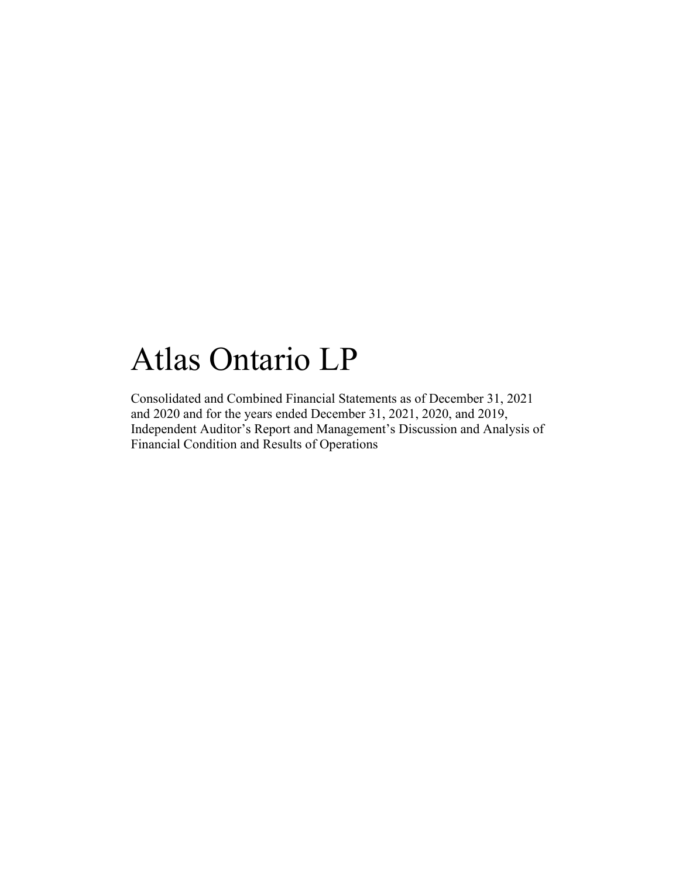# Atlas Ontario LP

Consolidated and Combined Financial Statements as of December 31, 2021 and 2020 and for the years ended December 31, 2021, 2020, and 2019, Independent Auditor's Report and Management's Discussion and Analysis of Financial Condition and Results of Operations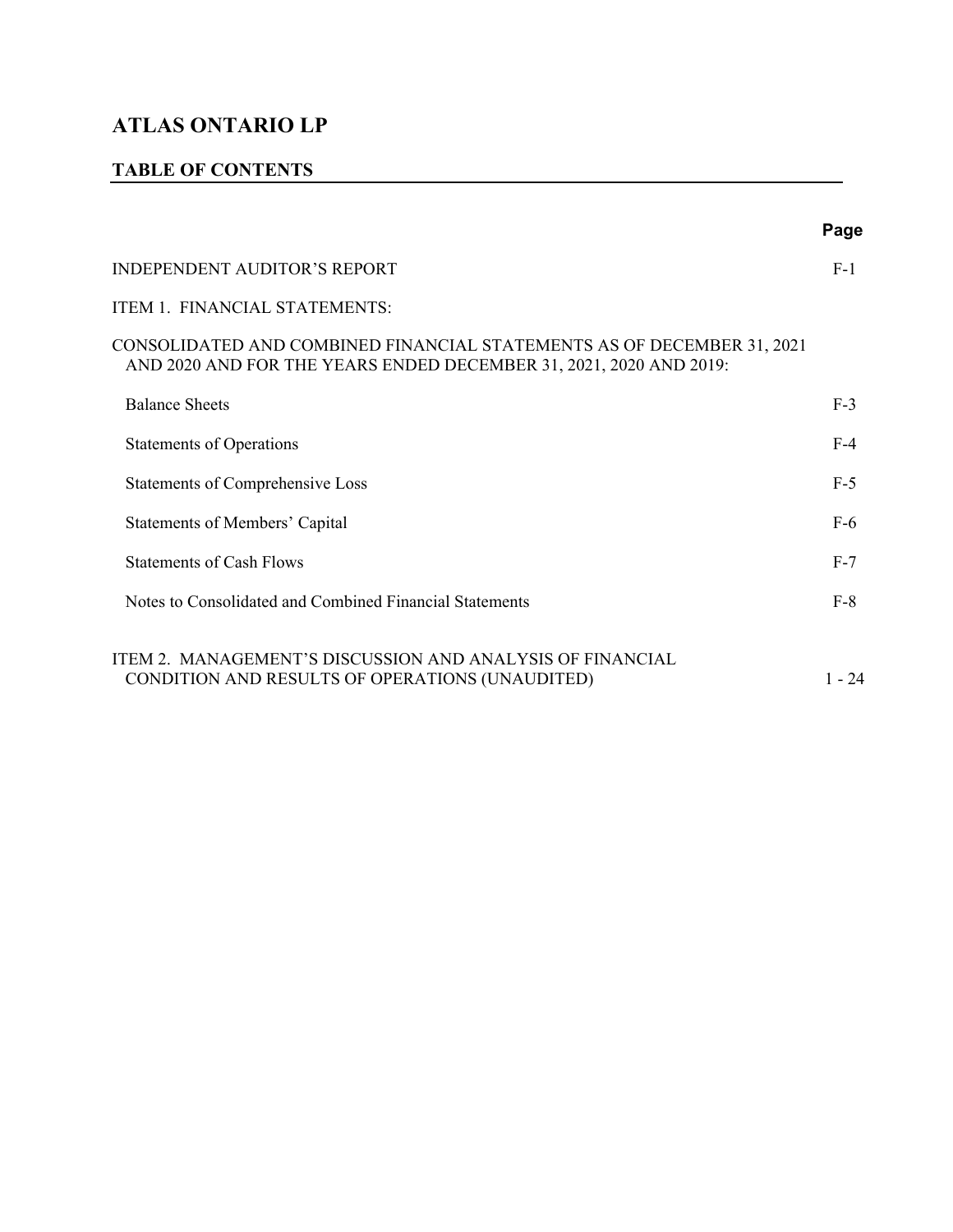# ATLAS ONTARIO LP

## TABLE OF CONTENTS

| | Page |
|---|---|
| INDEPENDENT AUDITOR'S REPORT | F-1 |
| ITEM 1. FINANCIAL STATEMENTS: | |
| CONSOLIDATED AND COMBINED FINANCIAL STATEMENTS AS OF DECEMBER 31, 2021 AND 2020 AND FOR THE YEARS ENDED DECEMBER 31, 2021, 2020 AND 2019: | |
| Balance Sheets | F-3 |
| Statements of Operations | F-4 |
| Statements of Comprehensive Loss | F-5 |
| Statements of Members' Capital | F-6 |
| Statements of Cash Flows | F-7 |
| Notes to Consolidated and Combined Financial Statements | F-8 |
| ITEM 2. MANAGEMENT'S DISCUSSION AND ANALYSIS OF FINANCIAL CONDITION AND RESULTS OF OPERATIONS (UNAUDITED) | 1 - 24 |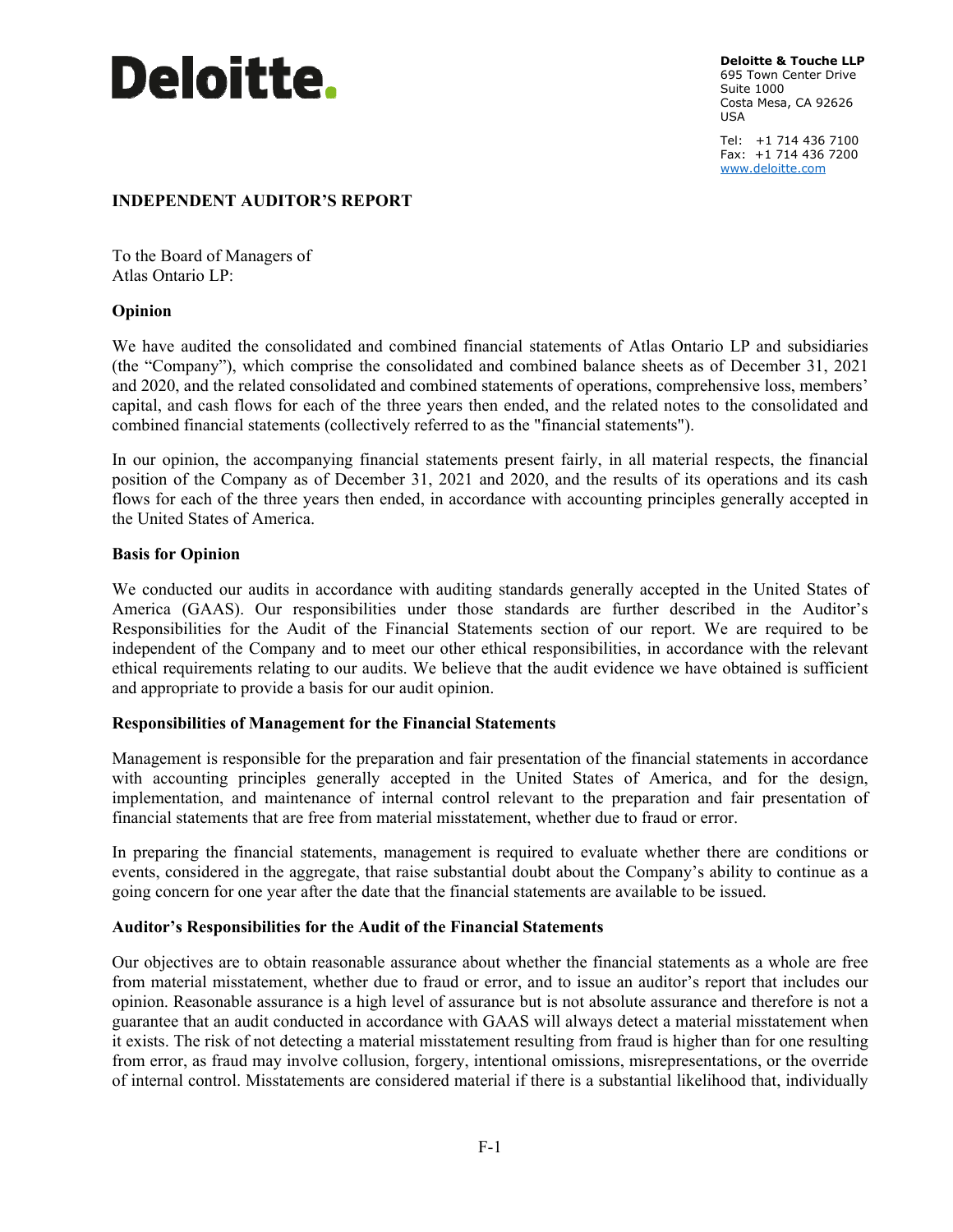**Deloitte.**

**Deloitte & Touche LLP**
695 Town Center Drive
Suite 1000
Costa Mesa, CA 92626
USA

Tel: +1 714 436 7100
Fax: +1 714 436 7200
www.deloitte.com

## INDEPENDENT AUDITOR'S REPORT

To the Board of Managers of
Atlas Ontario LP:

### Opinion

We have audited the consolidated and combined financial statements of Atlas Ontario LP and subsidiaries (the "Company"), which comprise the consolidated and combined balance sheets as of December 31, 2021 and 2020, and the related consolidated and combined statements of operations, comprehensive loss, members' capital, and cash flows for each of the three years then ended, and the related notes to the consolidated and combined financial statements (collectively referred to as the "financial statements").

In our opinion, the accompanying financial statements present fairly, in all material respects, the financial position of the Company as of December 31, 2021 and 2020, and the results of its operations and its cash flows for each of the three years then ended, in accordance with accounting principles generally accepted in the United States of America.

### Basis for Opinion

We conducted our audits in accordance with auditing standards generally accepted in the United States of America (GAAS). Our responsibilities under those standards are further described in the Auditor's Responsibilities for the Audit of the Financial Statements section of our report. We are required to be independent of the Company and to meet our other ethical responsibilities, in accordance with the relevant ethical requirements relating to our audits. We believe that the audit evidence we have obtained is sufficient and appropriate to provide a basis for our audit opinion.

### Responsibilities of Management for the Financial Statements

Management is responsible for the preparation and fair presentation of the financial statements in accordance with accounting principles generally accepted in the United States of America, and for the design, implementation, and maintenance of internal control relevant to the preparation and fair presentation of financial statements that are free from material misstatement, whether due to fraud or error.

In preparing the financial statements, management is required to evaluate whether there are conditions or events, considered in the aggregate, that raise substantial doubt about the Company's ability to continue as a going concern for one year after the date that the financial statements are available to be issued.

### Auditor's Responsibilities for the Audit of the Financial Statements

Our objectives are to obtain reasonable assurance about whether the financial statements as a whole are free from material misstatement, whether due to fraud or error, and to issue an auditor's report that includes our opinion. Reasonable assurance is a high level of assurance but is not absolute assurance and therefore is not a guarantee that an audit conducted in accordance with GAAS will always detect a material misstatement when it exists. The risk of not detecting a material misstatement resulting from fraud is higher than for one resulting from error, as fraud may involve collusion, forgery, intentional omissions, misrepresentations, or the override of internal control. Misstatements are considered material if there is a substantial likelihood that, individually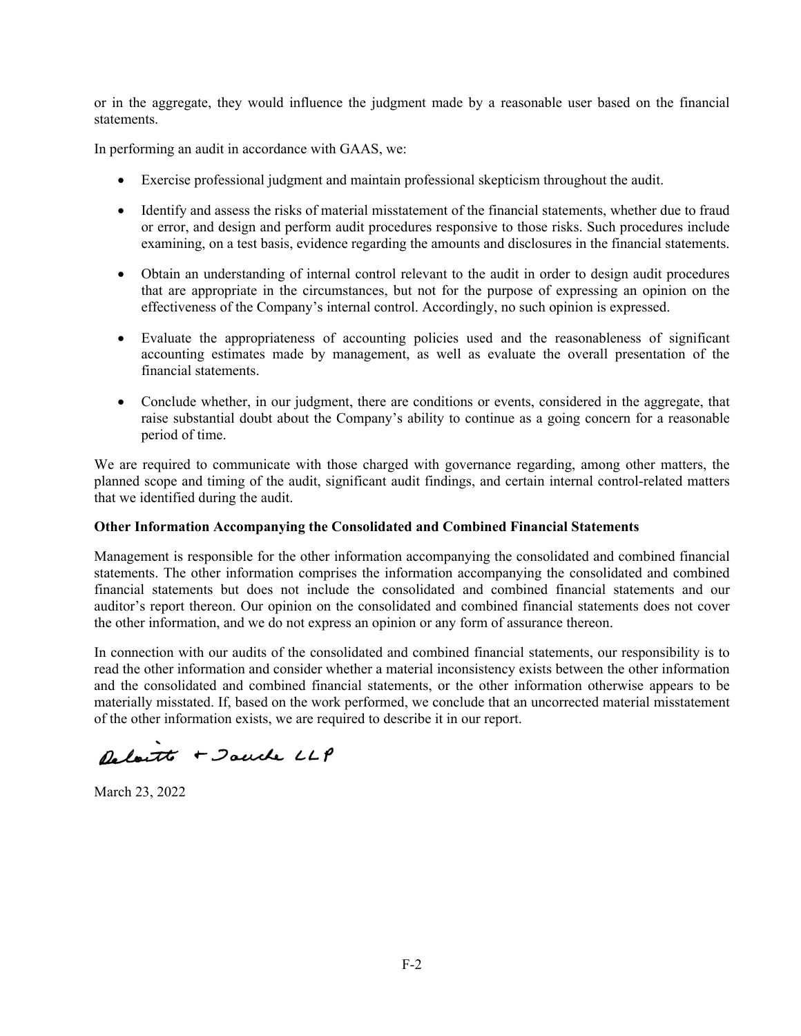or in the aggregate, they would influence the judgment made by a reasonable user based on the financial statements.

In performing an audit in accordance with GAAS, we:

- Exercise professional judgment and maintain professional skepticism throughout the audit.
- Identify and assess the risks of material misstatement of the financial statements, whether due to fraud or error, and design and perform audit procedures responsive to those risks. Such procedures include examining, on a test basis, evidence regarding the amounts and disclosures in the financial statements.
- Obtain an understanding of internal control relevant to the audit in order to design audit procedures that are appropriate in the circumstances, but not for the purpose of expressing an opinion on the effectiveness of the Company's internal control. Accordingly, no such opinion is expressed.
- Evaluate the appropriateness of accounting policies used and the reasonableness of significant accounting estimates made by management, as well as evaluate the overall presentation of the financial statements.
- Conclude whether, in our judgment, there are conditions or events, considered in the aggregate, that raise substantial doubt about the Company's ability to continue as a going concern for a reasonable period of time.

We are required to communicate with those charged with governance regarding, among other matters, the planned scope and timing of the audit, significant audit findings, and certain internal control-related matters that we identified during the audit.

**Other Information Accompanying the Consolidated and Combined Financial Statements**

Management is responsible for the other information accompanying the consolidated and combined financial statements. The other information comprises the information accompanying the consolidated and combined financial statements but does not include the consolidated and combined financial statements and our auditor's report thereon. Our opinion on the consolidated and combined financial statements does not cover the other information, and we do not express an opinion or any form of assurance thereon.

In connection with our audits of the consolidated and combined financial statements, our responsibility is to read the other information and consider whether a material inconsistency exists between the other information and the consolidated and combined financial statements, or the other information otherwise appears to be materially misstated. If, based on the work performed, we conclude that an uncorrected material misstatement of the other information exists, we are required to describe it in our report.

Deloitte & Touche LLP

March 23, 2022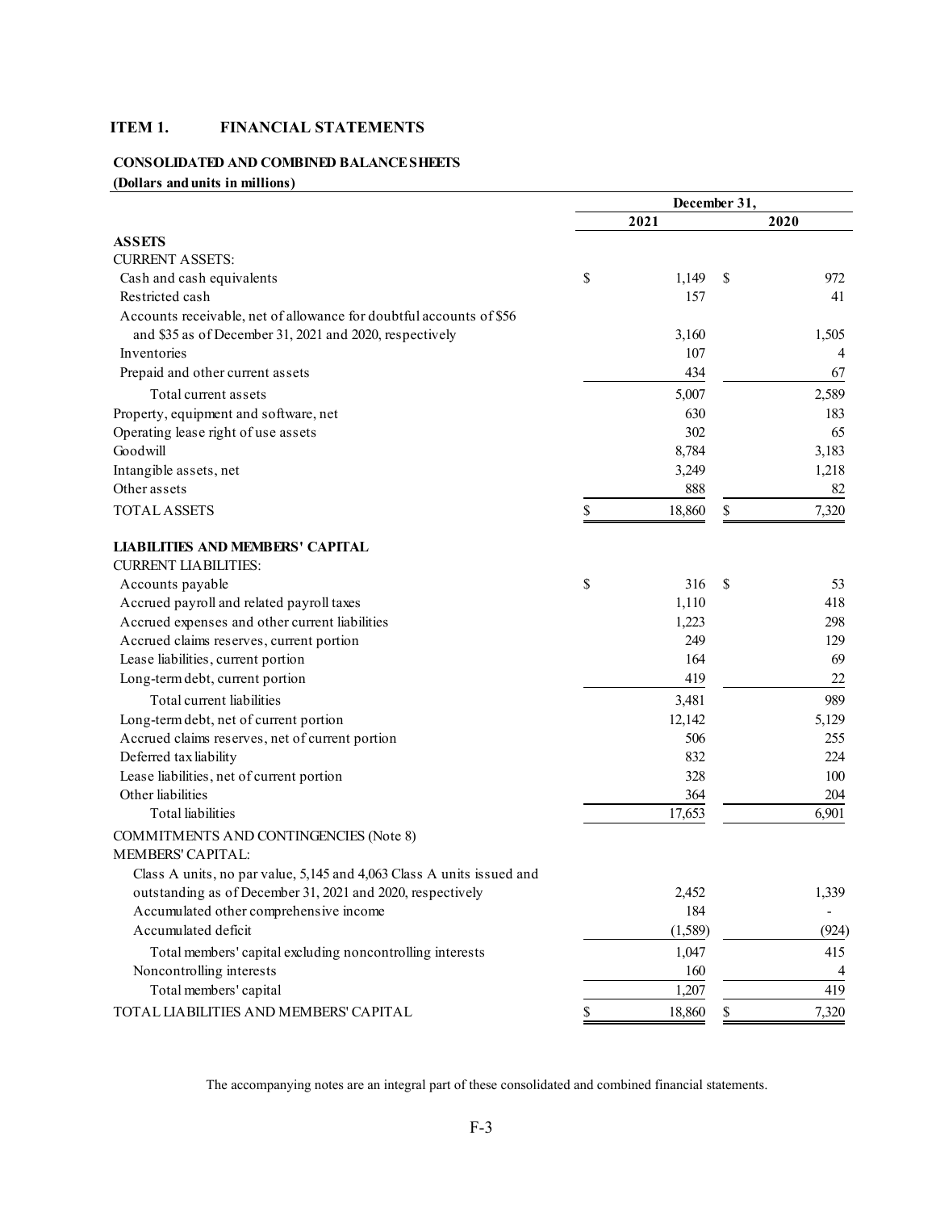## ITEM 1. FINANCIAL STATEMENTS

**CONSOLIDATED AND COMBINED BALANCE SHEETS**

**(Dollars and units in millions)**

| | December 31, 2021 | December 31, 2020 |
|---|---|---|
| **ASSETS** | | |
| CURRENT ASSETS: | | |
| Cash and cash equivalents | $ 1,149 | $ 972 |
| Restricted cash | 157 | 41 |
| Accounts receivable, net of allowance for doubtful accounts of $56 and $35 as of December 31, 2021 and 2020, respectively | 3,160 | 1,505 |
| Inventories | 107 | 4 |
| Prepaid and other current assets | 434 | 67 |
| Total current assets | 5,007 | 2,589 |
| Property, equipment and software, net | 630 | 183 |
| Operating lease right of use assets | 302 | 65 |
| Goodwill | 8,784 | 3,183 |
| Intangible assets, net | 3,249 | 1,218 |
| Other assets | 888 | 82 |
| TOTAL ASSETS | $ 18,860 | $ 7,320 |
| **LIABILITIES AND MEMBERS' CAPITAL** | | |
| CURRENT LIABILITIES: | | |
| Accounts payable | $ 316 | $ 53 |
| Accrued payroll and related payroll taxes | 1,110 | 418 |
| Accrued expenses and other current liabilities | 1,223 | 298 |
| Accrued claims reserves, current portion | 249 | 129 |
| Lease liabilities, current portion | 164 | 69 |
| Long-term debt, current portion | 419 | 22 |
| Total current liabilities | 3,481 | 989 |
| Long-term debt, net of current portion | 12,142 | 5,129 |
| Accrued claims reserves, net of current portion | 506 | 255 |
| Deferred tax liability | 832 | 224 |
| Lease liabilities, net of current portion | 328 | 100 |
| Other liabilities | 364 | 204 |
| Total liabilities | 17,653 | 6,901 |
| COMMITMENTS AND CONTINGENCIES (Note 8) | | |
| MEMBERS' CAPITAL: | | |
| Class A units, no par value, 5,145 and 4,063 Class A units issued and outstanding as of December 31, 2021 and 2020, respectively | 2,452 | 1,339 |
| Accumulated other comprehensive income | 184 | - |
| Accumulated deficit | (1,589) | (924) |
| Total members' capital excluding noncontrolling interests | 1,047 | 415 |
| Noncontrolling interests | 160 | 4 |
| Total members' capital | 1,207 | 419 |
| TOTAL LIABILITIES AND MEMBERS' CAPITAL | $ 18,860 | $ 7,320 |

The accompanying notes are an integral part of these consolidated and combined financial statements.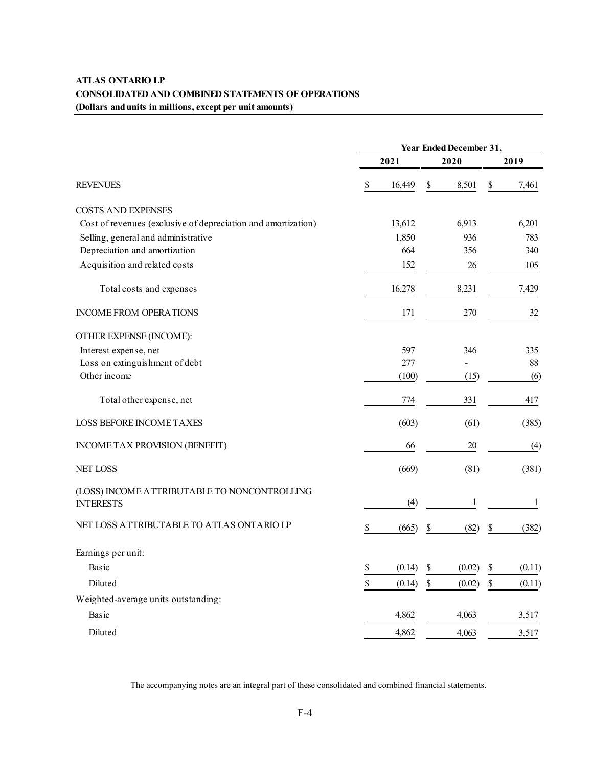**ATLAS ONTARIO LP**
**CONSOLIDATED AND COMBINED STATEMENTS OF OPERATIONS**
**(Dollars and units in millions, except per unit amounts)**

| | Year Ended December 31, | | |
|---|---|---|---|
| | 2021 | 2020 | 2019 |
| REVENUES | $ 16,449 | $ 8,501 | $ 7,461 |
| COSTS AND EXPENSES | | | |
| Cost of revenues (exclusive of depreciation and amortization) | 13,612 | 6,913 | 6,201 |
| Selling, general and administrative | 1,850 | 936 | 783 |
| Depreciation and amortization | 664 | 356 | 340 |
| Acquisition and related costs | 152 | 26 | 105 |
| Total costs and expenses | 16,278 | 8,231 | 7,429 |
| INCOME FROM OPERATIONS | 171 | 270 | 32 |
| OTHER EXPENSE (INCOME): | | | |
| Interest expense, net | 597 | 346 | 335 |
| Loss on extinguishment of debt | 277 | - | 88 |
| Other income | (100) | (15) | (6) |
| Total other expense, net | 774 | 331 | 417 |
| LOSS BEFORE INCOME TAXES | (603) | (61) | (385) |
| INCOME TAX PROVISION (BENEFIT) | 66 | 20 | (4) |
| NET LOSS | (669) | (81) | (381) |
| (LOSS) INCOME ATTRIBUTABLE TO NONCONTROLLING INTERESTS | (4) | 1 | 1 |
| NET LOSS ATTRIBUTABLE TO ATLAS ONTARIO LP | $ (665) | $ (82) | $ (382) |
| Earnings per unit: | | | |
| Basic | $ (0.14) | $ (0.02) | $ (0.11) |
| Diluted | $ (0.14) | $ (0.02) | $ (0.11) |
| Weighted-average units outstanding: | | | |
| Basic | 4,862 | 4,063 | 3,517 |
| Diluted | 4,862 | 4,063 | 3,517 |

The accompanying notes are an integral part of these consolidated and combined financial statements.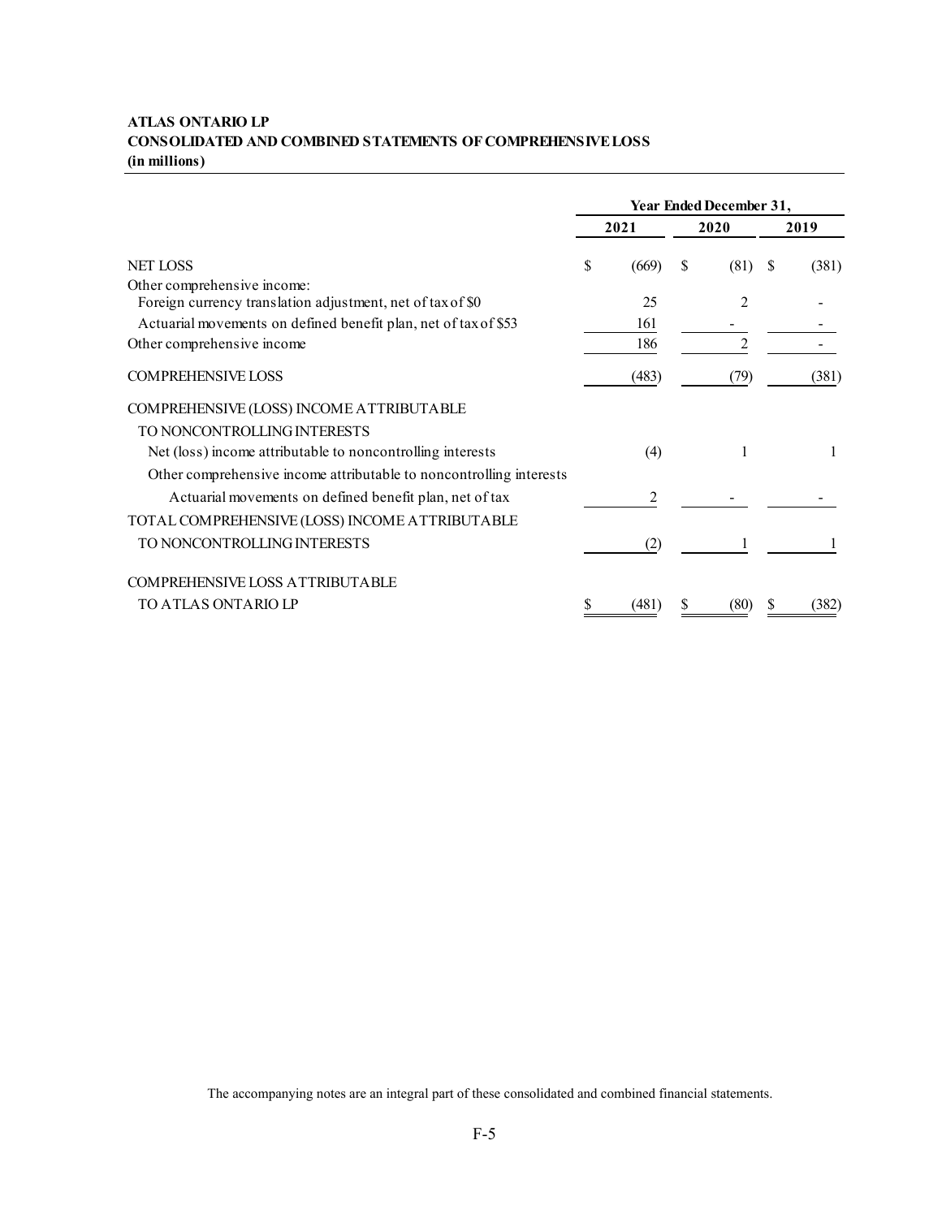**ATLAS ONTARIO LP**
**CONSOLIDATED AND COMBINED STATEMENTS OF COMPREHENSIVE LOSS**
**(in millions)**

| | Year Ended December 31, | | |
|---|---|---|---|
| | 2021 | 2020 | 2019 |
| NET LOSS | $ (669) | $ (81) | $ (381) |
| Other comprehensive income: | | | |
| Foreign currency translation adjustment, net of tax of $0 | 25 | 2 | - |
| Actuarial movements on defined benefit plan, net of tax of $53 | 161 | - | - |
| Other comprehensive income | 186 | 2 | - |
| COMPREHENSIVE LOSS | (483) | (79) | (381) |
| COMPREHENSIVE (LOSS) INCOME ATTRIBUTABLE TO NONCONTROLLING INTERESTS | | | |
| Net (loss) income attributable to noncontrolling interests | (4) | 1 | 1 |
| Other comprehensive income attributable to noncontrolling interests | | | |
| Actuarial movements on defined benefit plan, net of tax | 2 | - | - |
| TOTAL COMPREHENSIVE (LOSS) INCOME ATTRIBUTABLE TO NONCONTROLLING INTERESTS | (2) | 1 | 1 |
| COMPREHENSIVE LOSS ATTRIBUTABLE TO ATLAS ONTARIO LP | $ (481) | $ (80) | $ (382) |

The accompanying notes are an integral part of these consolidated and combined financial statements.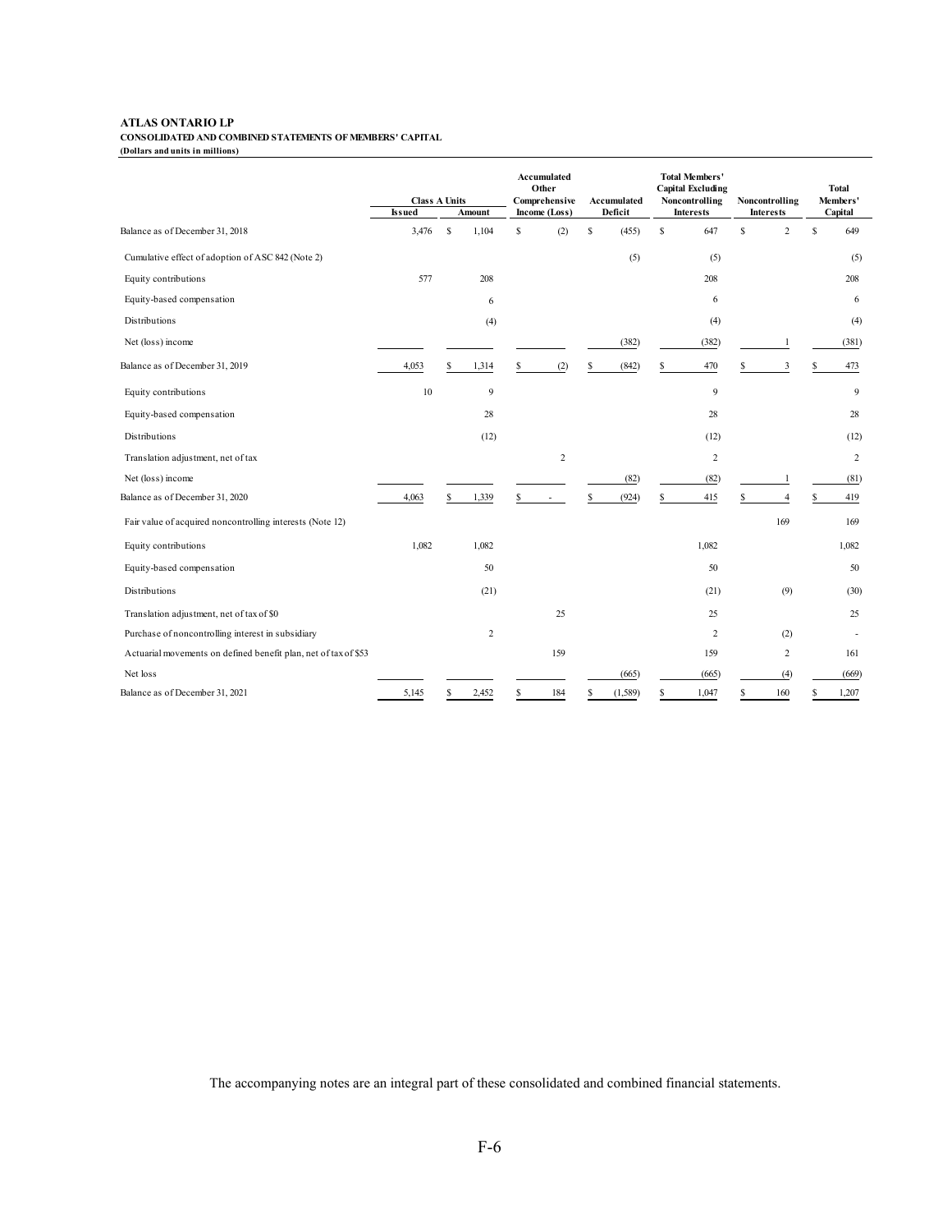**ATLAS ONTARIO LP**

**CONSOLIDATED AND COMBINED STATEMENTS OF MEMBERS' CAPITAL**

**(Dollars and units in millions)**

| | Class A Units | | Accumulated Other Comprehensive Income (Loss) | Accumulated Deficit | Total Members' Capital Excluding Noncontrolling Interests | Noncontrolling Interests | Total Members' Capital |
|---|---|---|---|---|---|---|---|
| | Issued | Amount | | | | | |
| Balance as of December 31, 2018 | 3,476 | $ 1,104 | $ (2) | $ (455) | $ 647 | $ 2 | $ 649 |
| Cumulative effect of adoption of ASC 842 (Note 2) | | | | (5) | (5) | | (5) |
| Equity contributions | 577 | 208 | | | 208 | | 208 |
| Equity-based compensation | | 6 | | | 6 | | 6 |
| Distributions | | (4) | | | (4) | | (4) |
| Net (loss) income | | | | (382) | (382) | 1 | (381) |
| Balance as of December 31, 2019 | 4,053 | $ 1,314 | $ (2) | $ (842) | $ 470 | $ 3 | $ 473 |
| Equity contributions | 10 | 9 | | | 9 | | 9 |
| Equity-based compensation | | 28 | | | 28 | | 28 |
| Distributions | | (12) | | | (12) | | (12) |
| Translation adjustment, net of tax | | | 2 | | 2 | | 2 |
| Net (loss) income | | | | (82) | (82) | 1 | (81) |
| Balance as of December 31, 2020 | 4,063 | $ 1,339 | $ - | $ (924) | $ 415 | $ 4 | $ 419 |
| Fair value of acquired noncontrolling interests (Note 12) | | | | | | 169 | 169 |
| Equity contributions | 1,082 | 1,082 | | | 1,082 | | 1,082 |
| Equity-based compensation | | 50 | | | 50 | | 50 |
| Distributions | | (21) | | | (21) | (9) | (30) |
| Translation adjustment, net of tax of $0 | | | 25 | | 25 | | 25 |
| Purchase of noncontrolling interest in subsidiary | | 2 | | | 2 | (2) | - |
| Actuarial movements on defined benefit plan, net of tax of $53 | | | 159 | | 159 | 2 | 161 |
| Net loss | | | | (665) | (665) | (4) | (669) |
| Balance as of December 31, 2021 | 5,145 | $ 2,452 | $ 184 | $ (1,589) | $ 1,047 | $ 160 | $ 1,207 |

The accompanying notes are an integral part of these consolidated and combined financial statements.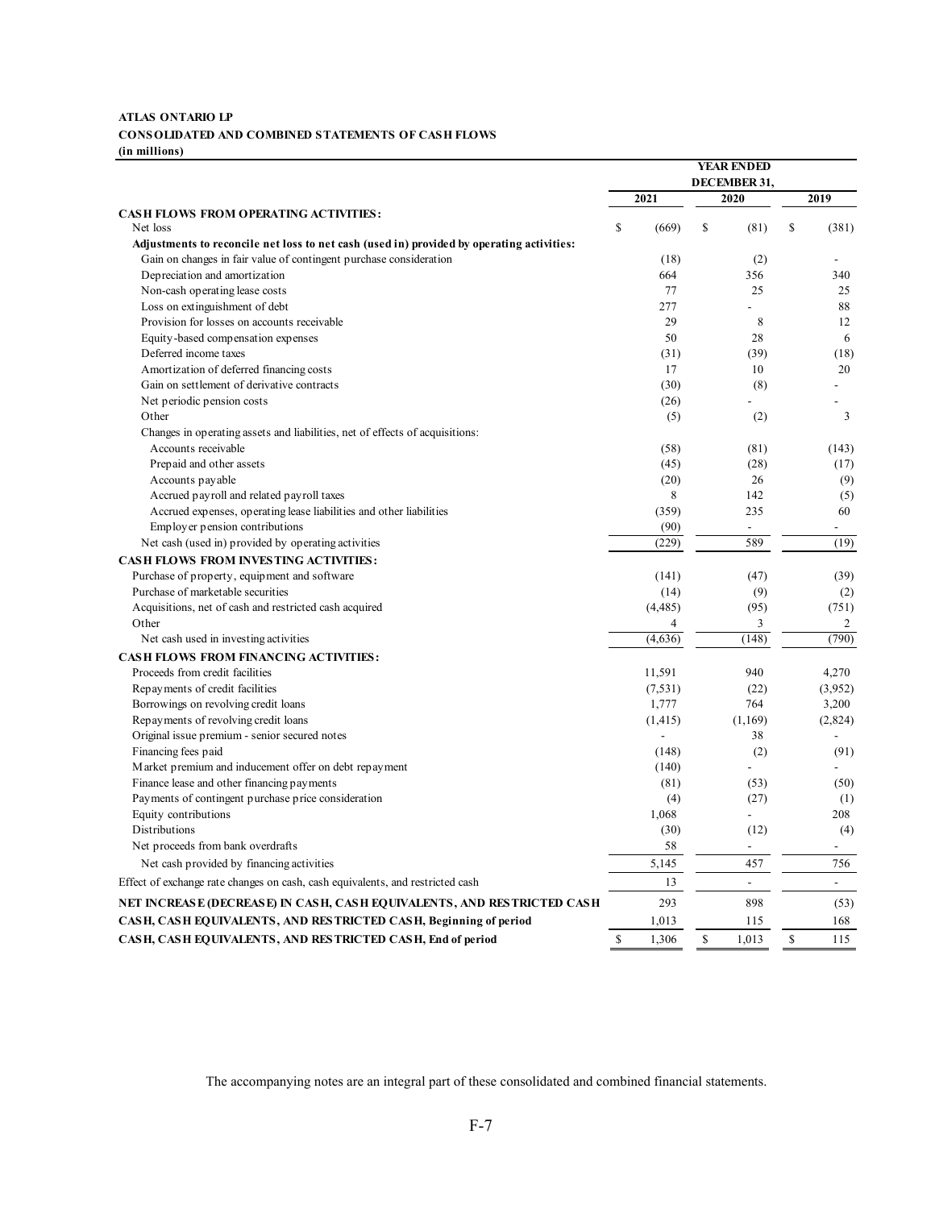**ATLAS ONTARIO LP**

**CONSOLIDATED AND COMBINED STATEMENTS OF CASH FLOWS**

**(in millions)**

| | YEAR ENDED DECEMBER 31, | | |
|---|---|---|---|
| | 2021 | 2020 | 2019 |
| **CASH FLOWS FROM OPERATING ACTIVITIES:** | | | |
| Net loss | $ (669) | $ (81) | $ (381) |
| **Adjustments to reconcile net loss to net cash (used in) provided by operating activities:** | | | |
| Gain on changes in fair value of contingent purchase consideration | (18) | (2) | - |
| Depreciation and amortization | 664 | 356 | 340 |
| Non-cash operating lease costs | 77 | 25 | 25 |
| Loss on extinguishment of debt | 277 | - | 88 |
| Provision for losses on accounts receivable | 29 | 8 | 12 |
| Equity-based compensation expenses | 50 | 28 | 6 |
| Deferred income taxes | (31) | (39) | (18) |
| Amortization of deferred financing costs | 17 | 10 | 20 |
| Gain on settlement of derivative contracts | (30) | (8) | - |
| Net periodic pension costs | (26) | - | - |
| Other | (5) | (2) | 3 |
| Changes in operating assets and liabilities, net of effects of acquisitions: | | | |
| Accounts receivable | (58) | (81) | (143) |
| Prepaid and other assets | (45) | (28) | (17) |
| Accounts payable | (20) | 26 | (9) |
| Accrued payroll and related payroll taxes | 8 | 142 | (5) |
| Accrued expenses, operating lease liabilities and other liabilities | (359) | 235 | 60 |
| Employer pension contributions | (90) | - | - |
| Net cash (used in) provided by operating activities | (229) | 589 | (19) |
| **CASH FLOWS FROM INVESTING ACTIVITIES:** | | | |
| Purchase of property, equipment and software | (141) | (47) | (39) |
| Purchase of marketable securities | (14) | (9) | (2) |
| Acquisitions, net of cash and restricted cash acquired | (4,485) | (95) | (751) |
| Other | 4 | 3 | 2 |
| Net cash used in investing activities | (4,636) | (148) | (790) |
| **CASH FLOWS FROM FINANCING ACTIVITIES:** | | | |
| Proceeds from credit facilities | 11,591 | 940 | 4,270 |
| Repayments of credit facilities | (7,531) | (22) | (3,952) |
| Borrowings on revolving credit loans | 1,777 | 764 | 3,200 |
| Repayments of revolving credit loans | (1,415) | (1,169) | (2,824) |
| Original issue premium - senior secured notes | - | 38 | - |
| Financing fees paid | (148) | (2) | (91) |
| Market premium and inducement offer on debt repayment | (140) | - | - |
| Finance lease and other financing payments | (81) | (53) | (50) |
| Payments of contingent purchase price consideration | (4) | (27) | (1) |
| Equity contributions | 1,068 | - | 208 |
| Distributions | (30) | (12) | (4) |
| Net proceeds from bank overdrafts | 58 | - | - |
| Net cash provided by financing activities | 5,145 | 457 | 756 |
| Effect of exchange rate changes on cash, cash equivalents, and restricted cash | 13 | - | - |
| **NET INCREASE (DECREASE) IN CASH, CASH EQUIVALENTS, AND RESTRICTED CASH** | 293 | 898 | (53) |
| **CASH, CASH EQUIVALENTS, AND RESTRICTED CASH, Beginning of period** | 1,013 | 115 | 168 |
| **CASH, CASH EQUIVALENTS, AND RESTRICTED CASH, End of period** | $ 1,306 | $ 1,013 | $ 115 |

The accompanying notes are an integral part of these consolidated and combined financial statements.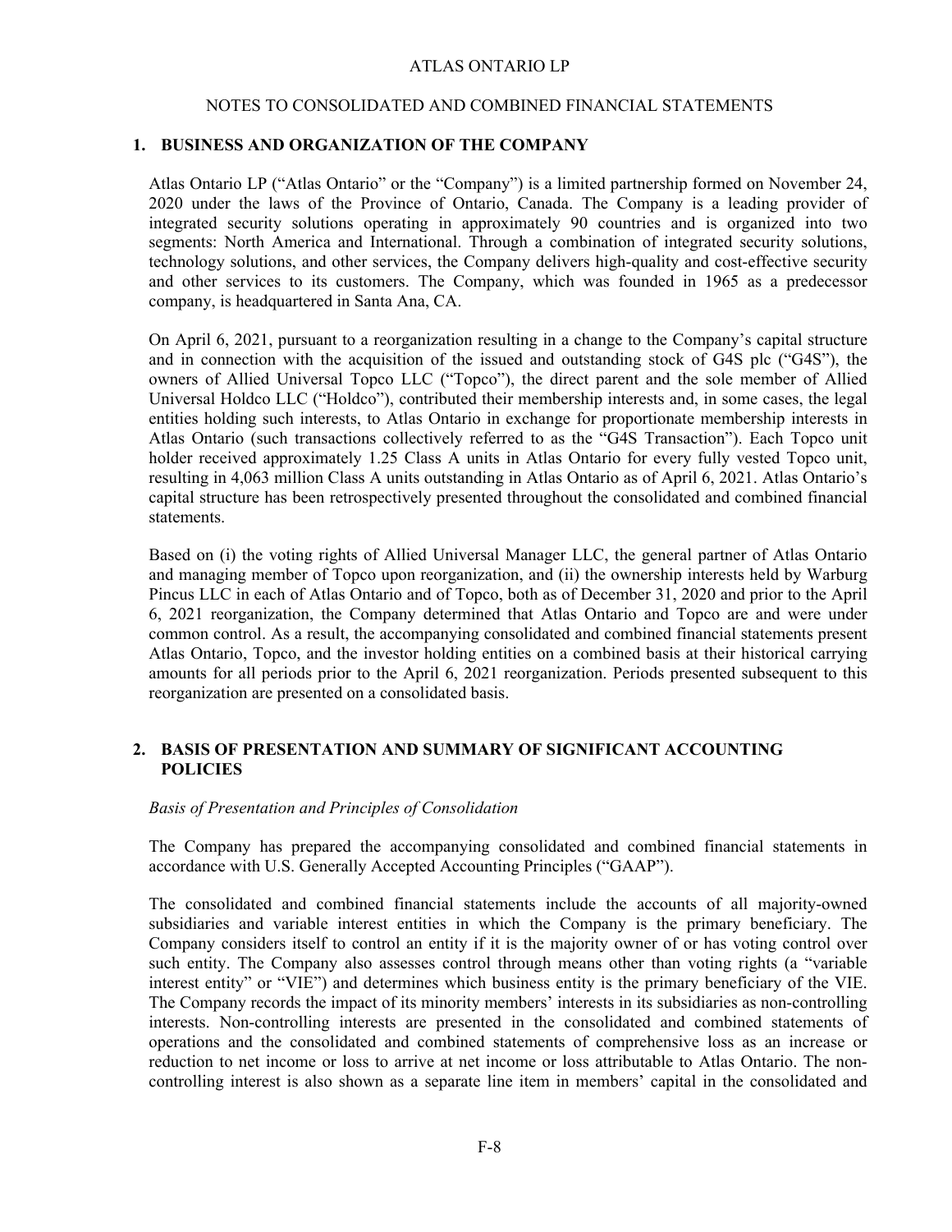# ATLAS ONTARIO LP

## NOTES TO CONSOLIDATED AND COMBINED FINANCIAL STATEMENTS

### 1. BUSINESS AND ORGANIZATION OF THE COMPANY

Atlas Ontario LP ("Atlas Ontario" or the "Company") is a limited partnership formed on November 24, 2020 under the laws of the Province of Ontario, Canada. The Company is a leading provider of integrated security solutions operating in approximately 90 countries and is organized into two segments: North America and International. Through a combination of integrated security solutions, technology solutions, and other services, the Company delivers high-quality and cost-effective security and other services to its customers. The Company, which was founded in 1965 as a predecessor company, is headquartered in Santa Ana, CA.

On April 6, 2021, pursuant to a reorganization resulting in a change to the Company's capital structure and in connection with the acquisition of the issued and outstanding stock of G4S plc ("G4S"), the owners of Allied Universal Topco LLC ("Topco"), the direct parent and the sole member of Allied Universal Holdco LLC ("Holdco"), contributed their membership interests and, in some cases, the legal entities holding such interests, to Atlas Ontario in exchange for proportionate membership interests in Atlas Ontario (such transactions collectively referred to as the "G4S Transaction"). Each Topco unit holder received approximately 1.25 Class A units in Atlas Ontario for every fully vested Topco unit, resulting in 4,063 million Class A units outstanding in Atlas Ontario as of April 6, 2021. Atlas Ontario's capital structure has been retrospectively presented throughout the consolidated and combined financial statements.

Based on (i) the voting rights of Allied Universal Manager LLC, the general partner of Atlas Ontario and managing member of Topco upon reorganization, and (ii) the ownership interests held by Warburg Pincus LLC in each of Atlas Ontario and of Topco, both as of December 31, 2020 and prior to the April 6, 2021 reorganization, the Company determined that Atlas Ontario and Topco are and were under common control. As a result, the accompanying consolidated and combined financial statements present Atlas Ontario, Topco, and the investor holding entities on a combined basis at their historical carrying amounts for all periods prior to the April 6, 2021 reorganization. Periods presented subsequent to this reorganization are presented on a consolidated basis.

### 2. BASIS OF PRESENTATION AND SUMMARY OF SIGNIFICANT ACCOUNTING POLICIES

*Basis of Presentation and Principles of Consolidation*

The Company has prepared the accompanying consolidated and combined financial statements in accordance with U.S. Generally Accepted Accounting Principles ("GAAP").

The consolidated and combined financial statements include the accounts of all majority-owned subsidiaries and variable interest entities in which the Company is the primary beneficiary. The Company considers itself to control an entity if it is the majority owner of or has voting control over such entity. The Company also assesses control through means other than voting rights (a "variable interest entity" or "VIE") and determines which business entity is the primary beneficiary of the VIE. The Company records the impact of its minority members' interests in its subsidiaries as non-controlling interests. Non-controlling interests are presented in the consolidated and combined statements of operations and the consolidated and combined statements of comprehensive loss as an increase or reduction to net income or loss to arrive at net income or loss attributable to Atlas Ontario. The non-controlling interest is also shown as a separate line item in members' capital in the consolidated and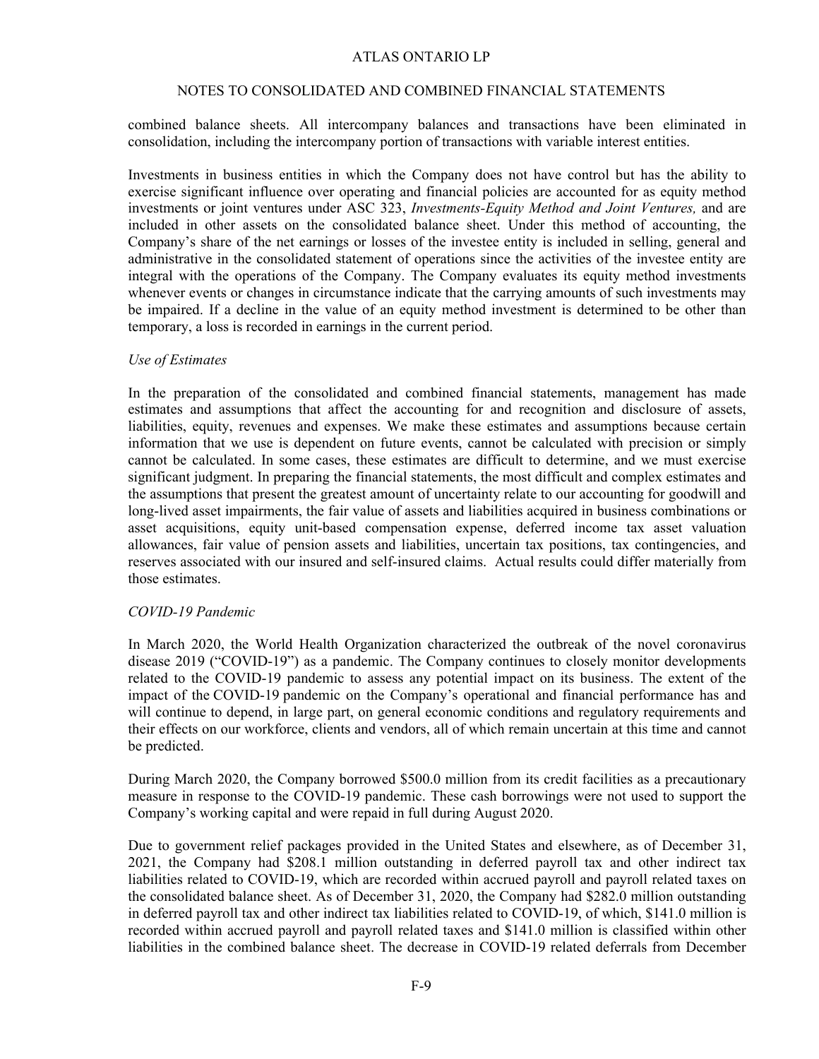combined balance sheets. All intercompany balances and transactions have been eliminated in consolidation, including the intercompany portion of transactions with variable interest entities.

Investments in business entities in which the Company does not have control but has the ability to exercise significant influence over operating and financial policies are accounted for as equity method investments or joint ventures under ASC 323, *Investments-Equity Method and Joint Ventures,* and are included in other assets on the consolidated balance sheet. Under this method of accounting, the Company's share of the net earnings or losses of the investee entity is included in selling, general and administrative in the consolidated statement of operations since the activities of the investee entity are integral with the operations of the Company. The Company evaluates its equity method investments whenever events or changes in circumstance indicate that the carrying amounts of such investments may be impaired. If a decline in the value of an equity method investment is determined to be other than temporary, a loss is recorded in earnings in the current period.

*Use of Estimates*

In the preparation of the consolidated and combined financial statements, management has made estimates and assumptions that affect the accounting for and recognition and disclosure of assets, liabilities, equity, revenues and expenses. We make these estimates and assumptions because certain information that we use is dependent on future events, cannot be calculated with precision or simply cannot be calculated. In some cases, these estimates are difficult to determine, and we must exercise significant judgment. In preparing the financial statements, the most difficult and complex estimates and the assumptions that present the greatest amount of uncertainty relate to our accounting for goodwill and long-lived asset impairments, the fair value of assets and liabilities acquired in business combinations or asset acquisitions, equity unit-based compensation expense, deferred income tax asset valuation allowances, fair value of pension assets and liabilities, uncertain tax positions, tax contingencies, and reserves associated with our insured and self-insured claims. Actual results could differ materially from those estimates.

*COVID-19 Pandemic*

In March 2020, the World Health Organization characterized the outbreak of the novel coronavirus disease 2019 ("COVID-19") as a pandemic. The Company continues to closely monitor developments related to the COVID-19 pandemic to assess any potential impact on its business. The extent of the impact of the COVID-19 pandemic on the Company's operational and financial performance has and will continue to depend, in large part, on general economic conditions and regulatory requirements and their effects on our workforce, clients and vendors, all of which remain uncertain at this time and cannot be predicted.

During March 2020, the Company borrowed $500.0 million from its credit facilities as a precautionary measure in response to the COVID-19 pandemic. These cash borrowings were not used to support the Company's working capital and were repaid in full during August 2020.

Due to government relief packages provided in the United States and elsewhere, as of December 31, 2021, the Company had $208.1 million outstanding in deferred payroll tax and other indirect tax liabilities related to COVID-19, which are recorded within accrued payroll and payroll related taxes on the consolidated balance sheet. As of December 31, 2020, the Company had $282.0 million outstanding in deferred payroll tax and other indirect tax liabilities related to COVID-19, of which, $141.0 million is recorded within accrued payroll and payroll related taxes and $141.0 million is classified within other liabilities in the combined balance sheet. The decrease in COVID-19 related deferrals from December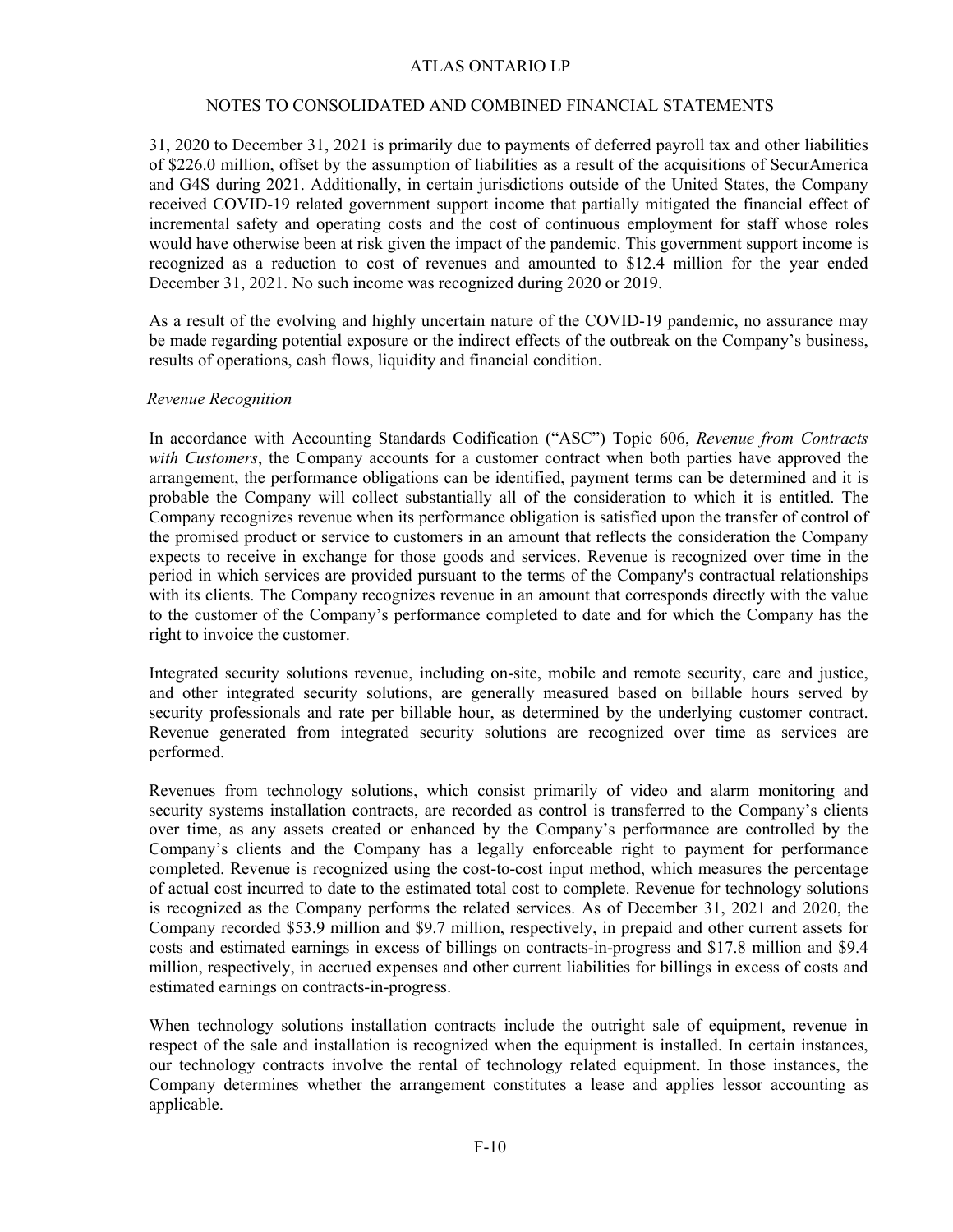31, 2020 to December 31, 2021 is primarily due to payments of deferred payroll tax and other liabilities of $226.0 million, offset by the assumption of liabilities as a result of the acquisitions of SecurAmerica and G4S during 2021. Additionally, in certain jurisdictions outside of the United States, the Company received COVID-19 related government support income that partially mitigated the financial effect of incremental safety and operating costs and the cost of continuous employment for staff whose roles would have otherwise been at risk given the impact of the pandemic. This government support income is recognized as a reduction to cost of revenues and amounted to $12.4 million for the year ended December 31, 2021. No such income was recognized during 2020 or 2019.

As a result of the evolving and highly uncertain nature of the COVID-19 pandemic, no assurance may be made regarding potential exposure or the indirect effects of the outbreak on the Company's business, results of operations, cash flows, liquidity and financial condition.

*Revenue Recognition*

In accordance with Accounting Standards Codification ("ASC") Topic 606, *Revenue from Contracts with Customers*, the Company accounts for a customer contract when both parties have approved the arrangement, the performance obligations can be identified, payment terms can be determined and it is probable the Company will collect substantially all of the consideration to which it is entitled. The Company recognizes revenue when its performance obligation is satisfied upon the transfer of control of the promised product or service to customers in an amount that reflects the consideration the Company expects to receive in exchange for those goods and services. Revenue is recognized over time in the period in which services are provided pursuant to the terms of the Company's contractual relationships with its clients. The Company recognizes revenue in an amount that corresponds directly with the value to the customer of the Company's performance completed to date and for which the Company has the right to invoice the customer.

Integrated security solutions revenue, including on-site, mobile and remote security, care and justice, and other integrated security solutions, are generally measured based on billable hours served by security professionals and rate per billable hour, as determined by the underlying customer contract. Revenue generated from integrated security solutions are recognized over time as services are performed.

Revenues from technology solutions, which consist primarily of video and alarm monitoring and security systems installation contracts, are recorded as control is transferred to the Company's clients over time, as any assets created or enhanced by the Company's performance are controlled by the Company's clients and the Company has a legally enforceable right to payment for performance completed. Revenue is recognized using the cost-to-cost input method, which measures the percentage of actual cost incurred to date to the estimated total cost to complete. Revenue for technology solutions is recognized as the Company performs the related services. As of December 31, 2021 and 2020, the Company recorded $53.9 million and $9.7 million, respectively, in prepaid and other current assets for costs and estimated earnings in excess of billings on contracts-in-progress and $17.8 million and $9.4 million, respectively, in accrued expenses and other current liabilities for billings in excess of costs and estimated earnings on contracts-in-progress.

When technology solutions installation contracts include the outright sale of equipment, revenue in respect of the sale and installation is recognized when the equipment is installed. In certain instances, our technology contracts involve the rental of technology related equipment. In those instances, the Company determines whether the arrangement constitutes a lease and applies lessor accounting as applicable.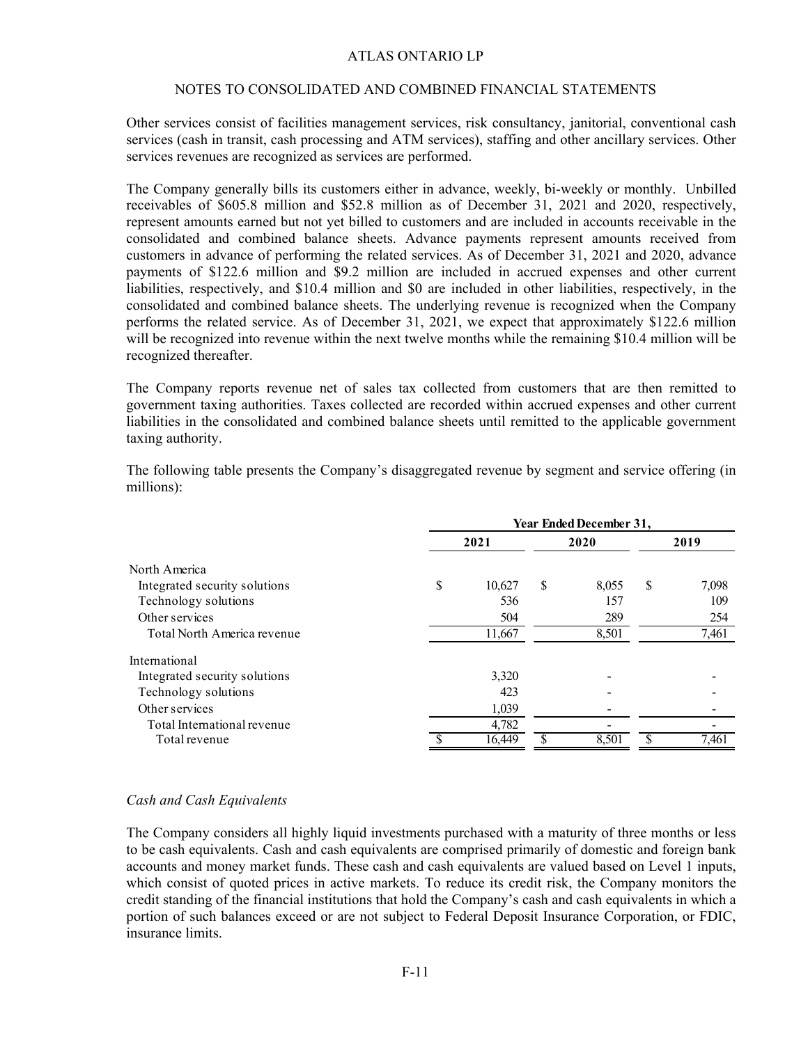Other services consist of facilities management services, risk consultancy, janitorial, conventional cash services (cash in transit, cash processing and ATM services), staffing and other ancillary services. Other services revenues are recognized as services are performed.

The Company generally bills its customers either in advance, weekly, bi-weekly or monthly. Unbilled receivables of $605.8 million and $52.8 million as of December 31, 2021 and 2020, respectively, represent amounts earned but not yet billed to customers and are included in accounts receivable in the consolidated and combined balance sheets. Advance payments represent amounts received from customers in advance of performing the related services. As of December 31, 2021 and 2020, advance payments of $122.6 million and $9.2 million are included in accrued expenses and other current liabilities, respectively, and $10.4 million and $0 are included in other liabilities, respectively, in the consolidated and combined balance sheets. The underlying revenue is recognized when the Company performs the related service. As of December 31, 2021, we expect that approximately $122.6 million will be recognized into revenue within the next twelve months while the remaining $10.4 million will be recognized thereafter.

The Company reports revenue net of sales tax collected from customers that are then remitted to government taxing authorities. Taxes collected are recorded within accrued expenses and other current liabilities in the consolidated and combined balance sheets until remitted to the applicable government taxing authority.

The following table presents the Company's disaggregated revenue by segment and service offering (in millions):

| | Year Ended December 31, | | |
|---|---|---|---|
| | 2021 | 2020 | 2019 |
| North America | | | |
| Integrated security solutions | $ 10,627 | $ 8,055 | $ 7,098 |
| Technology solutions | 536 | 157 | 109 |
| Other services | 504 | 289 | 254 |
| Total North America revenue | 11,667 | 8,501 | 7,461 |
| International | | | |
| Integrated security solutions | 3,320 | - | - |
| Technology solutions | 423 | - | - |
| Other services | 1,039 | - | - |
| Total International revenue | 4,782 | - | - |
| Total revenue | $ 16,449 | $ 8,501 | $ 7,461 |

*Cash and Cash Equivalents*

The Company considers all highly liquid investments purchased with a maturity of three months or less to be cash equivalents. Cash and cash equivalents are comprised primarily of domestic and foreign bank accounts and money market funds. These cash and cash equivalents are valued based on Level 1 inputs, which consist of quoted prices in active markets. To reduce its credit risk, the Company monitors the credit standing of the financial institutions that hold the Company's cash and cash equivalents in which a portion of such balances exceed or are not subject to Federal Deposit Insurance Corporation, or FDIC, insurance limits.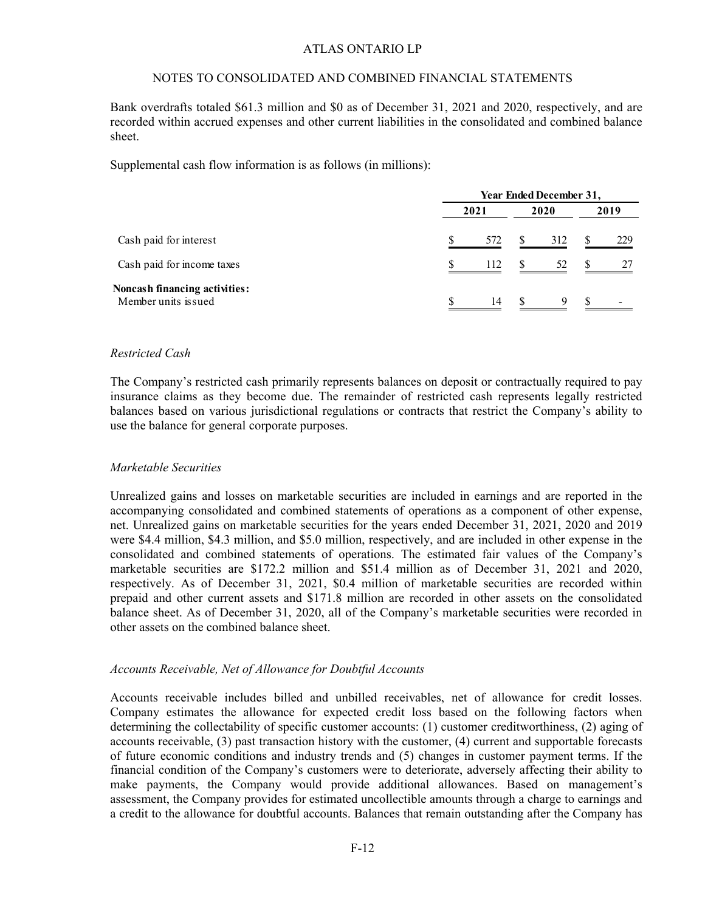Bank overdrafts totaled $61.3 million and $0 as of December 31, 2021 and 2020, respectively, and are recorded within accrued expenses and other current liabilities in the consolidated and combined balance sheet.

Supplemental cash flow information is as follows (in millions):

| | Year Ended December 31, | | |
|---|---|---|---|
| | 2021 | 2020 | 2019 |
| Cash paid for interest | $ 572 | $ 312 | $ 229 |
| Cash paid for income taxes | $ 112 | $ 52 | $ 27 |
| **Noncash financing activities:** | | | |
| Member units issued | $ 14 | $ 9 | $ - |

*Restricted Cash*

The Company's restricted cash primarily represents balances on deposit or contractually required to pay insurance claims as they become due. The remainder of restricted cash represents legally restricted balances based on various jurisdictional regulations or contracts that restrict the Company's ability to use the balance for general corporate purposes.

*Marketable Securities*

Unrealized gains and losses on marketable securities are included in earnings and are reported in the accompanying consolidated and combined statements of operations as a component of other expense, net. Unrealized gains on marketable securities for the years ended December 31, 2021, 2020 and 2019 were $4.4 million, $4.3 million, and $5.0 million, respectively, and are included in other expense in the consolidated and combined statements of operations. The estimated fair values of the Company's marketable securities are $172.2 million and $51.4 million as of December 31, 2021 and 2020, respectively. As of December 31, 2021, $0.4 million of marketable securities are recorded within prepaid and other current assets and $171.8 million are recorded in other assets on the consolidated balance sheet. As of December 31, 2020, all of the Company's marketable securities were recorded in other assets on the combined balance sheet.

*Accounts Receivable, Net of Allowance for Doubtful Accounts*

Accounts receivable includes billed and unbilled receivables, net of allowance for credit losses. Company estimates the allowance for expected credit loss based on the following factors when determining the collectability of specific customer accounts: (1) customer creditworthiness, (2) aging of accounts receivable, (3) past transaction history with the customer, (4) current and supportable forecasts of future economic conditions and industry trends and (5) changes in customer payment terms. If the financial condition of the Company's customers were to deteriorate, adversely affecting their ability to make payments, the Company would provide additional allowances. Based on management's assessment, the Company provides for estimated uncollectible amounts through a charge to earnings and a credit to the allowance for doubtful accounts. Balances that remain outstanding after the Company has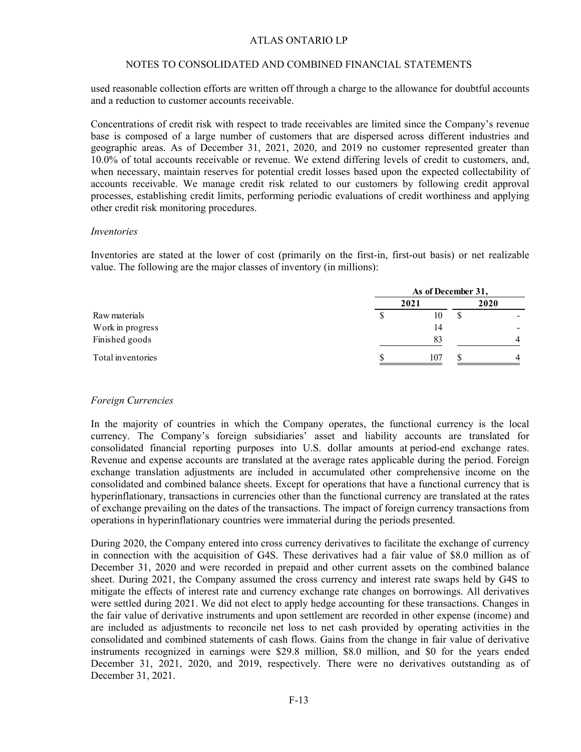used reasonable collection efforts are written off through a charge to the allowance for doubtful accounts and a reduction to customer accounts receivable.

Concentrations of credit risk with respect to trade receivables are limited since the Company's revenue base is composed of a large number of customers that are dispersed across different industries and geographic areas. As of December 31, 2021, 2020, and 2019 no customer represented greater than 10.0% of total accounts receivable or revenue. We extend differing levels of credit to customers, and, when necessary, maintain reserves for potential credit losses based upon the expected collectability of accounts receivable. We manage credit risk related to our customers by following credit approval processes, establishing credit limits, performing periodic evaluations of credit worthiness and applying other credit risk monitoring procedures.

*Inventories*

Inventories are stated at the lower of cost (primarily on the first-in, first-out basis) or net realizable value. The following are the major classes of inventory (in millions):

| | As of December 31, | |
|---|---|---|
| | 2021 | 2020 |
| Raw materials | $ 10 | $ - |
| Work in progress | 14 | - |
| Finished goods | 83 | 4 |
| Total inventories | $ 107 | $ 4 |

*Foreign Currencies*

In the majority of countries in which the Company operates, the functional currency is the local currency. The Company's foreign subsidiaries' asset and liability accounts are translated for consolidated financial reporting purposes into U.S. dollar amounts at period-end exchange rates. Revenue and expense accounts are translated at the average rates applicable during the period. Foreign exchange translation adjustments are included in accumulated other comprehensive income on the consolidated and combined balance sheets. Except for operations that have a functional currency that is hyperinflationary, transactions in currencies other than the functional currency are translated at the rates of exchange prevailing on the dates of the transactions. The impact of foreign currency transactions from operations in hyperinflationary countries were immaterial during the periods presented.

During 2020, the Company entered into cross currency derivatives to facilitate the exchange of currency in connection with the acquisition of G4S. These derivatives had a fair value of $8.0 million as of December 31, 2020 and were recorded in prepaid and other current assets on the combined balance sheet. During 2021, the Company assumed the cross currency and interest rate swaps held by G4S to mitigate the effects of interest rate and currency exchange rate changes on borrowings. All derivatives were settled during 2021. We did not elect to apply hedge accounting for these transactions. Changes in the fair value of derivative instruments and upon settlement are recorded in other expense (income) and are included as adjustments to reconcile net loss to net cash provided by operating activities in the consolidated and combined statements of cash flows. Gains from the change in fair value of derivative instruments recognized in earnings were $29.8 million, $8.0 million, and $0 for the years ended December 31, 2021, 2020, and 2019, respectively. There were no derivatives outstanding as of December 31, 2021.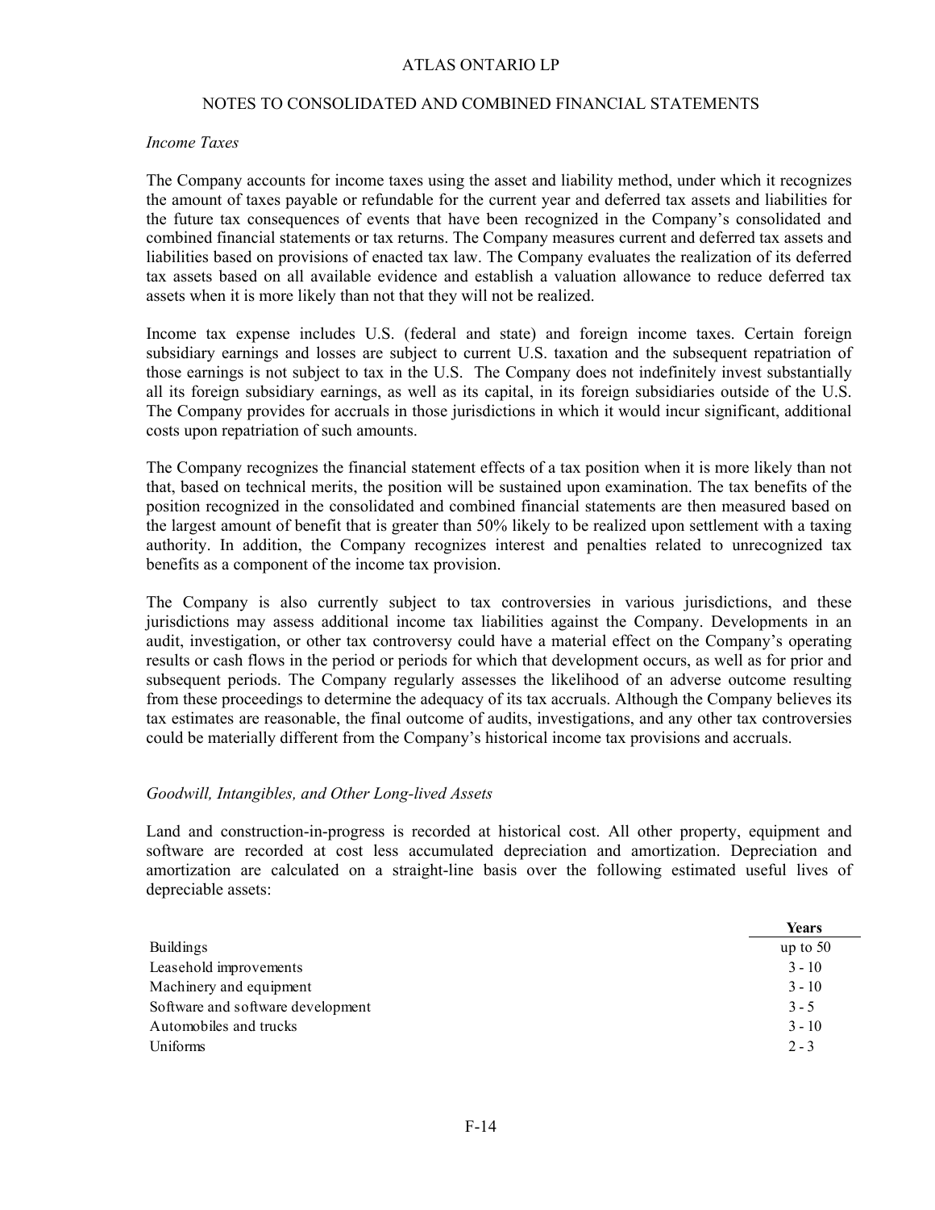*Income Taxes*

The Company accounts for income taxes using the asset and liability method, under which it recognizes the amount of taxes payable or refundable for the current year and deferred tax assets and liabilities for the future tax consequences of events that have been recognized in the Company's consolidated and combined financial statements or tax returns. The Company measures current and deferred tax assets and liabilities based on provisions of enacted tax law. The Company evaluates the realization of its deferred tax assets based on all available evidence and establish a valuation allowance to reduce deferred tax assets when it is more likely than not that they will not be realized.

Income tax expense includes U.S. (federal and state) and foreign income taxes. Certain foreign subsidiary earnings and losses are subject to current U.S. taxation and the subsequent repatriation of those earnings is not subject to tax in the U.S. The Company does not indefinitely invest substantially all its foreign subsidiary earnings, as well as its capital, in its foreign subsidiaries outside of the U.S. The Company provides for accruals in those jurisdictions in which it would incur significant, additional costs upon repatriation of such amounts.

The Company recognizes the financial statement effects of a tax position when it is more likely than not that, based on technical merits, the position will be sustained upon examination. The tax benefits of the position recognized in the consolidated and combined financial statements are then measured based on the largest amount of benefit that is greater than 50% likely to be realized upon settlement with a taxing authority. In addition, the Company recognizes interest and penalties related to unrecognized tax benefits as a component of the income tax provision.

The Company is also currently subject to tax controversies in various jurisdictions, and these jurisdictions may assess additional income tax liabilities against the Company. Developments in an audit, investigation, or other tax controversy could have a material effect on the Company's operating results or cash flows in the period or periods for which that development occurs, as well as for prior and subsequent periods. The Company regularly assesses the likelihood of an adverse outcome resulting from these proceedings to determine the adequacy of its tax accruals. Although the Company believes its tax estimates are reasonable, the final outcome of audits, investigations, and any other tax controversies could be materially different from the Company's historical income tax provisions and accruals.

*Goodwill, Intangibles, and Other Long-lived Assets*

Land and construction-in-progress is recorded at historical cost. All other property, equipment and software are recorded at cost less accumulated depreciation and amortization. Depreciation and amortization are calculated on a straight-line basis over the following estimated useful lives of depreciable assets:

| | Years |
|---|---|
| Buildings | up to 50 |
| Leasehold improvements | 3 - 10 |
| Machinery and equipment | 3 - 10 |
| Software and software development | 3 - 5 |
| Automobiles and trucks | 3 - 10 |
| Uniforms | 2 - 3 |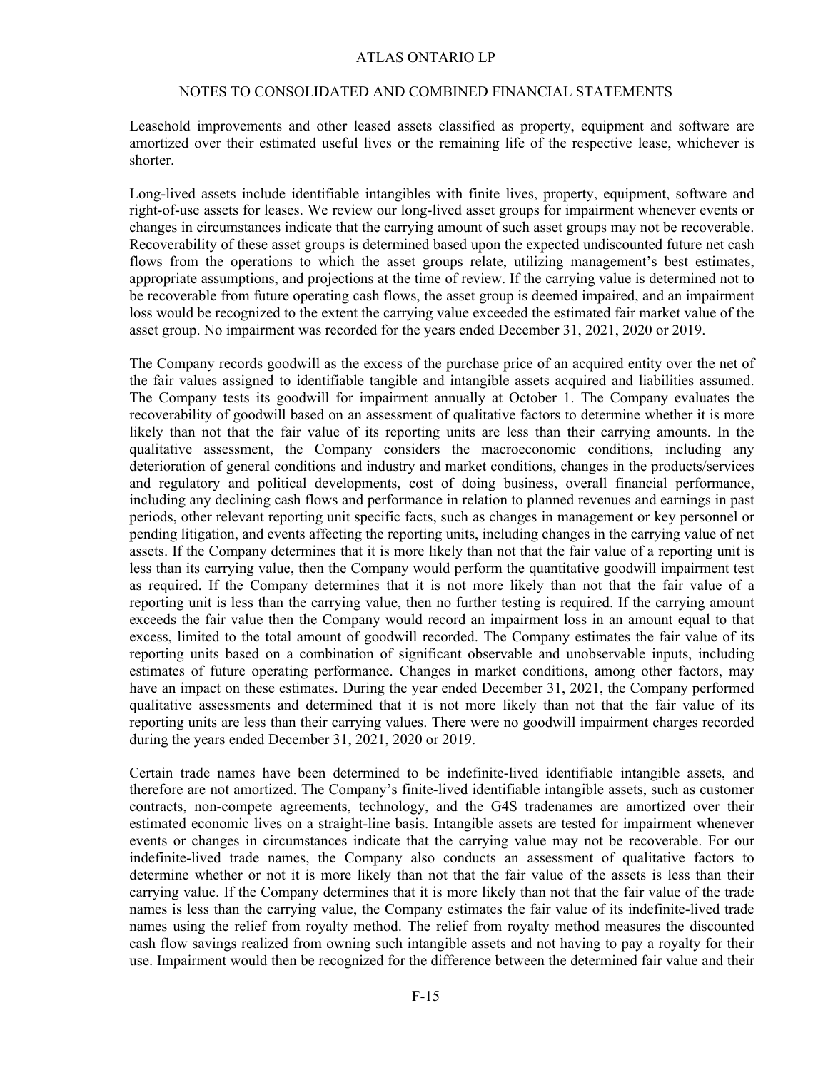Leasehold improvements and other leased assets classified as property, equipment and software are amortized over their estimated useful lives or the remaining life of the respective lease, whichever is shorter.

Long-lived assets include identifiable intangibles with finite lives, property, equipment, software and right-of-use assets for leases. We review our long-lived asset groups for impairment whenever events or changes in circumstances indicate that the carrying amount of such asset groups may not be recoverable. Recoverability of these asset groups is determined based upon the expected undiscounted future net cash flows from the operations to which the asset groups relate, utilizing management's best estimates, appropriate assumptions, and projections at the time of review. If the carrying value is determined not to be recoverable from future operating cash flows, the asset group is deemed impaired, and an impairment loss would be recognized to the extent the carrying value exceeded the estimated fair market value of the asset group. No impairment was recorded for the years ended December 31, 2021, 2020 or 2019.

The Company records goodwill as the excess of the purchase price of an acquired entity over the net of the fair values assigned to identifiable tangible and intangible assets acquired and liabilities assumed. The Company tests its goodwill for impairment annually at October 1. The Company evaluates the recoverability of goodwill based on an assessment of qualitative factors to determine whether it is more likely than not that the fair value of its reporting units are less than their carrying amounts. In the qualitative assessment, the Company considers the macroeconomic conditions, including any deterioration of general conditions and industry and market conditions, changes in the products/services and regulatory and political developments, cost of doing business, overall financial performance, including any declining cash flows and performance in relation to planned revenues and earnings in past periods, other relevant reporting unit specific facts, such as changes in management or key personnel or pending litigation, and events affecting the reporting units, including changes in the carrying value of net assets. If the Company determines that it is more likely than not that the fair value of a reporting unit is less than its carrying value, then the Company would perform the quantitative goodwill impairment test as required. If the Company determines that it is not more likely than not that the fair value of a reporting unit is less than the carrying value, then no further testing is required. If the carrying amount exceeds the fair value then the Company would record an impairment loss in an amount equal to that excess, limited to the total amount of goodwill recorded. The Company estimates the fair value of its reporting units based on a combination of significant observable and unobservable inputs, including estimates of future operating performance. Changes in market conditions, among other factors, may have an impact on these estimates. During the year ended December 31, 2021, the Company performed qualitative assessments and determined that it is not more likely than not that the fair value of its reporting units are less than their carrying values. There were no goodwill impairment charges recorded during the years ended December 31, 2021, 2020 or 2019.

Certain trade names have been determined to be indefinite-lived identifiable intangible assets, and therefore are not amortized. The Company's finite-lived identifiable intangible assets, such as customer contracts, non-compete agreements, technology, and the G4S tradenames are amortized over their estimated economic lives on a straight-line basis. Intangible assets are tested for impairment whenever events or changes in circumstances indicate that the carrying value may not be recoverable. For our indefinite-lived trade names, the Company also conducts an assessment of qualitative factors to determine whether or not it is more likely than not that the fair value of the assets is less than their carrying value. If the Company determines that it is more likely than not that the fair value of the trade names is less than the carrying value, the Company estimates the fair value of its indefinite-lived trade names using the relief from royalty method. The relief from royalty method measures the discounted cash flow savings realized from owning such intangible assets and not having to pay a royalty for their use. Impairment would then be recognized for the difference between the determined fair value and their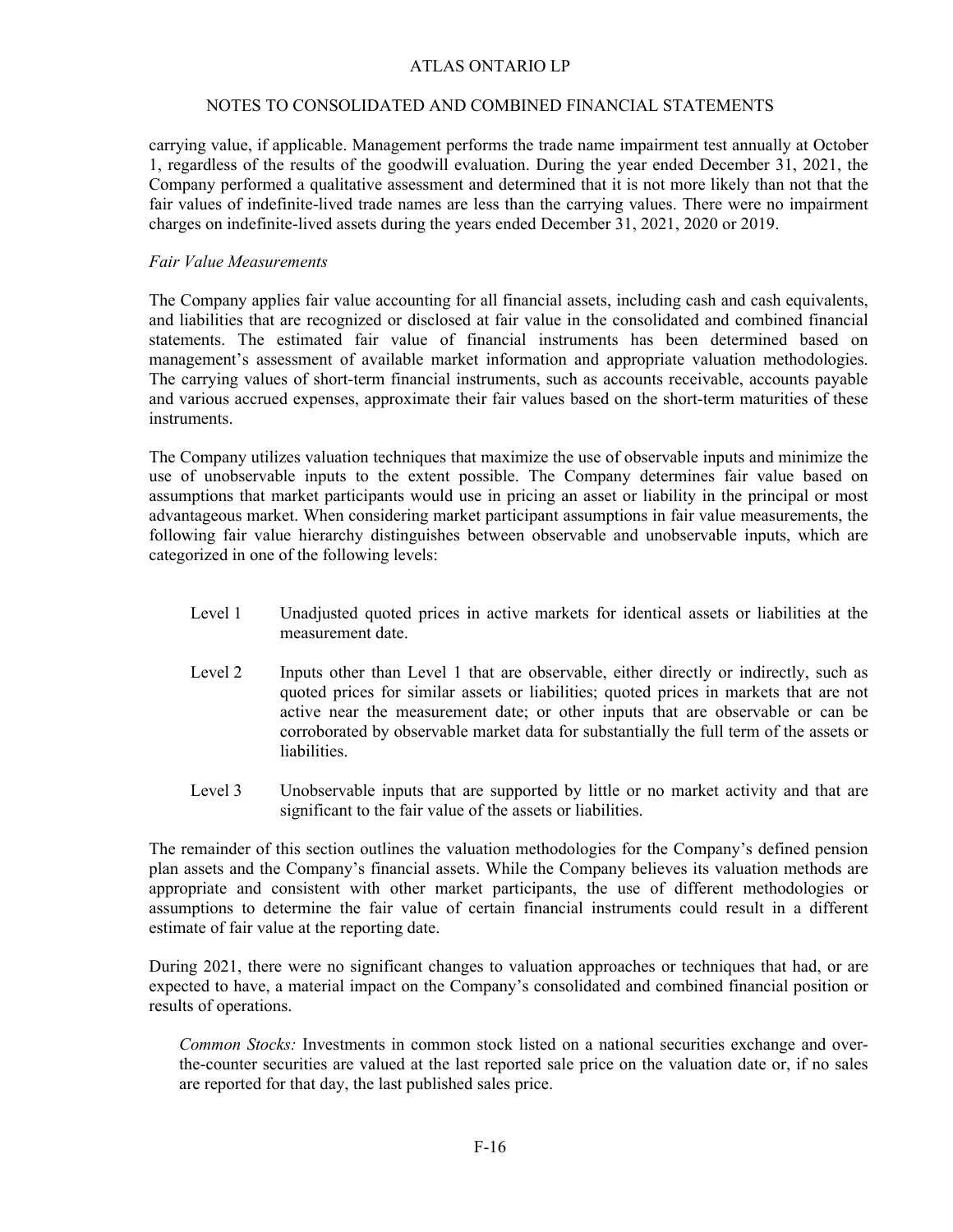carrying value, if applicable. Management performs the trade name impairment test annually at October 1, regardless of the results of the goodwill evaluation. During the year ended December 31, 2021, the Company performed a qualitative assessment and determined that it is not more likely than not that the fair values of indefinite-lived trade names are less than the carrying values. There were no impairment charges on indefinite-lived assets during the years ended December 31, 2021, 2020 or 2019.

*Fair Value Measurements*

The Company applies fair value accounting for all financial assets, including cash and cash equivalents, and liabilities that are recognized or disclosed at fair value in the consolidated and combined financial statements. The estimated fair value of financial instruments has been determined based on management's assessment of available market information and appropriate valuation methodologies. The carrying values of short-term financial instruments, such as accounts receivable, accounts payable and various accrued expenses, approximate their fair values based on the short-term maturities of these instruments.

The Company utilizes valuation techniques that maximize the use of observable inputs and minimize the use of unobservable inputs to the extent possible. The Company determines fair value based on assumptions that market participants would use in pricing an asset or liability in the principal or most advantageous market. When considering market participant assumptions in fair value measurements, the following fair value hierarchy distinguishes between observable and unobservable inputs, which are categorized in one of the following levels:

- Level 1 — Unadjusted quoted prices in active markets for identical assets or liabilities at the measurement date.
- Level 2 — Inputs other than Level 1 that are observable, either directly or indirectly, such as quoted prices for similar assets or liabilities; quoted prices in markets that are not active near the measurement date; or other inputs that are observable or can be corroborated by observable market data for substantially the full term of the assets or liabilities.
- Level 3 — Unobservable inputs that are supported by little or no market activity and that are significant to the fair value of the assets or liabilities.

The remainder of this section outlines the valuation methodologies for the Company's defined pension plan assets and the Company's financial assets. While the Company believes its valuation methods are appropriate and consistent with other market participants, the use of different methodologies or assumptions to determine the fair value of certain financial instruments could result in a different estimate of fair value at the reporting date.

During 2021, there were no significant changes to valuation approaches or techniques that had, or are expected to have, a material impact on the Company's consolidated and combined financial position or results of operations.

*Common Stocks:* Investments in common stock listed on a national securities exchange and over-the-counter securities are valued at the last reported sale price on the valuation date or, if no sales are reported for that day, the last published sales price.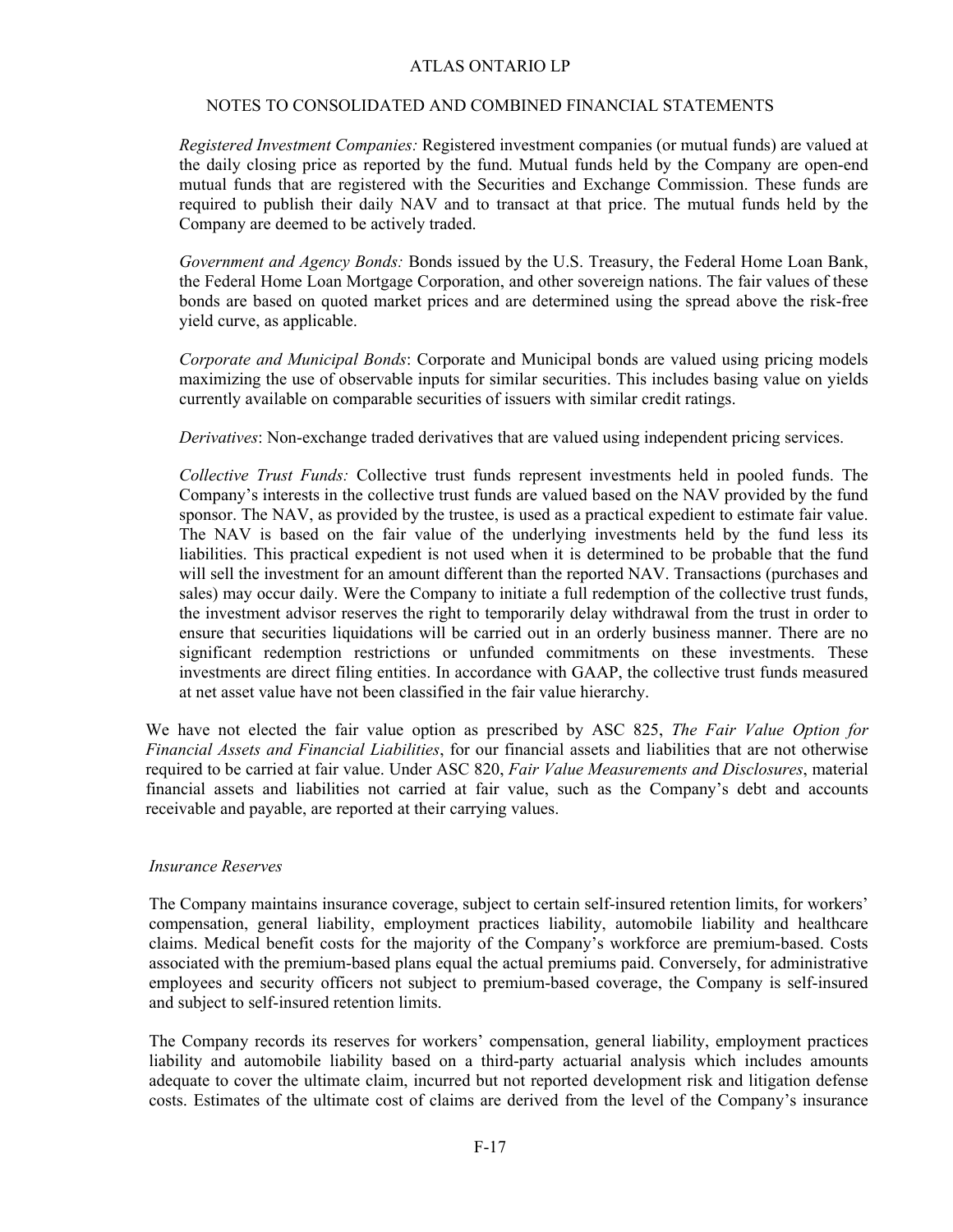*Registered Investment Companies:* Registered investment companies (or mutual funds) are valued at the daily closing price as reported by the fund. Mutual funds held by the Company are open-end mutual funds that are registered with the Securities and Exchange Commission. These funds are required to publish their daily NAV and to transact at that price. The mutual funds held by the Company are deemed to be actively traded.

*Government and Agency Bonds:* Bonds issued by the U.S. Treasury, the Federal Home Loan Bank, the Federal Home Loan Mortgage Corporation, and other sovereign nations. The fair values of these bonds are based on quoted market prices and are determined using the spread above the risk-free yield curve, as applicable.

*Corporate and Municipal Bonds*: Corporate and Municipal bonds are valued using pricing models maximizing the use of observable inputs for similar securities. This includes basing value on yields currently available on comparable securities of issuers with similar credit ratings.

*Derivatives*: Non-exchange traded derivatives that are valued using independent pricing services.

*Collective Trust Funds:* Collective trust funds represent investments held in pooled funds. The Company's interests in the collective trust funds are valued based on the NAV provided by the fund sponsor. The NAV, as provided by the trustee, is used as a practical expedient to estimate fair value. The NAV is based on the fair value of the underlying investments held by the fund less its liabilities. This practical expedient is not used when it is determined to be probable that the fund will sell the investment for an amount different than the reported NAV. Transactions (purchases and sales) may occur daily. Were the Company to initiate a full redemption of the collective trust funds, the investment advisor reserves the right to temporarily delay withdrawal from the trust in order to ensure that securities liquidations will be carried out in an orderly business manner. There are no significant redemption restrictions or unfunded commitments on these investments. These investments are direct filing entities. In accordance with GAAP, the collective trust funds measured at net asset value have not been classified in the fair value hierarchy.

We have not elected the fair value option as prescribed by ASC 825, *The Fair Value Option for Financial Assets and Financial Liabilities*, for our financial assets and liabilities that are not otherwise required to be carried at fair value. Under ASC 820, *Fair Value Measurements and Disclosures*, material financial assets and liabilities not carried at fair value, such as the Company's debt and accounts receivable and payable, are reported at their carrying values.

*Insurance Reserves*

The Company maintains insurance coverage, subject to certain self-insured retention limits, for workers' compensation, general liability, employment practices liability, automobile liability and healthcare claims. Medical benefit costs for the majority of the Company's workforce are premium-based. Costs associated with the premium-based plans equal the actual premiums paid. Conversely, for administrative employees and security officers not subject to premium-based coverage, the Company is self-insured and subject to self-insured retention limits.

The Company records its reserves for workers' compensation, general liability, employment practices liability and automobile liability based on a third-party actuarial analysis which includes amounts adequate to cover the ultimate claim, incurred but not reported development risk and litigation defense costs. Estimates of the ultimate cost of claims are derived from the level of the Company's insurance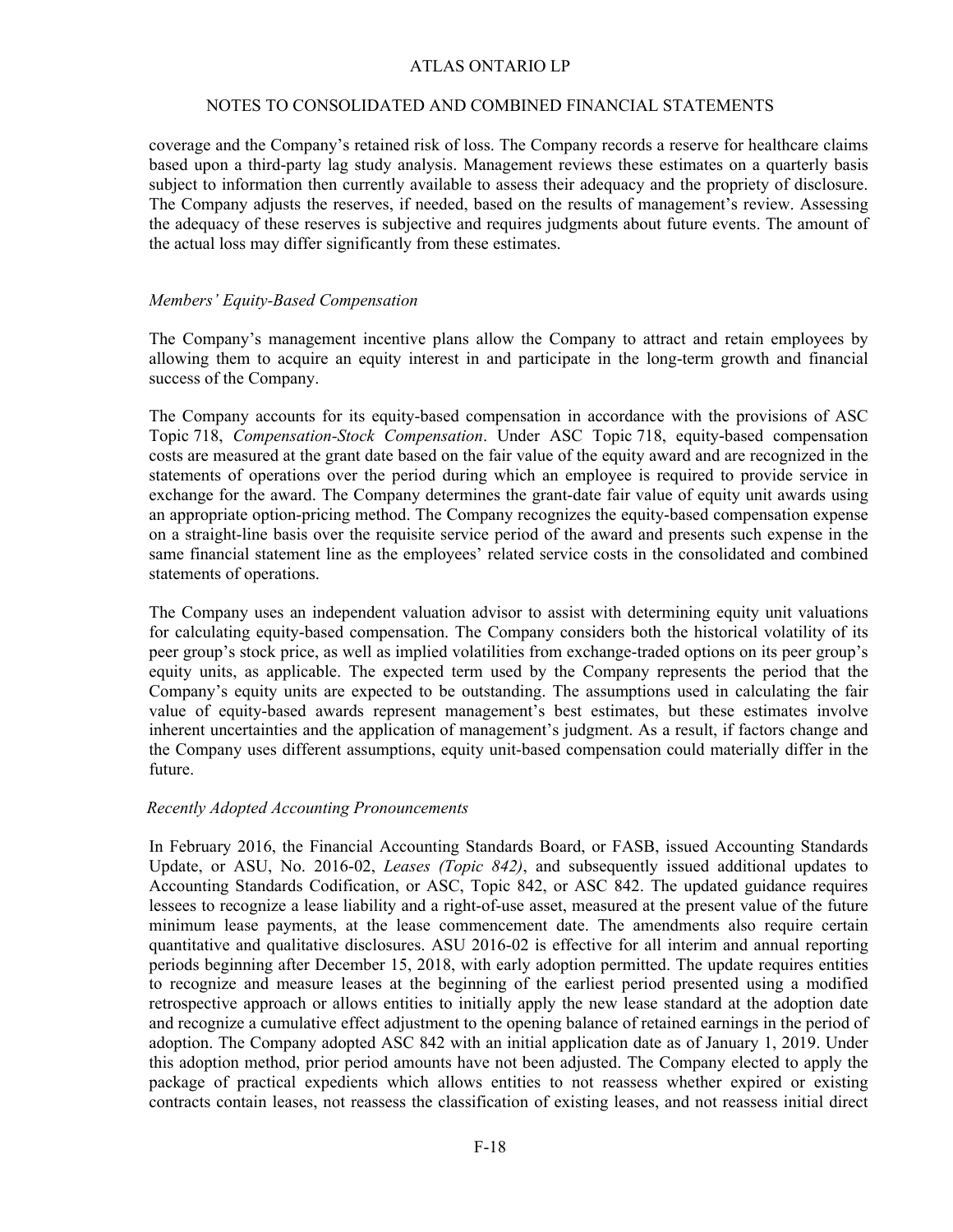coverage and the Company's retained risk of loss. The Company records a reserve for healthcare claims based upon a third-party lag study analysis. Management reviews these estimates on a quarterly basis subject to information then currently available to assess their adequacy and the propriety of disclosure. The Company adjusts the reserves, if needed, based on the results of management's review. Assessing the adequacy of these reserves is subjective and requires judgments about future events. The amount of the actual loss may differ significantly from these estimates.

*Members' Equity-Based Compensation*

The Company's management incentive plans allow the Company to attract and retain employees by allowing them to acquire an equity interest in and participate in the long-term growth and financial success of the Company.

The Company accounts for its equity-based compensation in accordance with the provisions of ASC Topic 718, *Compensation-Stock Compensation*. Under ASC Topic 718, equity-based compensation costs are measured at the grant date based on the fair value of the equity award and are recognized in the statements of operations over the period during which an employee is required to provide service in exchange for the award. The Company determines the grant-date fair value of equity unit awards using an appropriate option-pricing method. The Company recognizes the equity-based compensation expense on a straight-line basis over the requisite service period of the award and presents such expense in the same financial statement line as the employees' related service costs in the consolidated and combined statements of operations.

The Company uses an independent valuation advisor to assist with determining equity unit valuations for calculating equity-based compensation. The Company considers both the historical volatility of its peer group's stock price, as well as implied volatilities from exchange-traded options on its peer group's equity units, as applicable. The expected term used by the Company represents the period that the Company's equity units are expected to be outstanding. The assumptions used in calculating the fair value of equity-based awards represent management's best estimates, but these estimates involve inherent uncertainties and the application of management's judgment. As a result, if factors change and the Company uses different assumptions, equity unit-based compensation could materially differ in the future.

*Recently Adopted Accounting Pronouncements*

In February 2016, the Financial Accounting Standards Board, or FASB, issued Accounting Standards Update, or ASU, No. 2016-02, *Leases (Topic 842)*, and subsequently issued additional updates to Accounting Standards Codification, or ASC, Topic 842, or ASC 842. The updated guidance requires lessees to recognize a lease liability and a right-of-use asset, measured at the present value of the future minimum lease payments, at the lease commencement date. The amendments also require certain quantitative and qualitative disclosures. ASU 2016-02 is effective for all interim and annual reporting periods beginning after December 15, 2018, with early adoption permitted. The update requires entities to recognize and measure leases at the beginning of the earliest period presented using a modified retrospective approach or allows entities to initially apply the new lease standard at the adoption date and recognize a cumulative effect adjustment to the opening balance of retained earnings in the period of adoption. The Company adopted ASC 842 with an initial application date as of January 1, 2019. Under this adoption method, prior period amounts have not been adjusted. The Company elected to apply the package of practical expedients which allows entities to not reassess whether expired or existing contracts contain leases, not reassess the classification of existing leases, and not reassess initial direct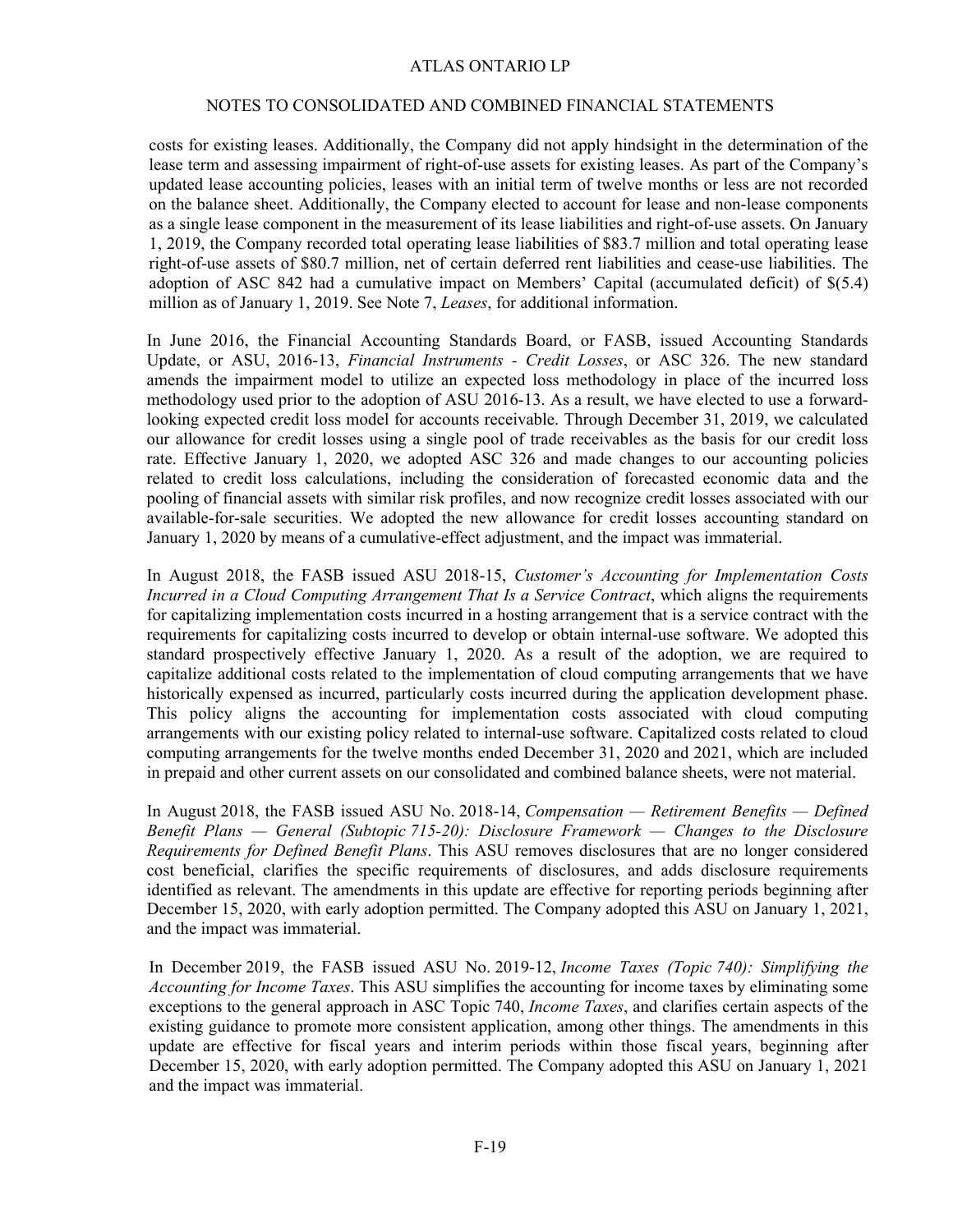costs for existing leases. Additionally, the Company did not apply hindsight in the determination of the lease term and assessing impairment of right-of-use assets for existing leases. As part of the Company's updated lease accounting policies, leases with an initial term of twelve months or less are not recorded on the balance sheet. Additionally, the Company elected to account for lease and non-lease components as a single lease component in the measurement of its lease liabilities and right-of-use assets. On January 1, 2019, the Company recorded total operating lease liabilities of $83.7 million and total operating lease right-of-use assets of $80.7 million, net of certain deferred rent liabilities and cease-use liabilities. The adoption of ASC 842 had a cumulative impact on Members' Capital (accumulated deficit) of $(5.4) million as of January 1, 2019. See Note 7, *Leases*, for additional information.

In June 2016, the Financial Accounting Standards Board, or FASB, issued Accounting Standards Update, or ASU, 2016-13, *Financial Instruments - Credit Losses*, or ASC 326. The new standard amends the impairment model to utilize an expected loss methodology in place of the incurred loss methodology used prior to the adoption of ASU 2016-13. As a result, we have elected to use a forward-looking expected credit loss model for accounts receivable. Through December 31, 2019, we calculated our allowance for credit losses using a single pool of trade receivables as the basis for our credit loss rate. Effective January 1, 2020, we adopted ASC 326 and made changes to our accounting policies related to credit loss calculations, including the consideration of forecasted economic data and the pooling of financial assets with similar risk profiles, and now recognize credit losses associated with our available-for-sale securities. We adopted the new allowance for credit losses accounting standard on January 1, 2020 by means of a cumulative-effect adjustment, and the impact was immaterial.

In August 2018, the FASB issued ASU 2018-15, *Customer's Accounting for Implementation Costs Incurred in a Cloud Computing Arrangement That Is a Service Contract*, which aligns the requirements for capitalizing implementation costs incurred in a hosting arrangement that is a service contract with the requirements for capitalizing costs incurred to develop or obtain internal-use software. We adopted this standard prospectively effective January 1, 2020. As a result of the adoption, we are required to capitalize additional costs related to the implementation of cloud computing arrangements that we have historically expensed as incurred, particularly costs incurred during the application development phase. This policy aligns the accounting for implementation costs associated with cloud computing arrangements with our existing policy related to internal-use software. Capitalized costs related to cloud computing arrangements for the twelve months ended December 31, 2020 and 2021, which are included in prepaid and other current assets on our consolidated and combined balance sheets, were not material.

In August 2018, the FASB issued ASU No. 2018-14, *Compensation — Retirement Benefits — Defined Benefit Plans — General (Subtopic 715-20): Disclosure Framework — Changes to the Disclosure Requirements for Defined Benefit Plans*. This ASU removes disclosures that are no longer considered cost beneficial, clarifies the specific requirements of disclosures, and adds disclosure requirements identified as relevant. The amendments in this update are effective for reporting periods beginning after December 15, 2020, with early adoption permitted. The Company adopted this ASU on January 1, 2021, and the impact was immaterial.

In December 2019, the FASB issued ASU No. 2019-12, *Income Taxes (Topic 740): Simplifying the Accounting for Income Taxes*. This ASU simplifies the accounting for income taxes by eliminating some exceptions to the general approach in ASC Topic 740, *Income Taxes*, and clarifies certain aspects of the existing guidance to promote more consistent application, among other things. The amendments in this update are effective for fiscal years and interim periods within those fiscal years, beginning after December 15, 2020, with early adoption permitted. The Company adopted this ASU on January 1, 2021 and the impact was immaterial.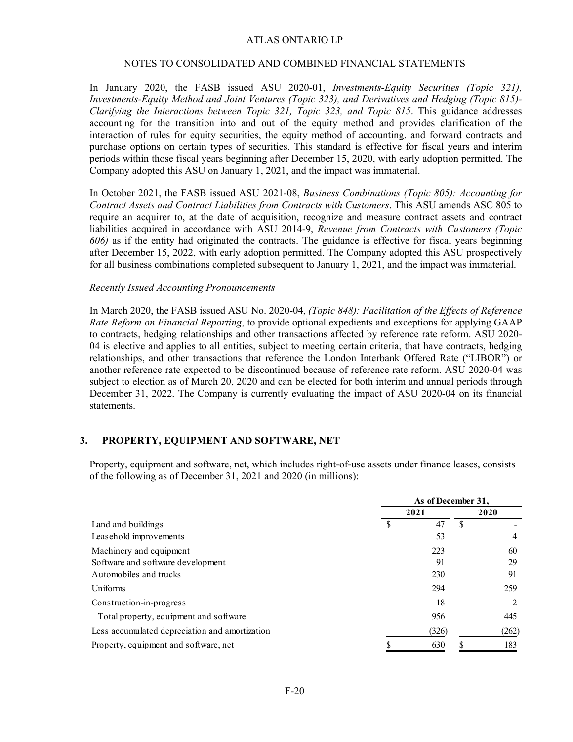In January 2020, the FASB issued ASU 2020-01, *Investments-Equity Securities (Topic 321), Investments-Equity Method and Joint Ventures (Topic 323), and Derivatives and Hedging (Topic 815)-Clarifying the Interactions between Topic 321, Topic 323, and Topic 815*. This guidance addresses accounting for the transition into and out of the equity method and provides clarification of the interaction of rules for equity securities, the equity method of accounting, and forward contracts and purchase options on certain types of securities. This standard is effective for fiscal years and interim periods within those fiscal years beginning after December 15, 2020, with early adoption permitted. The Company adopted this ASU on January 1, 2021, and the impact was immaterial.

In October 2021, the FASB issued ASU 2021-08, *Business Combinations (Topic 805): Accounting for Contract Assets and Contract Liabilities from Contracts with Customers*. This ASU amends ASC 805 to require an acquirer to, at the date of acquisition, recognize and measure contract assets and contract liabilities acquired in accordance with ASU 2014-9, *Revenue from Contracts with Customers (Topic 606)* as if the entity had originated the contracts. The guidance is effective for fiscal years beginning after December 15, 2022, with early adoption permitted. The Company adopted this ASU prospectively for all business combinations completed subsequent to January 1, 2021, and the impact was immaterial.

*Recently Issued Accounting Pronouncements*

In March 2020, the FASB issued ASU No. 2020-04, *(Topic 848): Facilitation of the Effects of Reference Rate Reform on Financial Reporting*, to provide optional expedients and exceptions for applying GAAP to contracts, hedging relationships and other transactions affected by reference rate reform. ASU 2020-04 is elective and applies to all entities, subject to meeting certain criteria, that have contracts, hedging relationships, and other transactions that reference the London Interbank Offered Rate ("LIBOR") or another reference rate expected to be discontinued because of reference rate reform. ASU 2020-04 was subject to election as of March 20, 2020 and can be elected for both interim and annual periods through December 31, 2022. The Company is currently evaluating the impact of ASU 2020-04 on its financial statements.

## 3. PROPERTY, EQUIPMENT AND SOFTWARE, NET

Property, equipment and software, net, which includes right-of-use assets under finance leases, consists of the following as of December 31, 2021 and 2020 (in millions):

| | As of December 31, | |
|---|---|---|
| | 2021 | 2020 |
| Land and buildings | $ 47 | $ - |
| Leasehold improvements | 53 | 4 |
| Machinery and equipment | 223 | 60 |
| Software and software development | 91 | 29 |
| Automobiles and trucks | 230 | 91 |
| Uniforms | 294 | 259 |
| Construction-in-progress | 18 | 2 |
| Total property, equipment and software | 956 | 445 |
| Less accumulated depreciation and amortization | (326) | (262) |
| Property, equipment and software, net | $ 630 | $ 183 |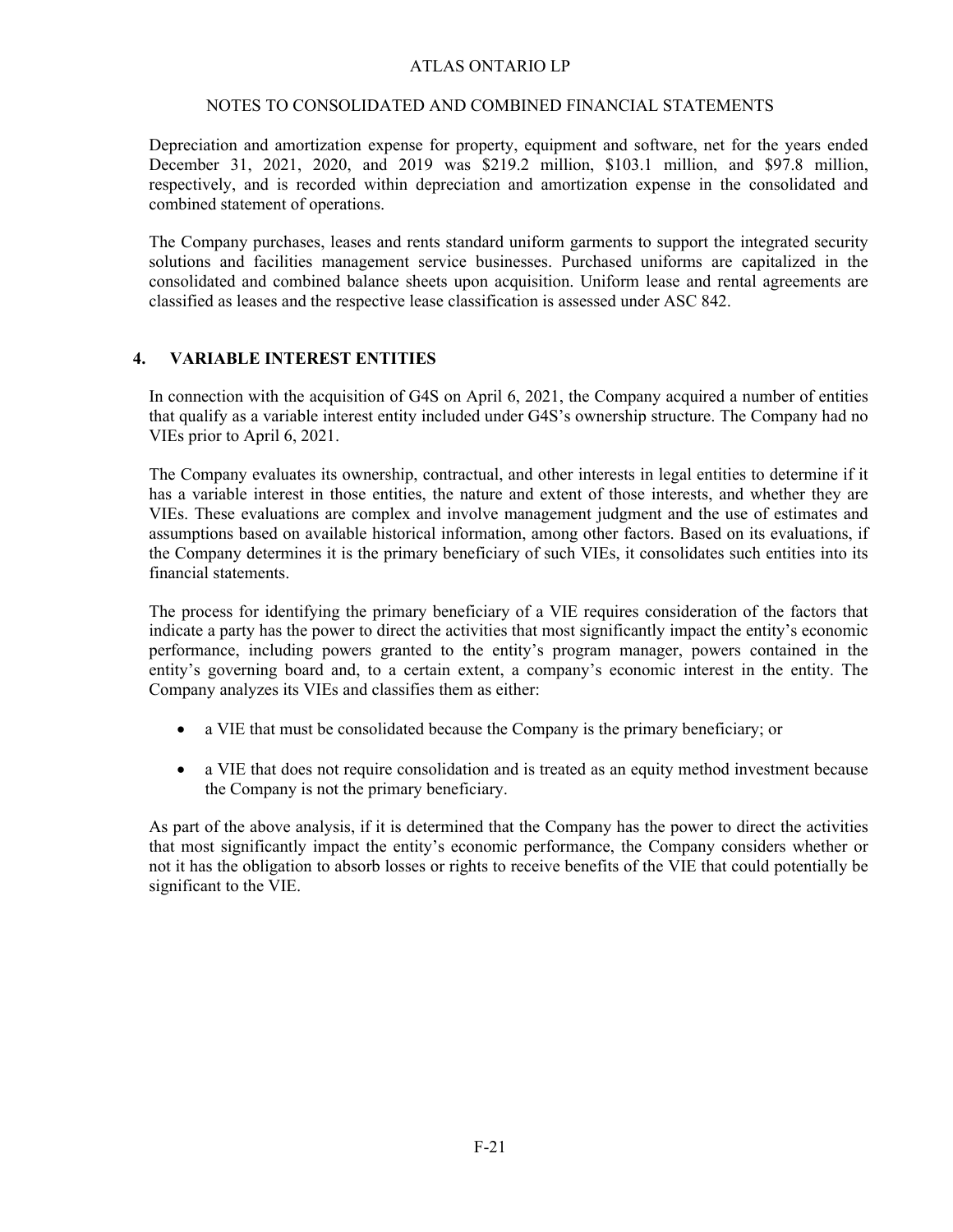Depreciation and amortization expense for property, equipment and software, net for the years ended December 31, 2021, 2020, and 2019 was $219.2 million, $103.1 million, and $97.8 million, respectively, and is recorded within depreciation and amortization expense in the consolidated and combined statement of operations.

The Company purchases, leases and rents standard uniform garments to support the integrated security solutions and facilities management service businesses. Purchased uniforms are capitalized in the consolidated and combined balance sheets upon acquisition. Uniform lease and rental agreements are classified as leases and the respective lease classification is assessed under ASC 842.

## 4. VARIABLE INTEREST ENTITIES

In connection with the acquisition of G4S on April 6, 2021, the Company acquired a number of entities that qualify as a variable interest entity included under G4S's ownership structure. The Company had no VIEs prior to April 6, 2021.

The Company evaluates its ownership, contractual, and other interests in legal entities to determine if it has a variable interest in those entities, the nature and extent of those interests, and whether they are VIEs. These evaluations are complex and involve management judgment and the use of estimates and assumptions based on available historical information, among other factors. Based on its evaluations, if the Company determines it is the primary beneficiary of such VIEs, it consolidates such entities into its financial statements.

The process for identifying the primary beneficiary of a VIE requires consideration of the factors that indicate a party has the power to direct the activities that most significantly impact the entity's economic performance, including powers granted to the entity's program manager, powers contained in the entity's governing board and, to a certain extent, a company's economic interest in the entity. The Company analyzes its VIEs and classifies them as either:

- a VIE that must be consolidated because the Company is the primary beneficiary; or
- a VIE that does not require consolidation and is treated as an equity method investment because the Company is not the primary beneficiary.

As part of the above analysis, if it is determined that the Company has the power to direct the activities that most significantly impact the entity's economic performance, the Company considers whether or not it has the obligation to absorb losses or rights to receive benefits of the VIE that could potentially be significant to the VIE.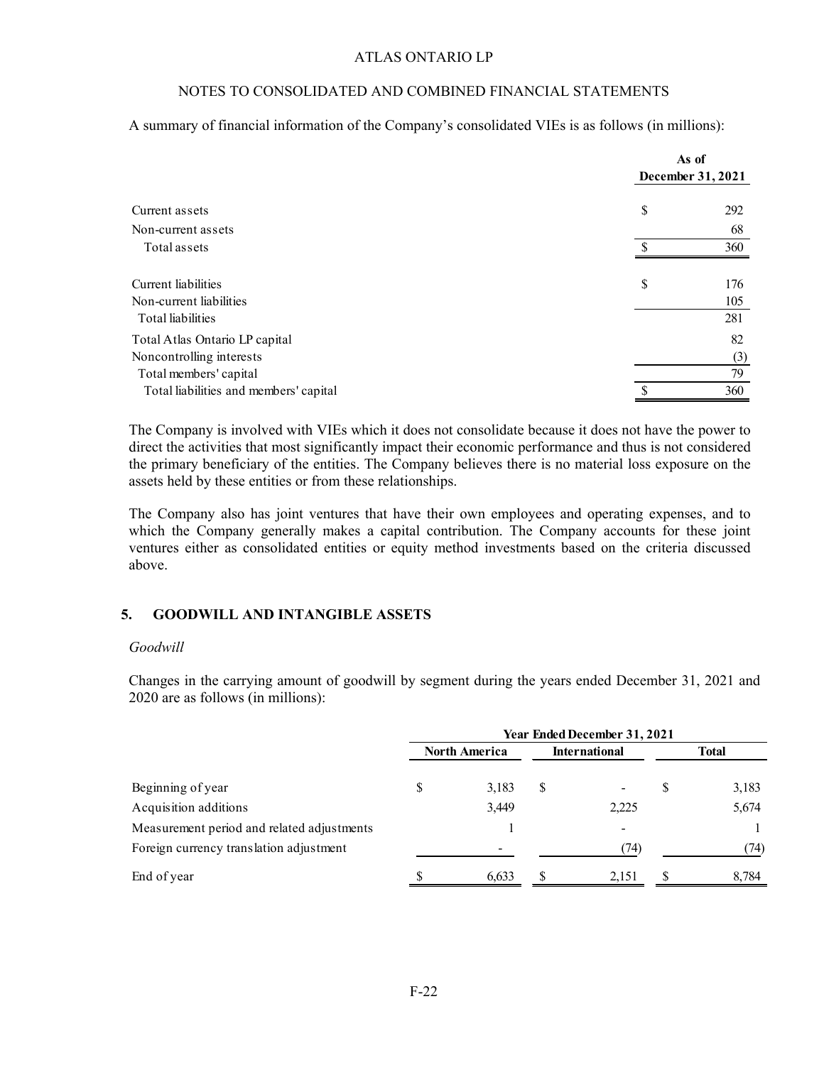A summary of financial information of the Company's consolidated VIEs is as follows (in millions):

| | As of December 31, 2021 |
|---|---|
| Current assets | $ 292 |
| Non-current assets | 68 |
| Total assets | $ 360 |
| | |
| Current liabilities | $ 176 |
| Non-current liabilities | 105 |
| Total liabilities | 281 |
| Total Atlas Ontario LP capital | 82 |
| Noncontrolling interests | (3) |
| Total members' capital | 79 |
| Total liabilities and members' capital | $ 360 |

The Company is involved with VIEs which it does not consolidate because it does not have the power to direct the activities that most significantly impact their economic performance and thus is not considered the primary beneficiary of the entities. The Company believes there is no material loss exposure on the assets held by these entities or from these relationships.

The Company also has joint ventures that have their own employees and operating expenses, and to which the Company generally makes a capital contribution. The Company accounts for these joint ventures either as consolidated entities or equity method investments based on the criteria discussed above.

## 5. GOODWILL AND INTANGIBLE ASSETS

*Goodwill*

Changes in the carrying amount of goodwill by segment during the years ended December 31, 2021 and 2020 are as follows (in millions):

| | Year Ended December 31, 2021 | | |
|---|---|---|---|
| | North America | International | Total |
| Beginning of year | $ 3,183 | $ - | $ 3,183 |
| Acquisition additions | 3,449 | 2,225 | 5,674 |
| Measurement period and related adjustments | 1 | - | 1 |
| Foreign currency translation adjustment | - | (74) | (74) |
| End of year | $ 6,633 | $ 2,151 | $ 8,784 |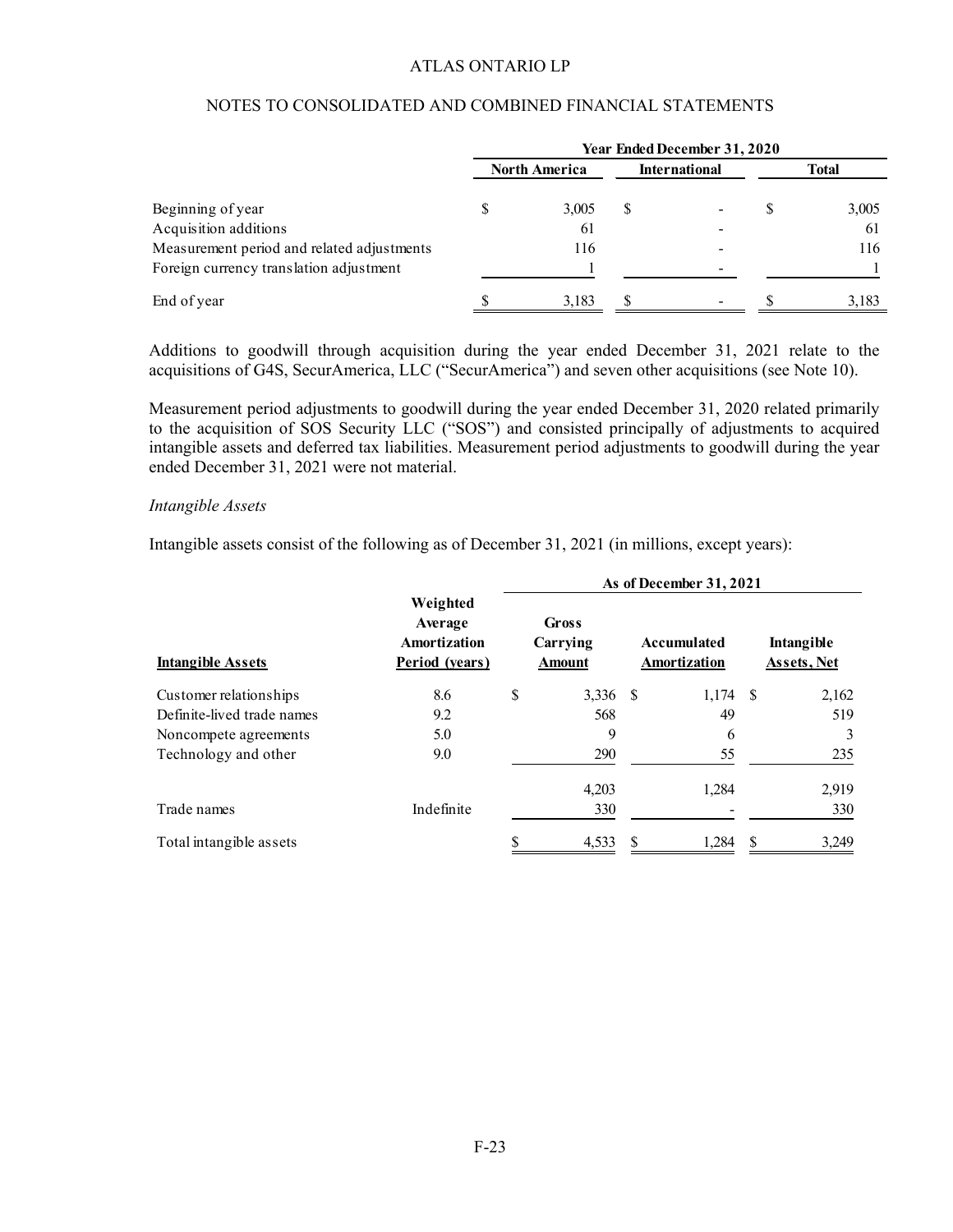| | Year Ended December 31, 2020 | | |
|---|---|---|---|
| | North America | International | Total |
| Beginning of year | $ 3,005 | $ - | $ 3,005 |
| Acquisition additions | 61 | - | 61 |
| Measurement period and related adjustments | 116 | - | 116 |
| Foreign currency translation adjustment | 1 | - | 1 |
| End of year | $ 3,183 | $ - | $ 3,183 |

Additions to goodwill through acquisition during the year ended December 31, 2021 relate to the acquisitions of G4S, SecurAmerica, LLC ("SecurAmerica") and seven other acquisitions (see Note 10).

Measurement period adjustments to goodwill during the year ended December 31, 2020 related primarily to the acquisition of SOS Security LLC ("SOS") and consisted principally of adjustments to acquired intangible assets and deferred tax liabilities. Measurement period adjustments to goodwill during the year ended December 31, 2021 were not material.

*Intangible Assets*

Intangible assets consist of the following as of December 31, 2021 (in millions, except years):

| | | As of December 31, 2021 | | |
|---|---|---|---|---|
| Intangible Assets | Weighted Average Amortization Period (years) | Gross Carrying Amount | Accumulated Amortization | Intangible Assets, Net |
| Customer relationships | 8.6 | $ 3,336 | $ 1,174 | $ 2,162 |
| Definite-lived trade names | 9.2 | 568 | 49 | 519 |
| Noncompete agreements | 5.0 | 9 | 6 | 3 |
| Technology and other | 9.0 | 290 | 55 | 235 |
| | | 4,203 | 1,284 | 2,919 |
| Trade names | Indefinite | 330 | - | 330 |
| Total intangible assets | | $ 4,533 | $ 1,284 | $ 3,249 |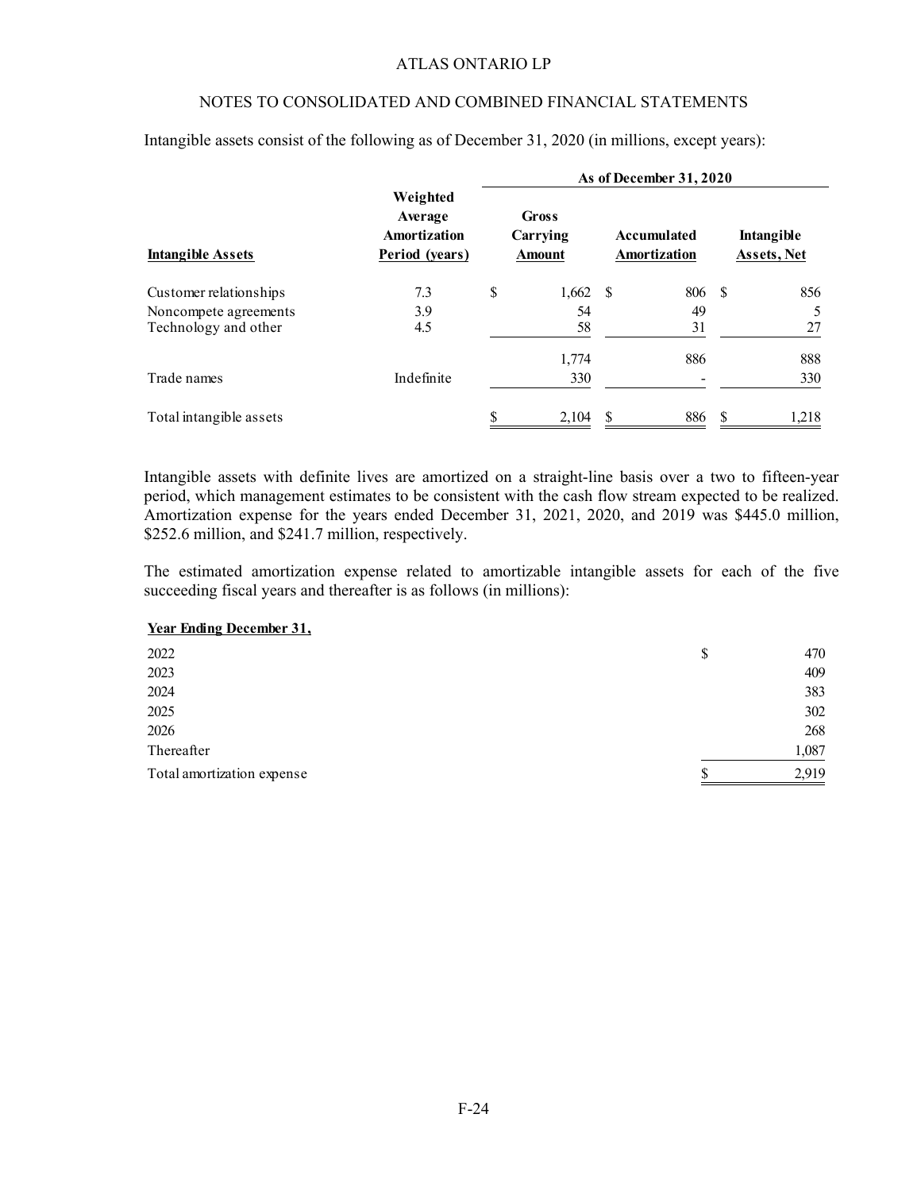ATLAS ONTARIO LP

NOTES TO CONSOLIDATED AND COMBINED FINANCIAL STATEMENTS

Intangible assets consist of the following as of December 31, 2020 (in millions, except years):

| **Intangible Assets** | **Weighted Average Amortization Period (years)** | **As of December 31, 2020** | | |
|---|---|---|---|---|
| | | **Gross Carrying Amount** | **Accumulated Amortization** | **Intangible Assets, Net** |
| Customer relationships | 7.3 | $ 1,662 | $ 806 | $ 856 |
| Noncompete agreements | 3.9 | 54 | 49 | 5 |
| Technology and other | 4.5 | 58 | 31 | 27 |
| | | 1,774 | 886 | 888 |
| Trade names | Indefinite | 330 | - | 330 |
| Total intangible assets | | $ 2,104 | $ 886 | $ 1,218 |

Intangible assets with definite lives are amortized on a straight-line basis over a two to fifteen-year period, which management estimates to be consistent with the cash flow stream expected to be realized. Amortization expense for the years ended December 31, 2021, 2020, and 2019 was $445.0 million, $252.6 million, and $241.7 million, respectively.

The estimated amortization expense related to amortizable intangible assets for each of the five succeeding fiscal years and thereafter is as follows (in millions):

| **Year Ending December 31,** | |
|---|---|
| 2022 | $ 470 |
| 2023 | 409 |
| 2024 | 383 |
| 2025 | 302 |
| 2026 | 268 |
| Thereafter | 1,087 |
| Total amortization expense | $ 2,919 |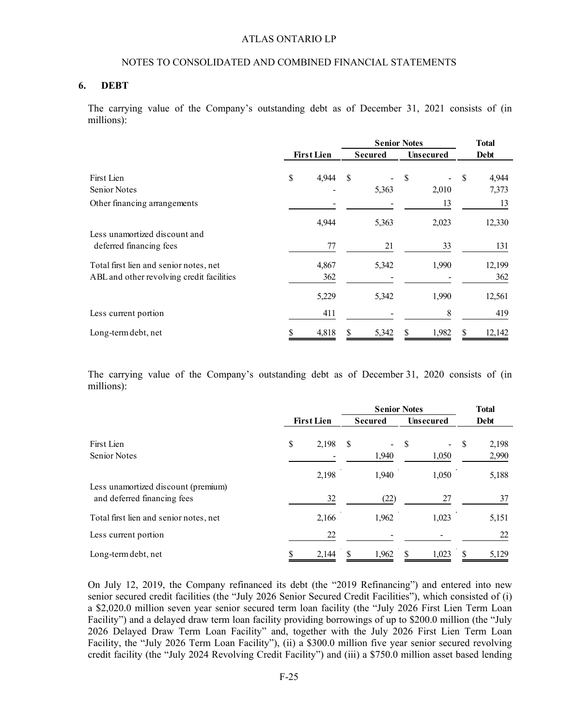ATLAS ONTARIO LP

NOTES TO CONSOLIDATED AND COMBINED FINANCIAL STATEMENTS

## 6. DEBT

The carrying value of the Company's outstanding debt as of December 31, 2021 consists of (in millions):

| | | Senior Notes | | Total |
|---|---|---|---|---|
| | First Lien | Secured | Unsecured | Debt |
| First Lien | $ 4,944 | $ - | $ - | $ 4,944 |
| Senior Notes | - | 5,363 | 2,010 | 7,373 |
| Other financing arrangements | - | - | 13 | 13 |
| | 4,944 | 5,363 | 2,023 | 12,330 |
| Less unamortized discount and deferred financing fees | 77 | 21 | 33 | 131 |
| Total first lien and senior notes, net | 4,867 | 5,342 | 1,990 | 12,199 |
| ABL and other revolving credit facilities | 362 | - | - | 362 |
| | 5,229 | 5,342 | 1,990 | 12,561 |
| Less current portion | 411 | - | 8 | 419 |
| Long-term debt, net | $ 4,818 | $ 5,342 | $ 1,982 | $ 12,142 |

The carrying value of the Company's outstanding debt as of December 31, 2020 consists of (in millions):

| | | Senior Notes | | Total |
|---|---|---|---|---|
| | First Lien | Secured | Unsecured | Debt |
| First Lien | $ 2,198 | $ - | $ - | $ 2,198 |
| Senior Notes | - | 1,940 | 1,050 | 2,990 |
| | 2,198 | 1,940 | 1,050 | 5,188 |
| Less unamortized discount (premium) and deferred financing fees | 32 | (22) | 27 | 37 |
| Total first lien and senior notes, net | 2,166 | 1,962 | 1,023 | 5,151 |
| Less current portion | 22 | - | - | 22 |
| Long-term debt, net | $ 2,144 | $ 1,962 | $ 1,023 | $ 5,129 |

On July 12, 2019, the Company refinanced its debt (the "2019 Refinancing") and entered into new senior secured credit facilities (the "July 2026 Senior Secured Credit Facilities"), which consisted of (i) a $2,020.0 million seven year senior secured term loan facility (the "July 2026 First Lien Term Loan Facility") and a delayed draw term loan facility providing borrowings of up to $200.0 million (the "July 2026 Delayed Draw Term Loan Facility" and, together with the July 2026 First Lien Term Loan Facility, the "July 2026 Term Loan Facility"), (ii) a $300.0 million five year senior secured revolving credit facility (the "July 2024 Revolving Credit Facility") and (iii) a $750.0 million asset based lending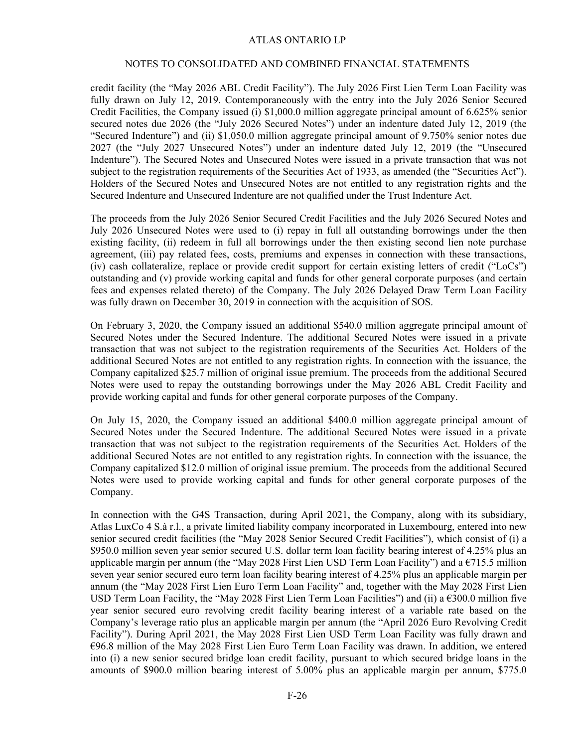credit facility (the "May 2026 ABL Credit Facility"). The July 2026 First Lien Term Loan Facility was fully drawn on July 12, 2019. Contemporaneously with the entry into the July 2026 Senior Secured Credit Facilities, the Company issued (i) $1,000.0 million aggregate principal amount of 6.625% senior secured notes due 2026 (the "July 2026 Secured Notes") under an indenture dated July 12, 2019 (the "Secured Indenture") and (ii) $1,050.0 million aggregate principal amount of 9.750% senior notes due 2027 (the "July 2027 Unsecured Notes") under an indenture dated July 12, 2019 (the "Unsecured Indenture"). The Secured Notes and Unsecured Notes were issued in a private transaction that was not subject to the registration requirements of the Securities Act of 1933, as amended (the "Securities Act"). Holders of the Secured Notes and Unsecured Notes are not entitled to any registration rights and the Secured Indenture and Unsecured Indenture are not qualified under the Trust Indenture Act.

The proceeds from the July 2026 Senior Secured Credit Facilities and the July 2026 Secured Notes and July 2026 Unsecured Notes were used to (i) repay in full all outstanding borrowings under the then existing facility, (ii) redeem in full all borrowings under the then existing second lien note purchase agreement, (iii) pay related fees, costs, premiums and expenses in connection with these transactions, (iv) cash collateralize, replace or provide credit support for certain existing letters of credit ("LoCs") outstanding and (v) provide working capital and funds for other general corporate purposes (and certain fees and expenses related thereto) of the Company. The July 2026 Delayed Draw Term Loan Facility was fully drawn on December 30, 2019 in connection with the acquisition of SOS.

On February 3, 2020, the Company issued an additional $540.0 million aggregate principal amount of Secured Notes under the Secured Indenture. The additional Secured Notes were issued in a private transaction that was not subject to the registration requirements of the Securities Act. Holders of the additional Secured Notes are not entitled to any registration rights. In connection with the issuance, the Company capitalized $25.7 million of original issue premium. The proceeds from the additional Secured Notes were used to repay the outstanding borrowings under the May 2026 ABL Credit Facility and provide working capital and funds for other general corporate purposes of the Company.

On July 15, 2020, the Company issued an additional $400.0 million aggregate principal amount of Secured Notes under the Secured Indenture. The additional Secured Notes were issued in a private transaction that was not subject to the registration requirements of the Securities Act. Holders of the additional Secured Notes are not entitled to any registration rights. In connection with the issuance, the Company capitalized $12.0 million of original issue premium. The proceeds from the additional Secured Notes were used to provide working capital and funds for other general corporate purposes of the Company.

In connection with the G4S Transaction, during April 2021, the Company, along with its subsidiary, Atlas LuxCo 4 S.à r.l., a private limited liability company incorporated in Luxembourg, entered into new senior secured credit facilities (the "May 2028 Senior Secured Credit Facilities"), which consist of (i) a $950.0 million seven year senior secured U.S. dollar term loan facility bearing interest of 4.25% plus an applicable margin per annum (the "May 2028 First Lien USD Term Loan Facility") and a €715.5 million seven year senior secured euro term loan facility bearing interest of 4.25% plus an applicable margin per annum (the "May 2028 First Lien Euro Term Loan Facility" and, together with the May 2028 First Lien USD Term Loan Facility, the "May 2028 First Lien Term Loan Facilities") and (ii) a €300.0 million five year senior secured euro revolving credit facility bearing interest of a variable rate based on the Company's leverage ratio plus an applicable margin per annum (the "April 2026 Euro Revolving Credit Facility"). During April 2021, the May 2028 First Lien USD Term Loan Facility was fully drawn and €96.8 million of the May 2028 First Lien Euro Term Loan Facility was drawn. In addition, we entered into (i) a new senior secured bridge loan credit facility, pursuant to which secured bridge loans in the amounts of $900.0 million bearing interest of 5.00% plus an applicable margin per annum, $775.0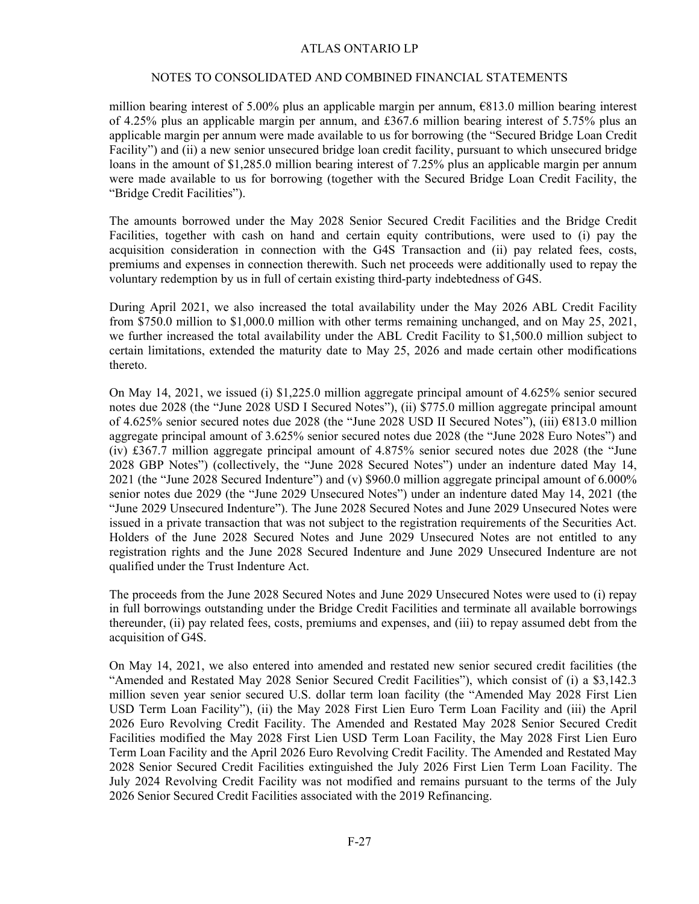million bearing interest of 5.00% plus an applicable margin per annum, €813.0 million bearing interest of 4.25% plus an applicable margin per annum, and £367.6 million bearing interest of 5.75% plus an applicable margin per annum were made available to us for borrowing (the "Secured Bridge Loan Credit Facility") and (ii) a new senior unsecured bridge loan credit facility, pursuant to which unsecured bridge loans in the amount of $1,285.0 million bearing interest of 7.25% plus an applicable margin per annum were made available to us for borrowing (together with the Secured Bridge Loan Credit Facility, the "Bridge Credit Facilities").

The amounts borrowed under the May 2028 Senior Secured Credit Facilities and the Bridge Credit Facilities, together with cash on hand and certain equity contributions, were used to (i) pay the acquisition consideration in connection with the G4S Transaction and (ii) pay related fees, costs, premiums and expenses in connection therewith. Such net proceeds were additionally used to repay the voluntary redemption by us in full of certain existing third-party indebtedness of G4S.

During April 2021, we also increased the total availability under the May 2026 ABL Credit Facility from $750.0 million to $1,000.0 million with other terms remaining unchanged, and on May 25, 2021, we further increased the total availability under the ABL Credit Facility to $1,500.0 million subject to certain limitations, extended the maturity date to May 25, 2026 and made certain other modifications thereto.

On May 14, 2021, we issued (i) $1,225.0 million aggregate principal amount of 4.625% senior secured notes due 2028 (the "June 2028 USD I Secured Notes"), (ii) $775.0 million aggregate principal amount of 4.625% senior secured notes due 2028 (the "June 2028 USD II Secured Notes"), (iii) €813.0 million aggregate principal amount of 3.625% senior secured notes due 2028 (the "June 2028 Euro Notes") and (iv) £367.7 million aggregate principal amount of 4.875% senior secured notes due 2028 (the "June 2028 GBP Notes") (collectively, the "June 2028 Secured Notes") under an indenture dated May 14, 2021 (the "June 2028 Secured Indenture") and (v) $960.0 million aggregate principal amount of 6.000% senior notes due 2029 (the "June 2029 Unsecured Notes") under an indenture dated May 14, 2021 (the "June 2029 Unsecured Indenture"). The June 2028 Secured Notes and June 2029 Unsecured Notes were issued in a private transaction that was not subject to the registration requirements of the Securities Act. Holders of the June 2028 Secured Notes and June 2029 Unsecured Notes are not entitled to any registration rights and the June 2028 Secured Indenture and June 2029 Unsecured Indenture are not qualified under the Trust Indenture Act.

The proceeds from the June 2028 Secured Notes and June 2029 Unsecured Notes were used to (i) repay in full borrowings outstanding under the Bridge Credit Facilities and terminate all available borrowings thereunder, (ii) pay related fees, costs, premiums and expenses, and (iii) to repay assumed debt from the acquisition of G4S.

On May 14, 2021, we also entered into amended and restated new senior secured credit facilities (the "Amended and Restated May 2028 Senior Secured Credit Facilities"), which consist of (i) a $3,142.3 million seven year senior secured U.S. dollar term loan facility (the "Amended May 2028 First Lien USD Term Loan Facility"), (ii) the May 2028 First Lien Euro Term Loan Facility and (iii) the April 2026 Euro Revolving Credit Facility. The Amended and Restated May 2028 Senior Secured Credit Facilities modified the May 2028 First Lien USD Term Loan Facility, the May 2028 First Lien Euro Term Loan Facility and the April 2026 Euro Revolving Credit Facility. The Amended and Restated May 2028 Senior Secured Credit Facilities extinguished the July 2026 First Lien Term Loan Facility. The July 2024 Revolving Credit Facility was not modified and remains pursuant to the terms of the July 2026 Senior Secured Credit Facilities associated with the 2019 Refinancing.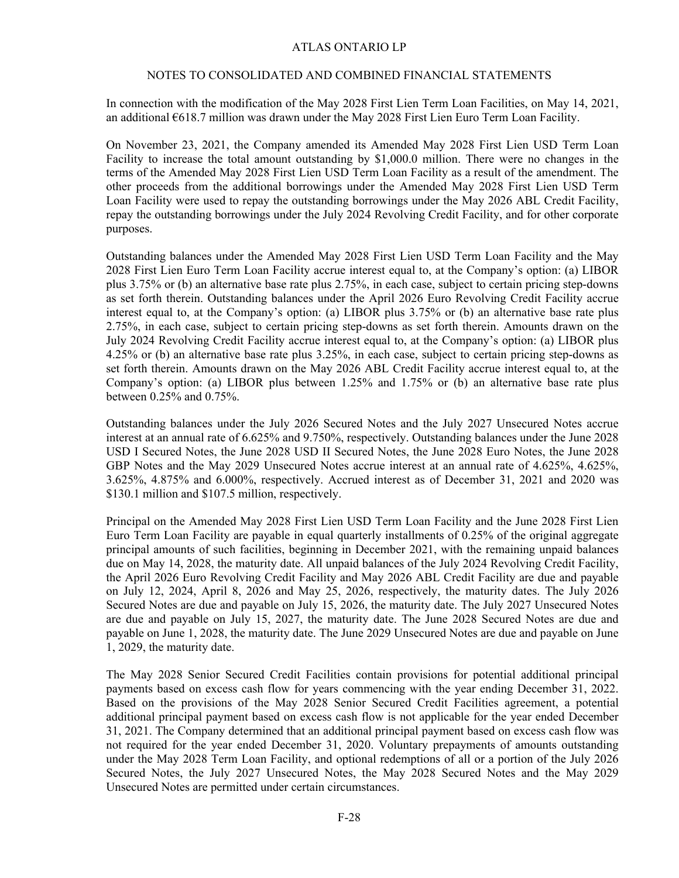In connection with the modification of the May 2028 First Lien Term Loan Facilities, on May 14, 2021, an additional €618.7 million was drawn under the May 2028 First Lien Euro Term Loan Facility.

On November 23, 2021, the Company amended its Amended May 2028 First Lien USD Term Loan Facility to increase the total amount outstanding by $1,000.0 million. There were no changes in the terms of the Amended May 2028 First Lien USD Term Loan Facility as a result of the amendment. The other proceeds from the additional borrowings under the Amended May 2028 First Lien USD Term Loan Facility were used to repay the outstanding borrowings under the May 2026 ABL Credit Facility, repay the outstanding borrowings under the July 2024 Revolving Credit Facility, and for other corporate purposes.

Outstanding balances under the Amended May 2028 First Lien USD Term Loan Facility and the May 2028 First Lien Euro Term Loan Facility accrue interest equal to, at the Company's option: (a) LIBOR plus 3.75% or (b) an alternative base rate plus 2.75%, in each case, subject to certain pricing step-downs as set forth therein. Outstanding balances under the April 2026 Euro Revolving Credit Facility accrue interest equal to, at the Company's option: (a) LIBOR plus 3.75% or (b) an alternative base rate plus 2.75%, in each case, subject to certain pricing step-downs as set forth therein. Amounts drawn on the July 2024 Revolving Credit Facility accrue interest equal to, at the Company's option: (a) LIBOR plus 4.25% or (b) an alternative base rate plus 3.25%, in each case, subject to certain pricing step-downs as set forth therein. Amounts drawn on the May 2026 ABL Credit Facility accrue interest equal to, at the Company's option: (a) LIBOR plus between 1.25% and 1.75% or (b) an alternative base rate plus between 0.25% and 0.75%.

Outstanding balances under the July 2026 Secured Notes and the July 2027 Unsecured Notes accrue interest at an annual rate of 6.625% and 9.750%, respectively. Outstanding balances under the June 2028 USD I Secured Notes, the June 2028 USD II Secured Notes, the June 2028 Euro Notes, the June 2028 GBP Notes and the May 2029 Unsecured Notes accrue interest at an annual rate of 4.625%, 4.625%, 3.625%, 4.875% and 6.000%, respectively. Accrued interest as of December 31, 2021 and 2020 was $130.1 million and $107.5 million, respectively.

Principal on the Amended May 2028 First Lien USD Term Loan Facility and the June 2028 First Lien Euro Term Loan Facility are payable in equal quarterly installments of 0.25% of the original aggregate principal amounts of such facilities, beginning in December 2021, with the remaining unpaid balances due on May 14, 2028, the maturity date. All unpaid balances of the July 2024 Revolving Credit Facility, the April 2026 Euro Revolving Credit Facility and May 2026 ABL Credit Facility are due and payable on July 12, 2024, April 8, 2026 and May 25, 2026, respectively, the maturity dates. The July 2026 Secured Notes are due and payable on July 15, 2026, the maturity date. The July 2027 Unsecured Notes are due and payable on July 15, 2027, the maturity date. The June 2028 Secured Notes are due and payable on June 1, 2028, the maturity date. The June 2029 Unsecured Notes are due and payable on June 1, 2029, the maturity date.

The May 2028 Senior Secured Credit Facilities contain provisions for potential additional principal payments based on excess cash flow for years commencing with the year ending December 31, 2022. Based on the provisions of the May 2028 Senior Secured Credit Facilities agreement, a potential additional principal payment based on excess cash flow is not applicable for the year ended December 31, 2021. The Company determined that an additional principal payment based on excess cash flow was not required for the year ended December 31, 2020. Voluntary prepayments of amounts outstanding under the May 2028 Term Loan Facility, and optional redemptions of all or a portion of the July 2026 Secured Notes, the July 2027 Unsecured Notes, the May 2028 Secured Notes and the May 2029 Unsecured Notes are permitted under certain circumstances.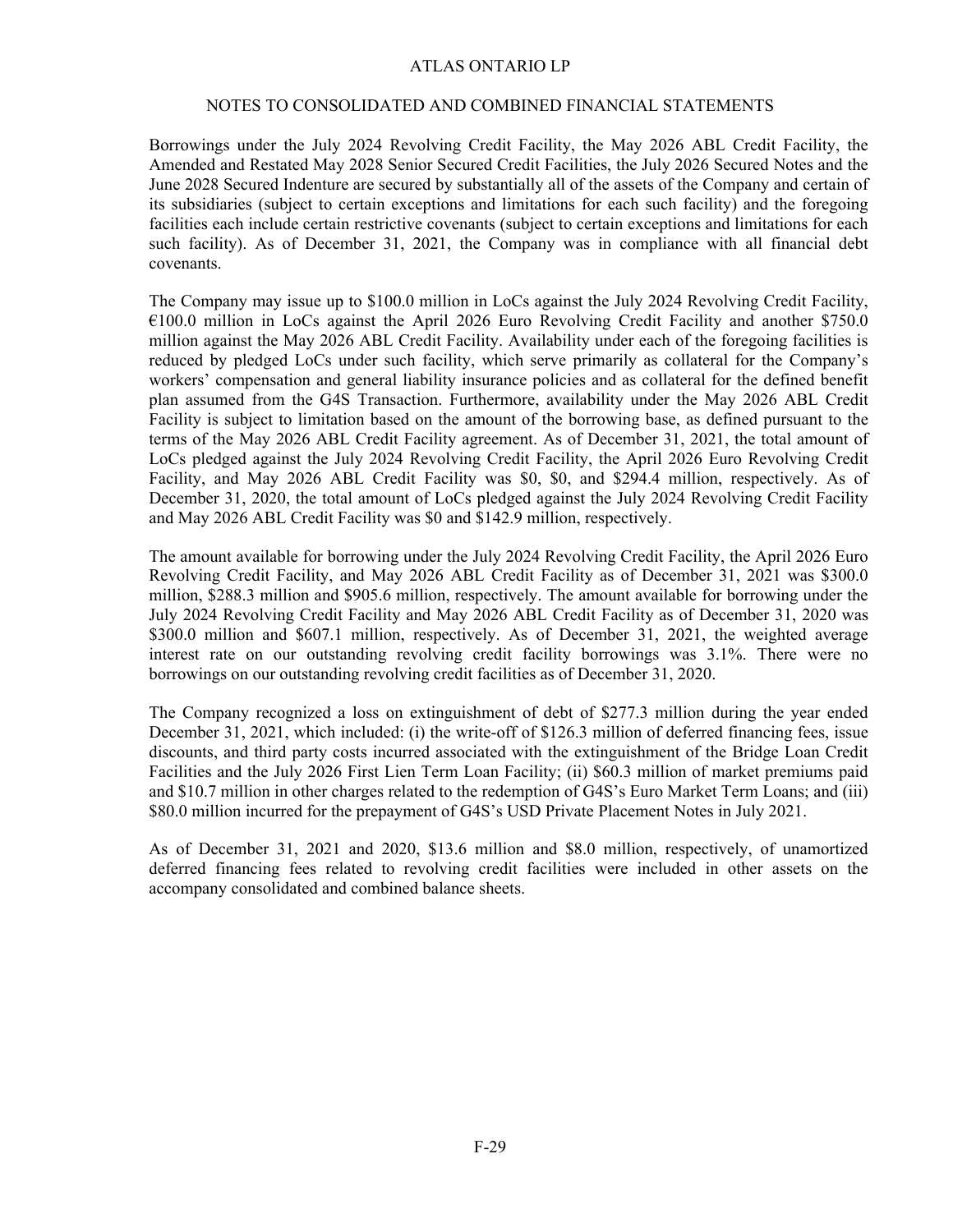Borrowings under the July 2024 Revolving Credit Facility, the May 2026 ABL Credit Facility, the Amended and Restated May 2028 Senior Secured Credit Facilities, the July 2026 Secured Notes and the June 2028 Secured Indenture are secured by substantially all of the assets of the Company and certain of its subsidiaries (subject to certain exceptions and limitations for each such facility) and the foregoing facilities each include certain restrictive covenants (subject to certain exceptions and limitations for each such facility). As of December 31, 2021, the Company was in compliance with all financial debt covenants.

The Company may issue up to $100.0 million in LoCs against the July 2024 Revolving Credit Facility, €100.0 million in LoCs against the April 2026 Euro Revolving Credit Facility and another $750.0 million against the May 2026 ABL Credit Facility. Availability under each of the foregoing facilities is reduced by pledged LoCs under such facility, which serve primarily as collateral for the Company's workers' compensation and general liability insurance policies and as collateral for the defined benefit plan assumed from the G4S Transaction. Furthermore, availability under the May 2026 ABL Credit Facility is subject to limitation based on the amount of the borrowing base, as defined pursuant to the terms of the May 2026 ABL Credit Facility agreement. As of December 31, 2021, the total amount of LoCs pledged against the July 2024 Revolving Credit Facility, the April 2026 Euro Revolving Credit Facility, and May 2026 ABL Credit Facility was $0, $0, and $294.4 million, respectively. As of December 31, 2020, the total amount of LoCs pledged against the July 2024 Revolving Credit Facility and May 2026 ABL Credit Facility was $0 and $142.9 million, respectively.

The amount available for borrowing under the July 2024 Revolving Credit Facility, the April 2026 Euro Revolving Credit Facility, and May 2026 ABL Credit Facility as of December 31, 2021 was $300.0 million, $288.3 million and $905.6 million, respectively. The amount available for borrowing under the July 2024 Revolving Credit Facility and May 2026 ABL Credit Facility as of December 31, 2020 was $300.0 million and $607.1 million, respectively. As of December 31, 2021, the weighted average interest rate on our outstanding revolving credit facility borrowings was 3.1%. There were no borrowings on our outstanding revolving credit facilities as of December 31, 2020.

The Company recognized a loss on extinguishment of debt of $277.3 million during the year ended December 31, 2021, which included: (i) the write-off of $126.3 million of deferred financing fees, issue discounts, and third party costs incurred associated with the extinguishment of the Bridge Loan Credit Facilities and the July 2026 First Lien Term Loan Facility; (ii) $60.3 million of market premiums paid and $10.7 million in other charges related to the redemption of G4S's Euro Market Term Loans; and (iii) $80.0 million incurred for the prepayment of G4S's USD Private Placement Notes in July 2021.

As of December 31, 2021 and 2020, $13.6 million and $8.0 million, respectively, of unamortized deferred financing fees related to revolving credit facilities were included in other assets on the accompany consolidated and combined balance sheets.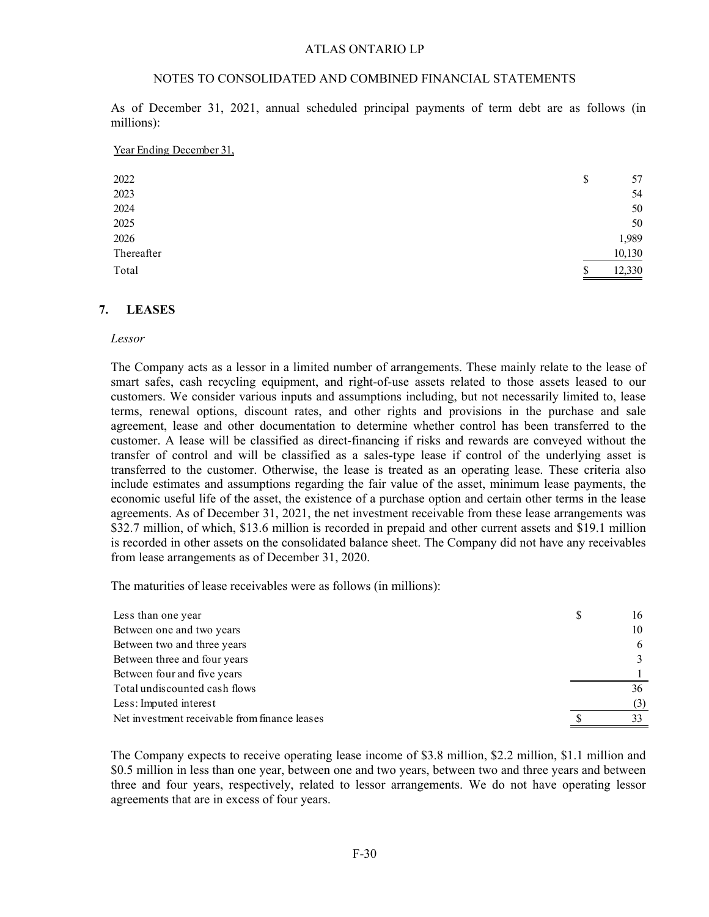As of December 31, 2021, annual scheduled principal payments of term debt are as follows (in millions):

| Year Ending December 31, | | |
|---|---|---|
| 2022 | $ | 57 |
| 2023 | | 54 |
| 2024 | | 50 |
| 2025 | | 50 |
| 2026 | | 1,989 |
| Thereafter | | 10,130 |
| Total | $ | 12,330 |

## 7. LEASES

*Lessor*

The Company acts as a lessor in a limited number of arrangements. These mainly relate to the lease of smart safes, cash recycling equipment, and right-of-use assets related to those assets leased to our customers. We consider various inputs and assumptions including, but not necessarily limited to, lease terms, renewal options, discount rates, and other rights and provisions in the purchase and sale agreement, lease and other documentation to determine whether control has been transferred to the customer. A lease will be classified as direct-financing if risks and rewards are conveyed without the transfer of control and will be classified as a sales-type lease if control of the underlying asset is transferred to the customer. Otherwise, the lease is treated as an operating lease. These criteria also include estimates and assumptions regarding the fair value of the asset, minimum lease payments, the economic useful life of the asset, the existence of a purchase option and certain other terms in the lease agreements. As of December 31, 2021, the net investment receivable from these lease arrangements was $32.7 million, of which, $13.6 million is recorded in prepaid and other current assets and $19.1 million is recorded in other assets on the consolidated balance sheet. The Company did not have any receivables from lease arrangements as of December 31, 2020.

The maturities of lease receivables were as follows (in millions):

| | | |
|---|---|---|
| Less than one year | $ | 16 |
| Between one and two years | | 10 |
| Between two and three years | | 6 |
| Between three and four years | | 3 |
| Between four and five years | | 1 |
| Total undiscounted cash flows | | 36 |
| Less: Imputed interest | | (3) |
| Net investment receivable from finance leases | $ | 33 |

The Company expects to receive operating lease income of $3.8 million, $2.2 million, $1.1 million and $0.5 million in less than one year, between one and two years, between two and three years and between three and four years, respectively, related to lessor arrangements. We do not have operating lessor agreements that are in excess of four years.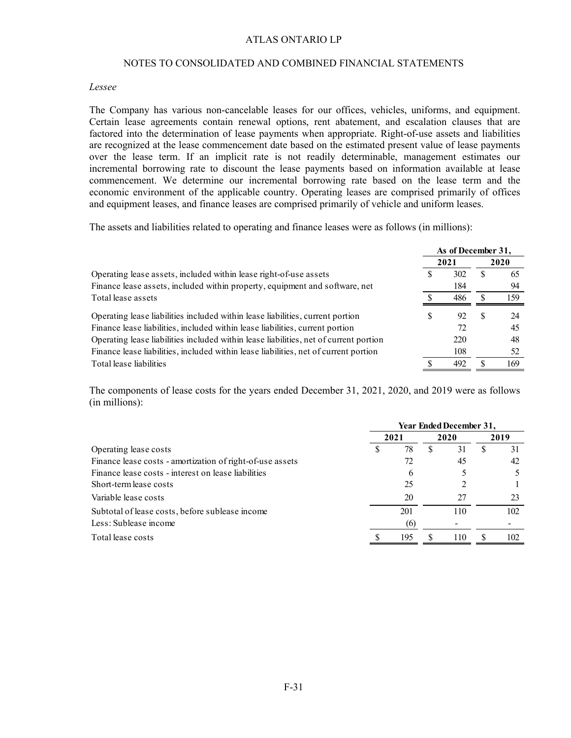*Lessee*

The Company has various non-cancelable leases for our offices, vehicles, uniforms, and equipment. Certain lease agreements contain renewal options, rent abatement, and escalation clauses that are factored into the determination of lease payments when appropriate. Right-of-use assets and liabilities are recognized at the lease commencement date based on the estimated present value of lease payments over the lease term. If an implicit rate is not readily determinable, management estimates our incremental borrowing rate to discount the lease payments based on information available at lease commencement. We determine our incremental borrowing rate based on the lease term and the economic environment of the applicable country. Operating leases are comprised primarily of offices and equipment leases, and finance leases are comprised primarily of vehicle and uniform leases.

The assets and liabilities related to operating and finance leases were as follows (in millions):

| | As of December 31, | |
|---|---|---|
| | 2021 | 2020 |
| Operating lease assets, included within lease right-of-use assets | $ 302 | $ 65 |
| Finance lease assets, included within property, equipment and software, net | 184 | 94 |
| Total lease assets | $ 486 | $ 159 |
| Operating lease liabilities included within lease liabilities, current portion | $ 92 | $ 24 |
| Finance lease liabilities, included within lease liabilities, current portion | 72 | 45 |
| Operating lease liabilities included within lease liabilities, net of current portion | 220 | 48 |
| Finance lease liabilities, included within lease liabilities, net of current portion | 108 | 52 |
| Total lease liabilities | $ 492 | $ 169 |

The components of lease costs for the years ended December 31, 2021, 2020, and 2019 were as follows (in millions):

| | Year Ended December 31, | | |
|---|---|---|---|
| | 2021 | 2020 | 2019 |
| Operating lease costs | $ 78 | $ 31 | $ 31 |
| Finance lease costs - amortization of right-of-use assets | 72 | 45 | 42 |
| Finance lease costs - interest on lease liabilities | 6 | 5 | 5 |
| Short-term lease costs | 25 | 2 | 1 |
| Variable lease costs | 20 | 27 | 23 |
| Subtotal of lease costs, before sublease income | 201 | 110 | 102 |
| Less: Sublease income | (6) | - | - |
| Total lease costs | $ 195 | $ 110 | $ 102 |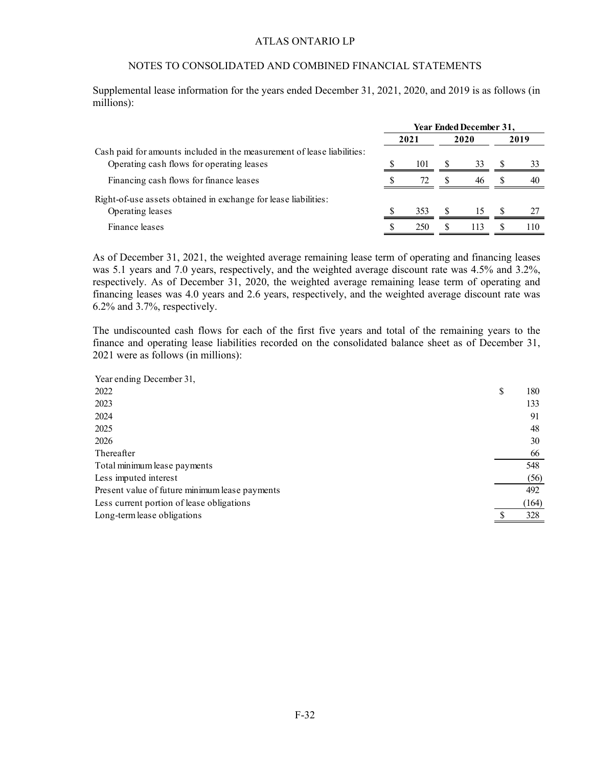## NOTES TO CONSOLIDATED AND COMBINED FINANCIAL STATEMENTS

Supplemental lease information for the years ended December 31, 2021, 2020, and 2019 is as follows (in millions):

| | Year Ended December 31, | | |
|---|---|---|---|
| | 2021 | 2020 | 2019 |
| Cash paid for amounts included in the measurement of lease liabilities: | | | |
| Operating cash flows for operating leases | $ 101 | $ 33 | $ 33 |
| Financing cash flows for finance leases | $ 72 | $ 46 | $ 40 |
| Right-of-use assets obtained in exchange for lease liabilities: | | | |
| Operating leases | $ 353 | $ 15 | $ 27 |
| Finance leases | $ 250 | $ 113 | $ 110 |

As of December 31, 2021, the weighted average remaining lease term of operating and financing leases was 5.1 years and 7.0 years, respectively, and the weighted average discount rate was 4.5% and 3.2%, respectively. As of December 31, 2020, the weighted average remaining lease term of operating and financing leases was 4.0 years and 2.6 years, respectively, and the weighted average discount rate was 6.2% and 3.7%, respectively.

The undiscounted cash flows for each of the first five years and total of the remaining years to the finance and operating lease liabilities recorded on the consolidated balance sheet as of December 31, 2021 were as follows (in millions):

| Year ending December 31, | |
|---|---|
| 2022 | $ 180 |
| 2023 | 133 |
| 2024 | 91 |
| 2025 | 48 |
| 2026 | 30 |
| Thereafter | 66 |
| Total minimum lease payments | 548 |
| Less imputed interest | (56) |
| Present value of future minimum lease payments | 492 |
| Less current portion of lease obligations | (164) |
| Long-term lease obligations | $ 328 |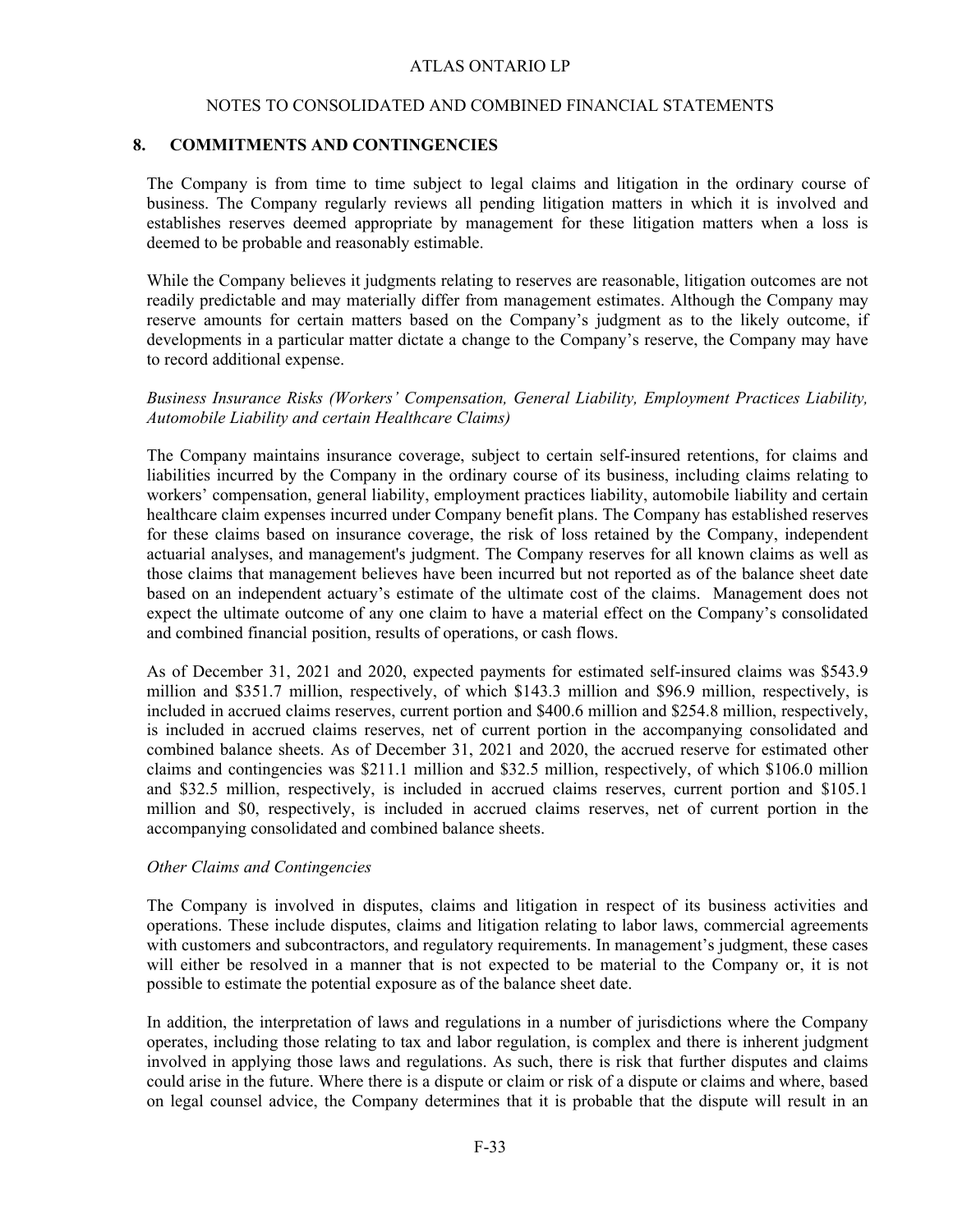## 8. COMMITMENTS AND CONTINGENCIES

The Company is from time to time subject to legal claims and litigation in the ordinary course of business. The Company regularly reviews all pending litigation matters in which it is involved and establishes reserves deemed appropriate by management for these litigation matters when a loss is deemed to be probable and reasonably estimable.

While the Company believes it judgments relating to reserves are reasonable, litigation outcomes are not readily predictable and may materially differ from management estimates. Although the Company may reserve amounts for certain matters based on the Company's judgment as to the likely outcome, if developments in a particular matter dictate a change to the Company's reserve, the Company may have to record additional expense.

*Business Insurance Risks (Workers' Compensation, General Liability, Employment Practices Liability, Automobile Liability and certain Healthcare Claims)*

The Company maintains insurance coverage, subject to certain self-insured retentions, for claims and liabilities incurred by the Company in the ordinary course of its business, including claims relating to workers' compensation, general liability, employment practices liability, automobile liability and certain healthcare claim expenses incurred under Company benefit plans. The Company has established reserves for these claims based on insurance coverage, the risk of loss retained by the Company, independent actuarial analyses, and management's judgment. The Company reserves for all known claims as well as those claims that management believes have been incurred but not reported as of the balance sheet date based on an independent actuary's estimate of the ultimate cost of the claims. Management does not expect the ultimate outcome of any one claim to have a material effect on the Company's consolidated and combined financial position, results of operations, or cash flows.

As of December 31, 2021 and 2020, expected payments for estimated self-insured claims was $543.9 million and $351.7 million, respectively, of which $143.3 million and $96.9 million, respectively, is included in accrued claims reserves, current portion and $400.6 million and $254.8 million, respectively, is included in accrued claims reserves, net of current portion in the accompanying consolidated and combined balance sheets. As of December 31, 2021 and 2020, the accrued reserve for estimated other claims and contingencies was $211.1 million and $32.5 million, respectively, of which $106.0 million and $32.5 million, respectively, is included in accrued claims reserves, current portion and $105.1 million and $0, respectively, is included in accrued claims reserves, net of current portion in the accompanying consolidated and combined balance sheets.

*Other Claims and Contingencies*

The Company is involved in disputes, claims and litigation in respect of its business activities and operations. These include disputes, claims and litigation relating to labor laws, commercial agreements with customers and subcontractors, and regulatory requirements. In management's judgment, these cases will either be resolved in a manner that is not expected to be material to the Company or, it is not possible to estimate the potential exposure as of the balance sheet date.

In addition, the interpretation of laws and regulations in a number of jurisdictions where the Company operates, including those relating to tax and labor regulation, is complex and there is inherent judgment involved in applying those laws and regulations. As such, there is risk that further disputes and claims could arise in the future. Where there is a dispute or claim or risk of a dispute or claims and where, based on legal counsel advice, the Company determines that it is probable that the dispute will result in an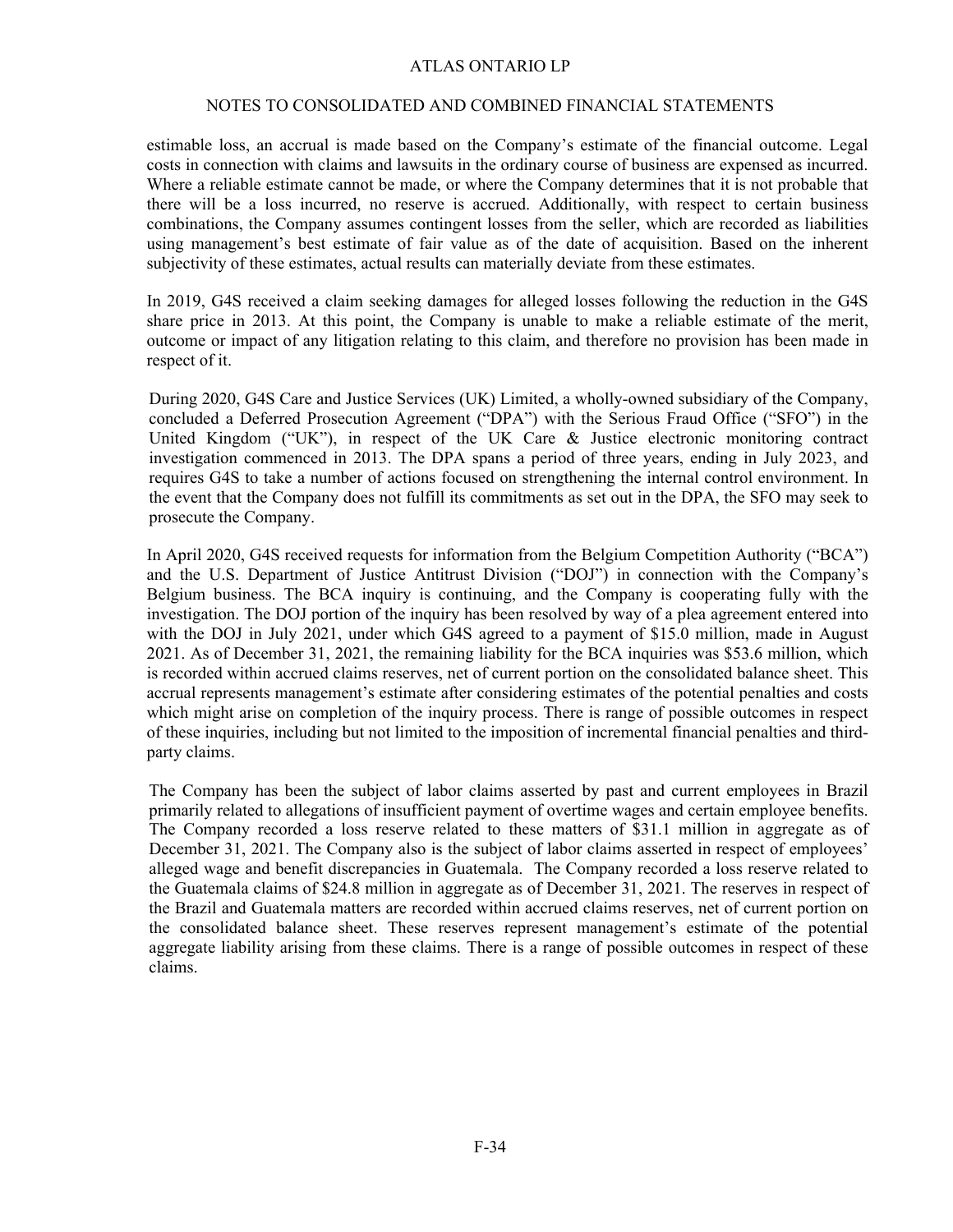estimable loss, an accrual is made based on the Company's estimate of the financial outcome. Legal costs in connection with claims and lawsuits in the ordinary course of business are expensed as incurred. Where a reliable estimate cannot be made, or where the Company determines that it is not probable that there will be a loss incurred, no reserve is accrued. Additionally, with respect to certain business combinations, the Company assumes contingent losses from the seller, which are recorded as liabilities using management's best estimate of fair value as of the date of acquisition. Based on the inherent subjectivity of these estimates, actual results can materially deviate from these estimates.

In 2019, G4S received a claim seeking damages for alleged losses following the reduction in the G4S share price in 2013. At this point, the Company is unable to make a reliable estimate of the merit, outcome or impact of any litigation relating to this claim, and therefore no provision has been made in respect of it.

During 2020, G4S Care and Justice Services (UK) Limited, a wholly-owned subsidiary of the Company, concluded a Deferred Prosecution Agreement ("DPA") with the Serious Fraud Office ("SFO") in the United Kingdom ("UK"), in respect of the UK Care & Justice electronic monitoring contract investigation commenced in 2013. The DPA spans a period of three years, ending in July 2023, and requires G4S to take a number of actions focused on strengthening the internal control environment. In the event that the Company does not fulfill its commitments as set out in the DPA, the SFO may seek to prosecute the Company.

In April 2020, G4S received requests for information from the Belgium Competition Authority ("BCA") and the U.S. Department of Justice Antitrust Division ("DOJ") in connection with the Company's Belgium business. The BCA inquiry is continuing, and the Company is cooperating fully with the investigation. The DOJ portion of the inquiry has been resolved by way of a plea agreement entered into with the DOJ in July 2021, under which G4S agreed to a payment of $15.0 million, made in August 2021. As of December 31, 2021, the remaining liability for the BCA inquiries was $53.6 million, which is recorded within accrued claims reserves, net of current portion on the consolidated balance sheet. This accrual represents management's estimate after considering estimates of the potential penalties and costs which might arise on completion of the inquiry process. There is range of possible outcomes in respect of these inquiries, including but not limited to the imposition of incremental financial penalties and third-party claims.

The Company has been the subject of labor claims asserted by past and current employees in Brazil primarily related to allegations of insufficient payment of overtime wages and certain employee benefits. The Company recorded a loss reserve related to these matters of $31.1 million in aggregate as of December 31, 2021. The Company also is the subject of labor claims asserted in respect of employees' alleged wage and benefit discrepancies in Guatemala. The Company recorded a loss reserve related to the Guatemala claims of $24.8 million in aggregate as of December 31, 2021. The reserves in respect of the Brazil and Guatemala matters are recorded within accrued claims reserves, net of current portion on the consolidated balance sheet. These reserves represent management's estimate of the potential aggregate liability arising from these claims. There is a range of possible outcomes in respect of these claims.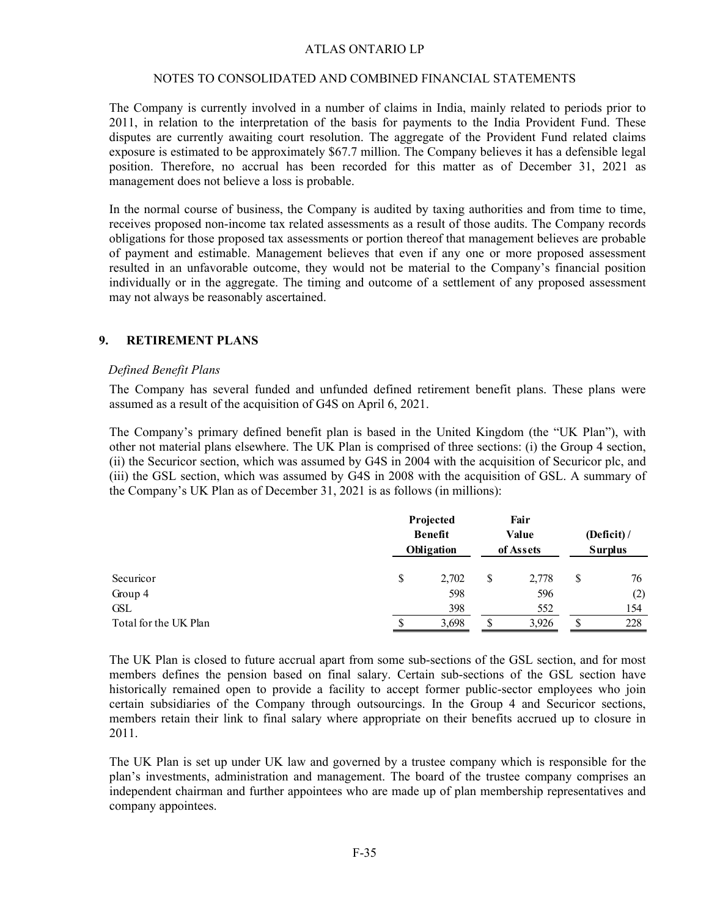The Company is currently involved in a number of claims in India, mainly related to periods prior to 2011, in relation to the interpretation of the basis for payments to the India Provident Fund. These disputes are currently awaiting court resolution. The aggregate of the Provident Fund related claims exposure is estimated to be approximately $67.7 million. The Company believes it has a defensible legal position. Therefore, no accrual has been recorded for this matter as of December 31, 2021 as management does not believe a loss is probable.

In the normal course of business, the Company is audited by taxing authorities and from time to time, receives proposed non-income tax related assessments as a result of those audits. The Company records obligations for those proposed tax assessments or portion thereof that management believes are probable of payment and estimable. Management believes that even if any one or more proposed assessment resulted in an unfavorable outcome, they would not be material to the Company's financial position individually or in the aggregate. The timing and outcome of a settlement of any proposed assessment may not always be reasonably ascertained.

## 9. RETIREMENT PLANS

*Defined Benefit Plans*

The Company has several funded and unfunded defined retirement benefit plans. These plans were assumed as a result of the acquisition of G4S on April 6, 2021.

The Company's primary defined benefit plan is based in the United Kingdom (the "UK Plan"), with other not material plans elsewhere. The UK Plan is comprised of three sections: (i) the Group 4 section, (ii) the Securicor section, which was assumed by G4S in 2004 with the acquisition of Securicor plc, and (iii) the GSL section, which was assumed by G4S in 2008 with the acquisition of GSL. A summary of the Company's UK Plan as of December 31, 2021 is as follows (in millions):

| | Projected Benefit Obligation | Fair Value of Assets | (Deficit) / Surplus |
|---|---|---|---|
| Securicor | $ 2,702 | $ 2,778 | $ 76 |
| Group 4 | 598 | 596 | (2) |
| GSL | 398 | 552 | 154 |
| Total for the UK Plan | $ 3,698 | $ 3,926 | $ 228 |

The UK Plan is closed to future accrual apart from some sub-sections of the GSL section, and for most members defines the pension based on final salary. Certain sub-sections of the GSL section have historically remained open to provide a facility to accept former public-sector employees who join certain subsidiaries of the Company through outsourcings. In the Group 4 and Securicor sections, members retain their link to final salary where appropriate on their benefits accrued up to closure in 2011.

The UK Plan is set up under UK law and governed by a trustee company which is responsible for the plan's investments, administration and management. The board of the trustee company comprises an independent chairman and further appointees who are made up of plan membership representatives and company appointees.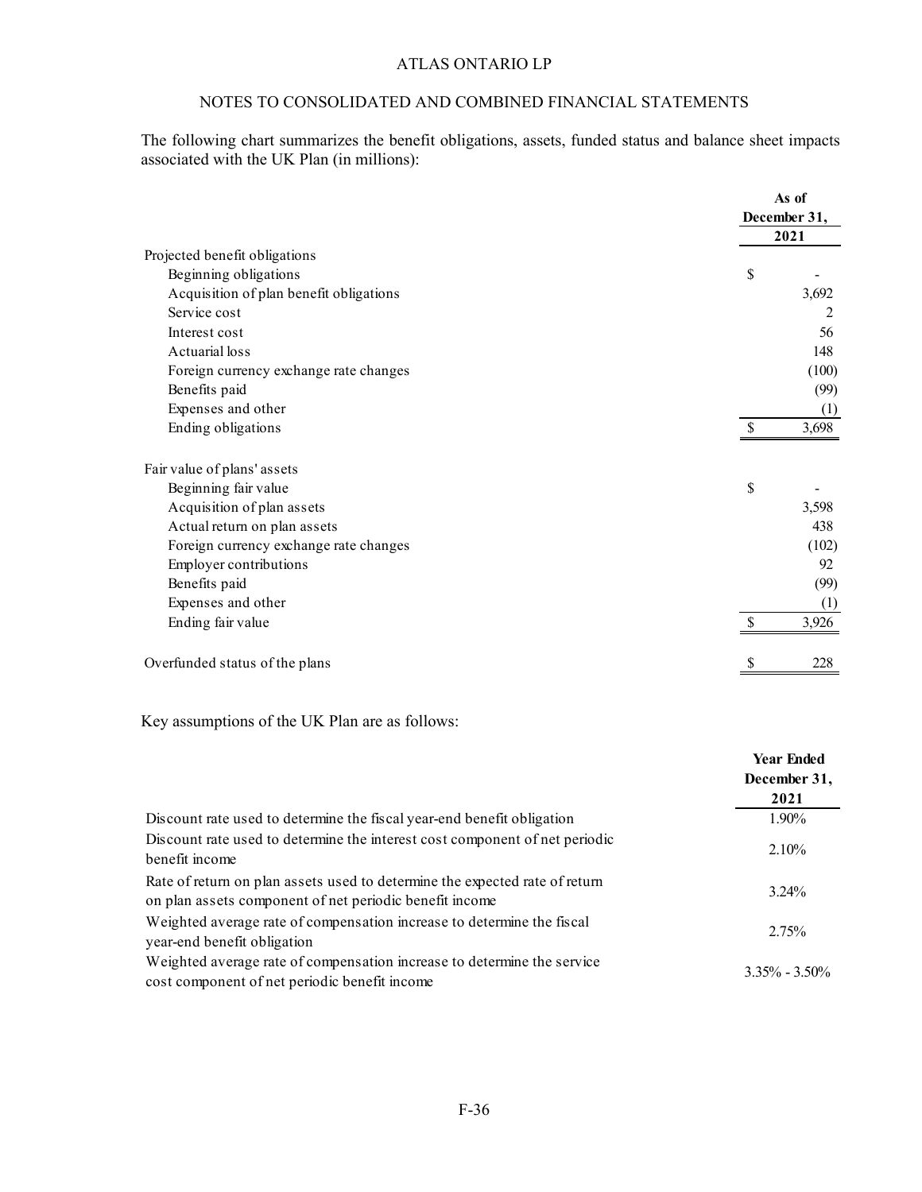ATLAS ONTARIO LP

NOTES TO CONSOLIDATED AND COMBINED FINANCIAL STATEMENTS

The following chart summarizes the benefit obligations, assets, funded status and balance sheet impacts associated with the UK Plan (in millions):

| | As of December 31, 2021 |
|---|---|
| Projected benefit obligations | |
| Beginning obligations | $ - |
| Acquisition of plan benefit obligations | 3,692 |
| Service cost | 2 |
| Interest cost | 56 |
| Actuarial loss | 148 |
| Foreign currency exchange rate changes | (100) |
| Benefits paid | (99) |
| Expenses and other | (1) |
| Ending obligations | $ 3,698 |
| | |
| Fair value of plans' assets | |
| Beginning fair value | $ - |
| Acquisition of plan assets | 3,598 |
| Actual return on plan assets | 438 |
| Foreign currency exchange rate changes | (102) |
| Employer contributions | 92 |
| Benefits paid | (99) |
| Expenses and other | (1) |
| Ending fair value | $ 3,926 |
| | |
| Overfunded status of the plans | $ 228 |

Key assumptions of the UK Plan are as follows:

| | Year Ended December 31, 2021 |
|---|---|
| Discount rate used to determine the fiscal year-end benefit obligation | 1.90% |
| Discount rate used to determine the interest cost component of net periodic benefit income | 2.10% |
| Rate of return on plan assets used to determine the expected rate of return on plan assets component of net periodic benefit income | 3.24% |
| Weighted average rate of compensation increase to determine the fiscal year-end benefit obligation | 2.75% |
| Weighted average rate of compensation increase to determine the service cost component of net periodic benefit income | 3.35% - 3.50% |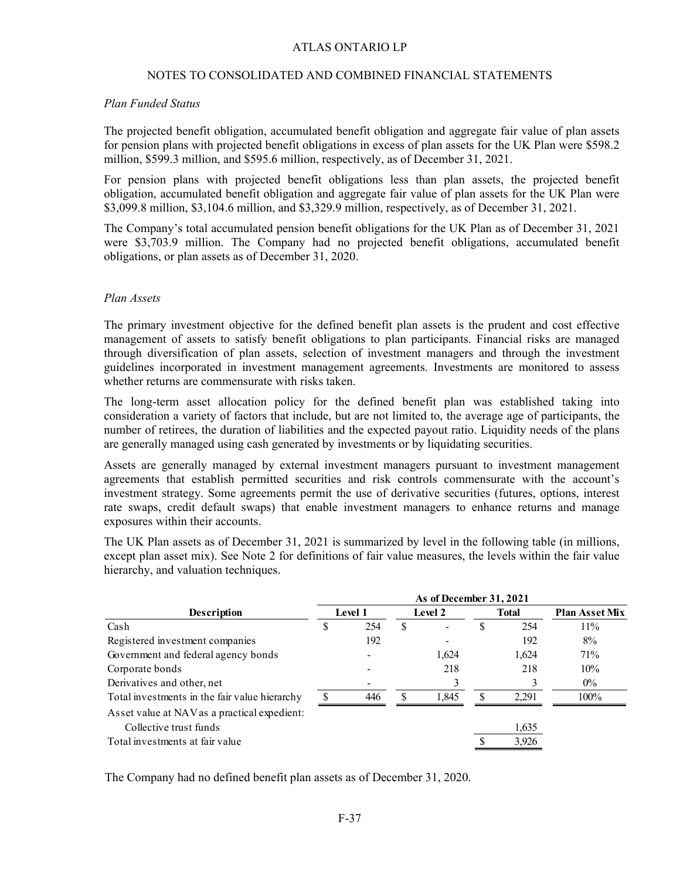*Plan Funded Status*

The projected benefit obligation, accumulated benefit obligation and aggregate fair value of plan assets for pension plans with projected benefit obligations in excess of plan assets for the UK Plan were $598.2 million, $599.3 million, and $595.6 million, respectively, as of December 31, 2021.

For pension plans with projected benefit obligations less than plan assets, the projected benefit obligation, accumulated benefit obligation and aggregate fair value of plan assets for the UK Plan were $3,099.8 million, $3,104.6 million, and $3,329.9 million, respectively, as of December 31, 2021.

The Company's total accumulated pension benefit obligations for the UK Plan as of December 31, 2021 were $3,703.9 million. The Company had no projected benefit obligations, accumulated benefit obligations, or plan assets as of December 31, 2020.

*Plan Assets*

The primary investment objective for the defined benefit plan assets is the prudent and cost effective management of assets to satisfy benefit obligations to plan participants. Financial risks are managed through diversification of plan assets, selection of investment managers and through the investment guidelines incorporated in investment management agreements. Investments are monitored to assess whether returns are commensurate with risks taken.

The long-term asset allocation policy for the defined benefit plan was established taking into consideration a variety of factors that include, but are not limited to, the average age of participants, the number of retirees, the duration of liabilities and the expected payout ratio. Liquidity needs of the plans are generally managed using cash generated by investments or by liquidating securities.

Assets are generally managed by external investment managers pursuant to investment management agreements that establish permitted securities and risk controls commensurate with the account's investment strategy. Some agreements permit the use of derivative securities (futures, options, interest rate swaps, credit default swaps) that enable investment managers to enhance returns and manage exposures within their accounts.

The UK Plan assets as of December 31, 2021 is summarized by level in the following table (in millions, except plan asset mix). See Note 2 for definitions of fair value measures, the levels within the fair value hierarchy, and valuation techniques.

| | As of December 31, 2021 | | | |
|---|---|---|---|---|
| **Description** | **Level 1** | **Level 2** | **Total** | **Plan Asset Mix** |
| Cash | $ 254 | $ - | $ 254 | 11% |
| Registered investment companies | 192 | - | 192 | 8% |
| Government and federal agency bonds | - | 1,624 | 1,624 | 71% |
| Corporate bonds | - | 218 | 218 | 10% |
| Derivatives and other, net | - | 3 | 3 | 0% |
| Total investments in the fair value hierarchy | $ 446 | $ 1,845 | $ 2,291 | 100% |
| Asset value at NAV as a practical expedient: | | | | |
| Collective trust funds | | | 1,635 | |
| Total investments at fair value | | | $ 3,926 | |

The Company had no defined benefit plan assets as of December 31, 2020.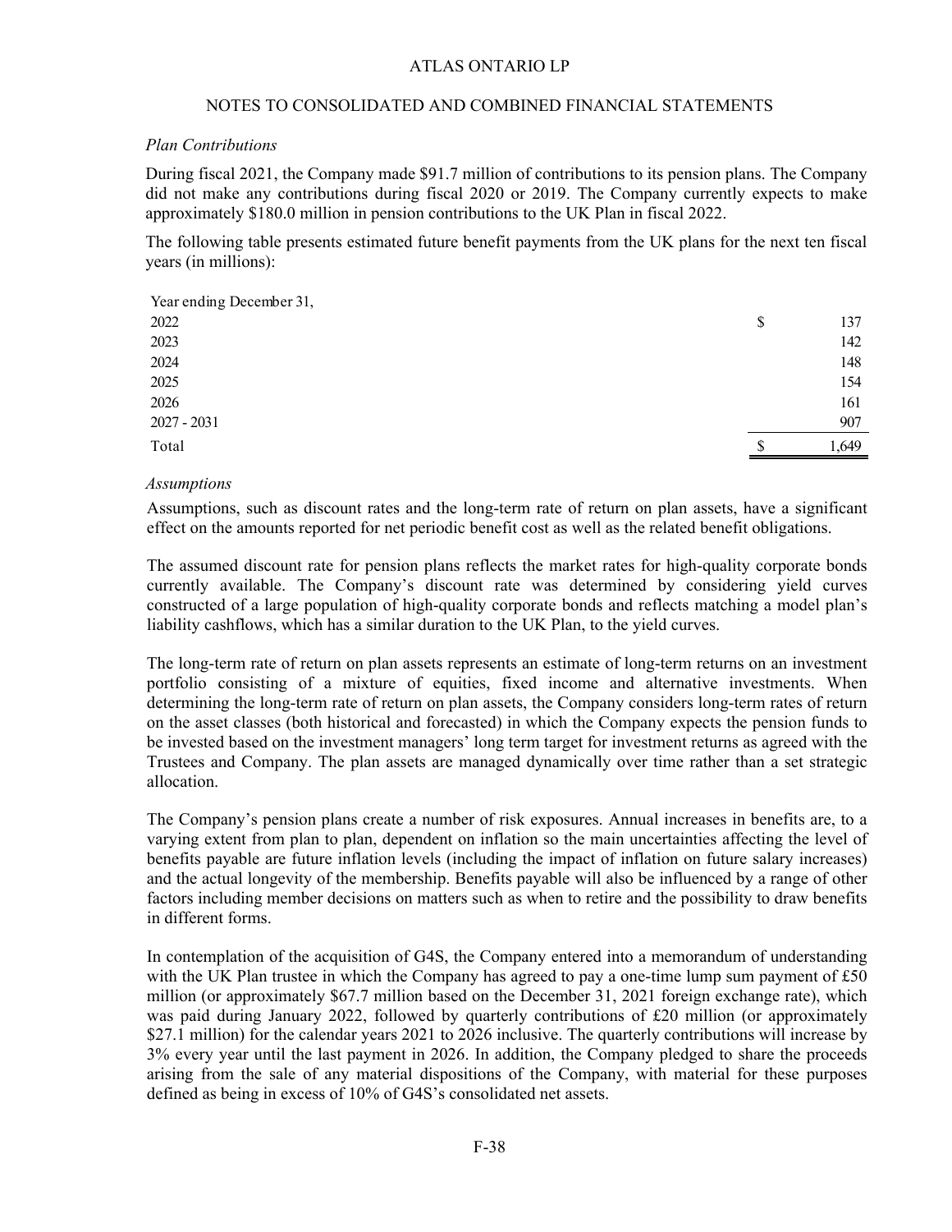### *Plan Contributions*

During fiscal 2021, the Company made $91.7 million of contributions to its pension plans. The Company did not make any contributions during fiscal 2020 or 2019. The Company currently expects to make approximately $180.0 million in pension contributions to the UK Plan in fiscal 2022.

The following table presents estimated future benefit payments from the UK plans for the next ten fiscal years (in millions):

| Year ending December 31, | | |
|---|---|---|
| 2022 | $ | 137 |
| 2023 | | 142 |
| 2024 | | 148 |
| 2025 | | 154 |
| 2026 | | 161 |
| 2027 - 2031 | | 907 |
| Total | $ | 1,649 |

### *Assumptions*

Assumptions, such as discount rates and the long-term rate of return on plan assets, have a significant effect on the amounts reported for net periodic benefit cost as well as the related benefit obligations.

The assumed discount rate for pension plans reflects the market rates for high-quality corporate bonds currently available. The Company's discount rate was determined by considering yield curves constructed of a large population of high-quality corporate bonds and reflects matching a model plan's liability cashflows, which has a similar duration to the UK Plan, to the yield curves.

The long-term rate of return on plan assets represents an estimate of long-term returns on an investment portfolio consisting of a mixture of equities, fixed income and alternative investments. When determining the long-term rate of return on plan assets, the Company considers long-term rates of return on the asset classes (both historical and forecasted) in which the Company expects the pension funds to be invested based on the investment managers' long term target for investment returns as agreed with the Trustees and Company. The plan assets are managed dynamically over time rather than a set strategic allocation.

The Company's pension plans create a number of risk exposures. Annual increases in benefits are, to a varying extent from plan to plan, dependent on inflation so the main uncertainties affecting the level of benefits payable are future inflation levels (including the impact of inflation on future salary increases) and the actual longevity of the membership. Benefits payable will also be influenced by a range of other factors including member decisions on matters such as when to retire and the possibility to draw benefits in different forms.

In contemplation of the acquisition of G4S, the Company entered into a memorandum of understanding with the UK Plan trustee in which the Company has agreed to pay a one-time lump sum payment of £50 million (or approximately $67.7 million based on the December 31, 2021 foreign exchange rate), which was paid during January 2022, followed by quarterly contributions of £20 million (or approximately $27.1 million) for the calendar years 2021 to 2026 inclusive. The quarterly contributions will increase by 3% every year until the last payment in 2026. In addition, the Company pledged to share the proceeds arising from the sale of any material dispositions of the Company, with material for these purposes defined as being in excess of 10% of G4S's consolidated net assets.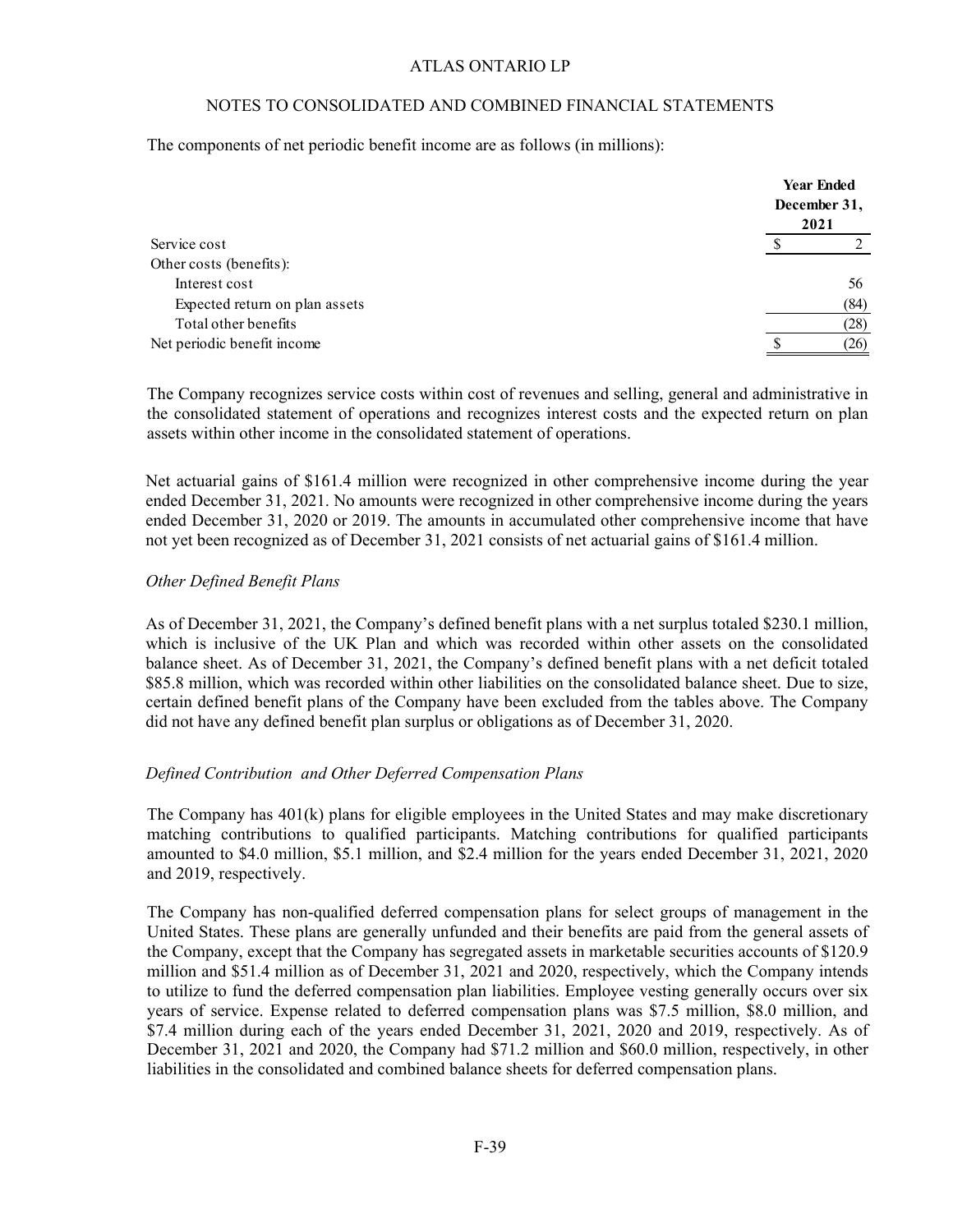The components of net periodic benefit income are as follows (in millions):

| | Year Ended December 31, 2021 |
|---|---|
| Service cost | $ 2 |
| Other costs (benefits): | |
| Interest cost | 56 |
| Expected return on plan assets | (84) |
| Total other benefits | (28) |
| Net periodic benefit income | $ (26) |

The Company recognizes service costs within cost of revenues and selling, general and administrative in the consolidated statement of operations and recognizes interest costs and the expected return on plan assets within other income in the consolidated statement of operations.

Net actuarial gains of $161.4 million were recognized in other comprehensive income during the year ended December 31, 2021. No amounts were recognized in other comprehensive income during the years ended December 31, 2020 or 2019. The amounts in accumulated other comprehensive income that have not yet been recognized as of December 31, 2021 consists of net actuarial gains of $161.4 million.

*Other Defined Benefit Plans*

As of December 31, 2021, the Company's defined benefit plans with a net surplus totaled $230.1 million, which is inclusive of the UK Plan and which was recorded within other assets on the consolidated balance sheet. As of December 31, 2021, the Company's defined benefit plans with a net deficit totaled $85.8 million, which was recorded within other liabilities on the consolidated balance sheet. Due to size, certain defined benefit plans of the Company have been excluded from the tables above. The Company did not have any defined benefit plan surplus or obligations as of December 31, 2020.

*Defined Contribution and Other Deferred Compensation Plans*

The Company has 401(k) plans for eligible employees in the United States and may make discretionary matching contributions to qualified participants. Matching contributions for qualified participants amounted to $4.0 million, $5.1 million, and $2.4 million for the years ended December 31, 2021, 2020 and 2019, respectively.

The Company has non-qualified deferred compensation plans for select groups of management in the United States. These plans are generally unfunded and their benefits are paid from the general assets of the Company, except that the Company has segregated assets in marketable securities accounts of $120.9 million and $51.4 million as of December 31, 2021 and 2020, respectively, which the Company intends to utilize to fund the deferred compensation plan liabilities. Employee vesting generally occurs over six years of service. Expense related to deferred compensation plans was $7.5 million, $8.0 million, and $7.4 million during each of the years ended December 31, 2021, 2020 and 2019, respectively. As of December 31, 2021 and 2020, the Company had $71.2 million and $60.0 million, respectively, in other liabilities in the consolidated and combined balance sheets for deferred compensation plans.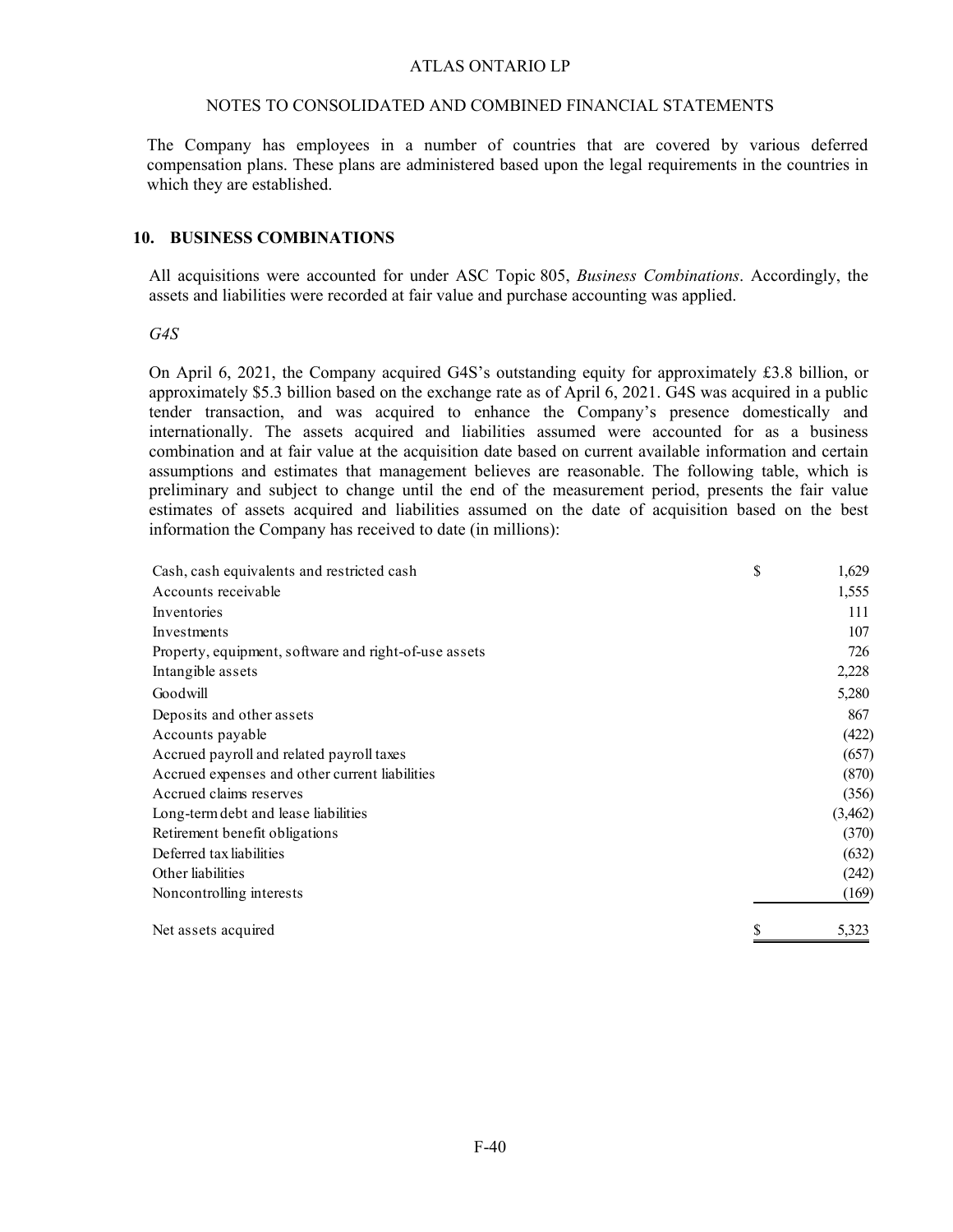The Company has employees in a number of countries that are covered by various deferred compensation plans. These plans are administered based upon the legal requirements in the countries in which they are established.

## 10. BUSINESS COMBINATIONS

All acquisitions were accounted for under ASC Topic 805, *Business Combinations*. Accordingly, the assets and liabilities were recorded at fair value and purchase accounting was applied.

*G4S*

On April 6, 2021, the Company acquired G4S's outstanding equity for approximately £3.8 billion, or approximately $5.3 billion based on the exchange rate as of April 6, 2021. G4S was acquired in a public tender transaction, and was acquired to enhance the Company's presence domestically and internationally. The assets acquired and liabilities assumed were accounted for as a business combination and at fair value at the acquisition date based on current available information and certain assumptions and estimates that management believes are reasonable. The following table, which is preliminary and subject to change until the end of the measurement period, presents the fair value estimates of assets acquired and liabilities assumed on the date of acquisition based on the best information the Company has received to date (in millions):

| | |
|---|---|
| Cash, cash equivalents and restricted cash | $ 1,629 |
| Accounts receivable | 1,555 |
| Inventories | 111 |
| Investments | 107 |
| Property, equipment, software and right-of-use assets | 726 |
| Intangible assets | 2,228 |
| Goodwill | 5,280 |
| Deposits and other assets | 867 |
| Accounts payable | (422) |
| Accrued payroll and related payroll taxes | (657) |
| Accrued expenses and other current liabilities | (870) |
| Accrued claims reserves | (356) |
| Long-term debt and lease liabilities | (3,462) |
| Retirement benefit obligations | (370) |
| Deferred tax liabilities | (632) |
| Other liabilities | (242) |
| Noncontrolling interests | (169) |
| Net assets acquired | $ 5,323 |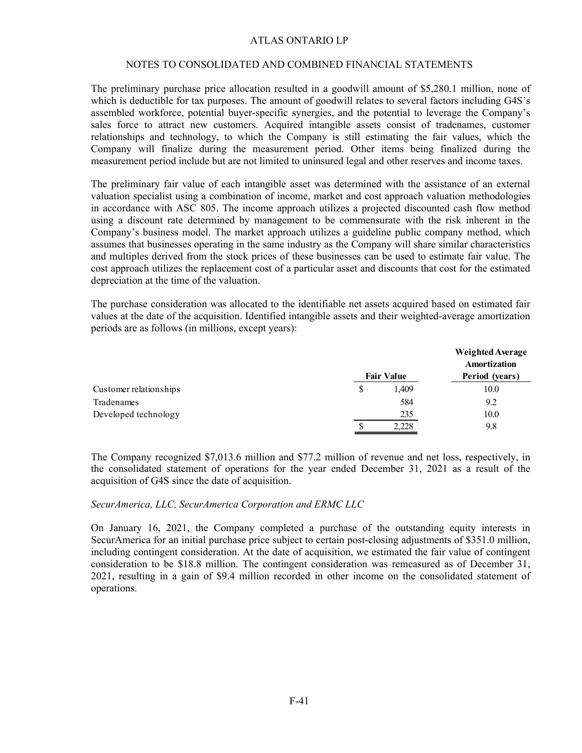The preliminary purchase price allocation resulted in a goodwill amount of $5,280.1 million, none of which is deductible for tax purposes. The amount of goodwill relates to several factors including G4S's assembled workforce, potential buyer-specific synergies, and the potential to leverage the Company's sales force to attract new customers. Acquired intangible assets consist of tradenames, customer relationships and technology, to which the Company is still estimating the fair values, which the Company will finalize during the measurement period. Other items being finalized during the measurement period include but are not limited to uninsured legal and other reserves and income taxes.

The preliminary fair value of each intangible asset was determined with the assistance of an external valuation specialist using a combination of income, market and cost approach valuation methodologies in accordance with ASC 805. The income approach utilizes a projected discounted cash flow method using a discount rate determined by management to be commensurate with the risk inherent in the Company's business model. The market approach utilizes a guideline public company method, which assumes that businesses operating in the same industry as the Company will share similar characteristics and multiples derived from the stock prices of these businesses can be used to estimate fair value. The cost approach utilizes the replacement cost of a particular asset and discounts that cost for the estimated depreciation at the time of the valuation.

The purchase consideration was allocated to the identifiable net assets acquired based on estimated fair values at the date of the acquisition. Identified intangible assets and their weighted-average amortization periods are as follows (in millions, except years):

| | Fair Value | Weighted Average Amortization Period (years) |
|---|---|---|
| Customer relationships | $ 1,409 | 10.0 |
| Tradenames | 584 | 9.2 |
| Developed technology | 235 | 10.0 |
| | $ 2,228 | 9.8 |

The Company recognized $7,013.6 million and $77.2 million of revenue and net loss, respectively, in the consolidated statement of operations for the year ended December 31, 2021 as a result of the acquisition of G4S since the date of acquisition.

*SecurAmerica, LLC, SecurAmerica Corporation and ERMC LLC*

On January 16, 2021, the Company completed a purchase of the outstanding equity interests in SecurAmerica for an initial purchase price subject to certain post-closing adjustments of $351.0 million, including contingent consideration. At the date of acquisition, we estimated the fair value of contingent consideration to be $18.8 million. The contingent consideration was remeasured as of December 31, 2021, resulting in a gain of $9.4 million recorded in other income on the consolidated statement of operations.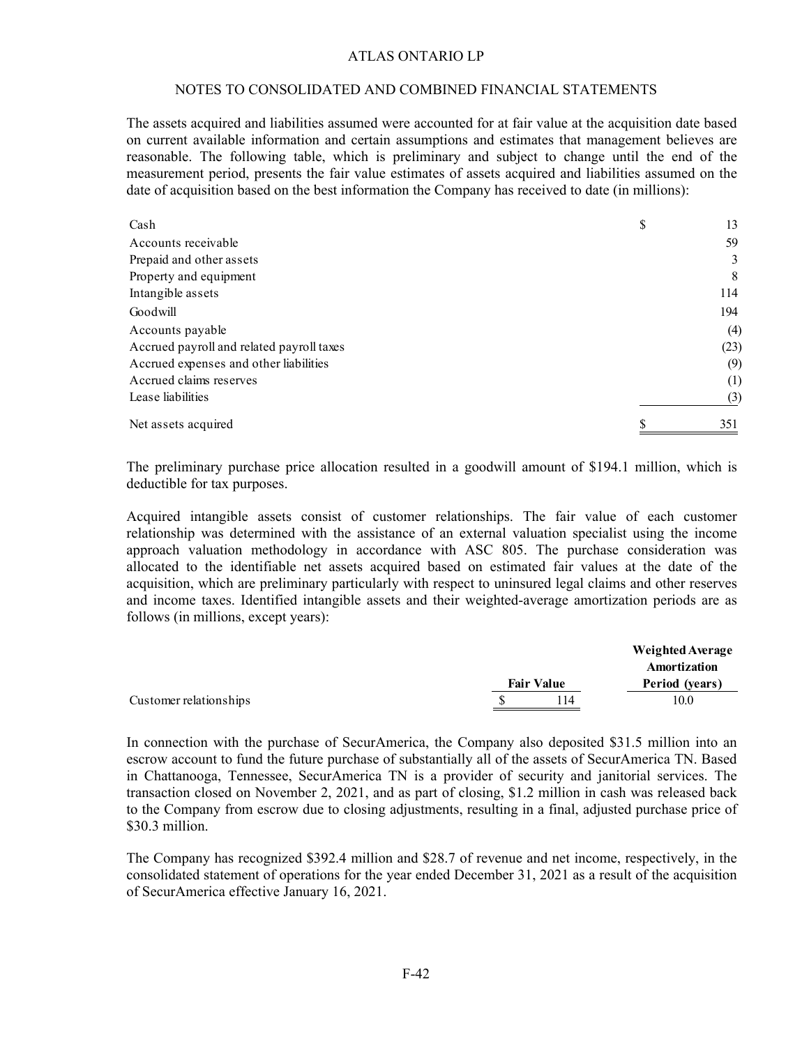The assets acquired and liabilities assumed were accounted for at fair value at the acquisition date based on current available information and certain assumptions and estimates that management believes are reasonable. The following table, which is preliminary and subject to change until the end of the measurement period, presents the fair value estimates of assets acquired and liabilities assumed on the date of acquisition based on the best information the Company has received to date (in millions):

| | |
|---|---|
| Cash | $ 13 |
| Accounts receivable | 59 |
| Prepaid and other assets | 3 |
| Property and equipment | 8 |
| Intangible assets | 114 |
| Goodwill | 194 |
| Accounts payable | (4) |
| Accrued payroll and related payroll taxes | (23) |
| Accrued expenses and other liabilities | (9) |
| Accrued claims reserves | (1) |
| Lease liabilities | (3) |
| Net assets acquired | $ 351 |

The preliminary purchase price allocation resulted in a goodwill amount of $194.1 million, which is deductible for tax purposes.

Acquired intangible assets consist of customer relationships. The fair value of each customer relationship was determined with the assistance of an external valuation specialist using the income approach valuation methodology in accordance with ASC 805. The purchase consideration was allocated to the identifiable net assets acquired based on estimated fair values at the date of the acquisition, which are preliminary particularly with respect to uninsured legal claims and other reserves and income taxes. Identified intangible assets and their weighted-average amortization periods are as follows (in millions, except years):

| | Fair Value | Weighted Average Amortization Period (years) |
|---|---|---|
| Customer relationships | $ 114 | 10.0 |

In connection with the purchase of SecurAmerica, the Company also deposited $31.5 million into an escrow account to fund the future purchase of substantially all of the assets of SecurAmerica TN. Based in Chattanooga, Tennessee, SecurAmerica TN is a provider of security and janitorial services. The transaction closed on November 2, 2021, and as part of closing, $1.2 million in cash was released back to the Company from escrow due to closing adjustments, resulting in a final, adjusted purchase price of $30.3 million.

The Company has recognized $392.4 million and $28.7 of revenue and net income, respectively, in the consolidated statement of operations for the year ended December 31, 2021 as a result of the acquisition of SecurAmerica effective January 16, 2021.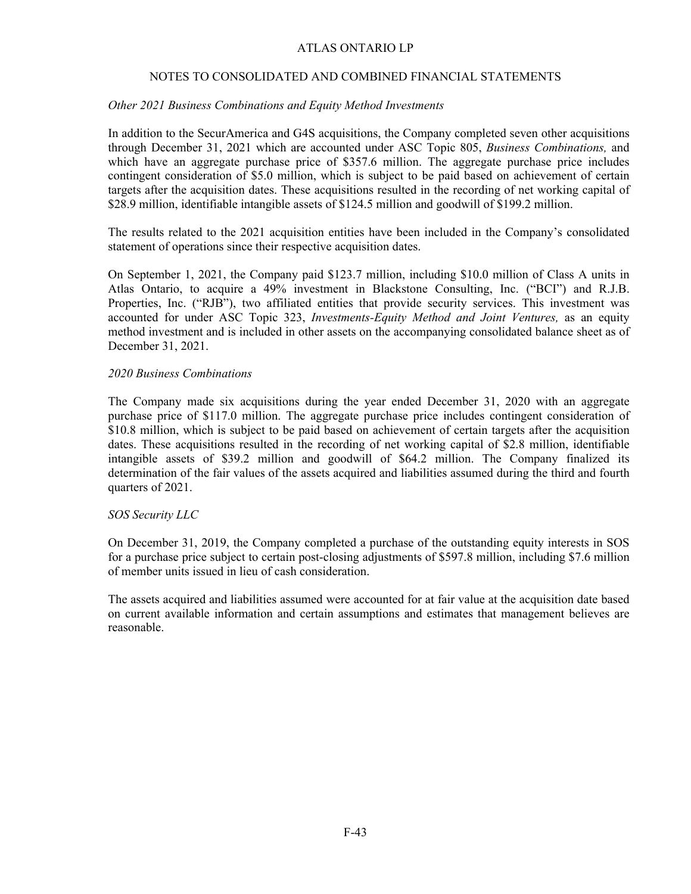*Other 2021 Business Combinations and Equity Method Investments*

In addition to the SecurAmerica and G4S acquisitions, the Company completed seven other acquisitions through December 31, 2021 which are accounted under ASC Topic 805, *Business Combinations,* and which have an aggregate purchase price of $357.6 million. The aggregate purchase price includes contingent consideration of $5.0 million, which is subject to be paid based on achievement of certain targets after the acquisition dates. These acquisitions resulted in the recording of net working capital of $28.9 million, identifiable intangible assets of $124.5 million and goodwill of $199.2 million.

The results related to the 2021 acquisition entities have been included in the Company's consolidated statement of operations since their respective acquisition dates.

On September 1, 2021, the Company paid $123.7 million, including $10.0 million of Class A units in Atlas Ontario, to acquire a 49% investment in Blackstone Consulting, Inc. ("BCI") and R.J.B. Properties, Inc. ("RJB"), two affiliated entities that provide security services. This investment was accounted for under ASC Topic 323, *Investments-Equity Method and Joint Ventures,* as an equity method investment and is included in other assets on the accompanying consolidated balance sheet as of December 31, 2021.

*2020 Business Combinations*

The Company made six acquisitions during the year ended December 31, 2020 with an aggregate purchase price of $117.0 million. The aggregate purchase price includes contingent consideration of $10.8 million, which is subject to be paid based on achievement of certain targets after the acquisition dates. These acquisitions resulted in the recording of net working capital of $2.8 million, identifiable intangible assets of $39.2 million and goodwill of $64.2 million. The Company finalized its determination of the fair values of the assets acquired and liabilities assumed during the third and fourth quarters of 2021.

*SOS Security LLC*

On December 31, 2019, the Company completed a purchase of the outstanding equity interests in SOS for a purchase price subject to certain post-closing adjustments of $597.8 million, including $7.6 million of member units issued in lieu of cash consideration.

The assets acquired and liabilities assumed were accounted for at fair value at the acquisition date based on current available information and certain assumptions and estimates that management believes are reasonable.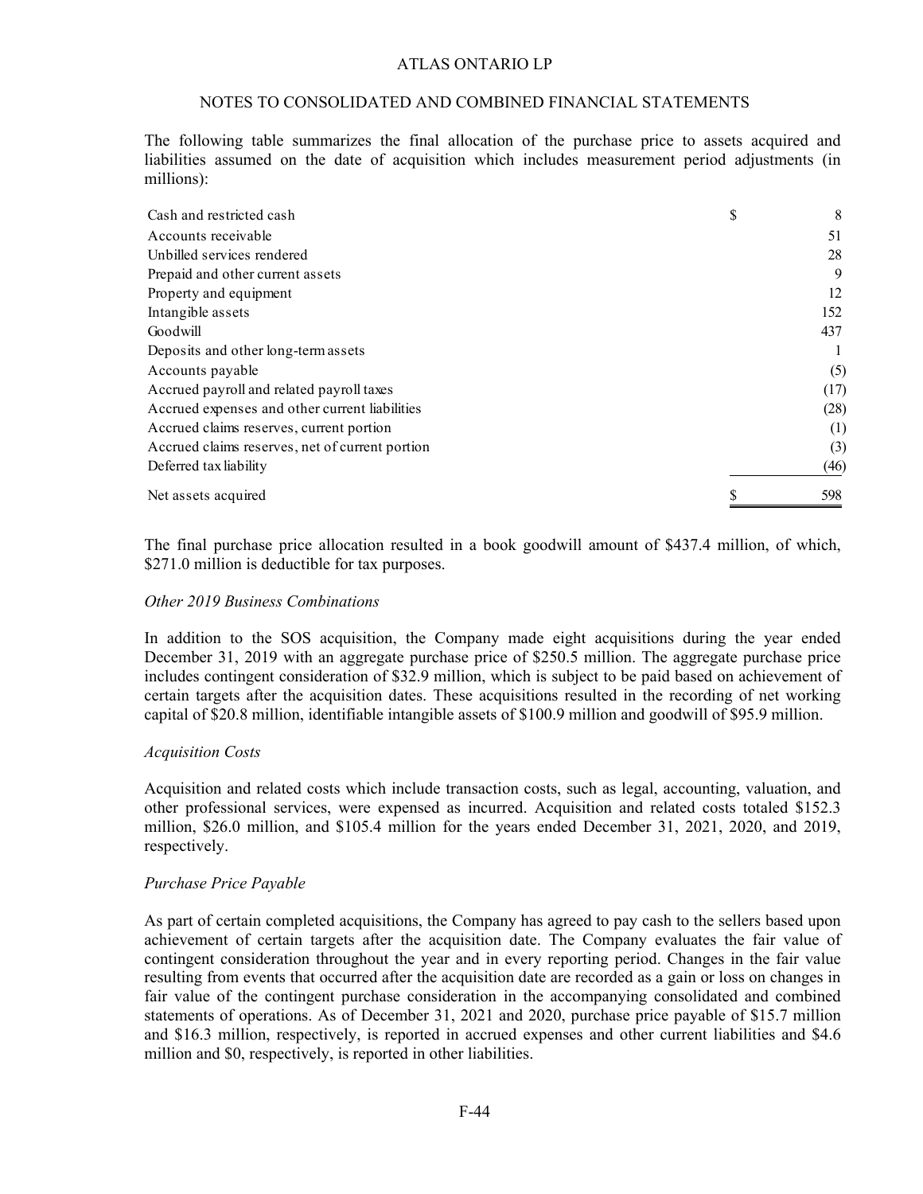The following table summarizes the final allocation of the purchase price to assets acquired and liabilities assumed on the date of acquisition which includes measurement period adjustments (in millions):

| | | |
|---|---|---|
| Cash and restricted cash | $ | 8 |
| Accounts receivable | | 51 |
| Unbilled services rendered | | 28 |
| Prepaid and other current assets | | 9 |
| Property and equipment | | 12 |
| Intangible assets | | 152 |
| Goodwill | | 437 |
| Deposits and other long-term assets | | 1 |
| Accounts payable | | (5) |
| Accrued payroll and related payroll taxes | | (17) |
| Accrued expenses and other current liabilities | | (28) |
| Accrued claims reserves, current portion | | (1) |
| Accrued claims reserves, net of current portion | | (3) |
| Deferred tax liability | | (46) |
| Net assets acquired | $ | 598 |

The final purchase price allocation resulted in a book goodwill amount of $437.4 million, of which, $271.0 million is deductible for tax purposes.

*Other 2019 Business Combinations*

In addition to the SOS acquisition, the Company made eight acquisitions during the year ended December 31, 2019 with an aggregate purchase price of $250.5 million. The aggregate purchase price includes contingent consideration of $32.9 million, which is subject to be paid based on achievement of certain targets after the acquisition dates. These acquisitions resulted in the recording of net working capital of $20.8 million, identifiable intangible assets of $100.9 million and goodwill of $95.9 million.

*Acquisition Costs*

Acquisition and related costs which include transaction costs, such as legal, accounting, valuation, and other professional services, were expensed as incurred. Acquisition and related costs totaled $152.3 million, $26.0 million, and $105.4 million for the years ended December 31, 2021, 2020, and 2019, respectively.

*Purchase Price Payable*

As part of certain completed acquisitions, the Company has agreed to pay cash to the sellers based upon achievement of certain targets after the acquisition date. The Company evaluates the fair value of contingent consideration throughout the year and in every reporting period. Changes in the fair value resulting from events that occurred after the acquisition date are recorded as a gain or loss on changes in fair value of the contingent purchase consideration in the accompanying consolidated and combined statements of operations. As of December 31, 2021 and 2020, purchase price payable of $15.7 million and $16.3 million, respectively, is reported in accrued expenses and other current liabilities and $4.6 million and $0, respectively, is reported in other liabilities.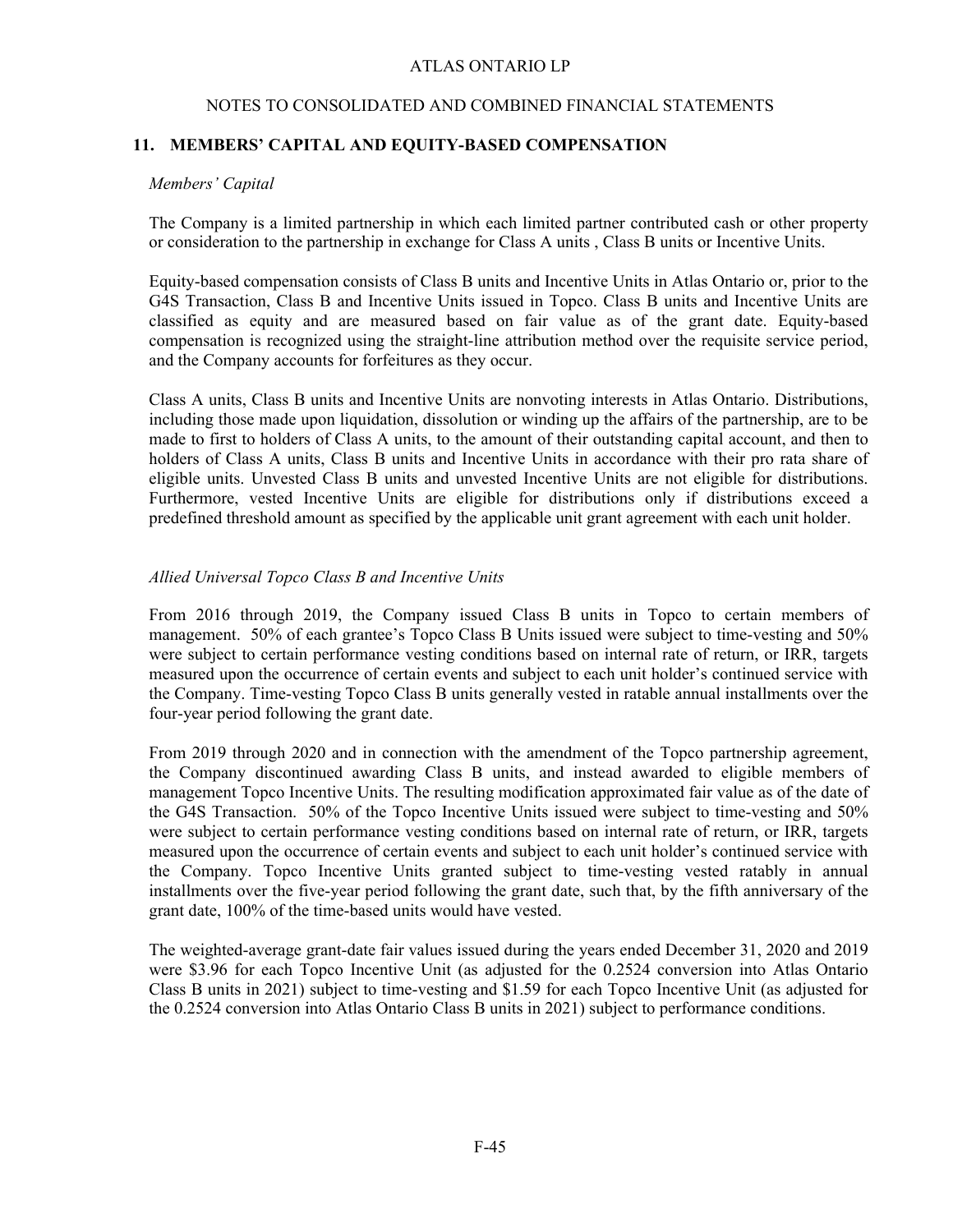## 11. MEMBERS' CAPITAL AND EQUITY-BASED COMPENSATION

*Members' Capital*

The Company is a limited partnership in which each limited partner contributed cash or other property or consideration to the partnership in exchange for Class A units , Class B units or Incentive Units.

Equity-based compensation consists of Class B units and Incentive Units in Atlas Ontario or, prior to the G4S Transaction, Class B and Incentive Units issued in Topco. Class B units and Incentive Units are classified as equity and are measured based on fair value as of the grant date. Equity-based compensation is recognized using the straight-line attribution method over the requisite service period, and the Company accounts for forfeitures as they occur.

Class A units, Class B units and Incentive Units are nonvoting interests in Atlas Ontario. Distributions, including those made upon liquidation, dissolution or winding up the affairs of the partnership, are to be made to first to holders of Class A units, to the amount of their outstanding capital account, and then to holders of Class A units, Class B units and Incentive Units in accordance with their pro rata share of eligible units. Unvested Class B units and unvested Incentive Units are not eligible for distributions. Furthermore, vested Incentive Units are eligible for distributions only if distributions exceed a predefined threshold amount as specified by the applicable unit grant agreement with each unit holder.

*Allied Universal Topco Class B and Incentive Units*

From 2016 through 2019, the Company issued Class B units in Topco to certain members of management. 50% of each grantee's Topco Class B Units issued were subject to time-vesting and 50% were subject to certain performance vesting conditions based on internal rate of return, or IRR, targets measured upon the occurrence of certain events and subject to each unit holder's continued service with the Company. Time-vesting Topco Class B units generally vested in ratable annual installments over the four-year period following the grant date.

From 2019 through 2020 and in connection with the amendment of the Topco partnership agreement, the Company discontinued awarding Class B units, and instead awarded to eligible members of management Topco Incentive Units. The resulting modification approximated fair value as of the date of the G4S Transaction. 50% of the Topco Incentive Units issued were subject to time-vesting and 50% were subject to certain performance vesting conditions based on internal rate of return, or IRR, targets measured upon the occurrence of certain events and subject to each unit holder's continued service with the Company. Topco Incentive Units granted subject to time-vesting vested ratably in annual installments over the five-year period following the grant date, such that, by the fifth anniversary of the grant date, 100% of the time-based units would have vested.

The weighted-average grant-date fair values issued during the years ended December 31, 2020 and 2019 were $3.96 for each Topco Incentive Unit (as adjusted for the 0.2524 conversion into Atlas Ontario Class B units in 2021) subject to time-vesting and $1.59 for each Topco Incentive Unit (as adjusted for the 0.2524 conversion into Atlas Ontario Class B units in 2021) subject to performance conditions.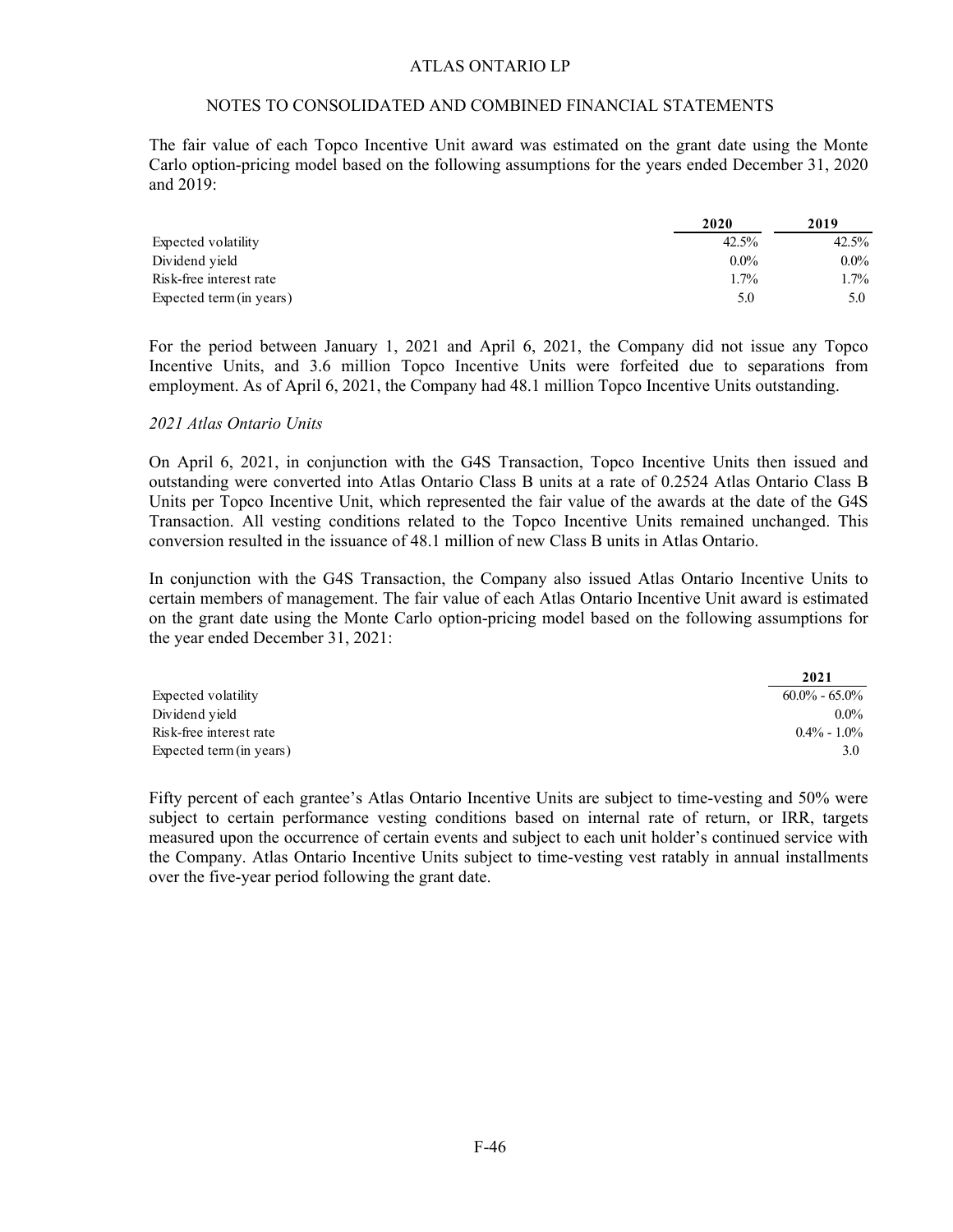The fair value of each Topco Incentive Unit award was estimated on the grant date using the Monte Carlo option-pricing model based on the following assumptions for the years ended December 31, 2020 and 2019:

| | 2020 | 2019 |
|---|---|---|
| Expected volatility | 42.5% | 42.5% |
| Dividend yield | 0.0% | 0.0% |
| Risk-free interest rate | 1.7% | 1.7% |
| Expected term (in years) | 5.0 | 5.0 |

For the period between January 1, 2021 and April 6, 2021, the Company did not issue any Topco Incentive Units, and 3.6 million Topco Incentive Units were forfeited due to separations from employment. As of April 6, 2021, the Company had 48.1 million Topco Incentive Units outstanding.

*2021 Atlas Ontario Units*

On April 6, 2021, in conjunction with the G4S Transaction, Topco Incentive Units then issued and outstanding were converted into Atlas Ontario Class B units at a rate of 0.2524 Atlas Ontario Class B Units per Topco Incentive Unit, which represented the fair value of the awards at the date of the G4S Transaction. All vesting conditions related to the Topco Incentive Units remained unchanged. This conversion resulted in the issuance of 48.1 million of new Class B units in Atlas Ontario.

In conjunction with the G4S Transaction, the Company also issued Atlas Ontario Incentive Units to certain members of management. The fair value of each Atlas Ontario Incentive Unit award is estimated on the grant date using the Monte Carlo option-pricing model based on the following assumptions for the year ended December 31, 2021:

| | 2021 |
|---|---|
| Expected volatility | 60.0% - 65.0% |
| Dividend yield | 0.0% |
| Risk-free interest rate | 0.4% - 1.0% |
| Expected term (in years) | 3.0 |

Fifty percent of each grantee's Atlas Ontario Incentive Units are subject to time-vesting and 50% were subject to certain performance vesting conditions based on internal rate of return, or IRR, targets measured upon the occurrence of certain events and subject to each unit holder's continued service with the Company. Atlas Ontario Incentive Units subject to time-vesting vest ratably in annual installments over the five-year period following the grant date.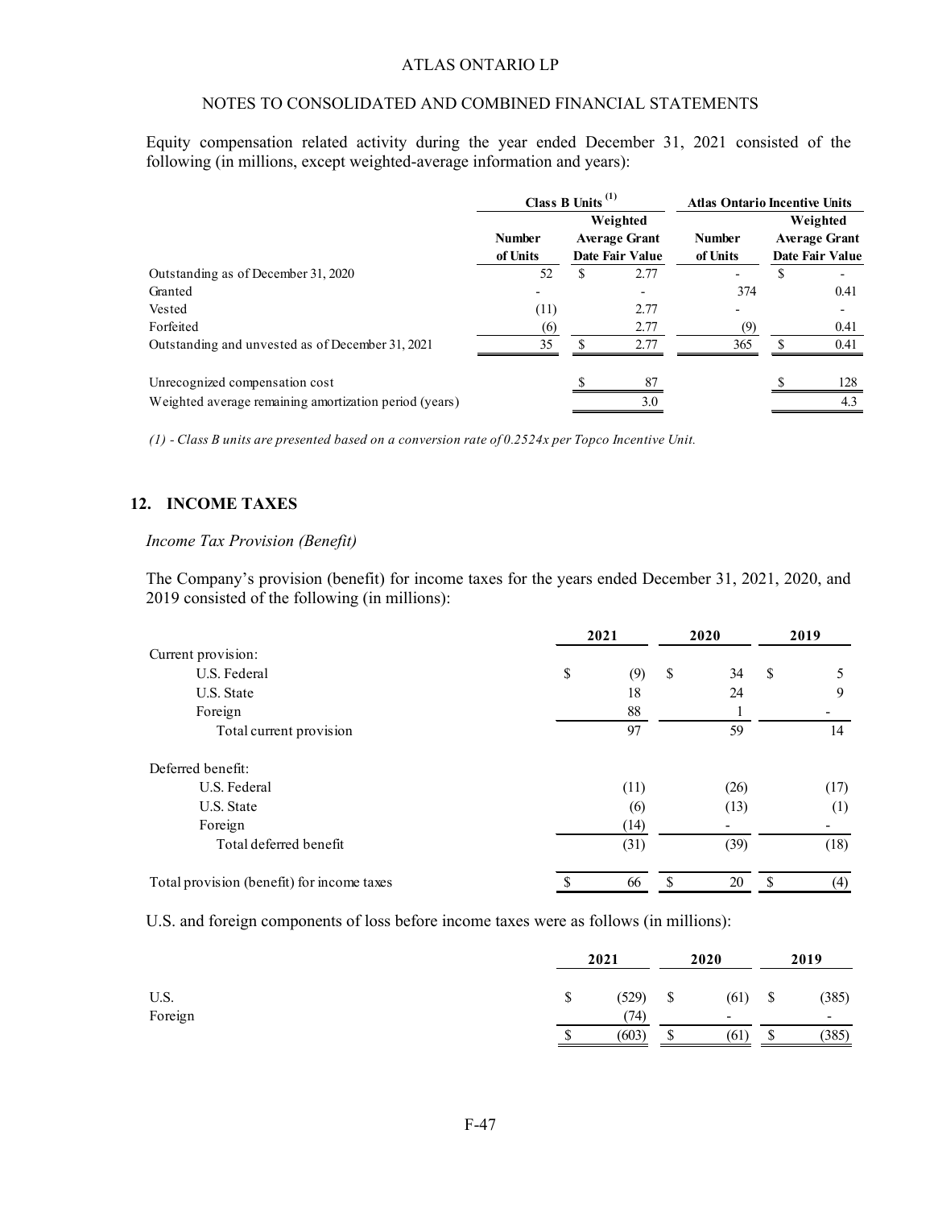Equity compensation related activity during the year ended December 31, 2021 consisted of the following (in millions, except weighted-average information and years):

| | Class B Units (1) | | Atlas Ontario Incentive Units | |
|---|---|---|---|---|
| | Number of Units | Weighted Average Grant Date Fair Value | Number of Units | Weighted Average Grant Date Fair Value |
| Outstanding as of December 31, 2020 | 52 | $ 2.77 | - | $ - |
| Granted | - | - | 374 | 0.41 |
| Vested | (11) | 2.77 | - | - |
| Forfeited | (6) | 2.77 | (9) | 0.41 |
| Outstanding and unvested as of December 31, 2021 | 35 | $ 2.77 | 365 | $ 0.41 |
| Unrecognized compensation cost | | $ 87 | | $ 128 |
| Weighted average remaining amortization period (years) | | 3.0 | | 4.3 |

*(1) - Class B units are presented based on a conversion rate of 0.2524x per Topco Incentive Unit.*

## 12. INCOME TAXES

*Income Tax Provision (Benefit)*

The Company's provision (benefit) for income taxes for the years ended December 31, 2021, 2020, and 2019 consisted of the following (in millions):

| | 2021 | 2020 | 2019 |
|---|---|---|---|
| Current provision: | | | |
| U.S. Federal | $ (9) | $ 34 | $ 5 |
| U.S. State | 18 | 24 | 9 |
| Foreign | 88 | 1 | - |
| Total current provision | 97 | 59 | 14 |
| Deferred benefit: | | | |
| U.S. Federal | (11) | (26) | (17) |
| U.S. State | (6) | (13) | (1) |
| Foreign | (14) | - | - |
| Total deferred benefit | (31) | (39) | (18) |
| Total provision (benefit) for income taxes | $ 66 | $ 20 | $ (4) |

U.S. and foreign components of loss before income taxes were as follows (in millions):

| | 2021 | 2020 | 2019 |
|---|---|---|---|
| U.S. | $ (529) | $ (61) | $ (385) |
| Foreign | (74) | - | - |
| | $ (603) | $ (61) | $ (385) |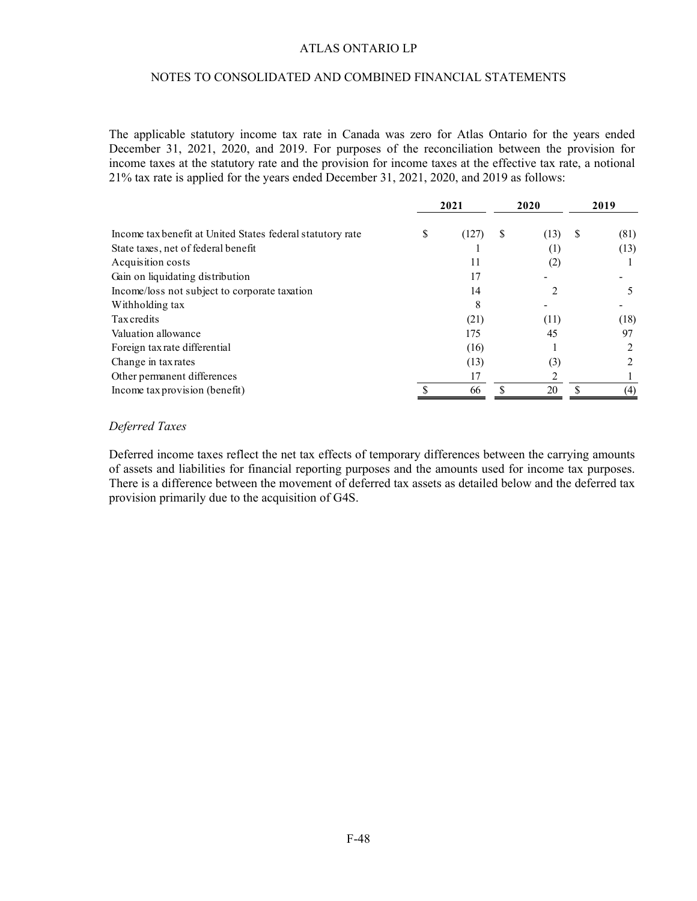The applicable statutory income tax rate in Canada was zero for Atlas Ontario for the years ended December 31, 2021, 2020, and 2019. For purposes of the reconciliation between the provision for income taxes at the statutory rate and the provision for income taxes at the effective tax rate, a notional 21% tax rate is applied for the years ended December 31, 2021, 2020, and 2019 as follows:

| | 2021 | 2020 | 2019 |
|---|---|---|---|
| Income tax benefit at United States federal statutory rate | $ (127) | $ (13) | $ (81) |
| State taxes, net of federal benefit | 1 | (1) | (13) |
| Acquisition costs | 11 | (2) | 1 |
| Gain on liquidating distribution | 17 | - | - |
| Income/loss not subject to corporate taxation | 14 | 2 | 5 |
| Withholding tax | 8 | - | - |
| Tax credits | (21) | (11) | (18) |
| Valuation allowance | 175 | 45 | 97 |
| Foreign tax rate differential | (16) | 1 | 2 |
| Change in tax rates | (13) | (3) | 2 |
| Other permanent differences | 17 | 2 | 1 |
| Income tax provision (benefit) | $ 66 | $ 20 | $ (4) |

*Deferred Taxes*

Deferred income taxes reflect the net tax effects of temporary differences between the carrying amounts of assets and liabilities for financial reporting purposes and the amounts used for income tax purposes. There is a difference between the movement of deferred tax assets as detailed below and the deferred tax provision primarily due to the acquisition of G4S.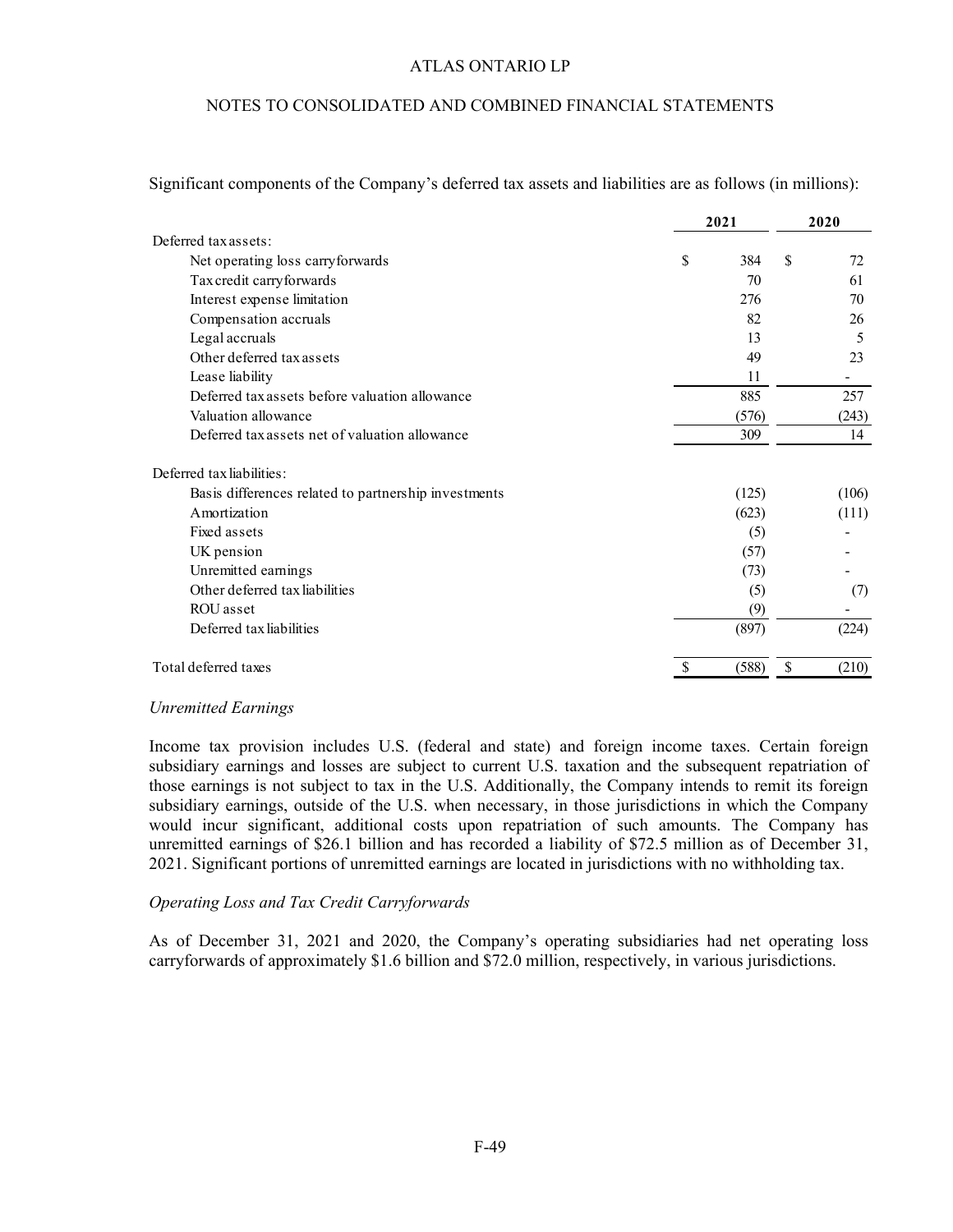Significant components of the Company's deferred tax assets and liabilities are as follows (in millions):

| | 2021 | 2020 |
|---|---|---|
| Deferred tax assets: | | |
| Net operating loss carryforwards | $ 384 | $ 72 |
| Tax credit carryforwards | 70 | 61 |
| Interest expense limitation | 276 | 70 |
| Compensation accruals | 82 | 26 |
| Legal accruals | 13 | 5 |
| Other deferred tax assets | 49 | 23 |
| Lease liability | 11 | - |
| Deferred tax assets before valuation allowance | 885 | 257 |
| Valuation allowance | (576) | (243) |
| Deferred tax assets net of valuation allowance | 309 | 14 |
| Deferred tax liabilities: | | |
| Basis differences related to partnership investments | (125) | (106) |
| Amortization | (623) | (111) |
| Fixed assets | (5) | - |
| UK pension | (57) | - |
| Unremitted earnings | (73) | - |
| Other deferred tax liabilities | (5) | (7) |
| ROU asset | (9) | - |
| Deferred tax liabilities | (897) | (224) |
| Total deferred taxes | $ (588) | $ (210) |

*Unremitted Earnings*

Income tax provision includes U.S. (federal and state) and foreign income taxes. Certain foreign subsidiary earnings and losses are subject to current U.S. taxation and the subsequent repatriation of those earnings is not subject to tax in the U.S. Additionally, the Company intends to remit its foreign subsidiary earnings, outside of the U.S. when necessary, in those jurisdictions in which the Company would incur significant, additional costs upon repatriation of such amounts. The Company has unremitted earnings of $26.1 billion and has recorded a liability of $72.5 million as of December 31, 2021. Significant portions of unremitted earnings are located in jurisdictions with no withholding tax.

*Operating Loss and Tax Credit Carryforwards*

As of December 31, 2021 and 2020, the Company's operating subsidiaries had net operating loss carryforwards of approximately $1.6 billion and $72.0 million, respectively, in various jurisdictions.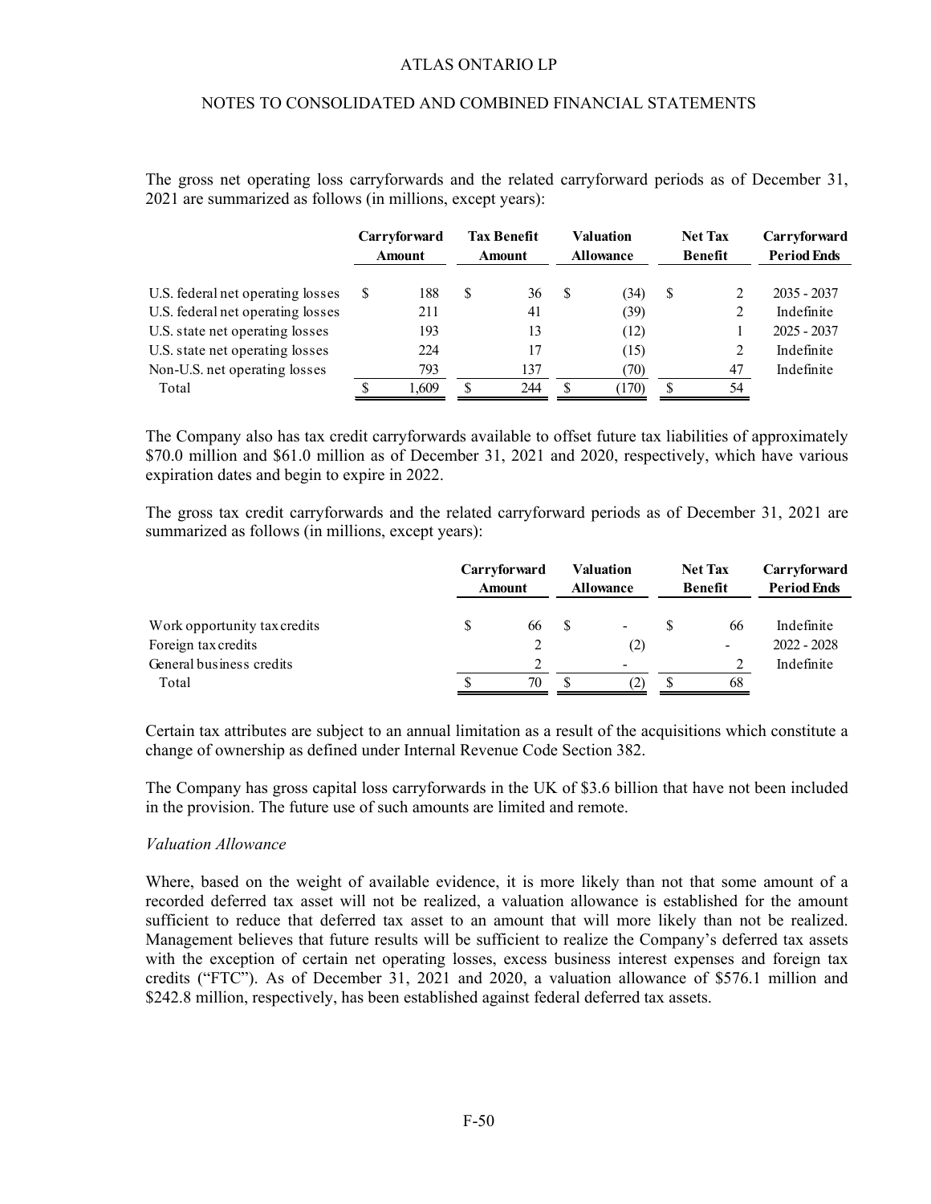The gross net operating loss carryforwards and the related carryforward periods as of December 31, 2021 are summarized as follows (in millions, except years):

| | Carryforward Amount | Tax Benefit Amount | Valuation Allowance | Net Tax Benefit | Carryforward Period Ends |
|---|---|---|---|---|---|
| U.S. federal net operating losses | $ 188 | $ 36 | $ (34) | $ 2 | 2035 - 2037 |
| U.S. federal net operating losses | 211 | 41 | (39) | 2 | Indefinite |
| U.S. state net operating losses | 193 | 13 | (12) | 1 | 2025 - 2037 |
| U.S. state net operating losses | 224 | 17 | (15) | 2 | Indefinite |
| Non-U.S. net operating losses | 793 | 137 | (70) | 47 | Indefinite |
| Total | $ 1,609 | $ 244 | $ (170) | $ 54 | |

The Company also has tax credit carryforwards available to offset future tax liabilities of approximately $70.0 million and $61.0 million as of December 31, 2021 and 2020, respectively, which have various expiration dates and begin to expire in 2022.

The gross tax credit carryforwards and the related carryforward periods as of December 31, 2021 are summarized as follows (in millions, except years):

| | Carryforward Amount | Valuation Allowance | Net Tax Benefit | Carryforward Period Ends |
|---|---|---|---|---|
| Work opportunity tax credits | $ 66 | $ - | $ 66 | Indefinite |
| Foreign tax credits | 2 | (2) | - | 2022 - 2028 |
| General business credits | 2 | - | 2 | Indefinite |
| Total | $ 70 | $ (2) | $ 68 | |

Certain tax attributes are subject to an annual limitation as a result of the acquisitions which constitute a change of ownership as defined under Internal Revenue Code Section 382.

The Company has gross capital loss carryforwards in the UK of $3.6 billion that have not been included in the provision. The future use of such amounts are limited and remote.

*Valuation Allowance*

Where, based on the weight of available evidence, it is more likely than not that some amount of a recorded deferred tax asset will not be realized, a valuation allowance is established for the amount sufficient to reduce that deferred tax asset to an amount that will more likely than not be realized. Management believes that future results will be sufficient to realize the Company's deferred tax assets with the exception of certain net operating losses, excess business interest expenses and foreign tax credits ("FTC"). As of December 31, 2021 and 2020, a valuation allowance of $576.1 million and $242.8 million, respectively, has been established against federal deferred tax assets.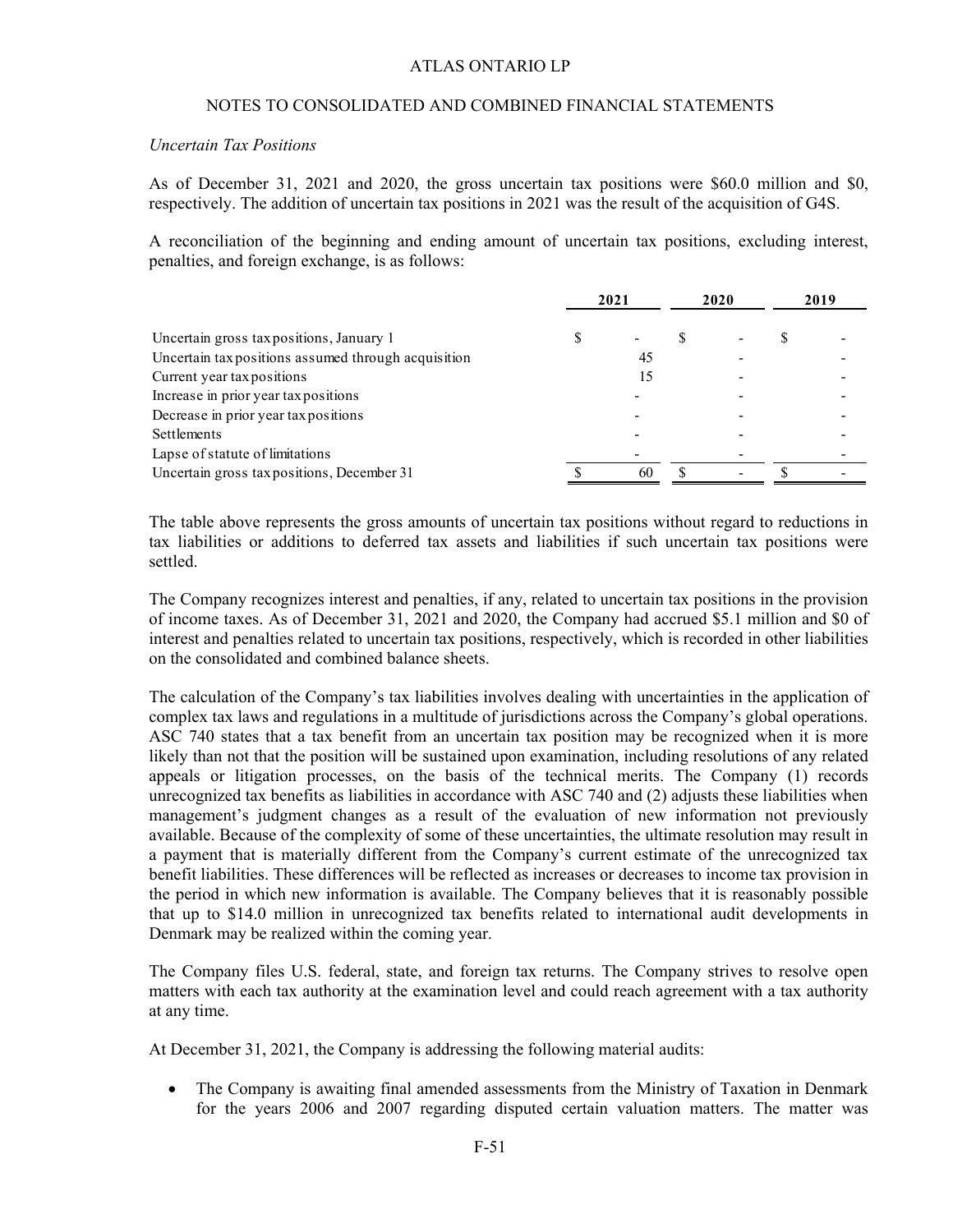*Uncertain Tax Positions*

As of December 31, 2021 and 2020, the gross uncertain tax positions were $60.0 million and $0, respectively. The addition of uncertain tax positions in 2021 was the result of the acquisition of G4S.

A reconciliation of the beginning and ending amount of uncertain tax positions, excluding interest, penalties, and foreign exchange, is as follows:

| | 2021 | 2020 | 2019 |
|---|---|---|---|
| Uncertain gross tax positions, January 1 | $ - | $ - | $ - |
| Uncertain tax positions assumed through acquisition | 45 | - | - |
| Current year tax positions | 15 | - | - |
| Increase in prior year tax positions | - | - | - |
| Decrease in prior year tax positions | - | - | - |
| Settlements | - | - | - |
| Lapse of statute of limitations | - | - | - |
| Uncertain gross tax positions, December 31 | $ 60 | $ - | $ - |

The table above represents the gross amounts of uncertain tax positions without regard to reductions in tax liabilities or additions to deferred tax assets and liabilities if such uncertain tax positions were settled.

The Company recognizes interest and penalties, if any, related to uncertain tax positions in the provision of income taxes. As of December 31, 2021 and 2020, the Company had accrued $5.1 million and $0 of interest and penalties related to uncertain tax positions, respectively, which is recorded in other liabilities on the consolidated and combined balance sheets.

The calculation of the Company's tax liabilities involves dealing with uncertainties in the application of complex tax laws and regulations in a multitude of jurisdictions across the Company's global operations. ASC 740 states that a tax benefit from an uncertain tax position may be recognized when it is more likely than not that the position will be sustained upon examination, including resolutions of any related appeals or litigation processes, on the basis of the technical merits. The Company (1) records unrecognized tax benefits as liabilities in accordance with ASC 740 and (2) adjusts these liabilities when management's judgment changes as a result of the evaluation of new information not previously available. Because of the complexity of some of these uncertainties, the ultimate resolution may result in a payment that is materially different from the Company's current estimate of the unrecognized tax benefit liabilities. These differences will be reflected as increases or decreases to income tax provision in the period in which new information is available. The Company believes that it is reasonably possible that up to $14.0 million in unrecognized tax benefits related to international audit developments in Denmark may be realized within the coming year.

The Company files U.S. federal, state, and foreign tax returns. The Company strives to resolve open matters with each tax authority at the examination level and could reach agreement with a tax authority at any time.

At December 31, 2021, the Company is addressing the following material audits:

- The Company is awaiting final amended assessments from the Ministry of Taxation in Denmark for the years 2006 and 2007 regarding disputed certain valuation matters. The matter was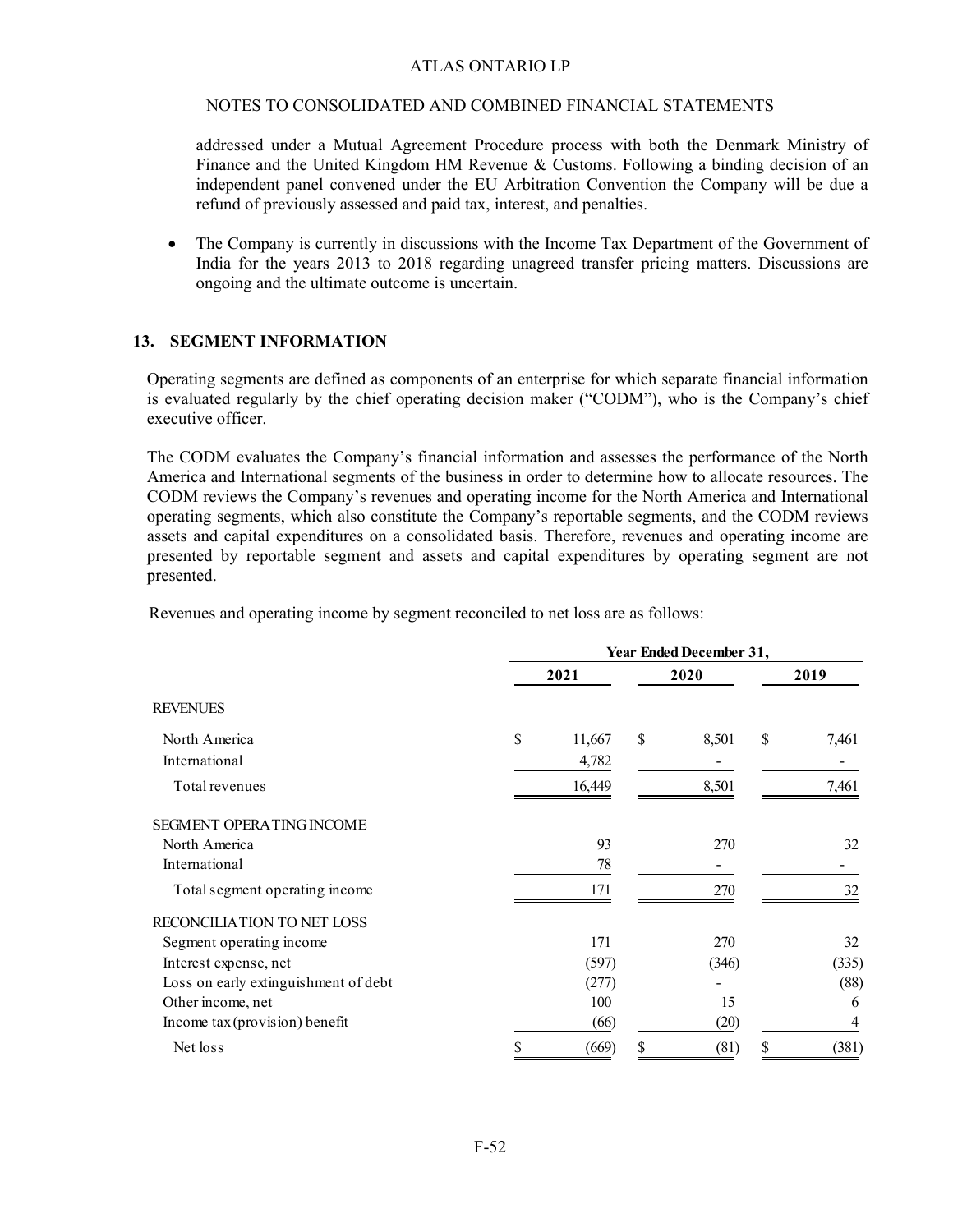addressed under a Mutual Agreement Procedure process with both the Denmark Ministry of Finance and the United Kingdom HM Revenue & Customs. Following a binding decision of an independent panel convened under the EU Arbitration Convention the Company will be due a refund of previously assessed and paid tax, interest, and penalties.

- The Company is currently in discussions with the Income Tax Department of the Government of India for the years 2013 to 2018 regarding unagreed transfer pricing matters. Discussions are ongoing and the ultimate outcome is uncertain.

## 13. SEGMENT INFORMATION

Operating segments are defined as components of an enterprise for which separate financial information is evaluated regularly by the chief operating decision maker ("CODM"), who is the Company's chief executive officer.

The CODM evaluates the Company's financial information and assesses the performance of the North America and International segments of the business in order to determine how to allocate resources. The CODM reviews the Company's revenues and operating income for the North America and International operating segments, which also constitute the Company's reportable segments, and the CODM reviews assets and capital expenditures on a consolidated basis. Therefore, revenues and operating income are presented by reportable segment and assets and capital expenditures by operating segment are not presented.

Revenues and operating income by segment reconciled to net loss are as follows:

| | Year Ended December 31, | | |
|---|---|---|---|
| | 2021 | 2020 | 2019 |
| REVENUES | | | |
| North America | $ 11,667 | $ 8,501 | $ 7,461 |
| International | 4,782 | - | - |
| Total revenues | 16,449 | 8,501 | 7,461 |
| SEGMENT OPERATING INCOME | | | |
| North America | 93 | 270 | 32 |
| International | 78 | - | - |
| Total segment operating income | 171 | 270 | 32 |
| RECONCILIATION TO NET LOSS | | | |
| Segment operating income | 171 | 270 | 32 |
| Interest expense, net | (597) | (346) | (335) |
| Loss on early extinguishment of debt | (277) | - | (88) |
| Other income, net | 100 | 15 | 6 |
| Income tax (provision) benefit | (66) | (20) | 4 |
| Net loss | $ (669) | $ (81) | $ (381) |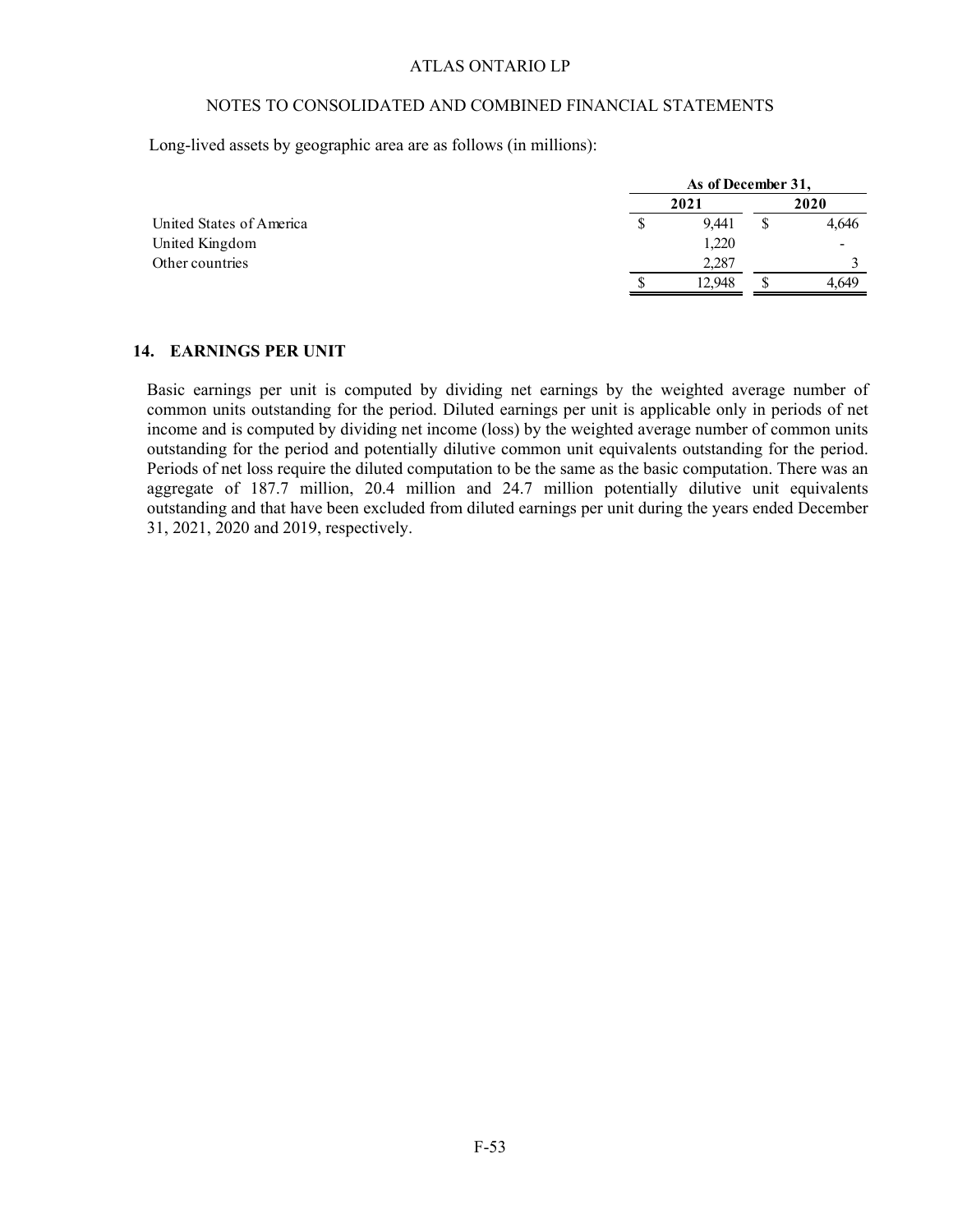Long-lived assets by geographic area are as follows (in millions):

| | As of December 31, | |
|---|---|---|
| | 2021 | 2020 |
| United States of America | $ 9,441 | $ 4,646 |
| United Kingdom | 1,220 | - |
| Other countries | 2,287 | 3 |
| | $ 12,948 | $ 4,649 |

## 14. EARNINGS PER UNIT

Basic earnings per unit is computed by dividing net earnings by the weighted average number of common units outstanding for the period. Diluted earnings per unit is applicable only in periods of net income and is computed by dividing net income (loss) by the weighted average number of common units outstanding for the period and potentially dilutive common unit equivalents outstanding for the period. Periods of net loss require the diluted computation to be the same as the basic computation. There was an aggregate of 187.7 million, 20.4 million and 24.7 million potentially dilutive unit equivalents outstanding and that have been excluded from diluted earnings per unit during the years ended December 31, 2021, 2020 and 2019, respectively.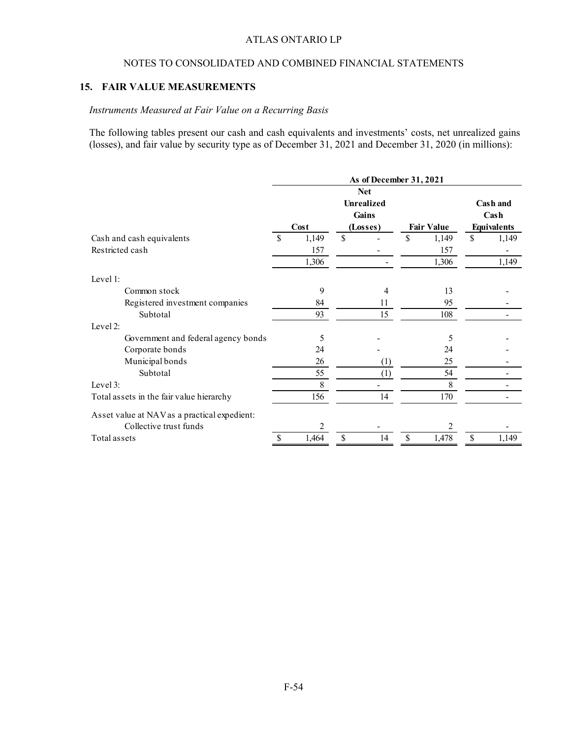ATLAS ONTARIO LP

NOTES TO CONSOLIDATED AND COMBINED FINANCIAL STATEMENTS

## 15. FAIR VALUE MEASUREMENTS

*Instruments Measured at Fair Value on a Recurring Basis*

The following tables present our cash and cash equivalents and investments' costs, net unrealized gains (losses), and fair value by security type as of December 31, 2021 and December 31, 2020 (in millions):

| | As of December 31, 2021 | | | |
|---|---|---|---|---|
| | Cost | Net Unrealized Gains (Losses) | Fair Value | Cash and Cash Equivalents |
| Cash and cash equivalents | $ 1,149 | $ - | $ 1,149 | $ 1,149 |
| Restricted cash | 157 | - | 157 | - |
| | 1,306 | - | 1,306 | 1,149 |
| Level 1: | | | | |
| Common stock | 9 | 4 | 13 | - |
| Registered investment companies | 84 | 11 | 95 | - |
| Subtotal | 93 | 15 | 108 | - |
| Level 2: | | | | |
| Government and federal agency bonds | 5 | - | 5 | - |
| Corporate bonds | 24 | - | 24 | - |
| Municipal bonds | 26 | (1) | 25 | - |
| Subtotal | 55 | (1) | 54 | - |
| Level 3: | 8 | - | 8 | - |
| Total assets in the fair value hierarchy | 156 | 14 | 170 | - |
| Asset value at NAV as a practical expedient: | | | | |
| Collective trust funds | 2 | - | 2 | - |
| Total assets | $ 1,464 | $ 14 | $ 1,478 | $ 1,149 |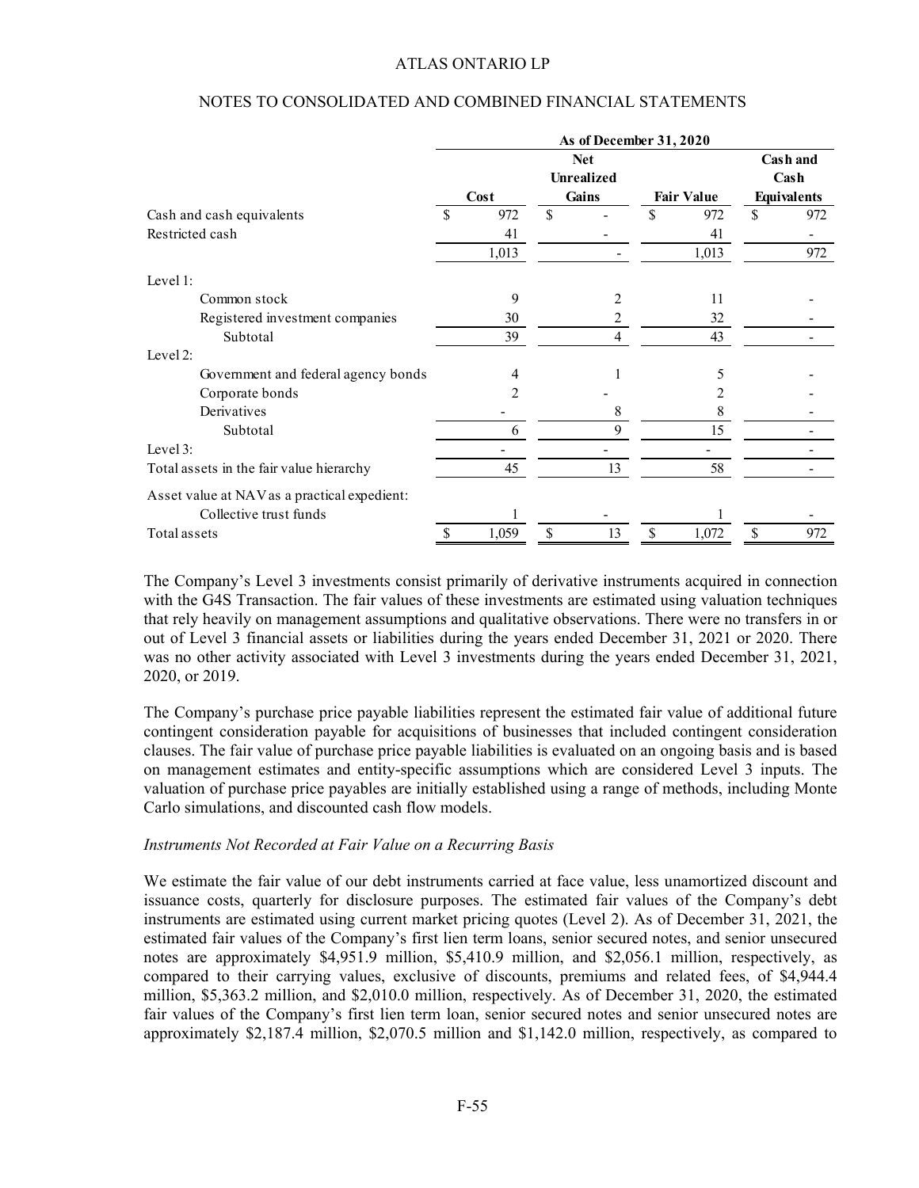| | As of December 31, 2020 | | | |
|---|---|---|---|---|
| | Cost | Net Unrealized Gains | Fair Value | Cash and Cash Equivalents |
| Cash and cash equivalents | $ 972 | $ - | $ 972 | $ 972 |
| Restricted cash | 41 | - | 41 | - |
| | 1,013 | - | 1,013 | 972 |
| Level 1: | | | | |
| Common stock | 9 | 2 | 11 | - |
| Registered investment companies | 30 | 2 | 32 | - |
| Subtotal | 39 | 4 | 43 | - |
| Level 2: | | | | |
| Government and federal agency bonds | 4 | 1 | 5 | - |
| Corporate bonds | 2 | - | 2 | - |
| Derivatives | - | 8 | 8 | - |
| Subtotal | 6 | 9 | 15 | - |
| Level 3: | - | - | - | - |
| Total assets in the fair value hierarchy | 45 | 13 | 58 | - |
| Asset value at NAV as a practical expedient: | | | | |
| Collective trust funds | 1 | - | 1 | - |
| Total assets | $ 1,059 | $ 13 | $ 1,072 | $ 972 |

The Company's Level 3 investments consist primarily of derivative instruments acquired in connection with the G4S Transaction. The fair values of these investments are estimated using valuation techniques that rely heavily on management assumptions and qualitative observations. There were no transfers in or out of Level 3 financial assets or liabilities during the years ended December 31, 2021 or 2020. There was no other activity associated with Level 3 investments during the years ended December 31, 2021, 2020, or 2019.

The Company's purchase price payable liabilities represent the estimated fair value of additional future contingent consideration payable for acquisitions of businesses that included contingent consideration clauses. The fair value of purchase price payable liabilities is evaluated on an ongoing basis and is based on management estimates and entity-specific assumptions which are considered Level 3 inputs. The valuation of purchase price payables are initially established using a range of methods, including Monte Carlo simulations, and discounted cash flow models.

*Instruments Not Recorded at Fair Value on a Recurring Basis*

We estimate the fair value of our debt instruments carried at face value, less unamortized discount and issuance costs, quarterly for disclosure purposes. The estimated fair values of the Company's debt instruments are estimated using current market pricing quotes (Level 2). As of December 31, 2021, the estimated fair values of the Company's first lien term loans, senior secured notes, and senior unsecured notes are approximately $4,951.9 million, $5,410.9 million, and $2,056.1 million, respectively, as compared to their carrying values, exclusive of discounts, premiums and related fees, of $4,944.4 million, $5,363.2 million, and $2,010.0 million, respectively. As of December 31, 2020, the estimated fair values of the Company's first lien term loan, senior secured notes and senior unsecured notes are approximately $2,187.4 million, $2,070.5 million and $1,142.0 million, respectively, as compared to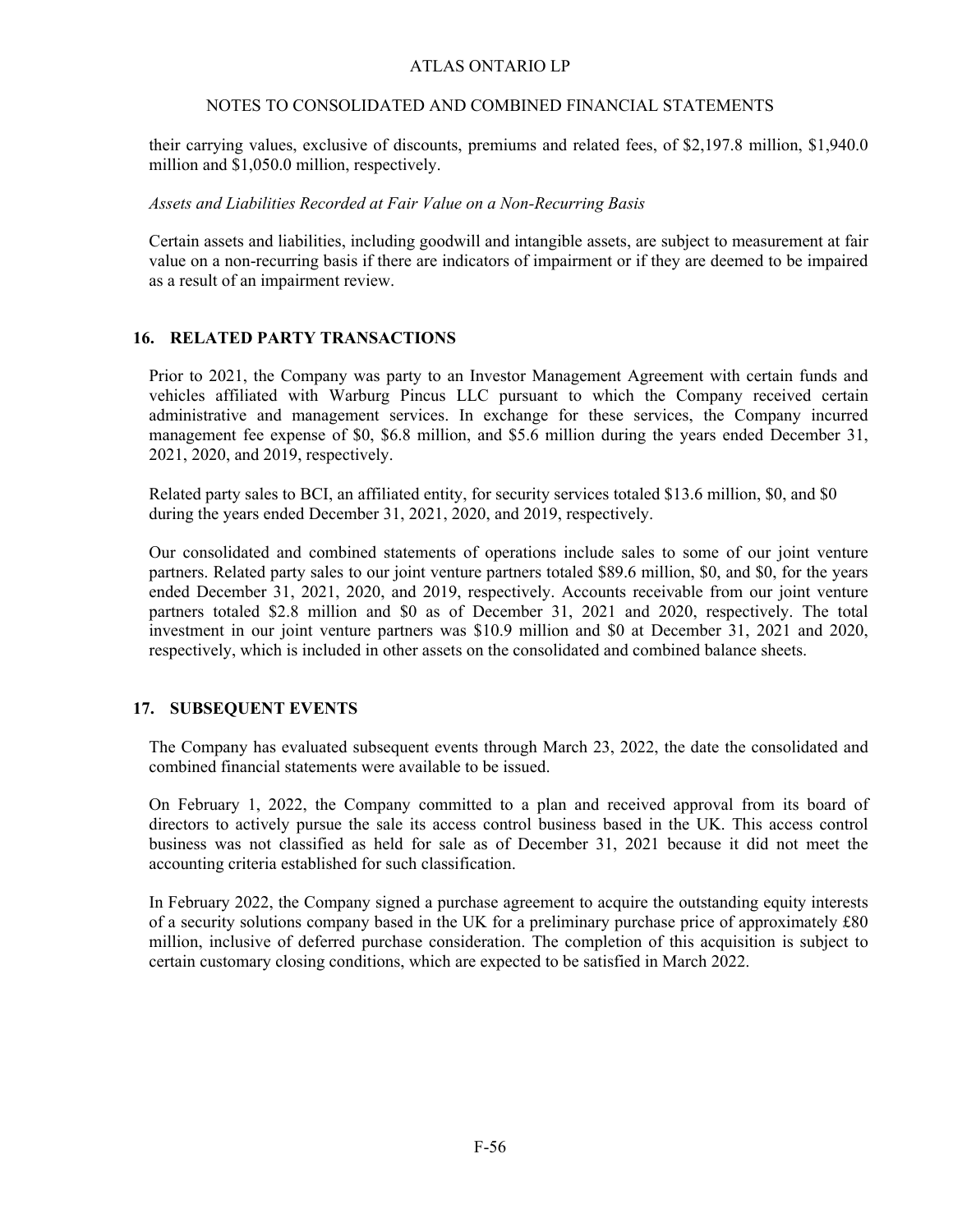their carrying values, exclusive of discounts, premiums and related fees, of $2,197.8 million, $1,940.0 million and $1,050.0 million, respectively.

*Assets and Liabilities Recorded at Fair Value on a Non-Recurring Basis*

Certain assets and liabilities, including goodwill and intangible assets, are subject to measurement at fair value on a non-recurring basis if there are indicators of impairment or if they are deemed to be impaired as a result of an impairment review.

## 16. RELATED PARTY TRANSACTIONS

Prior to 2021, the Company was party to an Investor Management Agreement with certain funds and vehicles affiliated with Warburg Pincus LLC pursuant to which the Company received certain administrative and management services. In exchange for these services, the Company incurred management fee expense of $0, $6.8 million, and $5.6 million during the years ended December 31, 2021, 2020, and 2019, respectively.

Related party sales to BCI, an affiliated entity, for security services totaled $13.6 million, $0, and $0 during the years ended December 31, 2021, 2020, and 2019, respectively.

Our consolidated and combined statements of operations include sales to some of our joint venture partners. Related party sales to our joint venture partners totaled $89.6 million, $0, and $0, for the years ended December 31, 2021, 2020, and 2019, respectively. Accounts receivable from our joint venture partners totaled $2.8 million and $0 as of December 31, 2021 and 2020, respectively. The total investment in our joint venture partners was $10.9 million and $0 at December 31, 2021 and 2020, respectively, which is included in other assets on the consolidated and combined balance sheets.

## 17. SUBSEQUENT EVENTS

The Company has evaluated subsequent events through March 23, 2022, the date the consolidated and combined financial statements were available to be issued.

On February 1, 2022, the Company committed to a plan and received approval from its board of directors to actively pursue the sale its access control business based in the UK. This access control business was not classified as held for sale as of December 31, 2021 because it did not meet the accounting criteria established for such classification.

In February 2022, the Company signed a purchase agreement to acquire the outstanding equity interests of a security solutions company based in the UK for a preliminary purchase price of approximately £80 million, inclusive of deferred purchase consideration. The completion of this acquisition is subject to certain customary closing conditions, which are expected to be satisfied in March 2022.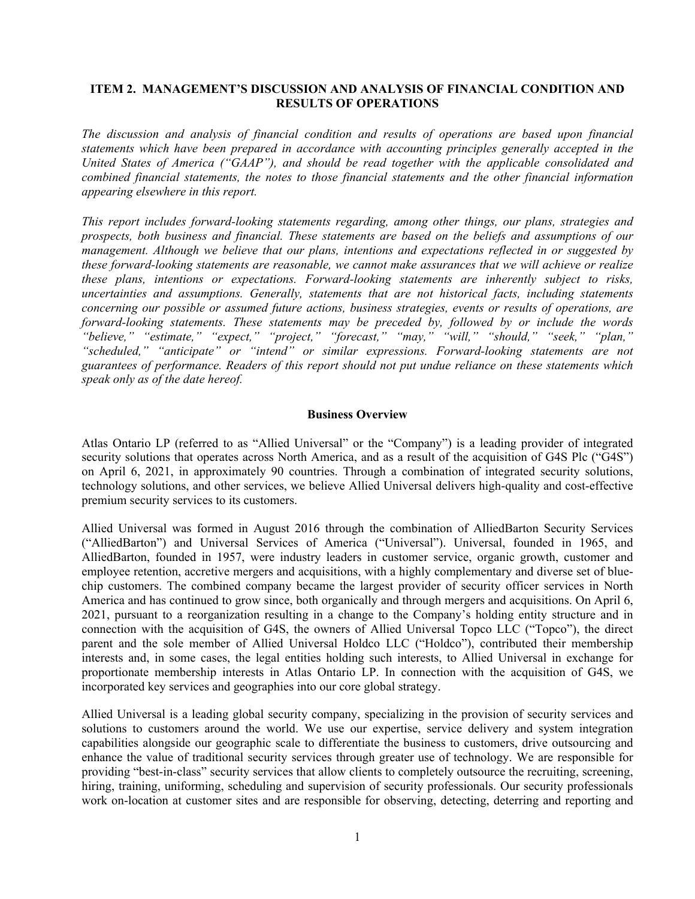## ITEM 2. MANAGEMENT'S DISCUSSION AND ANALYSIS OF FINANCIAL CONDITION AND RESULTS OF OPERATIONS

*The discussion and analysis of financial condition and results of operations are based upon financial statements which have been prepared in accordance with accounting principles generally accepted in the United States of America ("GAAP"), and should be read together with the applicable consolidated and combined financial statements, the notes to those financial statements and the other financial information appearing elsewhere in this report.*

*This report includes forward-looking statements regarding, among other things, our plans, strategies and prospects, both business and financial. These statements are based on the beliefs and assumptions of our management. Although we believe that our plans, intentions and expectations reflected in or suggested by these forward-looking statements are reasonable, we cannot make assurances that we will achieve or realize these plans, intentions or expectations. Forward-looking statements are inherently subject to risks, uncertainties and assumptions. Generally, statements that are not historical facts, including statements concerning our possible or assumed future actions, business strategies, events or results of operations, are forward-looking statements. These statements may be preceded by, followed by or include the words "believe," "estimate," "expect," "project," "forecast," "may," "will," "should," "seek," "plan," "scheduled," "anticipate" or "intend" or similar expressions. Forward-looking statements are not guarantees of performance. Readers of this report should not put undue reliance on these statements which speak only as of the date hereof.*

### Business Overview

Atlas Ontario LP (referred to as "Allied Universal" or the "Company") is a leading provider of integrated security solutions that operates across North America, and as a result of the acquisition of G4S Plc ("G4S") on April 6, 2021, in approximately 90 countries. Through a combination of integrated security solutions, technology solutions, and other services, we believe Allied Universal delivers high-quality and cost-effective premium security services to its customers.

Allied Universal was formed in August 2016 through the combination of AlliedBarton Security Services ("AlliedBarton") and Universal Services of America ("Universal"). Universal, founded in 1965, and AlliedBarton, founded in 1957, were industry leaders in customer service, organic growth, customer and employee retention, accretive mergers and acquisitions, with a highly complementary and diverse set of blue-chip customers. The combined company became the largest provider of security officer services in North America and has continued to grow since, both organically and through mergers and acquisitions. On April 6, 2021, pursuant to a reorganization resulting in a change to the Company's holding entity structure and in connection with the acquisition of G4S, the owners of Allied Universal Topco LLC ("Topco"), the direct parent and the sole member of Allied Universal Holdco LLC ("Holdco"), contributed their membership interests and, in some cases, the legal entities holding such interests, to Allied Universal in exchange for proportionate membership interests in Atlas Ontario LP. In connection with the acquisition of G4S, we incorporated key services and geographies into our core global strategy.

Allied Universal is a leading global security company, specializing in the provision of security services and solutions to customers around the world. We use our expertise, service delivery and system integration capabilities alongside our geographic scale to differentiate the business to customers, drive outsourcing and enhance the value of traditional security services through greater use of technology. We are responsible for providing "best-in-class" security services that allow clients to completely outsource the recruiting, screening, hiring, training, uniforming, scheduling and supervision of security professionals. Our security professionals work on-location at customer sites and are responsible for observing, detecting, deterring and reporting and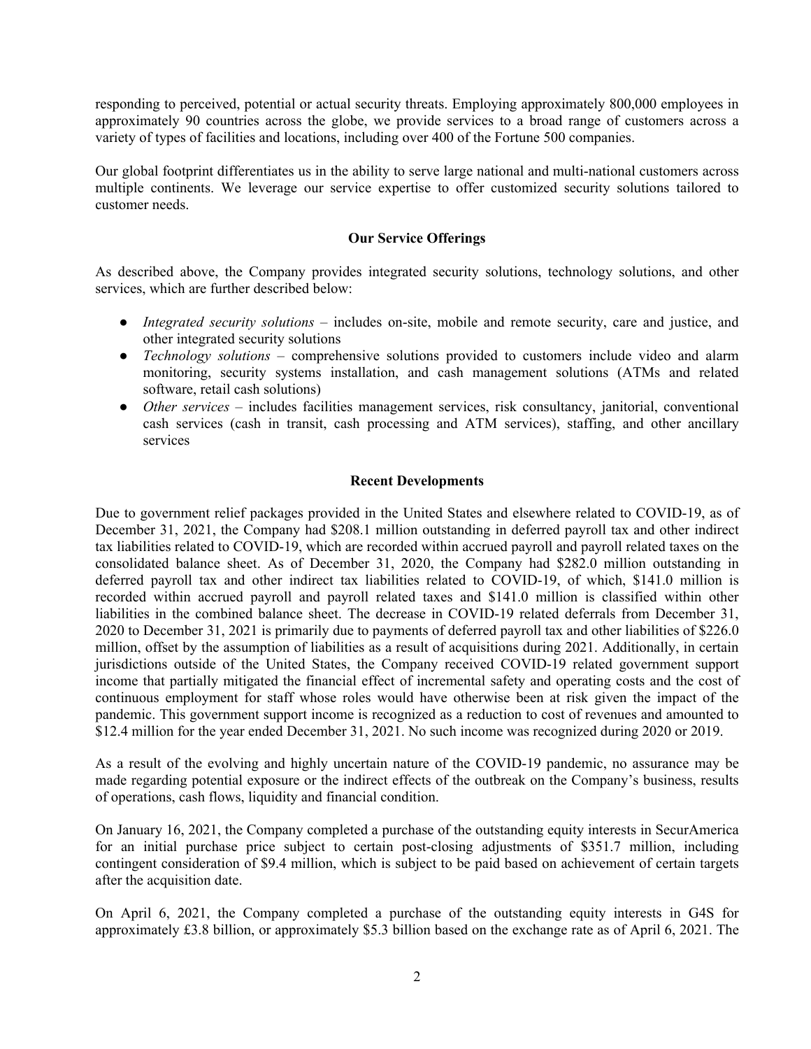responding to perceived, potential or actual security threats. Employing approximately 800,000 employees in approximately 90 countries across the globe, we provide services to a broad range of customers across a variety of types of facilities and locations, including over 400 of the Fortune 500 companies.

Our global footprint differentiates us in the ability to serve large national and multi-national customers across multiple continents. We leverage our service expertise to offer customized security solutions tailored to customer needs.

### Our Service Offerings

As described above, the Company provides integrated security solutions, technology solutions, and other services, which are further described below:

- *Integrated security solutions* – includes on-site, mobile and remote security, care and justice, and other integrated security solutions
- *Technology solutions* – comprehensive solutions provided to customers include video and alarm monitoring, security systems installation, and cash management solutions (ATMs and related software, retail cash solutions)
- *Other services* – includes facilities management services, risk consultancy, janitorial, conventional cash services (cash in transit, cash processing and ATM services), staffing, and other ancillary services

### Recent Developments

Due to government relief packages provided in the United States and elsewhere related to COVID-19, as of December 31, 2021, the Company had $208.1 million outstanding in deferred payroll tax and other indirect tax liabilities related to COVID-19, which are recorded within accrued payroll and payroll related taxes on the consolidated balance sheet. As of December 31, 2020, the Company had $282.0 million outstanding in deferred payroll tax and other indirect tax liabilities related to COVID-19, of which, $141.0 million is recorded within accrued payroll and payroll related taxes and $141.0 million is classified within other liabilities in the combined balance sheet. The decrease in COVID-19 related deferrals from December 31, 2020 to December 31, 2021 is primarily due to payments of deferred payroll tax and other liabilities of $226.0 million, offset by the assumption of liabilities as a result of acquisitions during 2021. Additionally, in certain jurisdictions outside of the United States, the Company received COVID-19 related government support income that partially mitigated the financial effect of incremental safety and operating costs and the cost of continuous employment for staff whose roles would have otherwise been at risk given the impact of the pandemic. This government support income is recognized as a reduction to cost of revenues and amounted to $12.4 million for the year ended December 31, 2021. No such income was recognized during 2020 or 2019.

As a result of the evolving and highly uncertain nature of the COVID-19 pandemic, no assurance may be made regarding potential exposure or the indirect effects of the outbreak on the Company's business, results of operations, cash flows, liquidity and financial condition.

On January 16, 2021, the Company completed a purchase of the outstanding equity interests in SecurAmerica for an initial purchase price subject to certain post-closing adjustments of $351.7 million, including contingent consideration of $9.4 million, which is subject to be paid based on achievement of certain targets after the acquisition date.

On April 6, 2021, the Company completed a purchase of the outstanding equity interests in G4S for approximately £3.8 billion, or approximately $5.3 billion based on the exchange rate as of April 6, 2021. The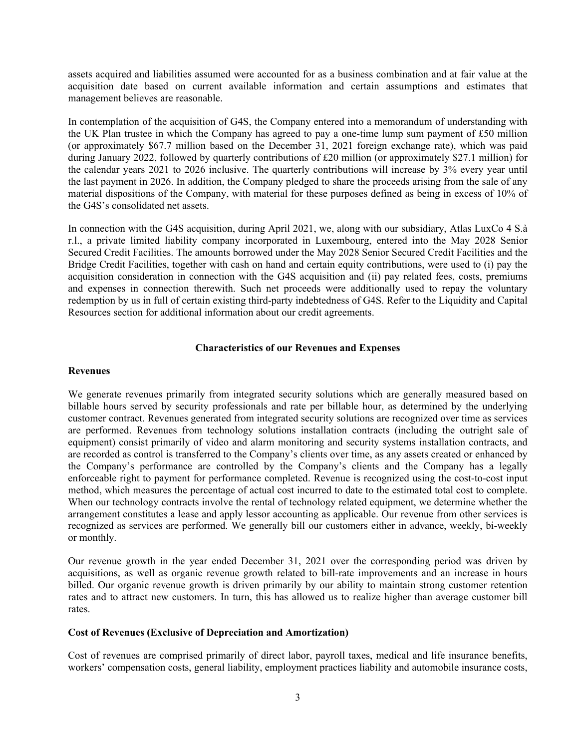assets acquired and liabilities assumed were accounted for as a business combination and at fair value at the acquisition date based on current available information and certain assumptions and estimates that management believes are reasonable.

In contemplation of the acquisition of G4S, the Company entered into a memorandum of understanding with the UK Plan trustee in which the Company has agreed to pay a one-time lump sum payment of £50 million (or approximately $67.7 million based on the December 31, 2021 foreign exchange rate), which was paid during January 2022, followed by quarterly contributions of £20 million (or approximately $27.1 million) for the calendar years 2021 to 2026 inclusive. The quarterly contributions will increase by 3% every year until the last payment in 2026. In addition, the Company pledged to share the proceeds arising from the sale of any material dispositions of the Company, with material for these purposes defined as being in excess of 10% of the G4S's consolidated net assets.

In connection with the G4S acquisition, during April 2021, we, along with our subsidiary, Atlas LuxCo 4 S.à r.l., a private limited liability company incorporated in Luxembourg, entered into the May 2028 Senior Secured Credit Facilities. The amounts borrowed under the May 2028 Senior Secured Credit Facilities and the Bridge Credit Facilities, together with cash on hand and certain equity contributions, were used to (i) pay the acquisition consideration in connection with the G4S acquisition and (ii) pay related fees, costs, premiums and expenses in connection therewith. Such net proceeds were additionally used to repay the voluntary redemption by us in full of certain existing third-party indebtedness of G4S. Refer to the Liquidity and Capital Resources section for additional information about our credit agreements.

## Characteristics of our Revenues and Expenses

### Revenues

We generate revenues primarily from integrated security solutions which are generally measured based on billable hours served by security professionals and rate per billable hour, as determined by the underlying customer contract. Revenues generated from integrated security solutions are recognized over time as services are performed. Revenues from technology solutions installation contracts (including the outright sale of equipment) consist primarily of video and alarm monitoring and security systems installation contracts, and are recorded as control is transferred to the Company's clients over time, as any assets created or enhanced by the Company's performance are controlled by the Company's clients and the Company has a legally enforceable right to payment for performance completed. Revenue is recognized using the cost-to-cost input method, which measures the percentage of actual cost incurred to date to the estimated total cost to complete. When our technology contracts involve the rental of technology related equipment, we determine whether the arrangement constitutes a lease and apply lessor accounting as applicable. Our revenue from other services is recognized as services are performed. We generally bill our customers either in advance, weekly, bi-weekly or monthly.

Our revenue growth in the year ended December 31, 2021 over the corresponding period was driven by acquisitions, as well as organic revenue growth related to bill-rate improvements and an increase in hours billed. Our organic revenue growth is driven primarily by our ability to maintain strong customer retention rates and to attract new customers. In turn, this has allowed us to realize higher than average customer bill rates.

### Cost of Revenues (Exclusive of Depreciation and Amortization)

Cost of revenues are comprised primarily of direct labor, payroll taxes, medical and life insurance benefits, workers' compensation costs, general liability, employment practices liability and automobile insurance costs,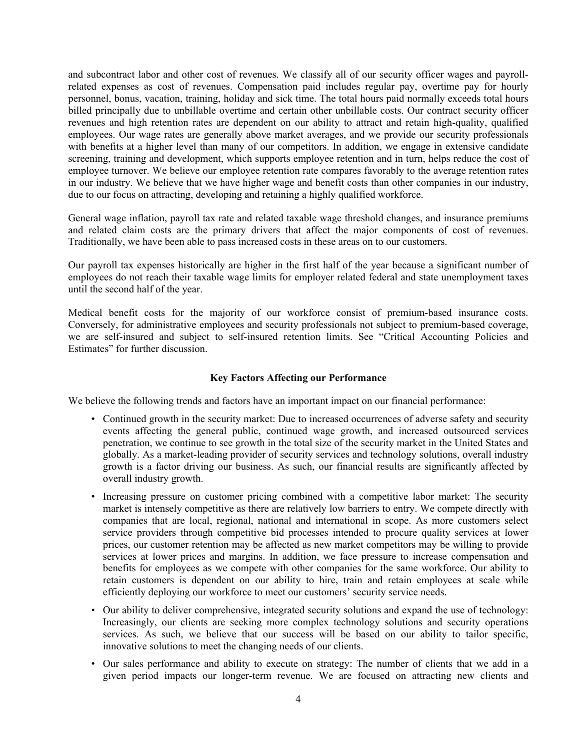and subcontract labor and other cost of revenues. We classify all of our security officer wages and payroll-related expenses as cost of revenues. Compensation paid includes regular pay, overtime pay for hourly personnel, bonus, vacation, training, holiday and sick time. The total hours paid normally exceeds total hours billed principally due to unbillable overtime and certain other unbillable costs. Our contract security officer revenues and high retention rates are dependent on our ability to attract and retain high-quality, qualified employees. Our wage rates are generally above market averages, and we provide our security professionals with benefits at a higher level than many of our competitors. In addition, we engage in extensive candidate screening, training and development, which supports employee retention and in turn, helps reduce the cost of employee turnover. We believe our employee retention rate compares favorably to the average retention rates in our industry. We believe that we have higher wage and benefit costs than other companies in our industry, due to our focus on attracting, developing and retaining a highly qualified workforce.

General wage inflation, payroll tax rate and related taxable wage threshold changes, and insurance premiums and related claim costs are the primary drivers that affect the major components of cost of revenues. Traditionally, we have been able to pass increased costs in these areas on to our customers.

Our payroll tax expenses historically are higher in the first half of the year because a significant number of employees do not reach their taxable wage limits for employer related federal and state unemployment taxes until the second half of the year.

Medical benefit costs for the majority of our workforce consist of premium-based insurance costs. Conversely, for administrative employees and security professionals not subject to premium-based coverage, we are self-insured and subject to self-insured retention limits. See "Critical Accounting Policies and Estimates" for further discussion.

## Key Factors Affecting our Performance

We believe the following trends and factors have an important impact on our financial performance:

- Continued growth in the security market: Due to increased occurrences of adverse safety and security events affecting the general public, continued wage growth, and increased outsourced services penetration, we continue to see growth in the total size of the security market in the United States and globally. As a market-leading provider of security services and technology solutions, overall industry growth is a factor driving our business. As such, our financial results are significantly affected by overall industry growth.
- Increasing pressure on customer pricing combined with a competitive labor market: The security market is intensely competitive as there are relatively low barriers to entry. We compete directly with companies that are local, regional, national and international in scope. As more customers select service providers through competitive bid processes intended to procure quality services at lower prices, our customer retention may be affected as new market competitors may be willing to provide services at lower prices and margins. In addition, we face pressure to increase compensation and benefits for employees as we compete with other companies for the same workforce. Our ability to retain customers is dependent on our ability to hire, train and retain employees at scale while efficiently deploying our workforce to meet our customers' security service needs.
- Our ability to deliver comprehensive, integrated security solutions and expand the use of technology: Increasingly, our clients are seeking more complex technology solutions and security operations services. As such, we believe that our success will be based on our ability to tailor specific, innovative solutions to meet the changing needs of our clients.
- Our sales performance and ability to execute on strategy: The number of clients that we add in a given period impacts our longer-term revenue. We are focused on attracting new clients and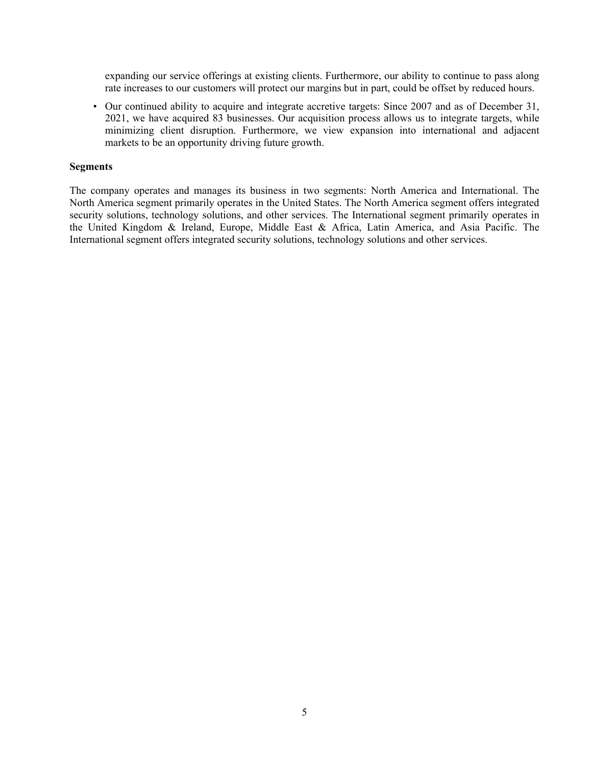expanding our service offerings at existing clients. Furthermore, our ability to continue to pass along rate increases to our customers will protect our margins but in part, could be offset by reduced hours.

- Our continued ability to acquire and integrate accretive targets: Since 2007 and as of December 31, 2021, we have acquired 83 businesses. Our acquisition process allows us to integrate targets, while minimizing client disruption. Furthermore, we view expansion into international and adjacent markets to be an opportunity driving future growth.

**Segments**

The company operates and manages its business in two segments: North America and International. The North America segment primarily operates in the United States. The North America segment offers integrated security solutions, technology solutions, and other services. The International segment primarily operates in the United Kingdom & Ireland, Europe, Middle East & Africa, Latin America, and Asia Pacific. The International segment offers integrated security solutions, technology solutions and other services.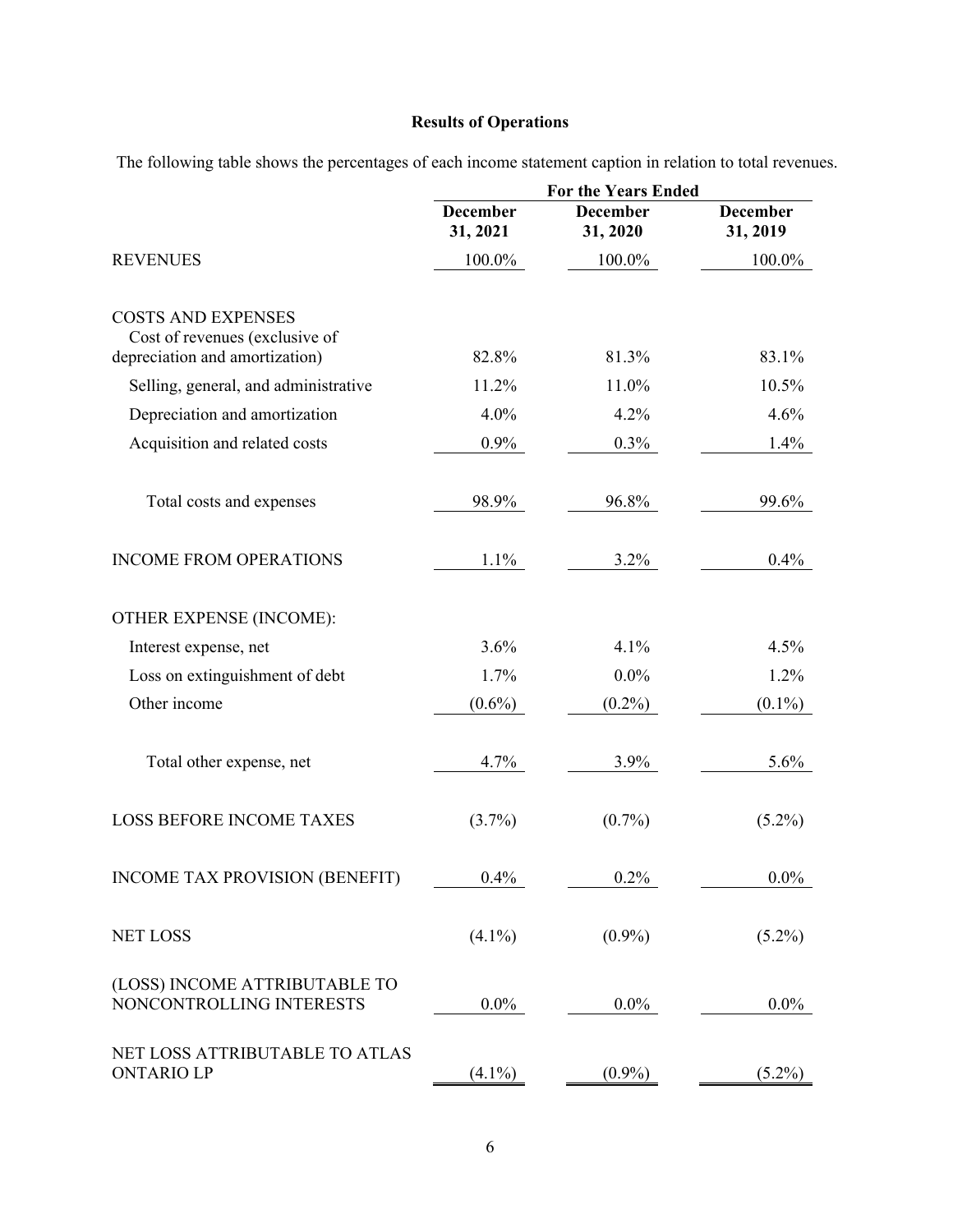## Results of Operations

The following table shows the percentages of each income statement caption in relation to total revenues.

| | For the Years Ended | | |
|---|---|---|---|
| | December 31, 2021 | December 31, 2020 | December 31, 2019 |
| REVENUES | 100.0% | 100.0% | 100.0% |
| COSTS AND EXPENSES | | | |
| Cost of revenues (exclusive of depreciation and amortization) | 82.8% | 81.3% | 83.1% |
| Selling, general, and administrative | 11.2% | 11.0% | 10.5% |
| Depreciation and amortization | 4.0% | 4.2% | 4.6% |
| Acquisition and related costs | 0.9% | 0.3% | 1.4% |
| Total costs and expenses | 98.9% | 96.8% | 99.6% |
| INCOME FROM OPERATIONS | 1.1% | 3.2% | 0.4% |
| OTHER EXPENSE (INCOME): | | | |
| Interest expense, net | 3.6% | 4.1% | 4.5% |
| Loss on extinguishment of debt | 1.7% | 0.0% | 1.2% |
| Other income | (0.6%) | (0.2%) | (0.1%) |
| Total other expense, net | 4.7% | 3.9% | 5.6% |
| LOSS BEFORE INCOME TAXES | (3.7%) | (0.7%) | (5.2%) |
| INCOME TAX PROVISION (BENEFIT) | 0.4% | 0.2% | 0.0% |
| NET LOSS | (4.1%) | (0.9%) | (5.2%) |
| (LOSS) INCOME ATTRIBUTABLE TO NONCONTROLLING INTERESTS | 0.0% | 0.0% | 0.0% |
| NET LOSS ATTRIBUTABLE TO ATLAS ONTARIO LP | (4.1%) | (0.9%) | (5.2%) |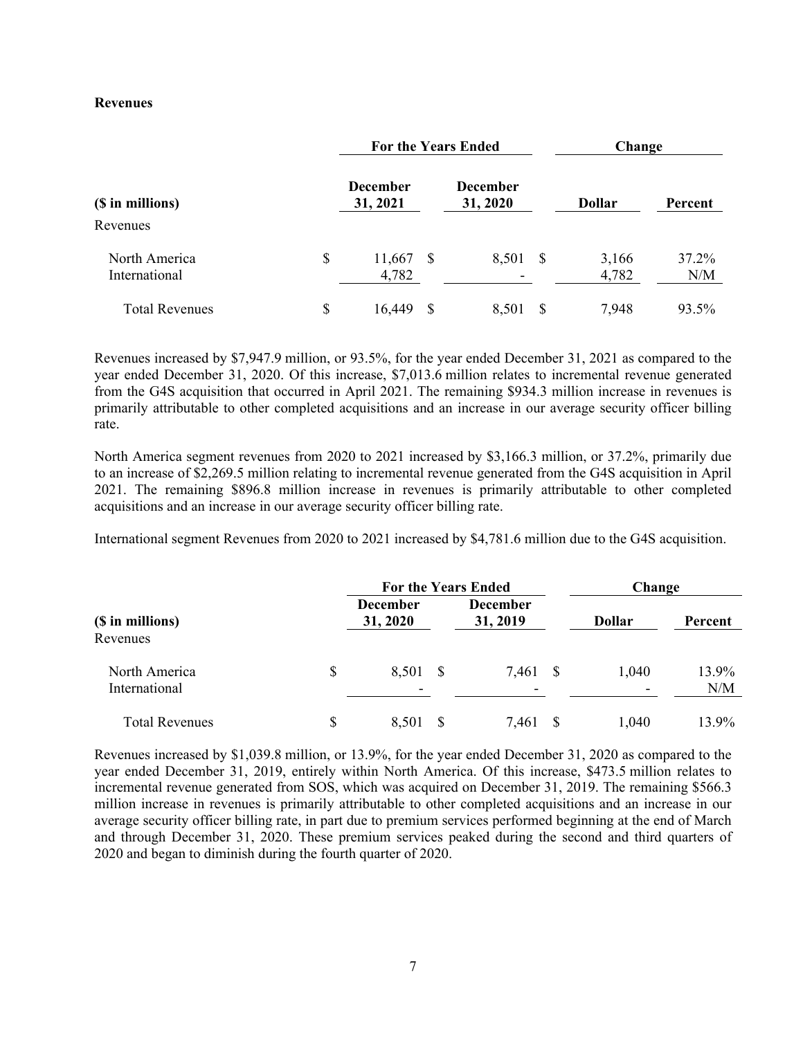**Revenues**

| ($ in millions) | For the Years Ended December 31, 2021 | For the Years Ended December 31, 2020 | Change Dollar | Change Percent |
|---|---|---|---|---|
| Revenues | | | | |
| North America | $ 11,667 | $ 8,501 | $ 3,166 | 37.2% |
| International | 4,782 | - | 4,782 | N/M |
| Total Revenues | $ 16,449 | $ 8,501 | $ 7,948 | 93.5% |

Revenues increased by $7,947.9 million, or 93.5%, for the year ended December 31, 2021 as compared to the year ended December 31, 2020. Of this increase, $7,013.6 million relates to incremental revenue generated from the G4S acquisition that occurred in April 2021. The remaining $934.3 million increase in revenues is primarily attributable to other completed acquisitions and an increase in our average security officer billing rate.

North America segment revenues from 2020 to 2021 increased by $3,166.3 million, or 37.2%, primarily due to an increase of $2,269.5 million relating to incremental revenue generated from the G4S acquisition in April 2021. The remaining $896.8 million increase in revenues is primarily attributable to other completed acquisitions and an increase in our average security officer billing rate.

International segment Revenues from 2020 to 2021 increased by $4,781.6 million due to the G4S acquisition.

| ($ in millions) | For the Years Ended December 31, 2020 | For the Years Ended December 31, 2019 | Change Dollar | Change Percent |
|---|---|---|---|---|
| Revenues | | | | |
| North America | $ 8,501 | $ 7,461 | $ 1,040 | 13.9% |
| International | - | - | - | N/M |
| Total Revenues | $ 8,501 | $ 7,461 | $ 1,040 | 13.9% |

Revenues increased by $1,039.8 million, or 13.9%, for the year ended December 31, 2020 as compared to the year ended December 31, 2019, entirely within North America. Of this increase, $473.5 million relates to incremental revenue generated from SOS, which was acquired on December 31, 2019. The remaining $566.3 million increase in revenues is primarily attributable to other completed acquisitions and an increase in our average security officer billing rate, in part due to premium services performed beginning at the end of March and through December 31, 2020. These premium services peaked during the second and third quarters of 2020 and began to diminish during the fourth quarter of 2020.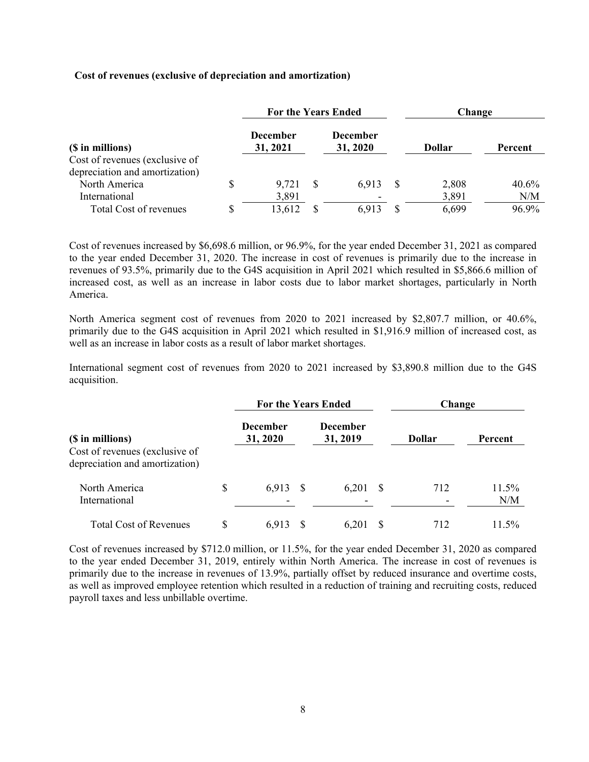**Cost of revenues (exclusive of depreciation and amortization)**

| ($ in millions) | For the Years Ended December 31, 2021 | For the Years Ended December 31, 2020 | Change Dollar | Change Percent |
|---|---|---|---|---|
| Cost of revenues (exclusive of depreciation and amortization) | | | | |
| North America | $ 9,721 | $ 6,913 | $ 2,808 | 40.6% |
| International | 3,891 | - | 3,891 | N/M |
| Total Cost of revenues | $ 13,612 | $ 6,913 | $ 6,699 | 96.9% |

Cost of revenues increased by $6,698.6 million, or 96.9%, for the year ended December 31, 2021 as compared to the year ended December 31, 2020. The increase in cost of revenues is primarily due to the increase in revenues of 93.5%, primarily due to the G4S acquisition in April 2021 which resulted in $5,866.6 million of increased cost, as well as an increase in labor costs due to labor market shortages, particularly in North America.

North America segment cost of revenues from 2020 to 2021 increased by $2,807.7 million, or 40.6%, primarily due to the G4S acquisition in April 2021 which resulted in $1,916.9 million of increased cost, as well as an increase in labor costs as a result of labor market shortages.

International segment cost of revenues from 2020 to 2021 increased by $3,890.8 million due to the G4S acquisition.

| ($ in millions) | For the Years Ended December 31, 2020 | For the Years Ended December 31, 2019 | Change Dollar | Change Percent |
|---|---|---|---|---|
| Cost of revenues (exclusive of depreciation and amortization) | | | | |
| North America | $ 6,913 | $ 6,201 | $ 712 | 11.5% |
| International | - | - | - | N/M |
| Total Cost of Revenues | $ 6,913 | $ 6,201 | $ 712 | 11.5% |

Cost of revenues increased by $712.0 million, or 11.5%, for the year ended December 31, 2020 as compared to the year ended December 31, 2019, entirely within North America. The increase in cost of revenues is primarily due to the increase in revenues of 13.9%, partially offset by reduced insurance and overtime costs, as well as improved employee retention which resulted in a reduction of training and recruiting costs, reduced payroll taxes and less unbillable overtime.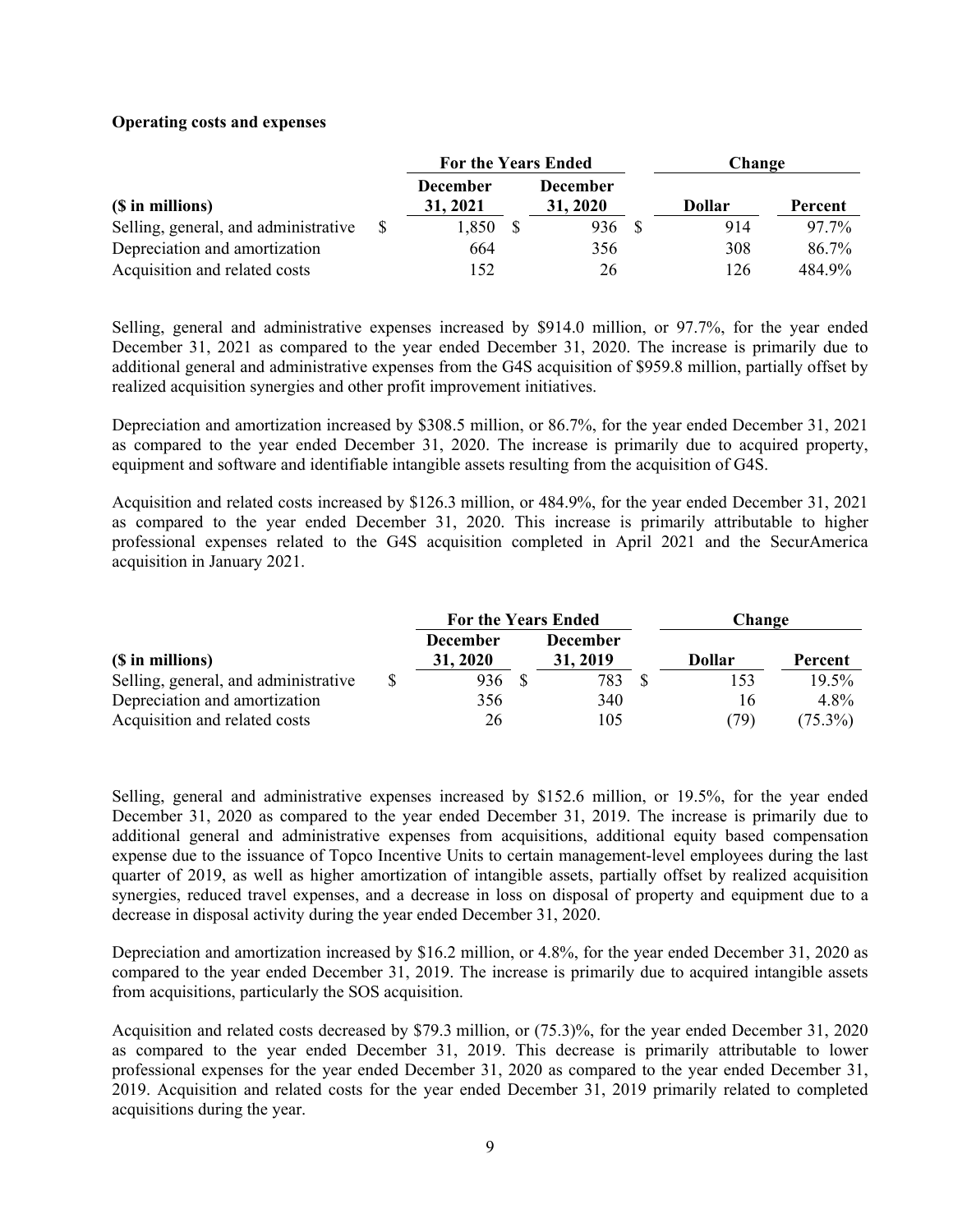**Operating costs and expenses**

| ($ in millions) | For the Years Ended December 31, 2021 | For the Years Ended December 31, 2020 | Change Dollar | Change Percent |
|---|---|---|---|---|
| Selling, general, and administrative | $ 1,850 | $ 936 | $ 914 | 97.7% |
| Depreciation and amortization | 664 | 356 | 308 | 86.7% |
| Acquisition and related costs | 152 | 26 | 126 | 484.9% |

Selling, general and administrative expenses increased by $914.0 million, or 97.7%, for the year ended December 31, 2021 as compared to the year ended December 31, 2020. The increase is primarily due to additional general and administrative expenses from the G4S acquisition of $959.8 million, partially offset by realized acquisition synergies and other profit improvement initiatives.

Depreciation and amortization increased by $308.5 million, or 86.7%, for the year ended December 31, 2021 as compared to the year ended December 31, 2020. The increase is primarily due to acquired property, equipment and software and identifiable intangible assets resulting from the acquisition of G4S.

Acquisition and related costs increased by $126.3 million, or 484.9%, for the year ended December 31, 2021 as compared to the year ended December 31, 2020. This increase is primarily attributable to higher professional expenses related to the G4S acquisition completed in April 2021 and the SecurAmerica acquisition in January 2021.

| ($ in millions) | For the Years Ended December 31, 2020 | For the Years Ended December 31, 2019 | Change Dollar | Change Percent |
|---|---|---|---|---|
| Selling, general, and administrative | $ 936 | $ 783 | $ 153 | 19.5% |
| Depreciation and amortization | 356 | 340 | 16 | 4.8% |
| Acquisition and related costs | 26 | 105 | (79) | (75.3%) |

Selling, general and administrative expenses increased by $152.6 million, or 19.5%, for the year ended December 31, 2020 as compared to the year ended December 31, 2019. The increase is primarily due to additional general and administrative expenses from acquisitions, additional equity based compensation expense due to the issuance of Topco Incentive Units to certain management-level employees during the last quarter of 2019, as well as higher amortization of intangible assets, partially offset by realized acquisition synergies, reduced travel expenses, and a decrease in loss on disposal of property and equipment due to a decrease in disposal activity during the year ended December 31, 2020.

Depreciation and amortization increased by $16.2 million, or 4.8%, for the year ended December 31, 2020 as compared to the year ended December 31, 2019. The increase is primarily due to acquired intangible assets from acquisitions, particularly the SOS acquisition.

Acquisition and related costs decreased by $79.3 million, or (75.3)%, for the year ended December 31, 2020 as compared to the year ended December 31, 2019. This decrease is primarily attributable to lower professional expenses for the year ended December 31, 2020 as compared to the year ended December 31, 2019. Acquisition and related costs for the year ended December 31, 2019 primarily related to completed acquisitions during the year.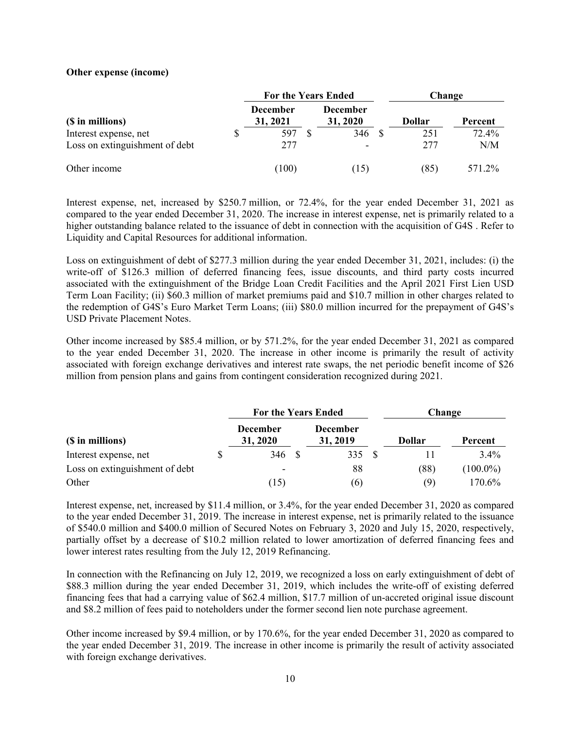**Other expense (income)**

| ($ in millions) | For the Years Ended | | Change | |
|---|---|---|---|---|
| | December 31, 2021 | December 31, 2020 | Dollar | Percent |
| Interest expense, net | $ 597 | $ 346 | $ 251 | 72.4% |
| Loss on extinguishment of debt | 277 | - | 277 | N/M |
| Other income | (100) | (15) | (85) | 571.2% |

Interest expense, net, increased by $250.7 million, or 72.4%, for the year ended December 31, 2021 as compared to the year ended December 31, 2020. The increase in interest expense, net is primarily related to a higher outstanding balance related to the issuance of debt in connection with the acquisition of G4S . Refer to Liquidity and Capital Resources for additional information.

Loss on extinguishment of debt of $277.3 million during the year ended December 31, 2021, includes: (i) the write-off of $126.3 million of deferred financing fees, issue discounts, and third party costs incurred associated with the extinguishment of the Bridge Loan Credit Facilities and the April 2021 First Lien USD Term Loan Facility; (ii) $60.3 million of market premiums paid and $10.7 million in other charges related to the redemption of G4S's Euro Market Term Loans; (iii) $80.0 million incurred for the prepayment of G4S's USD Private Placement Notes.

Other income increased by $85.4 million, or by 571.2%, for the year ended December 31, 2021 as compared to the year ended December 31, 2020. The increase in other income is primarily the result of activity associated with foreign exchange derivatives and interest rate swaps, the net periodic benefit income of $26 million from pension plans and gains from contingent consideration recognized during 2021.

| ($ in millions) | For the Years Ended | | Change | |
|---|---|---|---|---|
| | December 31, 2020 | December 31, 2019 | Dollar | Percent |
| Interest expense, net | $ 346 | $ 335 | $ 11 | 3.4% |
| Loss on extinguishment of debt | - | 88 | (88) | (100.0%) |
| Other | (15) | (6) | (9) | 170.6% |

Interest expense, net, increased by $11.4 million, or 3.4%, for the year ended December 31, 2020 as compared to the year ended December 31, 2019. The increase in interest expense, net is primarily related to the issuance of $540.0 million and $400.0 million of Secured Notes on February 3, 2020 and July 15, 2020, respectively, partially offset by a decrease of $10.2 million related to lower amortization of deferred financing fees and lower interest rates resulting from the July 12, 2019 Refinancing.

In connection with the Refinancing on July 12, 2019, we recognized a loss on early extinguishment of debt of $88.3 million during the year ended December 31, 2019, which includes the write-off of existing deferred financing fees that had a carrying value of $62.4 million, $17.7 million of un-accreted original issue discount and $8.2 million of fees paid to noteholders under the former second lien note purchase agreement.

Other income increased by $9.4 million, or by 170.6%, for the year ended December 31, 2020 as compared to the year ended December 31, 2019. The increase in other income is primarily the result of activity associated with foreign exchange derivatives.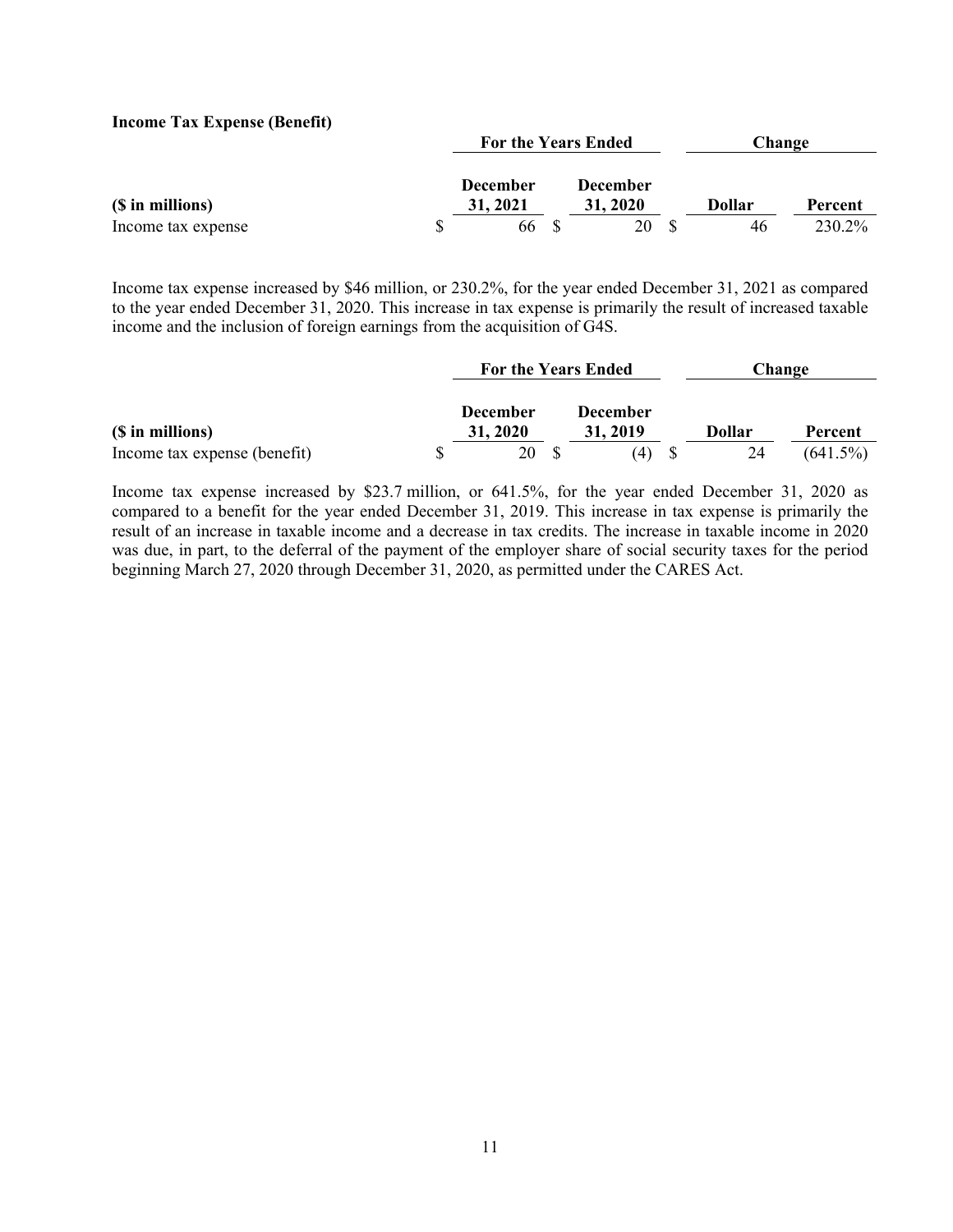**Income Tax Expense (Benefit)**

| ($ in millions) | For the Years Ended | | Change | |
|---|---|---|---|---|
| | December 31, 2021 | December 31, 2020 | Dollar | Percent |
| Income tax expense | $ 66 | $ 20 | $ 46 | 230.2% |

Income tax expense increased by $46 million, or 230.2%, for the year ended December 31, 2021 as compared to the year ended December 31, 2020. This increase in tax expense is primarily the result of increased taxable income and the inclusion of foreign earnings from the acquisition of G4S.

| ($ in millions) | For the Years Ended | | Change | |
|---|---|---|---|---|
| | December 31, 2020 | December 31, 2019 | Dollar | Percent |
| Income tax expense (benefit) | $ 20 | $ (4) | $ 24 | (641.5%) |

Income tax expense increased by $23.7 million, or 641.5%, for the year ended December 31, 2020 as compared to a benefit for the year ended December 31, 2019. This increase in tax expense is primarily the result of an increase in taxable income and a decrease in tax credits. The increase in taxable income in 2020 was due, in part, to the deferral of the payment of the employer share of social security taxes for the period beginning March 27, 2020 through December 31, 2020, as permitted under the CARES Act.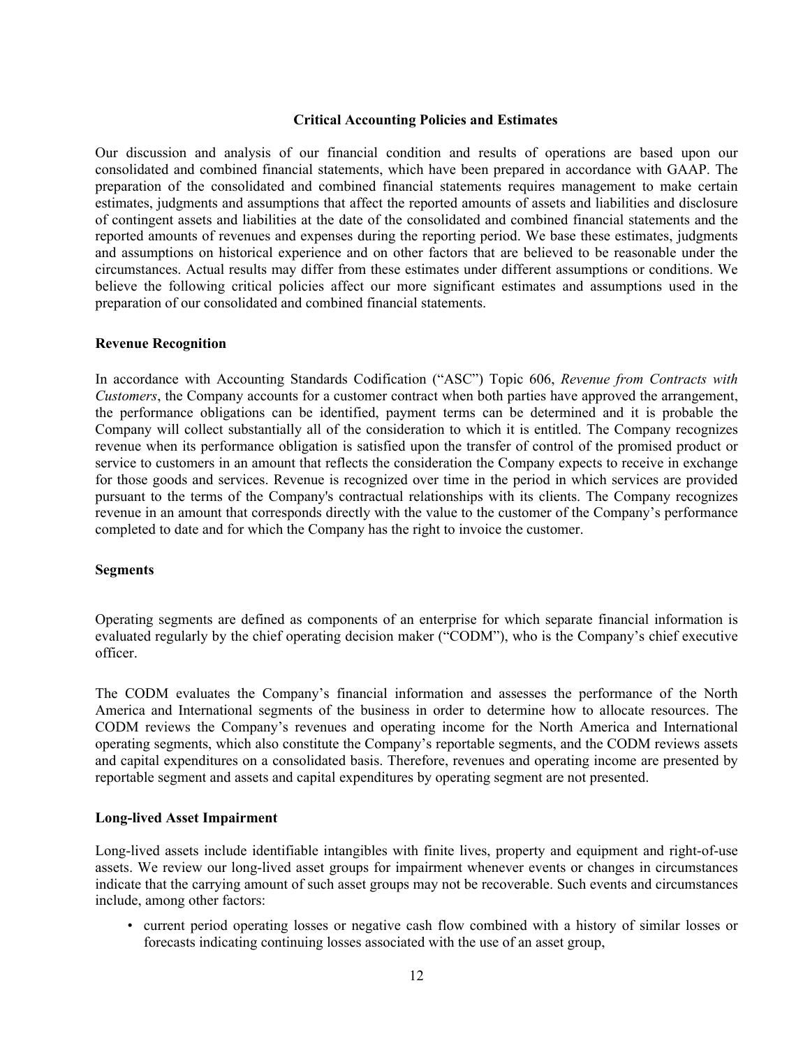## Critical Accounting Policies and Estimates

Our discussion and analysis of our financial condition and results of operations are based upon our consolidated and combined financial statements, which have been prepared in accordance with GAAP. The preparation of the consolidated and combined financial statements requires management to make certain estimates, judgments and assumptions that affect the reported amounts of assets and liabilities and disclosure of contingent assets and liabilities at the date of the consolidated and combined financial statements and the reported amounts of revenues and expenses during the reporting period. We base these estimates, judgments and assumptions on historical experience and on other factors that are believed to be reasonable under the circumstances. Actual results may differ from these estimates under different assumptions or conditions. We believe the following critical policies affect our more significant estimates and assumptions used in the preparation of our consolidated and combined financial statements.

### Revenue Recognition

In accordance with Accounting Standards Codification ("ASC") Topic 606, *Revenue from Contracts with Customers*, the Company accounts for a customer contract when both parties have approved the arrangement, the performance obligations can be identified, payment terms can be determined and it is probable the Company will collect substantially all of the consideration to which it is entitled. The Company recognizes revenue when its performance obligation is satisfied upon the transfer of control of the promised product or service to customers in an amount that reflects the consideration the Company expects to receive in exchange for those goods and services. Revenue is recognized over time in the period in which services are provided pursuant to the terms of the Company's contractual relationships with its clients. The Company recognizes revenue in an amount that corresponds directly with the value to the customer of the Company's performance completed to date and for which the Company has the right to invoice the customer.

### Segments

Operating segments are defined as components of an enterprise for which separate financial information is evaluated regularly by the chief operating decision maker ("CODM"), who is the Company's chief executive officer.

The CODM evaluates the Company's financial information and assesses the performance of the North America and International segments of the business in order to determine how to allocate resources. The CODM reviews the Company's revenues and operating income for the North America and International operating segments, which also constitute the Company's reportable segments, and the CODM reviews assets and capital expenditures on a consolidated basis. Therefore, revenues and operating income are presented by reportable segment and assets and capital expenditures by operating segment are not presented.

### Long-lived Asset Impairment

Long-lived assets include identifiable intangibles with finite lives, property and equipment and right-of-use assets. We review our long-lived asset groups for impairment whenever events or changes in circumstances indicate that the carrying amount of such asset groups may not be recoverable. Such events and circumstances include, among other factors:

- current period operating losses or negative cash flow combined with a history of similar losses or forecasts indicating continuing losses associated with the use of an asset group,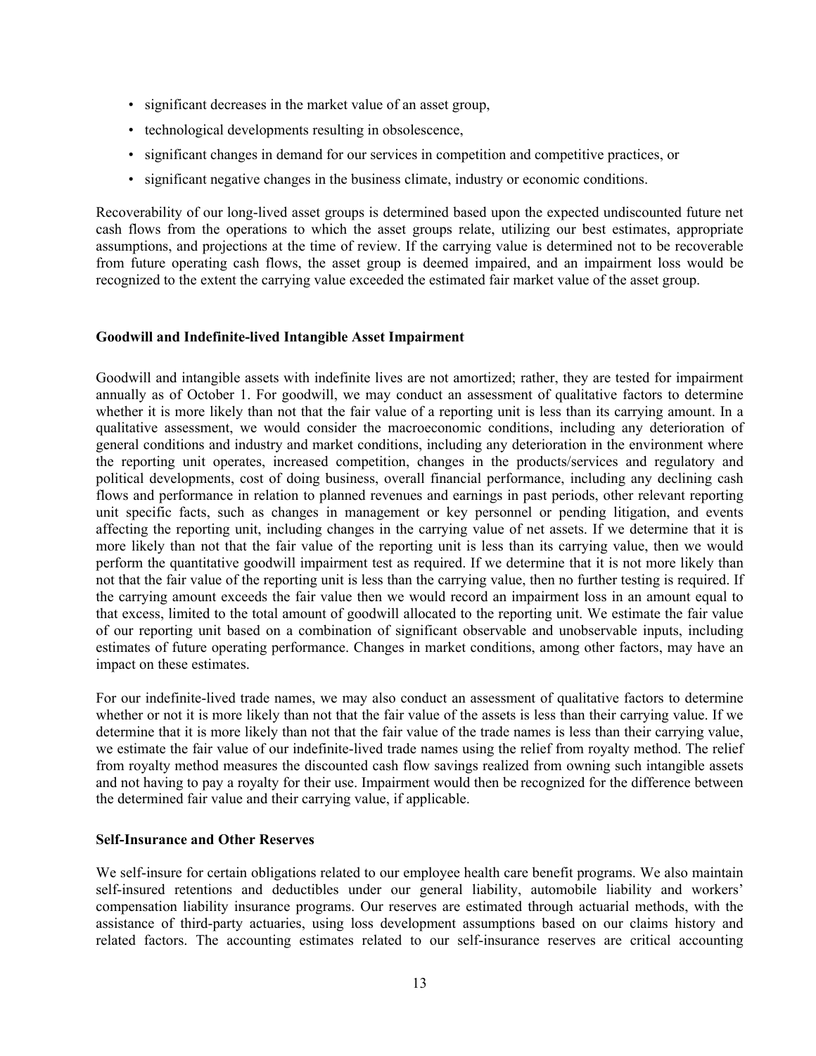- significant decreases in the market value of an asset group,
- technological developments resulting in obsolescence,
- significant changes in demand for our services in competition and competitive practices, or
- significant negative changes in the business climate, industry or economic conditions.

Recoverability of our long-lived asset groups is determined based upon the expected undiscounted future net cash flows from the operations to which the asset groups relate, utilizing our best estimates, appropriate assumptions, and projections at the time of review. If the carrying value is determined not to be recoverable from future operating cash flows, the asset group is deemed impaired, and an impairment loss would be recognized to the extent the carrying value exceeded the estimated fair market value of the asset group.

**Goodwill and Indefinite-lived Intangible Asset Impairment**

Goodwill and intangible assets with indefinite lives are not amortized; rather, they are tested for impairment annually as of October 1. For goodwill, we may conduct an assessment of qualitative factors to determine whether it is more likely than not that the fair value of a reporting unit is less than its carrying amount. In a qualitative assessment, we would consider the macroeconomic conditions, including any deterioration of general conditions and industry and market conditions, including any deterioration in the environment where the reporting unit operates, increased competition, changes in the products/services and regulatory and political developments, cost of doing business, overall financial performance, including any declining cash flows and performance in relation to planned revenues and earnings in past periods, other relevant reporting unit specific facts, such as changes in management or key personnel or pending litigation, and events affecting the reporting unit, including changes in the carrying value of net assets. If we determine that it is more likely than not that the fair value of the reporting unit is less than its carrying value, then we would perform the quantitative goodwill impairment test as required. If we determine that it is not more likely than not that the fair value of the reporting unit is less than the carrying value, then no further testing is required. If the carrying amount exceeds the fair value then we would record an impairment loss in an amount equal to that excess, limited to the total amount of goodwill allocated to the reporting unit. We estimate the fair value of our reporting unit based on a combination of significant observable and unobservable inputs, including estimates of future operating performance. Changes in market conditions, among other factors, may have an impact on these estimates.

For our indefinite-lived trade names, we may also conduct an assessment of qualitative factors to determine whether or not it is more likely than not that the fair value of the assets is less than their carrying value. If we determine that it is more likely than not that the fair value of the trade names is less than their carrying value, we estimate the fair value of our indefinite-lived trade names using the relief from royalty method. The relief from royalty method measures the discounted cash flow savings realized from owning such intangible assets and not having to pay a royalty for their use. Impairment would then be recognized for the difference between the determined fair value and their carrying value, if applicable.

**Self-Insurance and Other Reserves**

We self-insure for certain obligations related to our employee health care benefit programs. We also maintain self-insured retentions and deductibles under our general liability, automobile liability and workers' compensation liability insurance programs. Our reserves are estimated through actuarial methods, with the assistance of third-party actuaries, using loss development assumptions based on our claims history and related factors. The accounting estimates related to our self-insurance reserves are critical accounting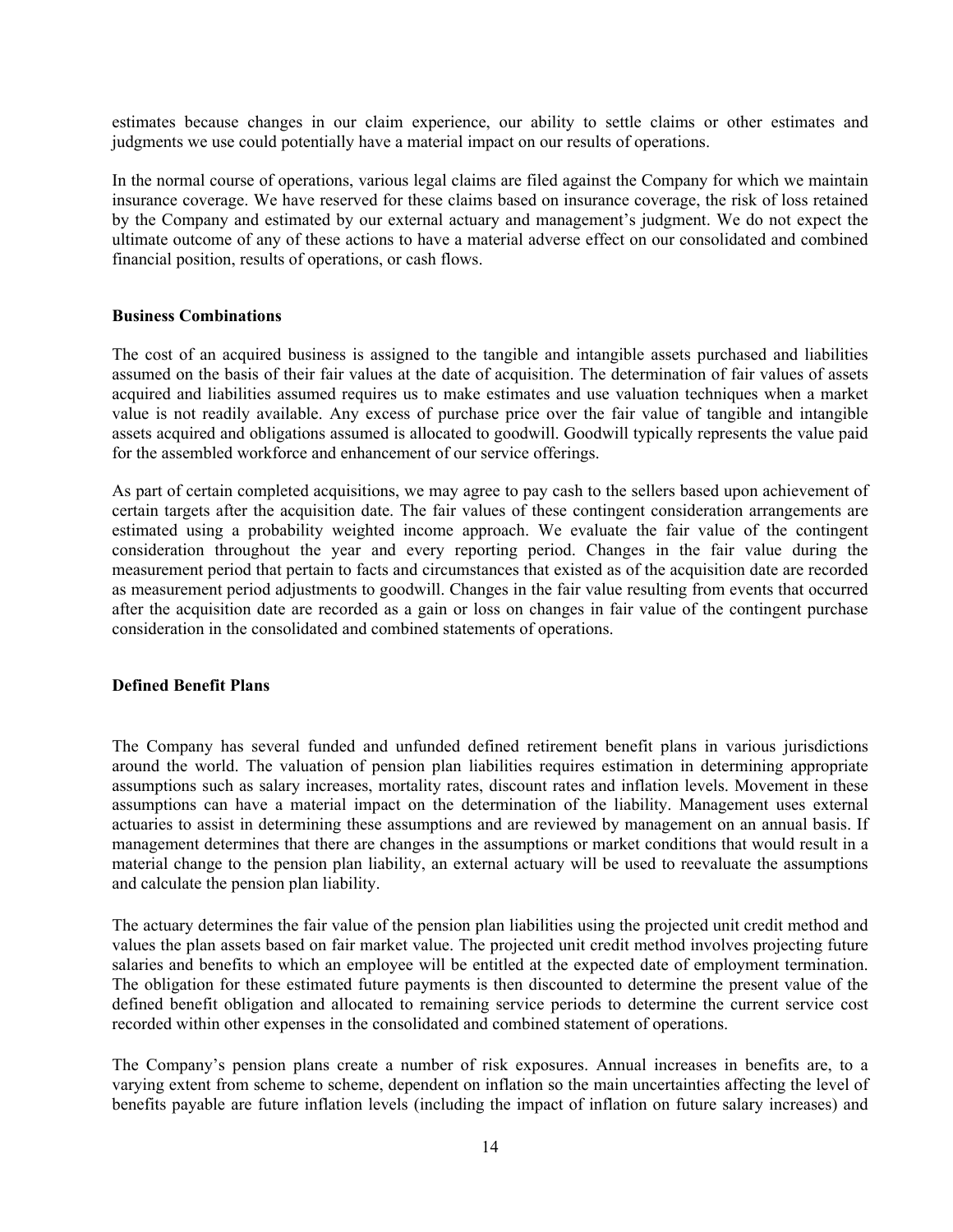estimates because changes in our claim experience, our ability to settle claims or other estimates and judgments we use could potentially have a material impact on our results of operations.

In the normal course of operations, various legal claims are filed against the Company for which we maintain insurance coverage. We have reserved for these claims based on insurance coverage, the risk of loss retained by the Company and estimated by our external actuary and management's judgment. We do not expect the ultimate outcome of any of these actions to have a material adverse effect on our consolidated and combined financial position, results of operations, or cash flows.

**Business Combinations**

The cost of an acquired business is assigned to the tangible and intangible assets purchased and liabilities assumed on the basis of their fair values at the date of acquisition. The determination of fair values of assets acquired and liabilities assumed requires us to make estimates and use valuation techniques when a market value is not readily available. Any excess of purchase price over the fair value of tangible and intangible assets acquired and obligations assumed is allocated to goodwill. Goodwill typically represents the value paid for the assembled workforce and enhancement of our service offerings.

As part of certain completed acquisitions, we may agree to pay cash to the sellers based upon achievement of certain targets after the acquisition date. The fair values of these contingent consideration arrangements are estimated using a probability weighted income approach. We evaluate the fair value of the contingent consideration throughout the year and every reporting period. Changes in the fair value during the measurement period that pertain to facts and circumstances that existed as of the acquisition date are recorded as measurement period adjustments to goodwill. Changes in the fair value resulting from events that occurred after the acquisition date are recorded as a gain or loss on changes in fair value of the contingent purchase consideration in the consolidated and combined statements of operations.

**Defined Benefit Plans**

The Company has several funded and unfunded defined retirement benefit plans in various jurisdictions around the world. The valuation of pension plan liabilities requires estimation in determining appropriate assumptions such as salary increases, mortality rates, discount rates and inflation levels. Movement in these assumptions can have a material impact on the determination of the liability. Management uses external actuaries to assist in determining these assumptions and are reviewed by management on an annual basis. If management determines that there are changes in the assumptions or market conditions that would result in a material change to the pension plan liability, an external actuary will be used to reevaluate the assumptions and calculate the pension plan liability.

The actuary determines the fair value of the pension plan liabilities using the projected unit credit method and values the plan assets based on fair market value. The projected unit credit method involves projecting future salaries and benefits to which an employee will be entitled at the expected date of employment termination. The obligation for these estimated future payments is then discounted to determine the present value of the defined benefit obligation and allocated to remaining service periods to determine the current service cost recorded within other expenses in the consolidated and combined statement of operations.

The Company's pension plans create a number of risk exposures. Annual increases in benefits are, to a varying extent from scheme to scheme, dependent on inflation so the main uncertainties affecting the level of benefits payable are future inflation levels (including the impact of inflation on future salary increases) and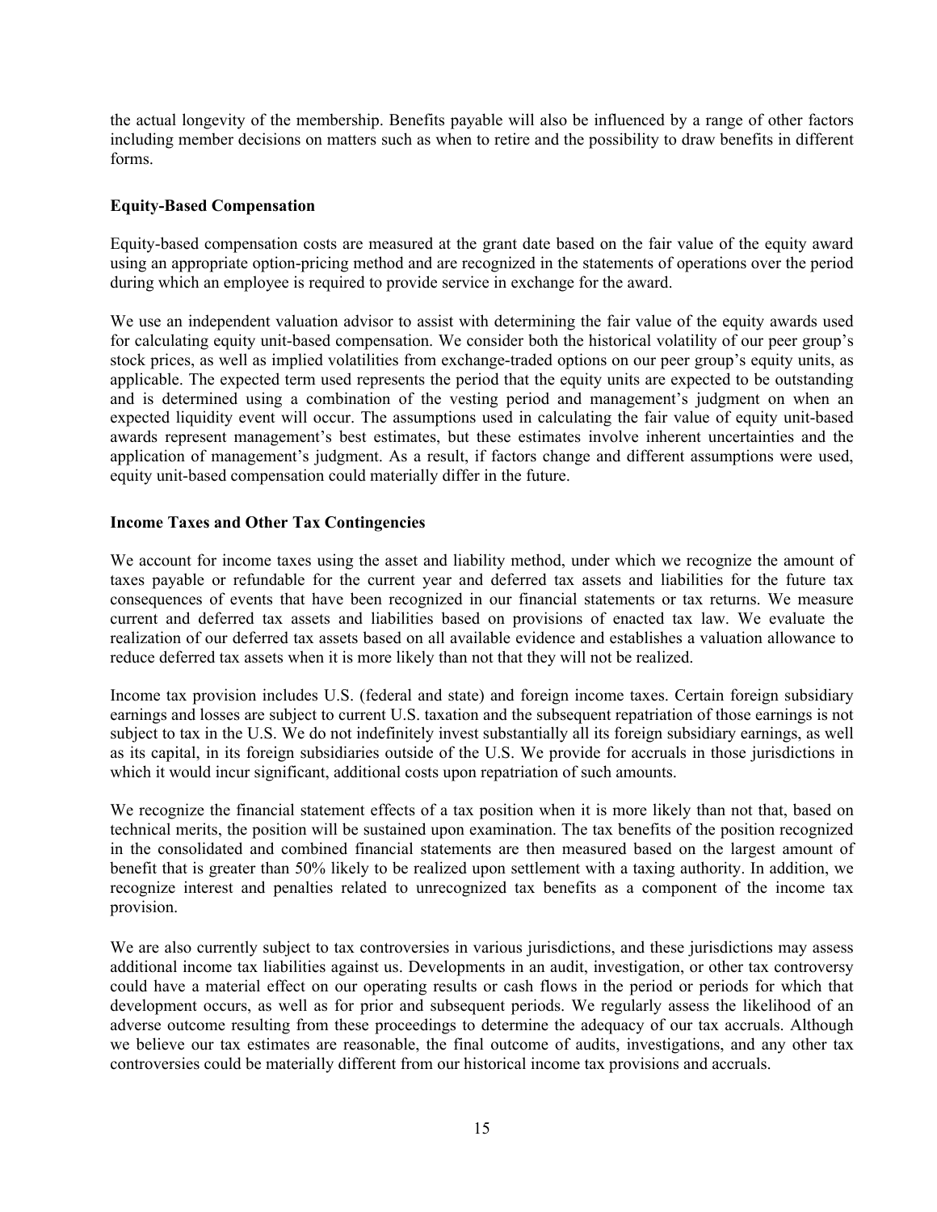the actual longevity of the membership. Benefits payable will also be influenced by a range of other factors including member decisions on matters such as when to retire and the possibility to draw benefits in different forms.

**Equity-Based Compensation**

Equity-based compensation costs are measured at the grant date based on the fair value of the equity award using an appropriate option-pricing method and are recognized in the statements of operations over the period during which an employee is required to provide service in exchange for the award.

We use an independent valuation advisor to assist with determining the fair value of the equity awards used for calculating equity unit-based compensation. We consider both the historical volatility of our peer group's stock prices, as well as implied volatilities from exchange-traded options on our peer group's equity units, as applicable. The expected term used represents the period that the equity units are expected to be outstanding and is determined using a combination of the vesting period and management's judgment on when an expected liquidity event will occur. The assumptions used in calculating the fair value of equity unit-based awards represent management's best estimates, but these estimates involve inherent uncertainties and the application of management's judgment. As a result, if factors change and different assumptions were used, equity unit-based compensation could materially differ in the future.

**Income Taxes and Other Tax Contingencies**

We account for income taxes using the asset and liability method, under which we recognize the amount of taxes payable or refundable for the current year and deferred tax assets and liabilities for the future tax consequences of events that have been recognized in our financial statements or tax returns. We measure current and deferred tax assets and liabilities based on provisions of enacted tax law. We evaluate the realization of our deferred tax assets based on all available evidence and establishes a valuation allowance to reduce deferred tax assets when it is more likely than not that they will not be realized.

Income tax provision includes U.S. (federal and state) and foreign income taxes. Certain foreign subsidiary earnings and losses are subject to current U.S. taxation and the subsequent repatriation of those earnings is not subject to tax in the U.S. We do not indefinitely invest substantially all its foreign subsidiary earnings, as well as its capital, in its foreign subsidiaries outside of the U.S. We provide for accruals in those jurisdictions in which it would incur significant, additional costs upon repatriation of such amounts.

We recognize the financial statement effects of a tax position when it is more likely than not that, based on technical merits, the position will be sustained upon examination. The tax benefits of the position recognized in the consolidated and combined financial statements are then measured based on the largest amount of benefit that is greater than 50% likely to be realized upon settlement with a taxing authority. In addition, we recognize interest and penalties related to unrecognized tax benefits as a component of the income tax provision.

We are also currently subject to tax controversies in various jurisdictions, and these jurisdictions may assess additional income tax liabilities against us. Developments in an audit, investigation, or other tax controversy could have a material effect on our operating results or cash flows in the period or periods for which that development occurs, as well as for prior and subsequent periods. We regularly assess the likelihood of an adverse outcome resulting from these proceedings to determine the adequacy of our tax accruals. Although we believe our tax estimates are reasonable, the final outcome of audits, investigations, and any other tax controversies could be materially different from our historical income tax provisions and accruals.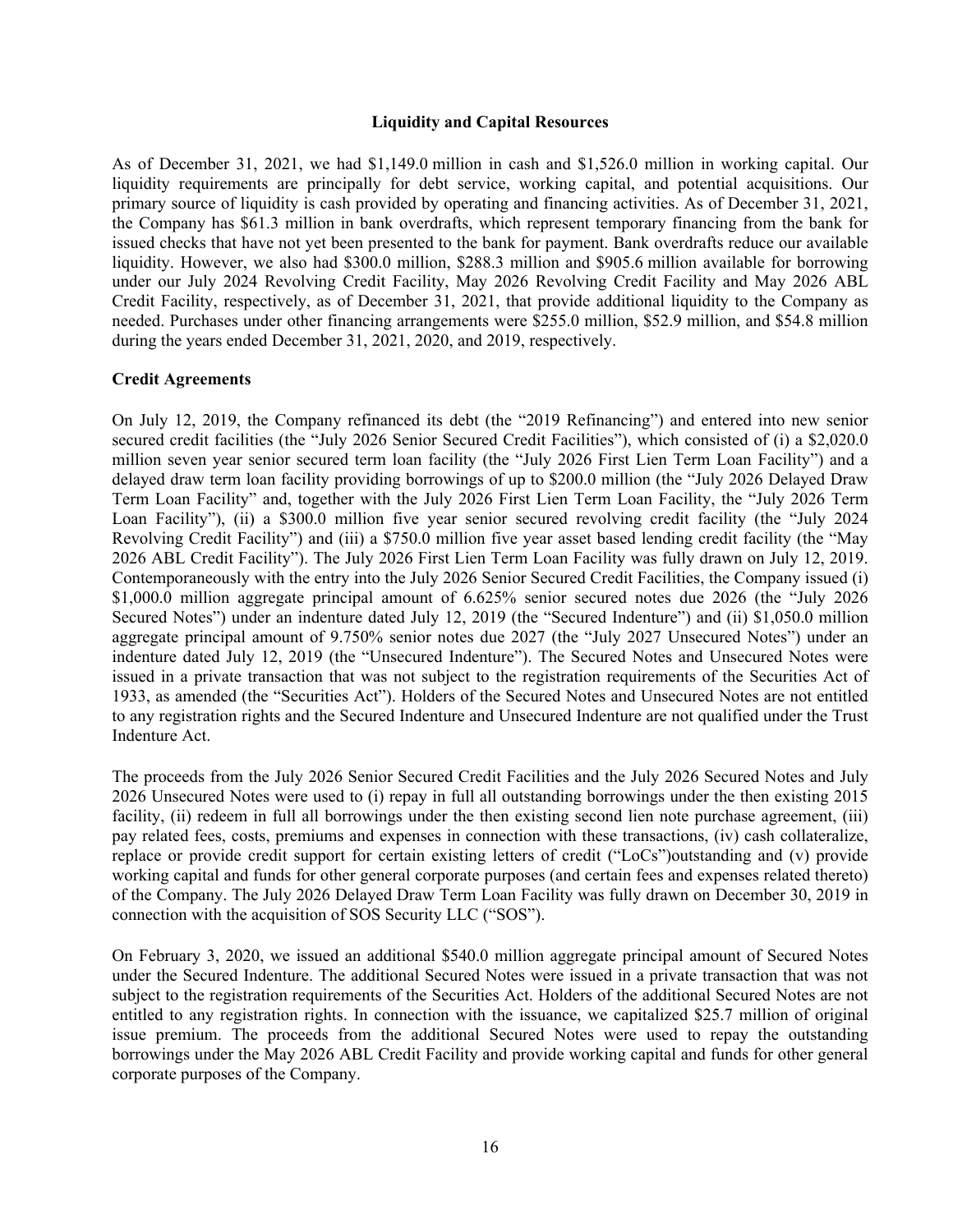### Liquidity and Capital Resources

As of December 31, 2021, we had $1,149.0 million in cash and $1,526.0 million in working capital. Our liquidity requirements are principally for debt service, working capital, and potential acquisitions. Our primary source of liquidity is cash provided by operating and financing activities. As of December 31, 2021, the Company has $61.3 million in bank overdrafts, which represent temporary financing from the bank for issued checks that have not yet been presented to the bank for payment. Bank overdrafts reduce our available liquidity. However, we also had $300.0 million, $288.3 million and $905.6 million available for borrowing under our July 2024 Revolving Credit Facility, May 2026 Revolving Credit Facility and May 2026 ABL Credit Facility, respectively, as of December 31, 2021, that provide additional liquidity to the Company as needed. Purchases under other financing arrangements were $255.0 million, $52.9 million, and $54.8 million during the years ended December 31, 2021, 2020, and 2019, respectively.

**Credit Agreements**

On July 12, 2019, the Company refinanced its debt (the "2019 Refinancing") and entered into new senior secured credit facilities (the "July 2026 Senior Secured Credit Facilities"), which consisted of (i) a $2,020.0 million seven year senior secured term loan facility (the "July 2026 First Lien Term Loan Facility") and a delayed draw term loan facility providing borrowings of up to $200.0 million (the "July 2026 Delayed Draw Term Loan Facility" and, together with the July 2026 First Lien Term Loan Facility, the "July 2026 Term Loan Facility"), (ii) a $300.0 million five year senior secured revolving credit facility (the "July 2024 Revolving Credit Facility") and (iii) a $750.0 million five year asset based lending credit facility (the "May 2026 ABL Credit Facility"). The July 2026 First Lien Term Loan Facility was fully drawn on July 12, 2019. Contemporaneously with the entry into the July 2026 Senior Secured Credit Facilities, the Company issued (i) $1,000.0 million aggregate principal amount of 6.625% senior secured notes due 2026 (the "July 2026 Secured Notes") under an indenture dated July 12, 2019 (the "Secured Indenture") and (ii) $1,050.0 million aggregate principal amount of 9.750% senior notes due 2027 (the "July 2027 Unsecured Notes") under an indenture dated July 12, 2019 (the "Unsecured Indenture"). The Secured Notes and Unsecured Notes were issued in a private transaction that was not subject to the registration requirements of the Securities Act of 1933, as amended (the "Securities Act"). Holders of the Secured Notes and Unsecured Notes are not entitled to any registration rights and the Secured Indenture and Unsecured Indenture are not qualified under the Trust Indenture Act.

The proceeds from the July 2026 Senior Secured Credit Facilities and the July 2026 Secured Notes and July 2026 Unsecured Notes were used to (i) repay in full all outstanding borrowings under the then existing 2015 facility, (ii) redeem in full all borrowings under the then existing second lien note purchase agreement, (iii) pay related fees, costs, premiums and expenses in connection with these transactions, (iv) cash collateralize, replace or provide credit support for certain existing letters of credit ("LoCs")outstanding and (v) provide working capital and funds for other general corporate purposes (and certain fees and expenses related thereto) of the Company. The July 2026 Delayed Draw Term Loan Facility was fully drawn on December 30, 2019 in connection with the acquisition of SOS Security LLC ("SOS").

On February 3, 2020, we issued an additional $540.0 million aggregate principal amount of Secured Notes under the Secured Indenture. The additional Secured Notes were issued in a private transaction that was not subject to the registration requirements of the Securities Act. Holders of the additional Secured Notes are not entitled to any registration rights. In connection with the issuance, we capitalized $25.7 million of original issue premium. The proceeds from the additional Secured Notes were used to repay the outstanding borrowings under the May 2026 ABL Credit Facility and provide working capital and funds for other general corporate purposes of the Company.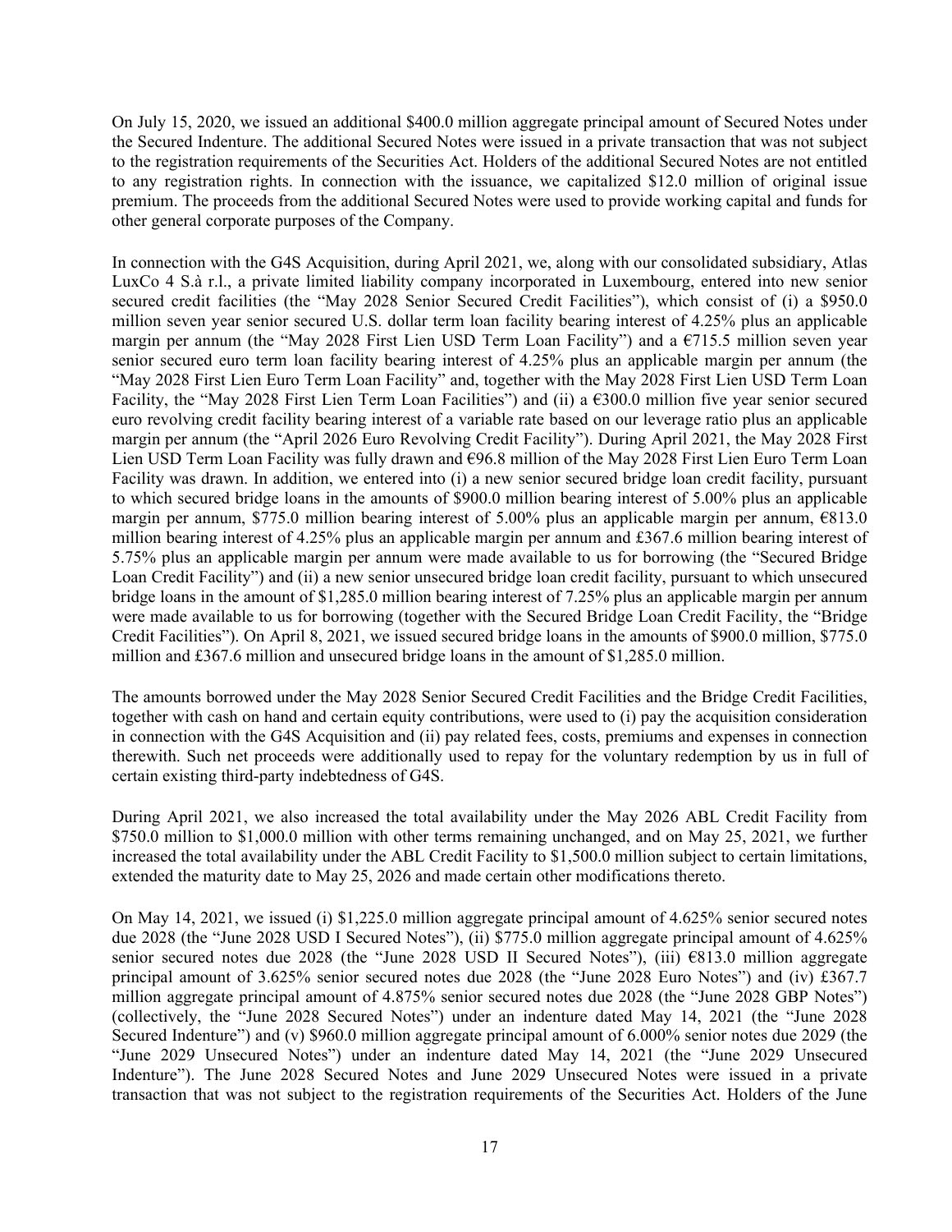On July 15, 2020, we issued an additional $400.0 million aggregate principal amount of Secured Notes under the Secured Indenture. The additional Secured Notes were issued in a private transaction that was not subject to the registration requirements of the Securities Act. Holders of the additional Secured Notes are not entitled to any registration rights. In connection with the issuance, we capitalized $12.0 million of original issue premium. The proceeds from the additional Secured Notes were used to provide working capital and funds for other general corporate purposes of the Company.

In connection with the G4S Acquisition, during April 2021, we, along with our consolidated subsidiary, Atlas LuxCo 4 S.à r.l., a private limited liability company incorporated in Luxembourg, entered into new senior secured credit facilities (the "May 2028 Senior Secured Credit Facilities"), which consist of (i) a $950.0 million seven year senior secured U.S. dollar term loan facility bearing interest of 4.25% plus an applicable margin per annum (the "May 2028 First Lien USD Term Loan Facility") and a €715.5 million seven year senior secured euro term loan facility bearing interest of 4.25% plus an applicable margin per annum (the "May 2028 First Lien Euro Term Loan Facility" and, together with the May 2028 First Lien USD Term Loan Facility, the "May 2028 First Lien Term Loan Facilities") and (ii) a €300.0 million five year senior secured euro revolving credit facility bearing interest of a variable rate based on our leverage ratio plus an applicable margin per annum (the "April 2026 Euro Revolving Credit Facility"). During April 2021, the May 2028 First Lien USD Term Loan Facility was fully drawn and €96.8 million of the May 2028 First Lien Euro Term Loan Facility was drawn. In addition, we entered into (i) a new senior secured bridge loan credit facility, pursuant to which secured bridge loans in the amounts of $900.0 million bearing interest of 5.00% plus an applicable margin per annum, $775.0 million bearing interest of 5.00% plus an applicable margin per annum, €813.0 million bearing interest of 4.25% plus an applicable margin per annum and £367.6 million bearing interest of 5.75% plus an applicable margin per annum were made available to us for borrowing (the "Secured Bridge Loan Credit Facility") and (ii) a new senior unsecured bridge loan credit facility, pursuant to which unsecured bridge loans in the amount of $1,285.0 million bearing interest of 7.25% plus an applicable margin per annum were made available to us for borrowing (together with the Secured Bridge Loan Credit Facility, the "Bridge Credit Facilities"). On April 8, 2021, we issued secured bridge loans in the amounts of $900.0 million, $775.0 million and £367.6 million and unsecured bridge loans in the amount of $1,285.0 million.

The amounts borrowed under the May 2028 Senior Secured Credit Facilities and the Bridge Credit Facilities, together with cash on hand and certain equity contributions, were used to (i) pay the acquisition consideration in connection with the G4S Acquisition and (ii) pay related fees, costs, premiums and expenses in connection therewith. Such net proceeds were additionally used to repay for the voluntary redemption by us in full of certain existing third-party indebtedness of G4S.

During April 2021, we also increased the total availability under the May 2026 ABL Credit Facility from $750.0 million to $1,000.0 million with other terms remaining unchanged, and on May 25, 2021, we further increased the total availability under the ABL Credit Facility to $1,500.0 million subject to certain limitations, extended the maturity date to May 25, 2026 and made certain other modifications thereto.

On May 14, 2021, we issued (i) $1,225.0 million aggregate principal amount of 4.625% senior secured notes due 2028 (the "June 2028 USD I Secured Notes"), (ii) $775.0 million aggregate principal amount of 4.625% senior secured notes due 2028 (the "June 2028 USD II Secured Notes"), (iii) €813.0 million aggregate principal amount of 3.625% senior secured notes due 2028 (the "June 2028 Euro Notes") and (iv) £367.7 million aggregate principal amount of 4.875% senior secured notes due 2028 (the "June 2028 GBP Notes") (collectively, the "June 2028 Secured Notes") under an indenture dated May 14, 2021 (the "June 2028 Secured Indenture") and (v) $960.0 million aggregate principal amount of 6.000% senior notes due 2029 (the "June 2029 Unsecured Notes") under an indenture dated May 14, 2021 (the "June 2029 Unsecured Indenture"). The June 2028 Secured Notes and June 2029 Unsecured Notes were issued in a private transaction that was not subject to the registration requirements of the Securities Act. Holders of the June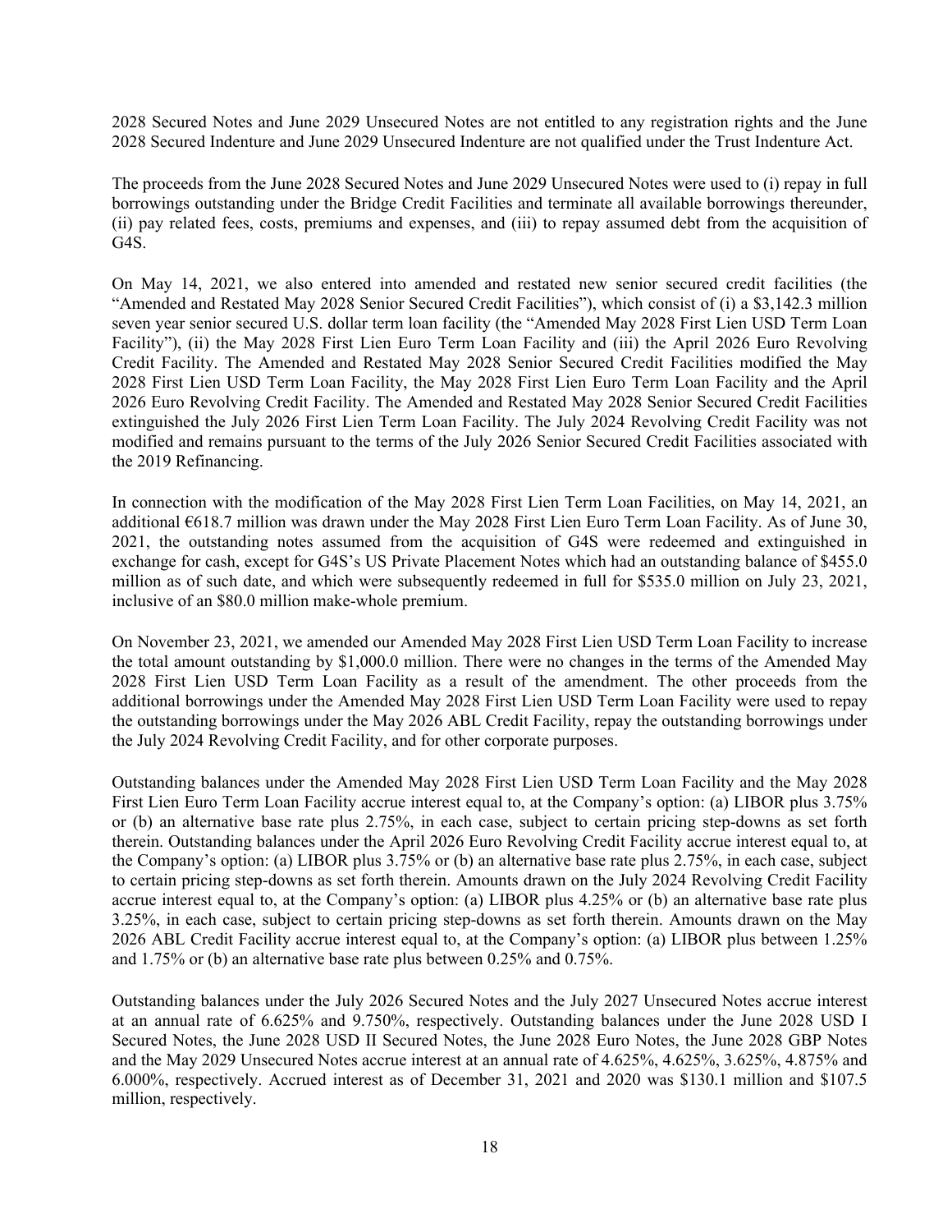2028 Secured Notes and June 2029 Unsecured Notes are not entitled to any registration rights and the June 2028 Secured Indenture and June 2029 Unsecured Indenture are not qualified under the Trust Indenture Act.

The proceeds from the June 2028 Secured Notes and June 2029 Unsecured Notes were used to (i) repay in full borrowings outstanding under the Bridge Credit Facilities and terminate all available borrowings thereunder, (ii) pay related fees, costs, premiums and expenses, and (iii) to repay assumed debt from the acquisition of G4S.

On May 14, 2021, we also entered into amended and restated new senior secured credit facilities (the "Amended and Restated May 2028 Senior Secured Credit Facilities"), which consist of (i) a $3,142.3 million seven year senior secured U.S. dollar term loan facility (the "Amended May 2028 First Lien USD Term Loan Facility"), (ii) the May 2028 First Lien Euro Term Loan Facility and (iii) the April 2026 Euro Revolving Credit Facility. The Amended and Restated May 2028 Senior Secured Credit Facilities modified the May 2028 First Lien USD Term Loan Facility, the May 2028 First Lien Euro Term Loan Facility and the April 2026 Euro Revolving Credit Facility. The Amended and Restated May 2028 Senior Secured Credit Facilities extinguished the July 2026 First Lien Term Loan Facility. The July 2024 Revolving Credit Facility was not modified and remains pursuant to the terms of the July 2026 Senior Secured Credit Facilities associated with the 2019 Refinancing.

In connection with the modification of the May 2028 First Lien Term Loan Facilities, on May 14, 2021, an additional €618.7 million was drawn under the May 2028 First Lien Euro Term Loan Facility. As of June 30, 2021, the outstanding notes assumed from the acquisition of G4S were redeemed and extinguished in exchange for cash, except for G4S's US Private Placement Notes which had an outstanding balance of $455.0 million as of such date, and which were subsequently redeemed in full for $535.0 million on July 23, 2021, inclusive of an $80.0 million make-whole premium.

On November 23, 2021, we amended our Amended May 2028 First Lien USD Term Loan Facility to increase the total amount outstanding by $1,000.0 million. There were no changes in the terms of the Amended May 2028 First Lien USD Term Loan Facility as a result of the amendment. The other proceeds from the additional borrowings under the Amended May 2028 First Lien USD Term Loan Facility were used to repay the outstanding borrowings under the May 2026 ABL Credit Facility, repay the outstanding borrowings under the July 2024 Revolving Credit Facility, and for other corporate purposes.

Outstanding balances under the Amended May 2028 First Lien USD Term Loan Facility and the May 2028 First Lien Euro Term Loan Facility accrue interest equal to, at the Company's option: (a) LIBOR plus 3.75% or (b) an alternative base rate plus 2.75%, in each case, subject to certain pricing step-downs as set forth therein. Outstanding balances under the April 2026 Euro Revolving Credit Facility accrue interest equal to, at the Company's option: (a) LIBOR plus 3.75% or (b) an alternative base rate plus 2.75%, in each case, subject to certain pricing step-downs as set forth therein. Amounts drawn on the July 2024 Revolving Credit Facility accrue interest equal to, at the Company's option: (a) LIBOR plus 4.25% or (b) an alternative base rate plus 3.25%, in each case, subject to certain pricing step-downs as set forth therein. Amounts drawn on the May 2026 ABL Credit Facility accrue interest equal to, at the Company's option: (a) LIBOR plus between 1.25% and 1.75% or (b) an alternative base rate plus between 0.25% and 0.75%.

Outstanding balances under the July 2026 Secured Notes and the July 2027 Unsecured Notes accrue interest at an annual rate of 6.625% and 9.750%, respectively. Outstanding balances under the June 2028 USD I Secured Notes, the June 2028 USD II Secured Notes, the June 2028 Euro Notes, the June 2028 GBP Notes and the May 2029 Unsecured Notes accrue interest at an annual rate of 4.625%, 4.625%, 3.625%, 4.875% and 6.000%, respectively. Accrued interest as of December 31, 2021 and 2020 was $130.1 million and $107.5 million, respectively.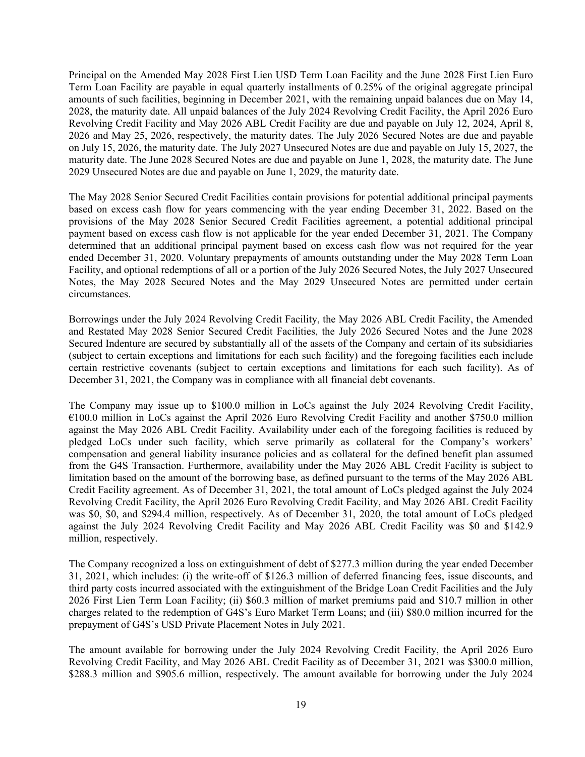Principal on the Amended May 2028 First Lien USD Term Loan Facility and the June 2028 First Lien Euro Term Loan Facility are payable in equal quarterly installments of 0.25% of the original aggregate principal amounts of such facilities, beginning in December 2021, with the remaining unpaid balances due on May 14, 2028, the maturity date. All unpaid balances of the July 2024 Revolving Credit Facility, the April 2026 Euro Revolving Credit Facility and May 2026 ABL Credit Facility are due and payable on July 12, 2024, April 8, 2026 and May 25, 2026, respectively, the maturity dates. The July 2026 Secured Notes are due and payable on July 15, 2026, the maturity date. The July 2027 Unsecured Notes are due and payable on July 15, 2027, the maturity date. The June 2028 Secured Notes are due and payable on June 1, 2028, the maturity date. The June 2029 Unsecured Notes are due and payable on June 1, 2029, the maturity date.

The May 2028 Senior Secured Credit Facilities contain provisions for potential additional principal payments based on excess cash flow for years commencing with the year ending December 31, 2022. Based on the provisions of the May 2028 Senior Secured Credit Facilities agreement, a potential additional principal payment based on excess cash flow is not applicable for the year ended December 31, 2021. The Company determined that an additional principal payment based on excess cash flow was not required for the year ended December 31, 2020. Voluntary prepayments of amounts outstanding under the May 2028 Term Loan Facility, and optional redemptions of all or a portion of the July 2026 Secured Notes, the July 2027 Unsecured Notes, the May 2028 Secured Notes and the May 2029 Unsecured Notes are permitted under certain circumstances.

Borrowings under the July 2024 Revolving Credit Facility, the May 2026 ABL Credit Facility, the Amended and Restated May 2028 Senior Secured Credit Facilities, the July 2026 Secured Notes and the June 2028 Secured Indenture are secured by substantially all of the assets of the Company and certain of its subsidiaries (subject to certain exceptions and limitations for each such facility) and the foregoing facilities each include certain restrictive covenants (subject to certain exceptions and limitations for each such facility). As of December 31, 2021, the Company was in compliance with all financial debt covenants.

The Company may issue up to $100.0 million in LoCs against the July 2024 Revolving Credit Facility, €100.0 million in LoCs against the April 2026 Euro Revolving Credit Facility and another $750.0 million against the May 2026 ABL Credit Facility. Availability under each of the foregoing facilities is reduced by pledged LoCs under such facility, which serve primarily as collateral for the Company's workers' compensation and general liability insurance policies and as collateral for the defined benefit plan assumed from the G4S Transaction. Furthermore, availability under the May 2026 ABL Credit Facility is subject to limitation based on the amount of the borrowing base, as defined pursuant to the terms of the May 2026 ABL Credit Facility agreement. As of December 31, 2021, the total amount of LoCs pledged against the July 2024 Revolving Credit Facility, the April 2026 Euro Revolving Credit Facility, and May 2026 ABL Credit Facility was $0, $0, and $294.4 million, respectively. As of December 31, 2020, the total amount of LoCs pledged against the July 2024 Revolving Credit Facility and May 2026 ABL Credit Facility was $0 and $142.9 million, respectively.

The Company recognized a loss on extinguishment of debt of $277.3 million during the year ended December 31, 2021, which includes: (i) the write-off of $126.3 million of deferred financing fees, issue discounts, and third party costs incurred associated with the extinguishment of the Bridge Loan Credit Facilities and the July 2026 First Lien Term Loan Facility; (ii) $60.3 million of market premiums paid and $10.7 million in other charges related to the redemption of G4S's Euro Market Term Loans; and (iii) $80.0 million incurred for the prepayment of G4S's USD Private Placement Notes in July 2021.

The amount available for borrowing under the July 2024 Revolving Credit Facility, the April 2026 Euro Revolving Credit Facility, and May 2026 ABL Credit Facility as of December 31, 2021 was $300.0 million, $288.3 million and $905.6 million, respectively. The amount available for borrowing under the July 2024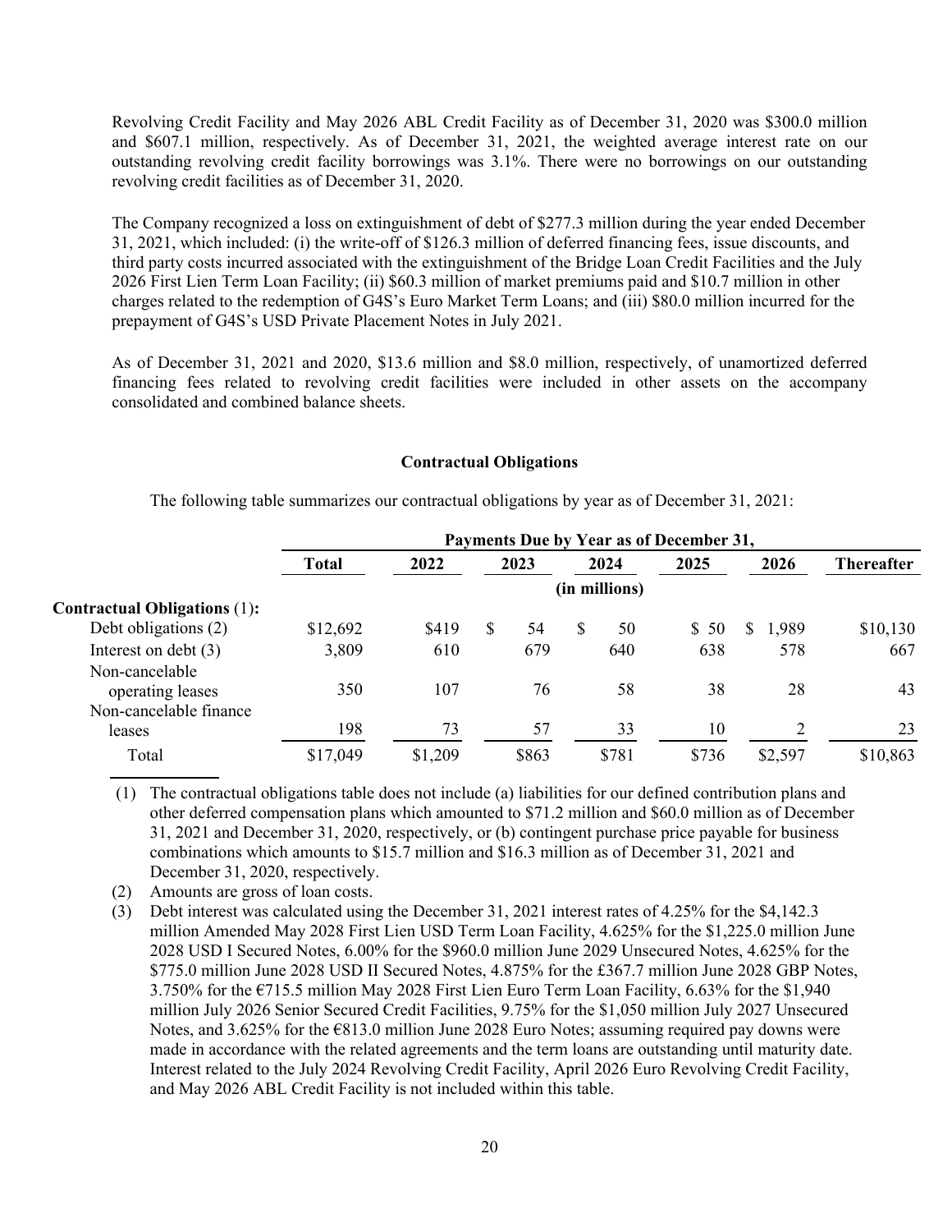Revolving Credit Facility and May 2026 ABL Credit Facility as of December 31, 2020 was $300.0 million and $607.1 million, respectively. As of December 31, 2021, the weighted average interest rate on our outstanding revolving credit facility borrowings was 3.1%. There were no borrowings on our outstanding revolving credit facilities as of December 31, 2020.

The Company recognized a loss on extinguishment of debt of $277.3 million during the year ended December 31, 2021, which included: (i) the write-off of $126.3 million of deferred financing fees, issue discounts, and third party costs incurred associated with the extinguishment of the Bridge Loan Credit Facilities and the July 2026 First Lien Term Loan Facility; (ii) $60.3 million of market premiums paid and $10.7 million in other charges related to the redemption of G4S's Euro Market Term Loans; and (iii) $80.0 million incurred for the prepayment of G4S's USD Private Placement Notes in July 2021.

As of December 31, 2021 and 2020, $13.6 million and $8.0 million, respectively, of unamortized deferred financing fees related to revolving credit facilities were included in other assets on the accompany consolidated and combined balance sheets.

**Contractual Obligations**

The following table summarizes our contractual obligations by year as of December 31, 2021:

| | Payments Due by Year as of December 31, | | | | | | |
|---|---|---|---|---|---|---|---|
| | Total | 2022 | 2023 | 2024 | 2025 | 2026 | Thereafter |
| | (in millions) | | | | | | |
| **Contractual Obligations** (1)**:** | | | | | | | |
| Debt obligations (2) | $12,692 | $419 | $ 54 | $ 50 | $ 50 | $ 1,989 | $10,130 |
| Interest on debt (3) | 3,809 | 610 | 679 | 640 | 638 | 578 | 667 |
| Non-cancelable operating leases | 350 | 107 | 76 | 58 | 38 | 28 | 43 |
| Non-cancelable finance leases | 198 | 73 | 57 | 33 | 10 | 2 | 23 |
| Total | $17,049 | $1,209 | $863 | $781 | $736 | $2,597 | $10,863 |

(1) The contractual obligations table does not include (a) liabilities for our defined contribution plans and other deferred compensation plans which amounted to $71.2 million and $60.0 million as of December 31, 2021 and December 31, 2020, respectively, or (b) contingent purchase price payable for business combinations which amounts to $15.7 million and $16.3 million as of December 31, 2021 and December 31, 2020, respectively.

(2) Amounts are gross of loan costs.

(3) Debt interest was calculated using the December 31, 2021 interest rates of 4.25% for the $4,142.3 million Amended May 2028 First Lien USD Term Loan Facility, 4.625% for the $1,225.0 million June 2028 USD I Secured Notes, 6.00% for the $960.0 million June 2029 Unsecured Notes, 4.625% for the $775.0 million June 2028 USD II Secured Notes, 4.875% for the £367.7 million June 2028 GBP Notes, 3.750% for the €715.5 million May 2028 First Lien Euro Term Loan Facility, 6.63% for the $1,940 million July 2026 Senior Secured Credit Facilities, 9.75% for the $1,050 million July 2027 Unsecured Notes, and 3.625% for the €813.0 million June 2028 Euro Notes; assuming required pay downs were made in accordance with the related agreements and the term loans are outstanding until maturity date. Interest related to the July 2024 Revolving Credit Facility, April 2026 Euro Revolving Credit Facility, and May 2026 ABL Credit Facility is not included within this table.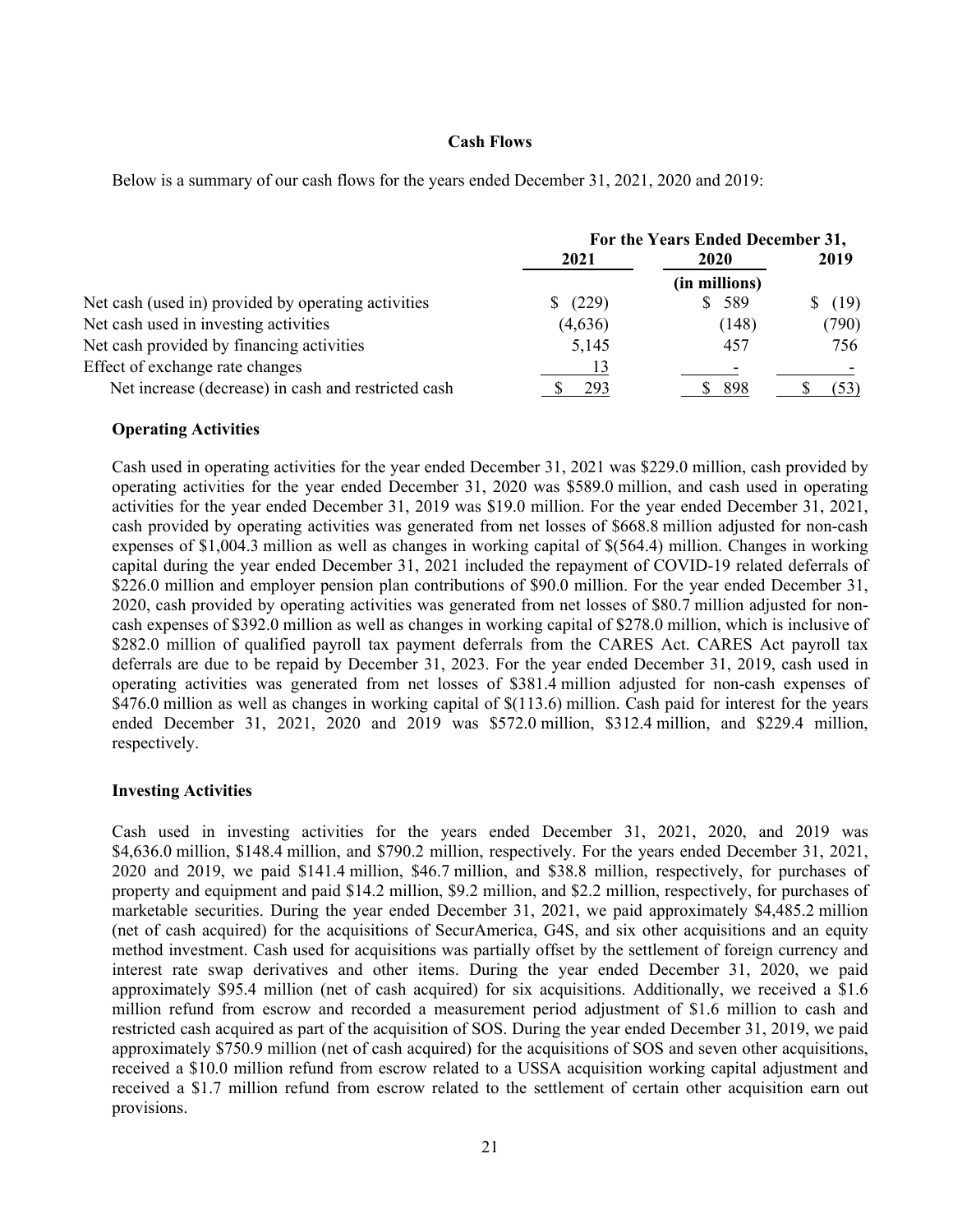## Cash Flows

Below is a summary of our cash flows for the years ended December 31, 2021, 2020 and 2019:

| | For the Years Ended December 31, | | |
|---|---|---|---|
| | 2021 | 2020 | 2019 |
| | | (in millions) | |
| Net cash (used in) provided by operating activities | $ (229) | $ 589 | $ (19) |
| Net cash used in investing activities | (4,636) | (148) | (790) |
| Net cash provided by financing activities | 5,145 | 457 | 756 |
| Effect of exchange rate changes | 13 | - | - |
| Net increase (decrease) in cash and restricted cash | $ 293 | $ 898 | $ (53) |

### Operating Activities

Cash used in operating activities for the year ended December 31, 2021 was $229.0 million, cash provided by operating activities for the year ended December 31, 2020 was $589.0 million, and cash used in operating activities for the year ended December 31, 2019 was $19.0 million. For the year ended December 31, 2021, cash provided by operating activities was generated from net losses of $668.8 million adjusted for non-cash expenses of $1,004.3 million as well as changes in working capital of $(564.4) million. Changes in working capital during the year ended December 31, 2021 included the repayment of COVID-19 related deferrals of $226.0 million and employer pension plan contributions of $90.0 million. For the year ended December 31, 2020, cash provided by operating activities was generated from net losses of $80.7 million adjusted for non-cash expenses of $392.0 million as well as changes in working capital of $278.0 million, which is inclusive of $282.0 million of qualified payroll tax payment deferrals from the CARES Act. CARES Act payroll tax deferrals are due to be repaid by December 31, 2023. For the year ended December 31, 2019, cash used in operating activities was generated from net losses of $381.4 million adjusted for non-cash expenses of $476.0 million as well as changes in working capital of $(113.6) million. Cash paid for interest for the years ended December 31, 2021, 2020 and 2019 was $572.0 million, $312.4 million, and $229.4 million, respectively.

### Investing Activities

Cash used in investing activities for the years ended December 31, 2021, 2020, and 2019 was $4,636.0 million, $148.4 million, and $790.2 million, respectively. For the years ended December 31, 2021, 2020 and 2019, we paid $141.4 million, $46.7 million, and $38.8 million, respectively, for purchases of property and equipment and paid $14.2 million, $9.2 million, and $2.2 million, respectively, for purchases of marketable securities. During the year ended December 31, 2021, we paid approximately $4,485.2 million (net of cash acquired) for the acquisitions of SecurAmerica, G4S, and six other acquisitions and an equity method investment. Cash used for acquisitions was partially offset by the settlement of foreign currency and interest rate swap derivatives and other items. During the year ended December 31, 2020, we paid approximately $95.4 million (net of cash acquired) for six acquisitions. Additionally, we received a $1.6 million refund from escrow and recorded a measurement period adjustment of $1.6 million to cash and restricted cash acquired as part of the acquisition of SOS. During the year ended December 31, 2019, we paid approximately $750.9 million (net of cash acquired) for the acquisitions of SOS and seven other acquisitions, received a $10.0 million refund from escrow related to a USSA acquisition working capital adjustment and received a $1.7 million refund from escrow related to the settlement of certain other acquisition earn out provisions.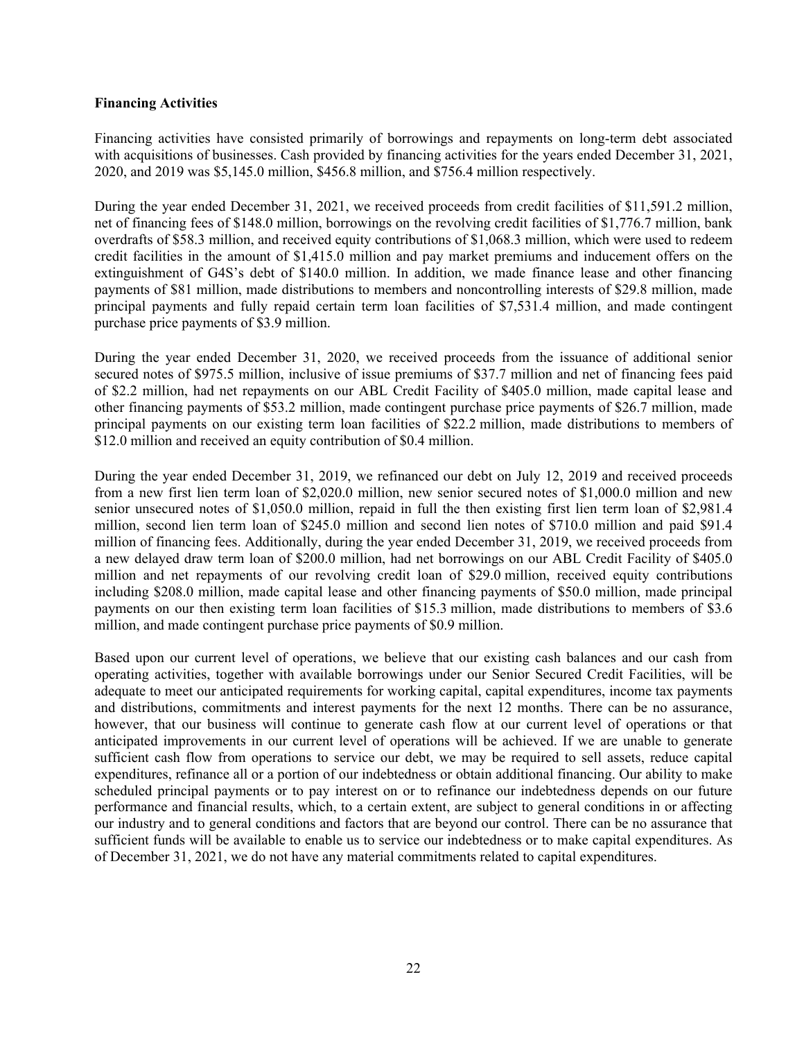**Financing Activities**

Financing activities have consisted primarily of borrowings and repayments on long-term debt associated with acquisitions of businesses. Cash provided by financing activities for the years ended December 31, 2021, 2020, and 2019 was $5,145.0 million, $456.8 million, and $756.4 million respectively.

During the year ended December 31, 2021, we received proceeds from credit facilities of $11,591.2 million, net of financing fees of $148.0 million, borrowings on the revolving credit facilities of $1,776.7 million, bank overdrafts of $58.3 million, and received equity contributions of $1,068.3 million, which were used to redeem credit facilities in the amount of $1,415.0 million and pay market premiums and inducement offers on the extinguishment of G4S's debt of $140.0 million. In addition, we made finance lease and other financing payments of $81 million, made distributions to members and noncontrolling interests of $29.8 million, made principal payments and fully repaid certain term loan facilities of $7,531.4 million, and made contingent purchase price payments of $3.9 million.

During the year ended December 31, 2020, we received proceeds from the issuance of additional senior secured notes of $975.5 million, inclusive of issue premiums of $37.7 million and net of financing fees paid of $2.2 million, had net repayments on our ABL Credit Facility of $405.0 million, made capital lease and other financing payments of $53.2 million, made contingent purchase price payments of $26.7 million, made principal payments on our existing term loan facilities of $22.2 million, made distributions to members of $12.0 million and received an equity contribution of $0.4 million.

During the year ended December 31, 2019, we refinanced our debt on July 12, 2019 and received proceeds from a new first lien term loan of $2,020.0 million, new senior secured notes of $1,000.0 million and new senior unsecured notes of $1,050.0 million, repaid in full the then existing first lien term loan of $2,981.4 million, second lien term loan of $245.0 million and second lien notes of $710.0 million and paid $91.4 million of financing fees. Additionally, during the year ended December 31, 2019, we received proceeds from a new delayed draw term loan of $200.0 million, had net borrowings on our ABL Credit Facility of $405.0 million and net repayments of our revolving credit loan of $29.0 million, received equity contributions including $208.0 million, made capital lease and other financing payments of $50.0 million, made principal payments on our then existing term loan facilities of $15.3 million, made distributions to members of $3.6 million, and made contingent purchase price payments of $0.9 million.

Based upon our current level of operations, we believe that our existing cash balances and our cash from operating activities, together with available borrowings under our Senior Secured Credit Facilities, will be adequate to meet our anticipated requirements for working capital, capital expenditures, income tax payments and distributions, commitments and interest payments for the next 12 months. There can be no assurance, however, that our business will continue to generate cash flow at our current level of operations or that anticipated improvements in our current level of operations will be achieved. If we are unable to generate sufficient cash flow from operations to service our debt, we may be required to sell assets, reduce capital expenditures, refinance all or a portion of our indebtedness or obtain additional financing. Our ability to make scheduled principal payments or to pay interest on or to refinance our indebtedness depends on our future performance and financial results, which, to a certain extent, are subject to general conditions in or affecting our industry and to general conditions and factors that are beyond our control. There can be no assurance that sufficient funds will be available to enable us to service our indebtedness or to make capital expenditures. As of December 31, 2021, we do not have any material commitments related to capital expenditures.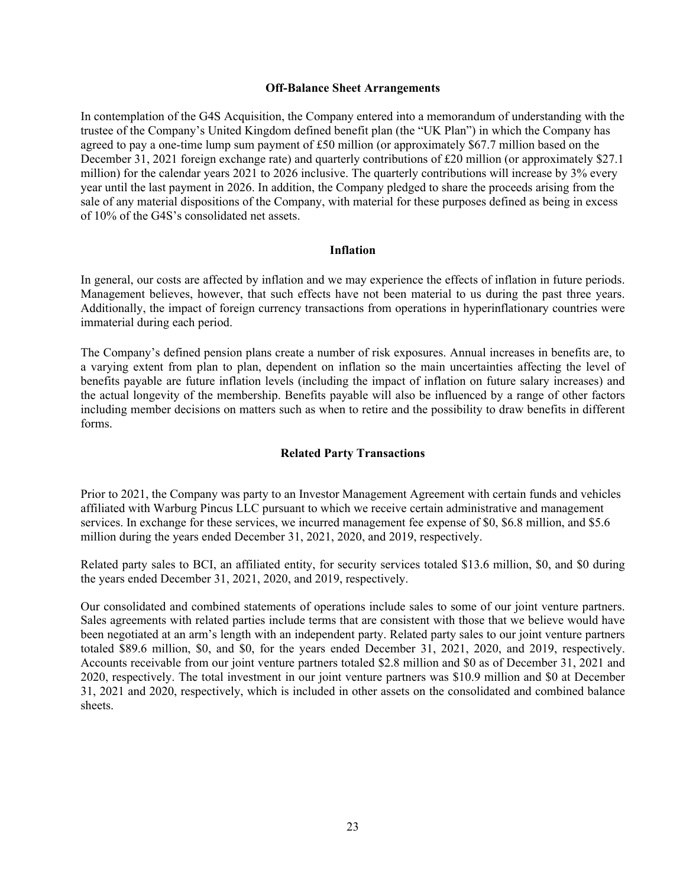## Off-Balance Sheet Arrangements

In contemplation of the G4S Acquisition, the Company entered into a memorandum of understanding with the trustee of the Company's United Kingdom defined benefit plan (the "UK Plan") in which the Company has agreed to pay a one-time lump sum payment of £50 million (or approximately $67.7 million based on the December 31, 2021 foreign exchange rate) and quarterly contributions of £20 million (or approximately $27.1 million) for the calendar years 2021 to 2026 inclusive. The quarterly contributions will increase by 3% every year until the last payment in 2026. In addition, the Company pledged to share the proceeds arising from the sale of any material dispositions of the Company, with material for these purposes defined as being in excess of 10% of the G4S's consolidated net assets.

## Inflation

In general, our costs are affected by inflation and we may experience the effects of inflation in future periods. Management believes, however, that such effects have not been material to us during the past three years. Additionally, the impact of foreign currency transactions from operations in hyperinflationary countries were immaterial during each period.

The Company's defined pension plans create a number of risk exposures. Annual increases in benefits are, to a varying extent from plan to plan, dependent on inflation so the main uncertainties affecting the level of benefits payable are future inflation levels (including the impact of inflation on future salary increases) and the actual longevity of the membership. Benefits payable will also be influenced by a range of other factors including member decisions on matters such as when to retire and the possibility to draw benefits in different forms.

## Related Party Transactions

Prior to 2021, the Company was party to an Investor Management Agreement with certain funds and vehicles affiliated with Warburg Pincus LLC pursuant to which we receive certain administrative and management services. In exchange for these services, we incurred management fee expense of $0, $6.8 million, and $5.6 million during the years ended December 31, 2021, 2020, and 2019, respectively.

Related party sales to BCI, an affiliated entity, for security services totaled $13.6 million, $0, and $0 during the years ended December 31, 2021, 2020, and 2019, respectively.

Our consolidated and combined statements of operations include sales to some of our joint venture partners. Sales agreements with related parties include terms that are consistent with those that we believe would have been negotiated at an arm's length with an independent party. Related party sales to our joint venture partners totaled $89.6 million, $0, and $0, for the years ended December 31, 2021, 2020, and 2019, respectively. Accounts receivable from our joint venture partners totaled $2.8 million and $0 as of December 31, 2021 and 2020, respectively. The total investment in our joint venture partners was $10.9 million and $0 at December 31, 2021 and 2020, respectively, which is included in other assets on the consolidated and combined balance sheets.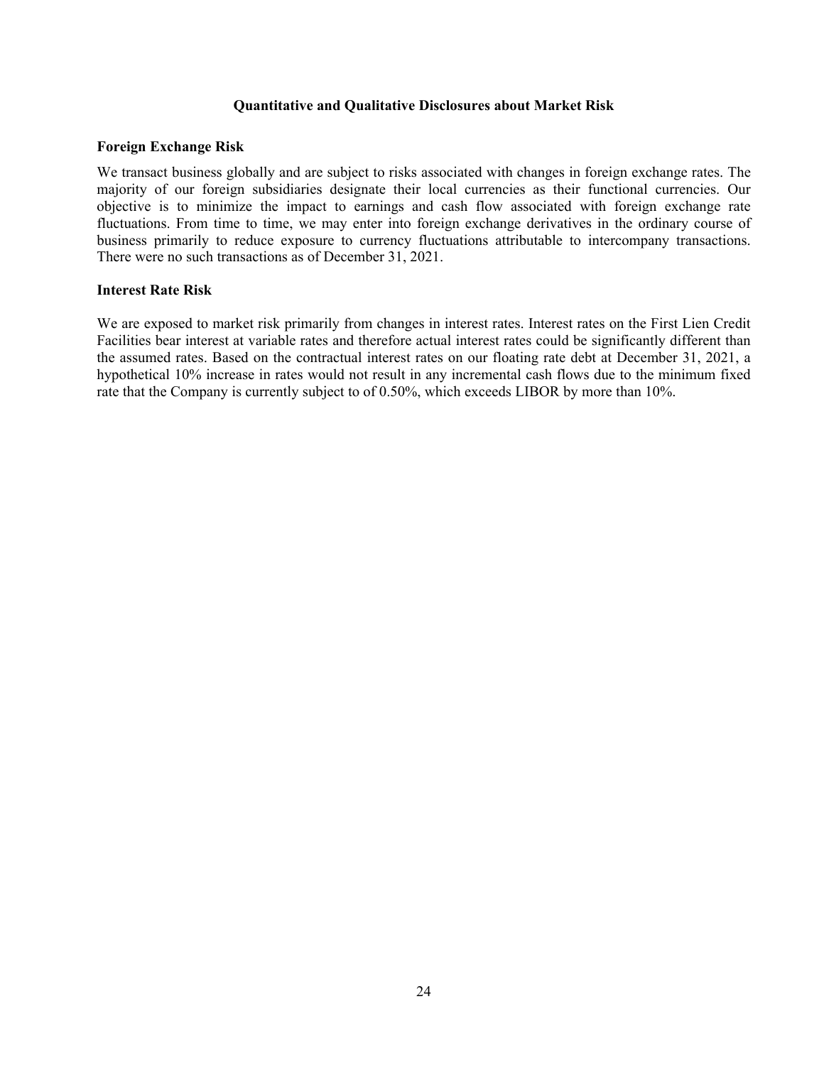# Quantitative and Qualitative Disclosures about Market Risk

## Foreign Exchange Risk

We transact business globally and are subject to risks associated with changes in foreign exchange rates. The majority of our foreign subsidiaries designate their local currencies as their functional currencies. Our objective is to minimize the impact to earnings and cash flow associated with foreign exchange rate fluctuations. From time to time, we may enter into foreign exchange derivatives in the ordinary course of business primarily to reduce exposure to currency fluctuations attributable to intercompany transactions. There were no such transactions as of December 31, 2021.

## Interest Rate Risk

We are exposed to market risk primarily from changes in interest rates. Interest rates on the First Lien Credit Facilities bear interest at variable rates and therefore actual interest rates could be significantly different than the assumed rates. Based on the contractual interest rates on our floating rate debt at December 31, 2021, a hypothetical 10% increase in rates would not result in any incremental cash flows due to the minimum fixed rate that the Company is currently subject to of 0.50%, which exceeds LIBOR by more than 10%.